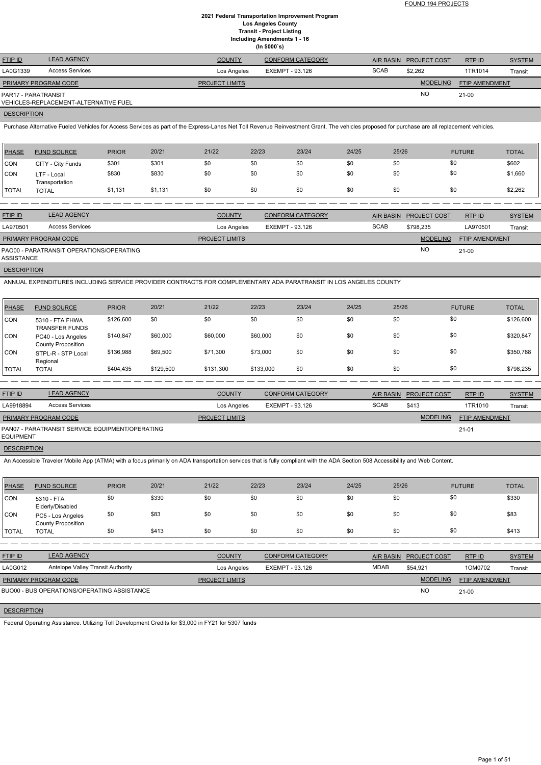FOUND 194 PROJECTS

**2021 Federal Transportation Improvement Program**
**Los Angeles County**
**Transit - Project Listing**
**Including Amendments 1 - 16**
**(In $000`s)**

| FTIP ID | LEAD AGENCY | COUNTY | CONFORM CATEGORY | AIR BASIN | PROJECT COST | RTP ID | SYSTEM |
|---|---|---|---|---|---|---|---|
| LA0G1339 | Access Services | Los Angeles | EXEMPT - 93.126 | SCAB | $2,262 | 1TR1014 | Transit |

| PRIMARY PROGRAM CODE | PROJECT LIMITS | MODELING | FTIP AMENDMENT |
|---|---|---|---|
| PAR17 - PARATRANSIT VEHICLES-REPLACEMENT-ALTERNATIVE FUEL | | NO | 21-00 |

DESCRIPTION

Purchase Alternative Fueled Vehicles for Access Services as part of the Express-Lanes Net Toll Revenue Reinvestment Grant. The vehicles proposed for purchase are all replacement vehicles.

| PHASE | FUND SOURCE | PRIOR | 20/21 | 21/22 | 22/23 | 23/24 | 24/25 | 25/26 | FUTURE | TOTAL |
|---|---|---|---|---|---|---|---|---|---|---|
| CON | CITY - City Funds | $301 | $301 | $0 | $0 | $0 | $0 | $0 | $0 | $602 |
| CON | LTF - Local Transportation | $830 | $830 | $0 | $0 | $0 | $0 | $0 | $0 | $1,660 |
| TOTAL | TOTAL | $1,131 | $1,131 | $0 | $0 | $0 | $0 | $0 | $0 | $2,262 |

| FTIP ID | LEAD AGENCY | COUNTY | CONFORM CATEGORY | AIR BASIN | PROJECT COST | RTP ID | SYSTEM |
|---|---|---|---|---|---|---|---|
| LA970501 | Access Services | Los Angeles | EXEMPT - 93.126 | SCAB | $798,235 | LA970501 | Transit |

| PRIMARY PROGRAM CODE | PROJECT LIMITS | MODELING | FTIP AMENDMENT |
|---|---|---|---|
| PAO00 - PARATRANSIT OPERATIONS/OPERATING ASSISTANCE | | NO | 21-00 |

DESCRIPTION

ANNUAL EXPENDITURES INCLUDING SERVICE PROVIDER CONTRACTS FOR COMPLEMENTARY ADA PARATRANSIT IN LOS ANGELES COUNTY

| PHASE | FUND SOURCE | PRIOR | 20/21 | 21/22 | 22/23 | 23/24 | 24/25 | 25/26 | FUTURE | TOTAL |
|---|---|---|---|---|---|---|---|---|---|---|
| CON | 5310 - FTA FHWA TRANSFER FUNDS | $126,600 | $0 | $0 | $0 | $0 | $0 | $0 | $0 | $126,600 |
| CON | PC40 - Los Angeles County Proposition | $140,847 | $60,000 | $60,000 | $60,000 | $0 | $0 | $0 | $0 | $320,847 |
| CON | STPL-R - STP Local Regional | $136,988 | $69,500 | $71,300 | $73,000 | $0 | $0 | $0 | $0 | $350,788 |
| TOTAL | TOTAL | $404,435 | $129,500 | $131,300 | $133,000 | $0 | $0 | $0 | $0 | $798,235 |

| FTIP ID | LEAD AGENCY | COUNTY | CONFORM CATEGORY | AIR BASIN | PROJECT COST | RTP ID | SYSTEM |
|---|---|---|---|---|---|---|---|
| LA9918894 | Access Services | Los Angeles | EXEMPT - 93.126 | SCAB | $413 | 1TR1010 | Transit |

| PRIMARY PROGRAM CODE | PROJECT LIMITS | MODELING | FTIP AMENDMENT |
|---|---|---|---|
| PAN07 - PARATRANSIT SERVICE EQUIPMENT/OPERATING EQUIPMENT | | | 21-01 |

DESCRIPTION

An Accessible Traveler Mobile App (ATMA) with a focus primarily on ADA transportation services that is fully compliant with the ADA Section 508 Accessibility and Web Content.

| PHASE | FUND SOURCE | PRIOR | 20/21 | 21/22 | 22/23 | 23/24 | 24/25 | 25/26 | FUTURE | TOTAL |
|---|---|---|---|---|---|---|---|---|---|---|
| CON | 5310 - FTA Elderly/Disabled | $0 | $330 | $0 | $0 | $0 | $0 | $0 | $0 | $330 |
| CON | PC5 - Los Angeles County Proposition | $0 | $83 | $0 | $0 | $0 | $0 | $0 | $0 | $83 |
| TOTAL | TOTAL | $0 | $413 | $0 | $0 | $0 | $0 | $0 | $0 | $413 |

| FTIP ID | LEAD AGENCY | COUNTY | CONFORM CATEGORY | AIR BASIN | PROJECT COST | RTP ID | SYSTEM |
|---|---|---|---|---|---|---|---|
| LA0G012 | Antelope Valley Transit Authority | Los Angeles | EXEMPT - 93.126 | MDAB | $54,921 | 1OM0702 | Transit |

| PRIMARY PROGRAM CODE | PROJECT LIMITS | MODELING | FTIP AMENDMENT |
|---|---|---|---|
| BUO00 - BUS OPERATIONS/OPERATING ASSISTANCE | | NO | 21-00 |

DESCRIPTION

Federal Operating Assistance. Utilizing Toll Development Credits for $3,000 in FY21 for 5307 funds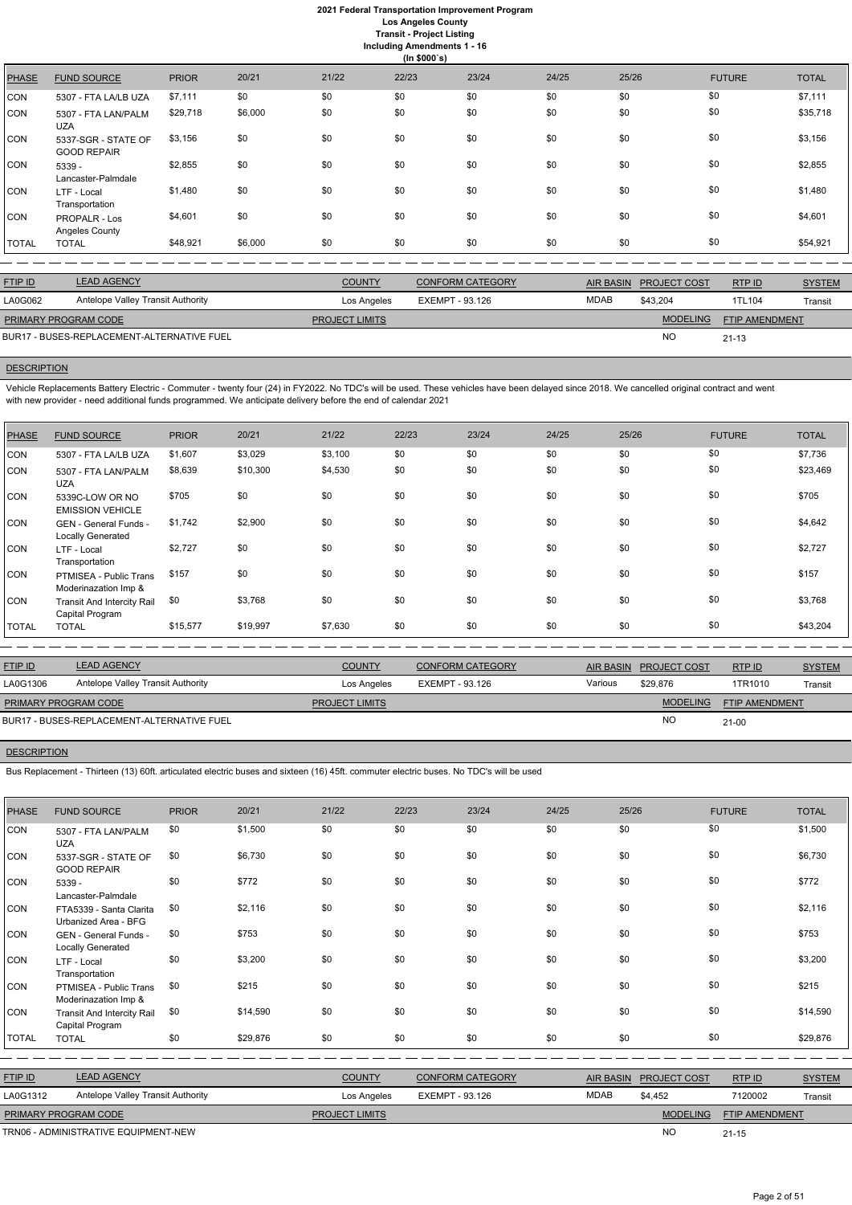# 2021 Federal Transportation Improvement Program
## Los Angeles County
### Transit - Project Listing
### Including Amendments 1 - 16
(In $000`s)

| PHASE | FUND SOURCE | PRIOR | 20/21 | 21/22 | 22/23 | 23/24 | 24/25 | 25/26 | FUTURE | TOTAL |
|---|---|---|---|---|---|---|---|---|---|---|
| CON | 5307 - FTA LA/LB UZA | $7,111 | $0 | $0 | $0 | $0 | $0 | $0 | $0 | $7,111 |
| CON | 5307 - FTA LAN/PALM UZA | $29,718 | $6,000 | $0 | $0 | $0 | $0 | $0 | $0 | $35,718 |
| CON | 5337-SGR - STATE OF GOOD REPAIR | $3,156 | $0 | $0 | $0 | $0 | $0 | $0 | $0 | $3,156 |
| CON | 5339 - Lancaster-Palmdale | $2,855 | $0 | $0 | $0 | $0 | $0 | $0 | $0 | $2,855 |
| CON | LTF - Local Transportation | $1,480 | $0 | $0 | $0 | $0 | $0 | $0 | $0 | $1,480 |
| CON | PROPALR - Los Angeles County | $4,601 | $0 | $0 | $0 | $0 | $0 | $0 | $0 | $4,601 |
| TOTAL | TOTAL | $48,921 | $6,000 | $0 | $0 | $0 | $0 | $0 | $0 | $54,921 |

| FTIP ID | LEAD AGENCY | COUNTY | CONFORM CATEGORY | AIR BASIN | PROJECT COST | RTP ID | SYSTEM |
|---|---|---|---|---|---|---|---|
| LA0G062 | Antelope Valley Transit Authority | Los Angeles | EXEMPT - 93.126 | MDAB | $43,204 | 1TL104 | Transit |

| PRIMARY PROGRAM CODE | PROJECT LIMITS | MODELING | FTIP AMENDMENT |
|---|---|---|---|
| BUR17 - BUSES-REPLACEMENT-ALTERNATIVE FUEL | | NO | 21-13 |

**DESCRIPTION**

Vehicle Replacements Battery Electric - Commuter - twenty four (24) in FY2022. No TDC's will be used. These vehicles have been delayed since 2018. We cancelled original contract and went with new provider - need additional funds programmed. We anticipate delivery before the end of calendar 2021

| PHASE | FUND SOURCE | PRIOR | 20/21 | 21/22 | 22/23 | 23/24 | 24/25 | 25/26 | FUTURE | TOTAL |
|---|---|---|---|---|---|---|---|---|---|---|
| CON | 5307 - FTA LA/LB UZA | $1,607 | $3,029 | $3,100 | $0 | $0 | $0 | $0 | $0 | $7,736 |
| CON | 5307 - FTA LAN/PALM UZA | $8,639 | $10,300 | $4,530 | $0 | $0 | $0 | $0 | $0 | $23,469 |
| CON | 5339C-LOW OR NO EMISSION VEHICLE | $705 | $0 | $0 | $0 | $0 | $0 | $0 | $0 | $705 |
| CON | GEN - General Funds - Locally Generated | $1,742 | $2,900 | $0 | $0 | $0 | $0 | $0 | $0 | $4,642 |
| CON | LTF - Local Transportation | $2,727 | $0 | $0 | $0 | $0 | $0 | $0 | $0 | $2,727 |
| CON | PTMISEA - Public Trans Moderinazation Imp & | $157 | $0 | $0 | $0 | $0 | $0 | $0 | $0 | $157 |
| CON | Transit And Intercity Rail Capital Program | $0 | $3,768 | $0 | $0 | $0 | $0 | $0 | $0 | $3,768 |
| TOTAL | TOTAL | $15,577 | $19,997 | $7,630 | $0 | $0 | $0 | $0 | $0 | $43,204 |

| FTIP ID | LEAD AGENCY | COUNTY | CONFORM CATEGORY | AIR BASIN | PROJECT COST | RTP ID | SYSTEM |
|---|---|---|---|---|---|---|---|
| LA0G1306 | Antelope Valley Transit Authority | Los Angeles | EXEMPT - 93.126 | Various | $29,876 | 1TR1010 | Transit |

| PRIMARY PROGRAM CODE | PROJECT LIMITS | MODELING | FTIP AMENDMENT |
|---|---|---|---|
| BUR17 - BUSES-REPLACEMENT-ALTERNATIVE FUEL | | NO | 21-00 |

**DESCRIPTION**

Bus Replacement - Thirteen (13) 60ft. articulated electric buses and sixteen (16) 45ft. commuter electric buses. No TDC's will be used

| PHASE | FUND SOURCE | PRIOR | 20/21 | 21/22 | 22/23 | 23/24 | 24/25 | 25/26 | FUTURE | TOTAL |
|---|---|---|---|---|---|---|---|---|---|---|
| CON | 5307 - FTA LAN/PALM UZA | $0 | $1,500 | $0 | $0 | $0 | $0 | $0 | $0 | $1,500 |
| CON | 5337-SGR - STATE OF GOOD REPAIR | $0 | $6,730 | $0 | $0 | $0 | $0 | $0 | $0 | $6,730 |
| CON | 5339 - Lancaster-Palmdale | $0 | $772 | $0 | $0 | $0 | $0 | $0 | $0 | $772 |
| CON | FTA5339 - Santa Clarita Urbanized Area - BFG | $0 | $2,116 | $0 | $0 | $0 | $0 | $0 | $0 | $2,116 |
| CON | GEN - General Funds - Locally Generated | $0 | $753 | $0 | $0 | $0 | $0 | $0 | $0 | $753 |
| CON | LTF - Local Transportation | $0 | $3,200 | $0 | $0 | $0 | $0 | $0 | $0 | $3,200 |
| CON | PTMISEA - Public Trans Moderinazation Imp & | $0 | $215 | $0 | $0 | $0 | $0 | $0 | $0 | $215 |
| CON | Transit And Intercity Rail Capital Program | $0 | $14,590 | $0 | $0 | $0 | $0 | $0 | $0 | $14,590 |
| TOTAL | TOTAL | $0 | $29,876 | $0 | $0 | $0 | $0 | $0 | $0 | $29,876 |

| FTIP ID | LEAD AGENCY | COUNTY | CONFORM CATEGORY | AIR BASIN | PROJECT COST | RTP ID | SYSTEM |
|---|---|---|---|---|---|---|---|
| LA0G1312 | Antelope Valley Transit Authority | Los Angeles | EXEMPT - 93.126 | MDAB | $4,452 | 7120002 | Transit |

| PRIMARY PROGRAM CODE | PROJECT LIMITS | MODELING | FTIP AMENDMENT |
|---|---|---|---|
| TRN06 - ADMINISTRATIVE EQUIPMENT-NEW | | NO | 21-15 |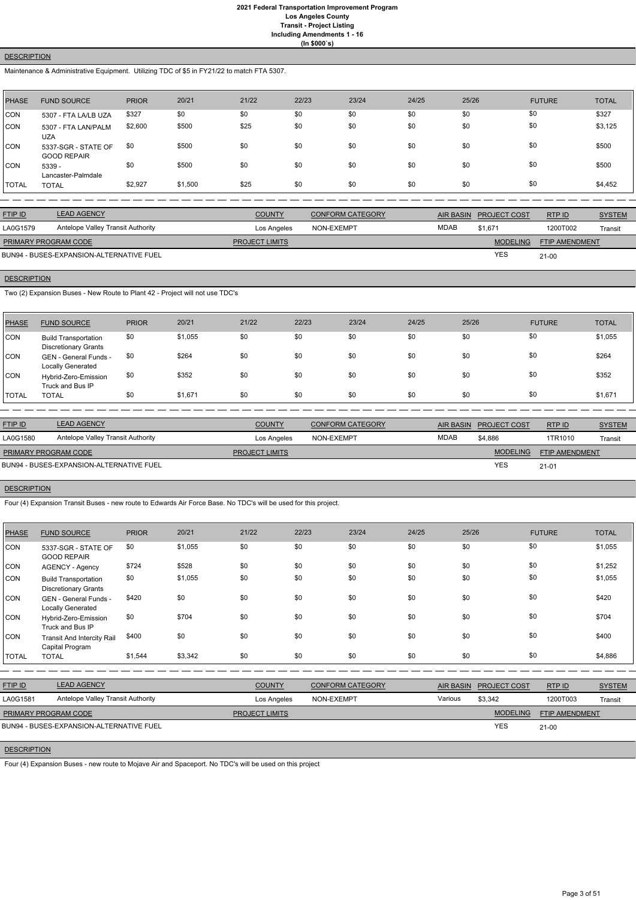# 2021 Federal Transportation Improvement Program
## Los Angeles County
## Transit - Project Listing
## Including Amendments 1 - 16
## (In $000`s)

**DESCRIPTION**

Maintenance & Administrative Equipment. Utilizing TDC of $5 in FY21/22 to match FTA 5307.

| PHASE | FUND SOURCE | PRIOR | 20/21 | 21/22 | 22/23 | 23/24 | 24/25 | 25/26 | FUTURE | TOTAL |
|---|---|---|---|---|---|---|---|---|---|---|
| CON | 5307 - FTA LA/LB UZA | $327 | $0 | $0 | $0 | $0 | $0 | $0 | $0 | $327 |
| CON | 5307 - FTA LAN/PALM UZA | $2,600 | $500 | $25 | $0 | $0 | $0 | $0 | $0 | $3,125 |
| CON | 5337-SGR - STATE OF GOOD REPAIR | $0 | $500 | $0 | $0 | $0 | $0 | $0 | $0 | $500 |
| CON | 5339 - Lancaster-Palmdale | $0 | $500 | $0 | $0 | $0 | $0 | $0 | $0 | $500 |
| TOTAL | TOTAL | $2,927 | $1,500 | $25 | $0 | $0 | $0 | $0 | $0 | $4,452 |

| FTIP ID | LEAD AGENCY | COUNTY | CONFORM CATEGORY | AIR BASIN | PROJECT COST | RTP ID | SYSTEM |
|---|---|---|---|---|---|---|---|
| LA0G1579 | Antelope Valley Transit Authority | Los Angeles | NON-EXEMPT | MDAB | $1,671 | 1200T002 | Transit |

| PRIMARY PROGRAM CODE | PROJECT LIMITS | MODELING | FTIP AMENDMENT |
|---|---|---|---|
| BUN94 - BUSES-EXPANSION-ALTERNATIVE FUEL | | YES | 21-00 |

**DESCRIPTION**

Two (2) Expansion Buses - New Route to Plant 42 - Project will not use TDC's

| PHASE | FUND SOURCE | PRIOR | 20/21 | 21/22 | 22/23 | 23/24 | 24/25 | 25/26 | FUTURE | TOTAL |
|---|---|---|---|---|---|---|---|---|---|---|
| CON | Build Transportation Discretionary Grants | $0 | $1,055 | $0 | $0 | $0 | $0 | $0 | $0 | $1,055 |
| CON | GEN - General Funds - Locally Generated | $0 | $264 | $0 | $0 | $0 | $0 | $0 | $0 | $264 |
| CON | Hybrid-Zero-Emission Truck and Bus IP | $0 | $352 | $0 | $0 | $0 | $0 | $0 | $0 | $352 |
| TOTAL | TOTAL | $0 | $1,671 | $0 | $0 | $0 | $0 | $0 | $0 | $1,671 |

| FTIP ID | LEAD AGENCY | COUNTY | CONFORM CATEGORY | AIR BASIN | PROJECT COST | RTP ID | SYSTEM |
|---|---|---|---|---|---|---|---|
| LA0G1580 | Antelope Valley Transit Authority | Los Angeles | NON-EXEMPT | MDAB | $4,886 | 1TR1010 | Transit |

| PRIMARY PROGRAM CODE | PROJECT LIMITS | MODELING | FTIP AMENDMENT |
|---|---|---|---|
| BUN94 - BUSES-EXPANSION-ALTERNATIVE FUEL | | YES | 21-01 |

**DESCRIPTION**

Four (4) Expansion Transit Buses - new route to Edwards Air Force Base. No TDC's will be used for this project.

| PHASE | FUND SOURCE | PRIOR | 20/21 | 21/22 | 22/23 | 23/24 | 24/25 | 25/26 | FUTURE | TOTAL |
|---|---|---|---|---|---|---|---|---|---|---|
| CON | 5337-SGR - STATE OF GOOD REPAIR | $0 | $1,055 | $0 | $0 | $0 | $0 | $0 | $0 | $1,055 |
| CON | AGENCY - Agency | $724 | $528 | $0 | $0 | $0 | $0 | $0 | $0 | $1,252 |
| CON | Build Transportation Discretionary Grants | $0 | $1,055 | $0 | $0 | $0 | $0 | $0 | $0 | $1,055 |
| CON | GEN - General Funds - Locally Generated | $420 | $0 | $0 | $0 | $0 | $0 | $0 | $0 | $420 |
| CON | Hybrid-Zero-Emission Truck and Bus IP | $0 | $704 | $0 | $0 | $0 | $0 | $0 | $0 | $704 |
| CON | Transit And Intercity Rail Capital Program | $400 | $0 | $0 | $0 | $0 | $0 | $0 | $0 | $400 |
| TOTAL | TOTAL | $1,544 | $3,342 | $0 | $0 | $0 | $0 | $0 | $0 | $4,886 |

| FTIP ID | LEAD AGENCY | COUNTY | CONFORM CATEGORY | AIR BASIN | PROJECT COST | RTP ID | SYSTEM |
|---|---|---|---|---|---|---|---|
| LA0G1581 | Antelope Valley Transit Authority | Los Angeles | NON-EXEMPT | Various | $3,342 | 1200T003 | Transit |

| PRIMARY PROGRAM CODE | PROJECT LIMITS | MODELING | FTIP AMENDMENT |
|---|---|---|---|
| BUN94 - BUSES-EXPANSION-ALTERNATIVE FUEL | | YES | 21-00 |

**DESCRIPTION**

Four (4) Expansion Buses - new route to Mojave Air and Spaceport. No TDC's will be used on this project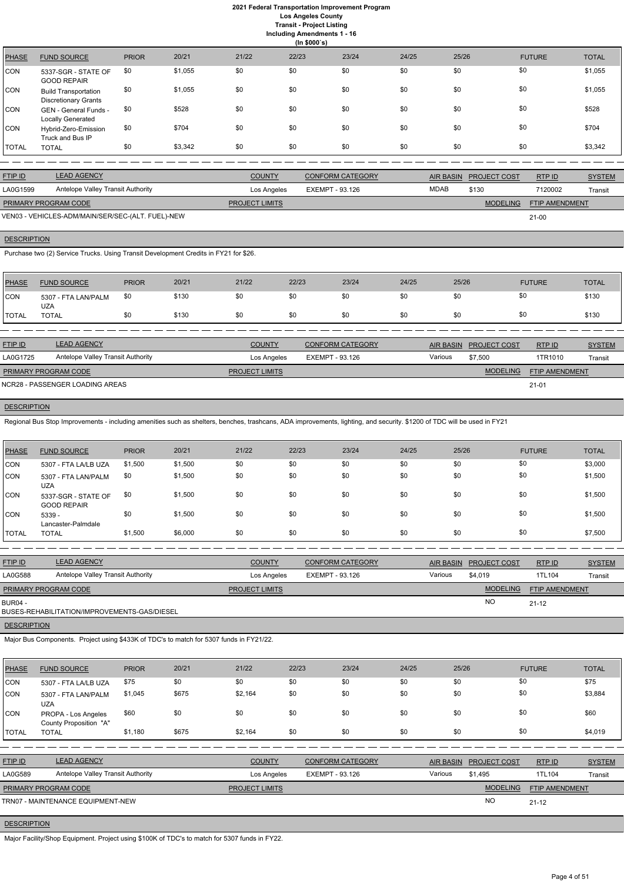# 2021 Federal Transportation Improvement Program
## Los Angeles County
## Transit - Project Listing
## Including Amendments 1 - 16
## (In $000`s)

| PHASE | FUND SOURCE | PRIOR | 20/21 | 21/22 | 22/23 | 23/24 | 24/25 | 25/26 | FUTURE | TOTAL |
|---|---|---|---|---|---|---|---|---|---|---|
| CON | 5337-SGR - STATE OF GOOD REPAIR | $0 | $1,055 | $0 | $0 | $0 | $0 | $0 | $0 | $1,055 |
| CON | Build Transportation Discretionary Grants | $0 | $1,055 | $0 | $0 | $0 | $0 | $0 | $0 | $1,055 |
| CON | GEN - General Funds - Locally Generated | $0 | $528 | $0 | $0 | $0 | $0 | $0 | $0 | $528 |
| CON | Hybrid-Zero-Emission Truck and Bus IP | $0 | $704 | $0 | $0 | $0 | $0 | $0 | $0 | $704 |
| TOTAL | TOTAL | $0 | $3,342 | $0 | $0 | $0 | $0 | $0 | $0 | $3,342 |

| FTIP ID | LEAD AGENCY | COUNTY | CONFORM CATEGORY | AIR BASIN | PROJECT COST | RTP ID | SYSTEM |
|---|---|---|---|---|---|---|---|
| LA0G1599 | Antelope Valley Transit Authority | Los Angeles | EXEMPT - 93.126 | MDAB | $130 | 7120002 | Transit |

| PRIMARY PROGRAM CODE | PROJECT LIMITS | MODELING | FTIP AMENDMENT |
|---|---|---|---|
| VEN03 - VEHICLES-ADM/MAIN/SER/SEC-(ALT. FUEL)-NEW | | | 21-00 |

**DESCRIPTION**

Purchase two (2) Service Trucks. Using Transit Development Credits in FY21 for $26.

| PHASE | FUND SOURCE | PRIOR | 20/21 | 21/22 | 22/23 | 23/24 | 24/25 | 25/26 | FUTURE | TOTAL |
|---|---|---|---|---|---|---|---|---|---|---|
| CON | 5307 - FTA LAN/PALM UZA | $0 | $130 | $0 | $0 | $0 | $0 | $0 | $0 | $130 |
| TOTAL | TOTAL | $0 | $130 | $0 | $0 | $0 | $0 | $0 | $0 | $130 |

| FTIP ID | LEAD AGENCY | COUNTY | CONFORM CATEGORY | AIR BASIN | PROJECT COST | RTP ID | SYSTEM |
|---|---|---|---|---|---|---|---|
| LA0G1725 | Antelope Valley Transit Authority | Los Angeles | EXEMPT - 93.126 | Various | $7,500 | 1TR1010 | Transit |

| PRIMARY PROGRAM CODE | PROJECT LIMITS | MODELING | FTIP AMENDMENT |
|---|---|---|---|
| NCR28 - PASSENGER LOADING AREAS | | | 21-01 |

**DESCRIPTION**

Regional Bus Stop Improvements - including amenities such as shelters, benches, trashcans, ADA improvements, lighting, and security. $1200 of TDC will be used in FY21

| PHASE | FUND SOURCE | PRIOR | 20/21 | 21/22 | 22/23 | 23/24 | 24/25 | 25/26 | FUTURE | TOTAL |
|---|---|---|---|---|---|---|---|---|---|---|
| CON | 5307 - FTA LA/LB UZA | $1,500 | $1,500 | $0 | $0 | $0 | $0 | $0 | $0 | $3,000 |
| CON | 5307 - FTA LAN/PALM UZA | $0 | $1,500 | $0 | $0 | $0 | $0 | $0 | $0 | $1,500 |
| CON | 5337-SGR - STATE OF GOOD REPAIR | $0 | $1,500 | $0 | $0 | $0 | $0 | $0 | $0 | $1,500 |
| CON | 5339 - Lancaster-Palmdale | $0 | $1,500 | $0 | $0 | $0 | $0 | $0 | $0 | $1,500 |
| TOTAL | TOTAL | $1,500 | $6,000 | $0 | $0 | $0 | $0 | $0 | $0 | $7,500 |

| FTIP ID | LEAD AGENCY | COUNTY | CONFORM CATEGORY | AIR BASIN | PROJECT COST | RTP ID | SYSTEM |
|---|---|---|---|---|---|---|---|
| LA0G588 | Antelope Valley Transit Authority | Los Angeles | EXEMPT - 93.126 | Various | $4,019 | 1TL104 | Transit |

| PRIMARY PROGRAM CODE | PROJECT LIMITS | MODELING | FTIP AMENDMENT |
|---|---|---|---|
| BUR04 - BUSES-REHABILITATION/IMPROVEMENTS-GAS/DIESEL | | NO | 21-12 |

**DESCRIPTION**

Major Bus Components. Project using $433K of TDC's to match for 5307 funds in FY21/22.

| PHASE | FUND SOURCE | PRIOR | 20/21 | 21/22 | 22/23 | 23/24 | 24/25 | 25/26 | FUTURE | TOTAL |
|---|---|---|---|---|---|---|---|---|---|---|
| CON | 5307 - FTA LA/LB UZA | $75 | $0 | $0 | $0 | $0 | $0 | $0 | $0 | $75 |
| CON | 5307 - FTA LAN/PALM UZA | $1,045 | $675 | $2,164 | $0 | $0 | $0 | $0 | $0 | $3,884 |
| CON | PROPA - Los Angeles County Proposition "A" | $60 | $0 | $0 | $0 | $0 | $0 | $0 | $0 | $60 |
| TOTAL | TOTAL | $1,180 | $675 | $2,164 | $0 | $0 | $0 | $0 | $0 | $4,019 |

| FTIP ID | LEAD AGENCY | COUNTY | CONFORM CATEGORY | AIR BASIN | PROJECT COST | RTP ID | SYSTEM |
|---|---|---|---|---|---|---|---|
| LA0G589 | Antelope Valley Transit Authority | Los Angeles | EXEMPT - 93.126 | Various | $1,495 | 1TL104 | Transit |

| PRIMARY PROGRAM CODE | PROJECT LIMITS | MODELING | FTIP AMENDMENT |
|---|---|---|---|
| TRN07 - MAINTENANCE EQUIPMENT-NEW | | NO | 21-12 |

**DESCRIPTION**

Major Facility/Shop Equipment. Project using $100K of TDC's to match for 5307 funds in FY22.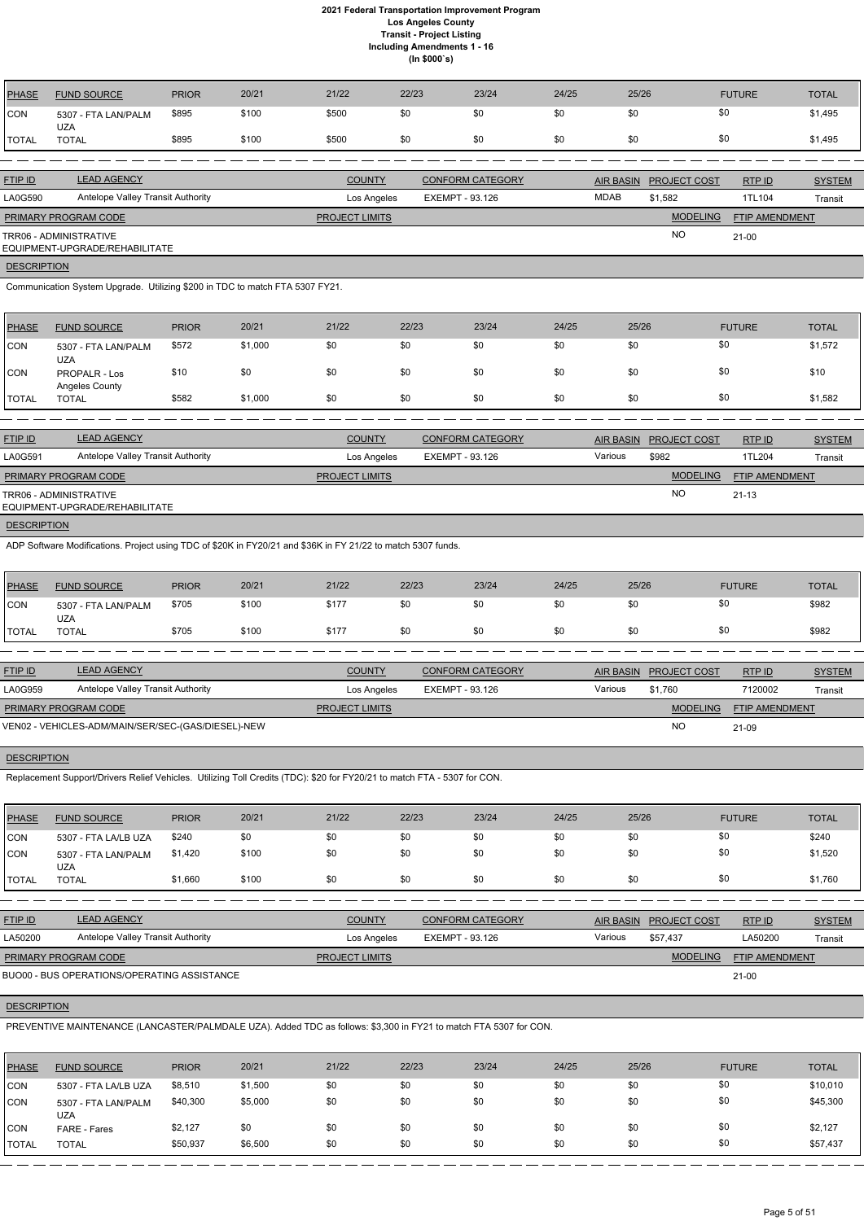# 2021 Federal Transportation Improvement Program
## Los Angeles County
### Transit - Project Listing
### Including Amendments 1 - 16
### (In $000`s)

| PHASE | FUND SOURCE | PRIOR | 20/21 | 21/22 | 22/23 | 23/24 | 24/25 | 25/26 | FUTURE | TOTAL |
|---|---|---|---|---|---|---|---|---|---|---|
| CON | 5307 - FTA LAN/PALM UZA | $895 | $100 | $500 | $0 | $0 | $0 | $0 | $0 | $1,495 |
| TOTAL | TOTAL | $895 | $100 | $500 | $0 | $0 | $0 | $0 | $0 | $1,495 |

| FTIP ID | LEAD AGENCY | COUNTY | CONFORM CATEGORY | AIR BASIN | PROJECT COST | RTP ID | SYSTEM |
|---|---|---|---|---|---|---|---|
| LA0G590 | Antelope Valley Transit Authority | Los Angeles | EXEMPT - 93.126 | MDAB | $1,582 | 1TL104 | Transit |

| PRIMARY PROGRAM CODE | PROJECT LIMITS | MODELING | FTIP AMENDMENT |
|---|---|---|---|
| TRR06 - ADMINISTRATIVE EQUIPMENT-UPGRADE/REHABILITATE | | NO | 21-00 |

**DESCRIPTION**

Communication System Upgrade. Utilizing $200 in TDC to match FTA 5307 FY21.

| PHASE | FUND SOURCE | PRIOR | 20/21 | 21/22 | 22/23 | 23/24 | 24/25 | 25/26 | FUTURE | TOTAL |
|---|---|---|---|---|---|---|---|---|---|---|
| CON | 5307 - FTA LAN/PALM UZA | $572 | $1,000 | $0 | $0 | $0 | $0 | $0 | $0 | $1,572 |
| CON | PROPALR - Los Angeles County | $10 | $0 | $0 | $0 | $0 | $0 | $0 | $0 | $10 |
| TOTAL | TOTAL | $582 | $1,000 | $0 | $0 | $0 | $0 | $0 | $0 | $1,582 |

| FTIP ID | LEAD AGENCY | COUNTY | CONFORM CATEGORY | AIR BASIN | PROJECT COST | RTP ID | SYSTEM |
|---|---|---|---|---|---|---|---|
| LA0G591 | Antelope Valley Transit Authority | Los Angeles | EXEMPT - 93.126 | Various | $982 | 1TL204 | Transit |

| PRIMARY PROGRAM CODE | PROJECT LIMITS | MODELING | FTIP AMENDMENT |
|---|---|---|---|
| TRR06 - ADMINISTRATIVE EQUIPMENT-UPGRADE/REHABILITATE | | NO | 21-13 |

**DESCRIPTION**

ADP Software Modifications. Project using TDC of $20K in FY20/21 and $36K in FY 21/22 to match 5307 funds.

| PHASE | FUND SOURCE | PRIOR | 20/21 | 21/22 | 22/23 | 23/24 | 24/25 | 25/26 | FUTURE | TOTAL |
|---|---|---|---|---|---|---|---|---|---|---|
| CON | 5307 - FTA LAN/PALM UZA | $705 | $100 | $177 | $0 | $0 | $0 | $0 | $0 | $982 |
| TOTAL | TOTAL | $705 | $100 | $177 | $0 | $0 | $0 | $0 | $0 | $982 |

| FTIP ID | LEAD AGENCY | COUNTY | CONFORM CATEGORY | AIR BASIN | PROJECT COST | RTP ID | SYSTEM |
|---|---|---|---|---|---|---|---|
| LA0G959 | Antelope Valley Transit Authority | Los Angeles | EXEMPT - 93.126 | Various | $1,760 | 7120002 | Transit |

| PRIMARY PROGRAM CODE | PROJECT LIMITS | MODELING | FTIP AMENDMENT |
|---|---|---|---|
| VEN02 - VEHICLES-ADM/MAIN/SER/SEC-(GAS/DIESEL)-NEW | | NO | 21-09 |

**DESCRIPTION**

Replacement Support/Drivers Relief Vehicles. Utilizing Toll Credits (TDC): $20 for FY20/21 to match FTA - 5307 for CON.

| PHASE | FUND SOURCE | PRIOR | 20/21 | 21/22 | 22/23 | 23/24 | 24/25 | 25/26 | FUTURE | TOTAL |
|---|---|---|---|---|---|---|---|---|---|---|
| CON | 5307 - FTA LA/LB UZA | $240 | $0 | $0 | $0 | $0 | $0 | $0 | $0 | $240 |
| CON | 5307 - FTA LAN/PALM UZA | $1,420 | $100 | $0 | $0 | $0 | $0 | $0 | $0 | $1,520 |
| TOTAL | TOTAL | $1,660 | $100 | $0 | $0 | $0 | $0 | $0 | $0 | $1,760 |

| FTIP ID | LEAD AGENCY | COUNTY | CONFORM CATEGORY | AIR BASIN | PROJECT COST | RTP ID | SYSTEM |
|---|---|---|---|---|---|---|---|
| LA50200 | Antelope Valley Transit Authority | Los Angeles | EXEMPT - 93.126 | Various | $57,437 | LA50200 | Transit |

| PRIMARY PROGRAM CODE | PROJECT LIMITS | MODELING | FTIP AMENDMENT |
|---|---|---|---|
| BUO00 - BUS OPERATIONS/OPERATING ASSISTANCE | | | 21-00 |

**DESCRIPTION**

PREVENTIVE MAINTENANCE (LANCASTER/PALMDALE UZA). Added TDC as follows: $3,300 in FY21 to match FTA 5307 for CON.

| PHASE | FUND SOURCE | PRIOR | 20/21 | 21/22 | 22/23 | 23/24 | 24/25 | 25/26 | FUTURE | TOTAL |
|---|---|---|---|---|---|---|---|---|---|---|
| CON | 5307 - FTA LA/LB UZA | $8,510 | $1,500 | $0 | $0 | $0 | $0 | $0 | $0 | $10,010 |
| CON | 5307 - FTA LAN/PALM UZA | $40,300 | $5,000 | $0 | $0 | $0 | $0 | $0 | $0 | $45,300 |
| CON | FARE - Fares | $2,127 | $0 | $0 | $0 | $0 | $0 | $0 | $0 | $2,127 |
| TOTAL | TOTAL | $50,937 | $6,500 | $0 | $0 | $0 | $0 | $0 | $0 | $57,437 |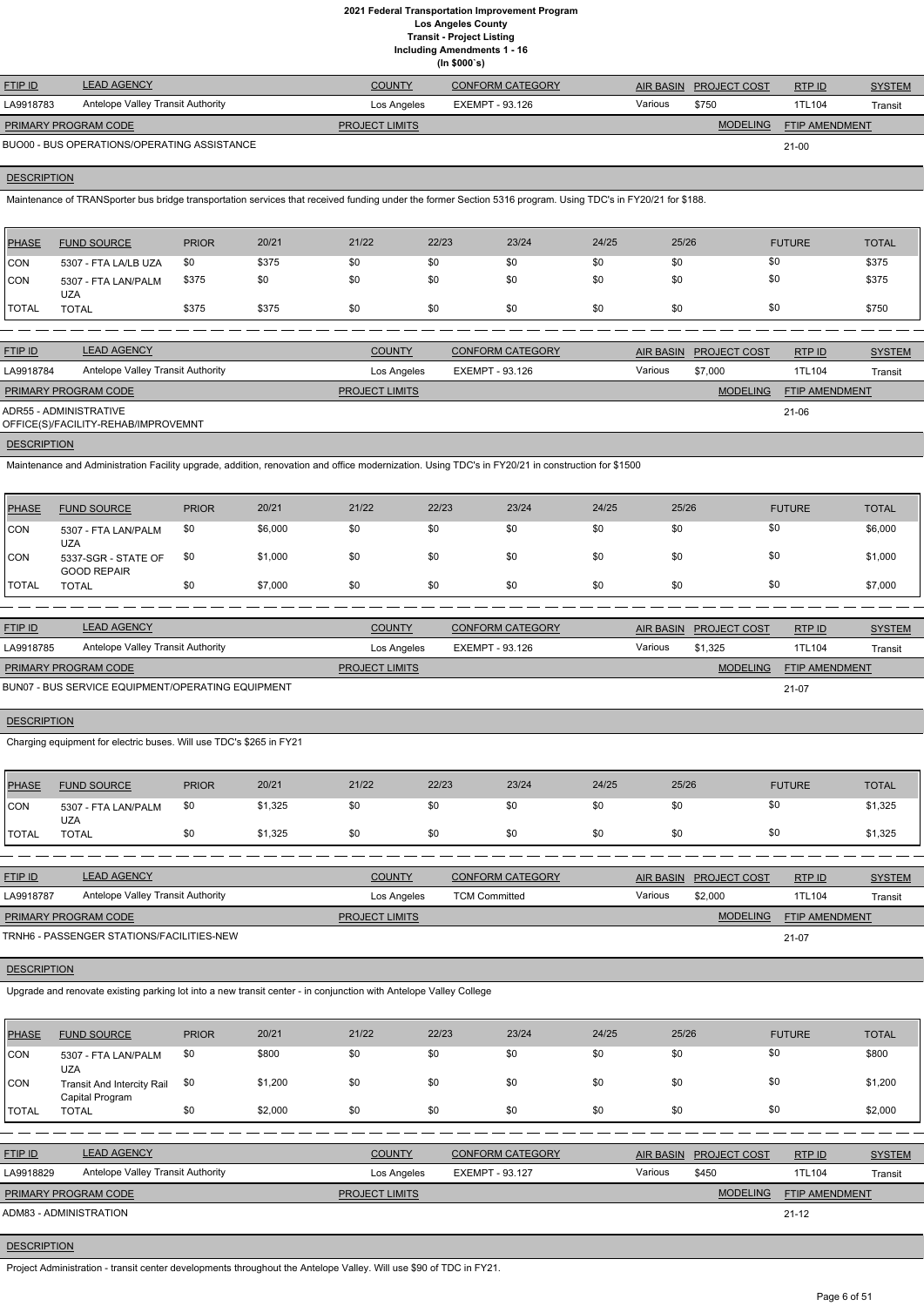# 2021 Federal Transportation Improvement Program
## Los Angeles County
### Transit - Project Listing
### Including Amendments 1 - 16
### (In $000`s)

| FTIP ID | LEAD AGENCY | COUNTY | CONFORM CATEGORY | AIR BASIN | PROJECT COST | RTP ID | SYSTEM |
|---|---|---|---|---|---|---|---|
| LA9918783 | Antelope Valley Transit Authority | Los Angeles | EXEMPT - 93.126 | Various | $750 | 1TL104 | Transit |

| PRIMARY PROGRAM CODE | PROJECT LIMITS | MODELING | FTIP AMENDMENT |
|---|---|---|---|
| BUO00 - BUS OPERATIONS/OPERATING ASSISTANCE | | | 21-00 |

**DESCRIPTION**

Maintenance of TRANSporter bus bridge transportation services that received funding under the former Section 5316 program. Using TDC's in FY20/21 for $188.

| PHASE | FUND SOURCE | PRIOR | 20/21 | 21/22 | 22/23 | 23/24 | 24/25 | 25/26 | FUTURE | TOTAL |
|---|---|---|---|---|---|---|---|---|---|---|
| CON | 5307 - FTA LA/LB UZA | $0 | $375 | $0 | $0 | $0 | $0 | $0 | $0 | $375 |
| CON | 5307 - FTA LAN/PALM UZA | $375 | $0 | $0 | $0 | $0 | $0 | $0 | $0 | $375 |
| TOTAL | TOTAL | $375 | $375 | $0 | $0 | $0 | $0 | $0 | $0 | $750 |

---

| FTIP ID | LEAD AGENCY | COUNTY | CONFORM CATEGORY | AIR BASIN | PROJECT COST | RTP ID | SYSTEM |
|---|---|---|---|---|---|---|---|
| LA9918784 | Antelope Valley Transit Authority | Los Angeles | EXEMPT - 93.126 | Various | $7,000 | 1TL104 | Transit |

| PRIMARY PROGRAM CODE | PROJECT LIMITS | MODELING | FTIP AMENDMENT |
|---|---|---|---|
| ADR55 - ADMINISTRATIVE OFFICE(S)/FACILITY-REHAB/IMPROVEMNT | | | 21-06 |

**DESCRIPTION**

Maintenance and Administration Facility upgrade, addition, renovation and office modernization. Using TDC's in FY20/21 in construction for $1500

| PHASE | FUND SOURCE | PRIOR | 20/21 | 21/22 | 22/23 | 23/24 | 24/25 | 25/26 | FUTURE | TOTAL |
|---|---|---|---|---|---|---|---|---|---|---|
| CON | 5307 - FTA LAN/PALM UZA | $0 | $6,000 | $0 | $0 | $0 | $0 | $0 | $0 | $6,000 |
| CON | 5337-SGR - STATE OF GOOD REPAIR | $0 | $1,000 | $0 | $0 | $0 | $0 | $0 | $0 | $1,000 |
| TOTAL | TOTAL | $0 | $7,000 | $0 | $0 | $0 | $0 | $0 | $0 | $7,000 |

---

| FTIP ID | LEAD AGENCY | COUNTY | CONFORM CATEGORY | AIR BASIN | PROJECT COST | RTP ID | SYSTEM |
|---|---|---|---|---|---|---|---|
| LA9918785 | Antelope Valley Transit Authority | Los Angeles | EXEMPT - 93.126 | Various | $1,325 | 1TL104 | Transit |

| PRIMARY PROGRAM CODE | PROJECT LIMITS | MODELING | FTIP AMENDMENT |
|---|---|---|---|
| BUN07 - BUS SERVICE EQUIPMENT/OPERATING EQUIPMENT | | | 21-07 |

**DESCRIPTION**

Charging equipment for electric buses. Will use TDC's $265 in FY21

| PHASE | FUND SOURCE | PRIOR | 20/21 | 21/22 | 22/23 | 23/24 | 24/25 | 25/26 | FUTURE | TOTAL |
|---|---|---|---|---|---|---|---|---|---|---|
| CON | 5307 - FTA LAN/PALM UZA | $0 | $1,325 | $0 | $0 | $0 | $0 | $0 | $0 | $1,325 |
| TOTAL | TOTAL | $0 | $1,325 | $0 | $0 | $0 | $0 | $0 | $0 | $1,325 |

---

| FTIP ID | LEAD AGENCY | COUNTY | CONFORM CATEGORY | AIR BASIN | PROJECT COST | RTP ID | SYSTEM |
|---|---|---|---|---|---|---|---|
| LA9918787 | Antelope Valley Transit Authority | Los Angeles | TCM Committed | Various | $2,000 | 1TL104 | Transit |

| PRIMARY PROGRAM CODE | PROJECT LIMITS | MODELING | FTIP AMENDMENT |
|---|---|---|---|
| TRNH6 - PASSENGER STATIONS/FACILITIES-NEW | | | 21-07 |

**DESCRIPTION**

Upgrade and renovate existing parking lot into a new transit center - in conjunction with Antelope Valley College

| PHASE | FUND SOURCE | PRIOR | 20/21 | 21/22 | 22/23 | 23/24 | 24/25 | 25/26 | FUTURE | TOTAL |
|---|---|---|---|---|---|---|---|---|---|---|
| CON | 5307 - FTA LAN/PALM UZA | $0 | $800 | $0 | $0 | $0 | $0 | $0 | $0 | $800 |
| CON | Transit And Intercity Rail Capital Program | $0 | $1,200 | $0 | $0 | $0 | $0 | $0 | $0 | $1,200 |
| TOTAL | TOTAL | $0 | $2,000 | $0 | $0 | $0 | $0 | $0 | $0 | $2,000 |

---

| FTIP ID | LEAD AGENCY | COUNTY | CONFORM CATEGORY | AIR BASIN | PROJECT COST | RTP ID | SYSTEM |
|---|---|---|---|---|---|---|---|
| LA9918829 | Antelope Valley Transit Authority | Los Angeles | EXEMPT - 93.127 | Various | $450 | 1TL104 | Transit |

| PRIMARY PROGRAM CODE | PROJECT LIMITS | MODELING | FTIP AMENDMENT |
|---|---|---|---|
| ADM83 - ADMINISTRATION | | | 21-12 |

**DESCRIPTION**

Project Administration - transit center developments throughout the Antelope Valley. Will use $90 of TDC in FY21.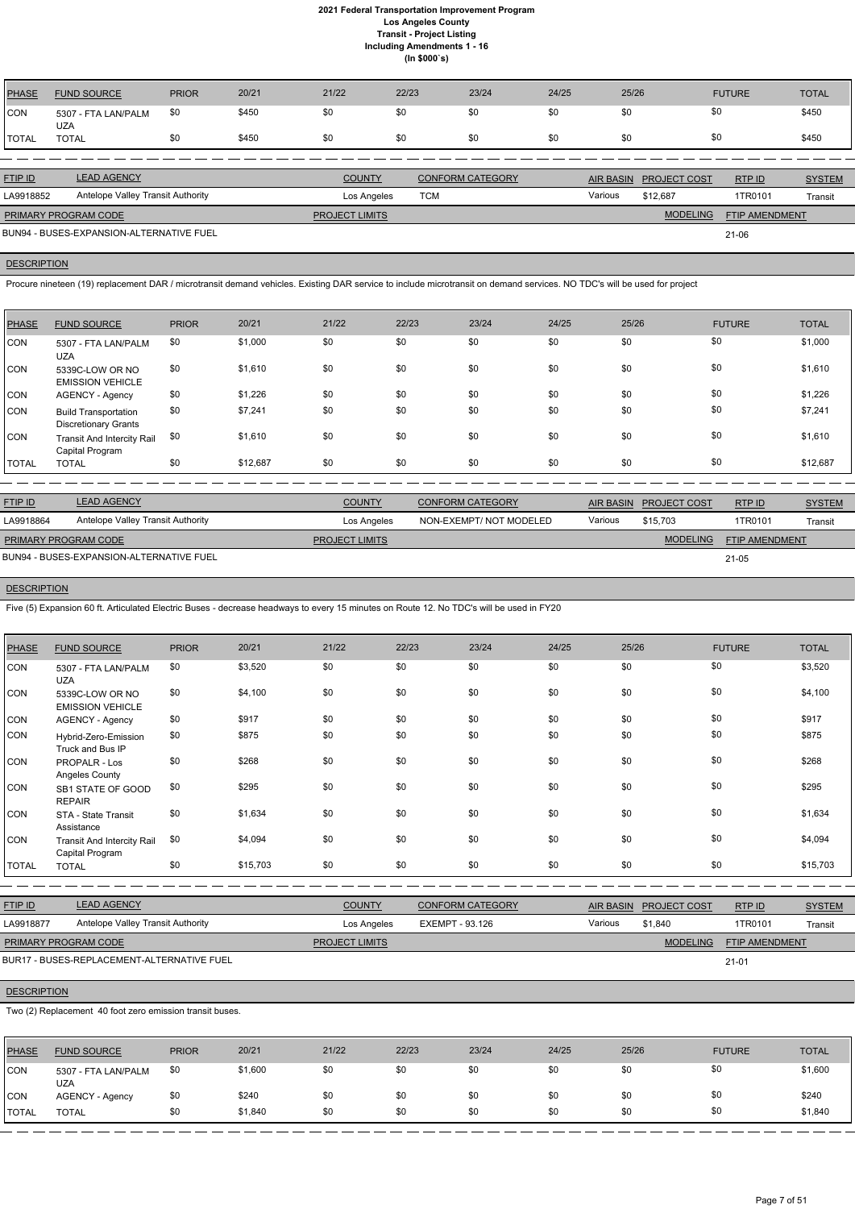# 2021 Federal Transportation Improvement Program
## Los Angeles County
## Transit - Project Listing
## Including Amendments 1 - 16
## (In $000`s)

| PHASE | FUND SOURCE | PRIOR | 20/21 | 21/22 | 22/23 | 23/24 | 24/25 | 25/26 | FUTURE | TOTAL |
|---|---|---|---|---|---|---|---|---|---|---|
| CON | 5307 - FTA LAN/PALM UZA | $0 | $450 | $0 | $0 | $0 | $0 | $0 | $0 | $450 |
| TOTAL | TOTAL | $0 | $450 | $0 | $0 | $0 | $0 | $0 | $0 | $450 |

| FTIP ID | LEAD AGENCY | COUNTY | CONFORM CATEGORY | AIR BASIN | PROJECT COST | RTP ID | SYSTEM |
|---|---|---|---|---|---|---|---|
| LA9918852 | Antelope Valley Transit Authority | Los Angeles | TCM | Various | $12,687 | 1TR0101 | Transit |

| PRIMARY PROGRAM CODE | PROJECT LIMITS | MODELING | FTIP AMENDMENT |
|---|---|---|---|
| BUN94 - BUSES-EXPANSION-ALTERNATIVE FUEL | | | 21-06 |

**DESCRIPTION**

Procure nineteen (19) replacement DAR / microtransit demand vehicles. Existing DAR service to include microtransit on demand services. NO TDC's will be used for project

| PHASE | FUND SOURCE | PRIOR | 20/21 | 21/22 | 22/23 | 23/24 | 24/25 | 25/26 | FUTURE | TOTAL |
|---|---|---|---|---|---|---|---|---|---|---|
| CON | 5307 - FTA LAN/PALM UZA | $0 | $1,000 | $0 | $0 | $0 | $0 | $0 | $0 | $1,000 |
| CON | 5339C-LOW OR NO EMISSION VEHICLE | $0 | $1,610 | $0 | $0 | $0 | $0 | $0 | $0 | $1,610 |
| CON | AGENCY - Agency | $0 | $1,226 | $0 | $0 | $0 | $0 | $0 | $0 | $1,226 |
| CON | Build Transportation Discretionary Grants | $0 | $7,241 | $0 | $0 | $0 | $0 | $0 | $0 | $7,241 |
| CON | Transit And Intercity Rail Capital Program | $0 | $1,610 | $0 | $0 | $0 | $0 | $0 | $0 | $1,610 |
| TOTAL | TOTAL | $0 | $12,687 | $0 | $0 | $0 | $0 | $0 | $0 | $12,687 |

| FTIP ID | LEAD AGENCY | COUNTY | CONFORM CATEGORY | AIR BASIN | PROJECT COST | RTP ID | SYSTEM |
|---|---|---|---|---|---|---|---|
| LA9918864 | Antelope Valley Transit Authority | Los Angeles | NON-EXEMPT/ NOT MODELED | Various | $15,703 | 1TR0101 | Transit |

| PRIMARY PROGRAM CODE | PROJECT LIMITS | MODELING | FTIP AMENDMENT |
|---|---|---|---|
| BUN94 - BUSES-EXPANSION-ALTERNATIVE FUEL | | | 21-05 |

**DESCRIPTION**

Five (5) Expansion 60 ft. Articulated Electric Buses - decrease headways to every 15 minutes on Route 12. No TDC's will be used in FY20

| PHASE | FUND SOURCE | PRIOR | 20/21 | 21/22 | 22/23 | 23/24 | 24/25 | 25/26 | FUTURE | TOTAL |
|---|---|---|---|---|---|---|---|---|---|---|
| CON | 5307 - FTA LAN/PALM UZA | $0 | $3,520 | $0 | $0 | $0 | $0 | $0 | $0 | $3,520 |
| CON | 5339C-LOW OR NO EMISSION VEHICLE | $0 | $4,100 | $0 | $0 | $0 | $0 | $0 | $0 | $4,100 |
| CON | AGENCY - Agency | $0 | $917 | $0 | $0 | $0 | $0 | $0 | $0 | $917 |
| CON | Hybrid-Zero-Emission Truck and Bus IP | $0 | $875 | $0 | $0 | $0 | $0 | $0 | $0 | $875 |
| CON | PROPALR - Los Angeles County | $0 | $268 | $0 | $0 | $0 | $0 | $0 | $0 | $268 |
| CON | SB1 STATE OF GOOD REPAIR | $0 | $295 | $0 | $0 | $0 | $0 | $0 | $0 | $295 |
| CON | STA - State Transit Assistance | $0 | $1,634 | $0 | $0 | $0 | $0 | $0 | $0 | $1,634 |
| CON | Transit And Intercity Rail Capital Program | $0 | $4,094 | $0 | $0 | $0 | $0 | $0 | $0 | $4,094 |
| TOTAL | TOTAL | $0 | $15,703 | $0 | $0 | $0 | $0 | $0 | $0 | $15,703 |

| FTIP ID | LEAD AGENCY | COUNTY | CONFORM CATEGORY | AIR BASIN | PROJECT COST | RTP ID | SYSTEM |
|---|---|---|---|---|---|---|---|
| LA9918877 | Antelope Valley Transit Authority | Los Angeles | EXEMPT - 93.126 | Various | $1,840 | 1TR0101 | Transit |

| PRIMARY PROGRAM CODE | PROJECT LIMITS | MODELING | FTIP AMENDMENT |
|---|---|---|---|
| BUR17 - BUSES-REPLACEMENT-ALTERNATIVE FUEL | | | 21-01 |

**DESCRIPTION**

Two (2) Replacement 40 foot zero emission transit buses.

| PHASE | FUND SOURCE | PRIOR | 20/21 | 21/22 | 22/23 | 23/24 | 24/25 | 25/26 | FUTURE | TOTAL |
|---|---|---|---|---|---|---|---|---|---|---|
| CON | 5307 - FTA LAN/PALM UZA | $0 | $1,600 | $0 | $0 | $0 | $0 | $0 | $0 | $1,600 |
| CON | AGENCY - Agency | $0 | $240 | $0 | $0 | $0 | $0 | $0 | $0 | $240 |
| TOTAL | TOTAL | $0 | $1,840 | $0 | $0 | $0 | $0 | $0 | $0 | $1,840 |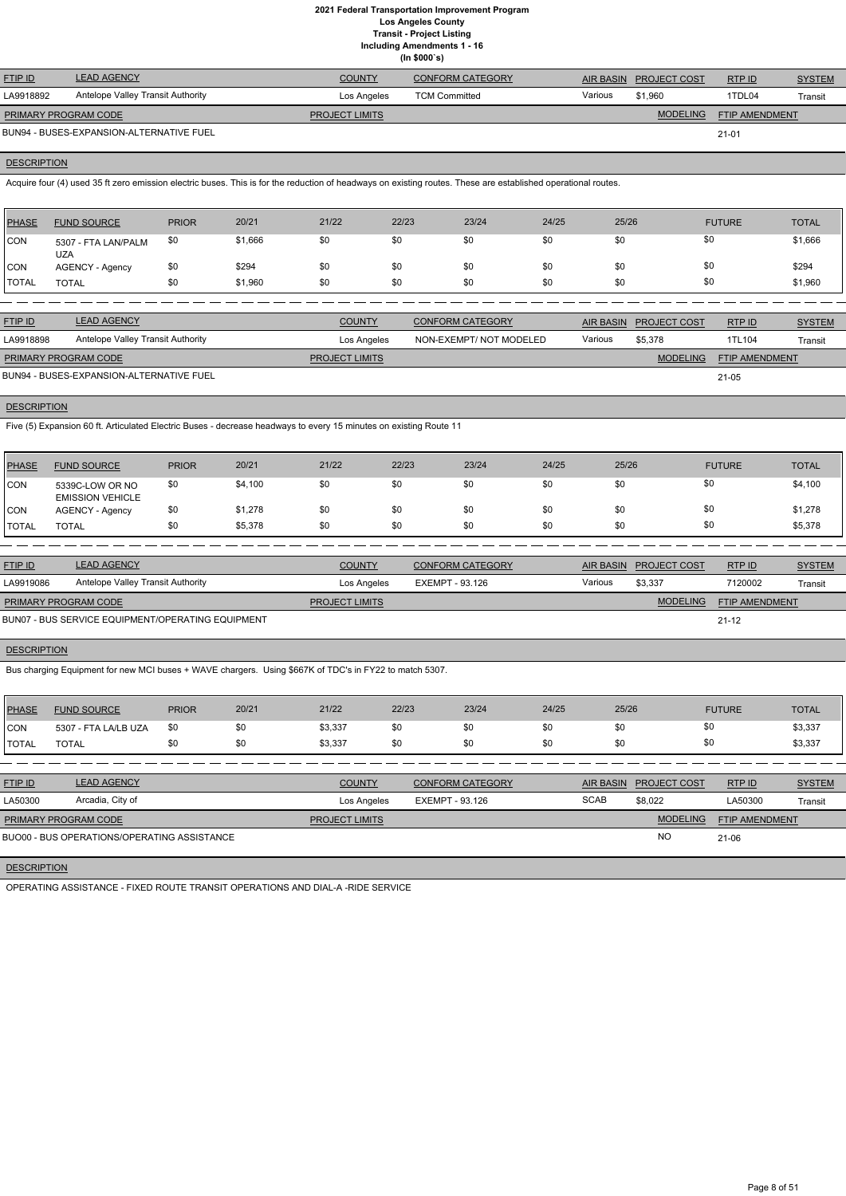# 2021 Federal Transportation Improvement Program
## Los Angeles County
### Transit - Project Listing
### Including Amendments 1 - 16
### (In $000`s)

| FTIP ID | LEAD AGENCY | COUNTY | CONFORM CATEGORY | AIR BASIN | PROJECT COST | RTP ID | SYSTEM |
|---|---|---|---|---|---|---|---|
| LA9918892 | Antelope Valley Transit Authority | Los Angeles | TCM Committed | Various | $1,960 | 1TDL04 | Transit |

| PRIMARY PROGRAM CODE | PROJECT LIMITS | MODELING | FTIP AMENDMENT |
|---|---|---|---|
| BUN94 - BUSES-EXPANSION-ALTERNATIVE FUEL | | | 21-01 |

**DESCRIPTION**

Acquire four (4) used 35 ft zero emission electric buses. This is for the reduction of headways on existing routes. These are established operational routes.

| PHASE | FUND SOURCE | PRIOR | 20/21 | 21/22 | 22/23 | 23/24 | 24/25 | 25/26 | FUTURE | TOTAL |
|---|---|---|---|---|---|---|---|---|---|---|
| CON | 5307 - FTA LAN/PALM UZA | $0 | $1,666 | $0 | $0 | $0 | $0 | $0 | $0 | $1,666 |
| CON | AGENCY - Agency | $0 | $294 | $0 | $0 | $0 | $0 | $0 | $0 | $294 |
| TOTAL | TOTAL | $0 | $1,960 | $0 | $0 | $0 | $0 | $0 | $0 | $1,960 |

---

| FTIP ID | LEAD AGENCY | COUNTY | CONFORM CATEGORY | AIR BASIN | PROJECT COST | RTP ID | SYSTEM |
|---|---|---|---|---|---|---|---|
| LA9918898 | Antelope Valley Transit Authority | Los Angeles | NON-EXEMPT/ NOT MODELED | Various | $5,378 | 1TL104 | Transit |

| PRIMARY PROGRAM CODE | PROJECT LIMITS | MODELING | FTIP AMENDMENT |
|---|---|---|---|
| BUN94 - BUSES-EXPANSION-ALTERNATIVE FUEL | | | 21-05 |

**DESCRIPTION**

Five (5) Expansion 60 ft. Articulated Electric Buses - decrease headways to every 15 minutes on existing Route 11

| PHASE | FUND SOURCE | PRIOR | 20/21 | 21/22 | 22/23 | 23/24 | 24/25 | 25/26 | FUTURE | TOTAL |
|---|---|---|---|---|---|---|---|---|---|---|
| CON | 5339C-LOW OR NO EMISSION VEHICLE | $0 | $4,100 | $0 | $0 | $0 | $0 | $0 | $0 | $4,100 |
| CON | AGENCY - Agency | $0 | $1,278 | $0 | $0 | $0 | $0 | $0 | $0 | $1,278 |
| TOTAL | TOTAL | $0 | $5,378 | $0 | $0 | $0 | $0 | $0 | $0 | $5,378 |

---

| FTIP ID | LEAD AGENCY | COUNTY | CONFORM CATEGORY | AIR BASIN | PROJECT COST | RTP ID | SYSTEM |
|---|---|---|---|---|---|---|---|
| LA9919086 | Antelope Valley Transit Authority | Los Angeles | EXEMPT - 93.126 | Various | $3,337 | 7120002 | Transit |

| PRIMARY PROGRAM CODE | PROJECT LIMITS | MODELING | FTIP AMENDMENT |
|---|---|---|---|
| BUN07 - BUS SERVICE EQUIPMENT/OPERATING EQUIPMENT | | | 21-12 |

**DESCRIPTION**

Bus charging Equipment for new MCI buses + WAVE chargers. Using $667K of TDC's in FY22 to match 5307.

| PHASE | FUND SOURCE | PRIOR | 20/21 | 21/22 | 22/23 | 23/24 | 24/25 | 25/26 | FUTURE | TOTAL |
|---|---|---|---|---|---|---|---|---|---|---|
| CON | 5307 - FTA LA/LB UZA | $0 | $0 | $3,337 | $0 | $0 | $0 | $0 | $0 | $3,337 |
| TOTAL | TOTAL | $0 | $0 | $3,337 | $0 | $0 | $0 | $0 | $0 | $3,337 |

---

| FTIP ID | LEAD AGENCY | COUNTY | CONFORM CATEGORY | AIR BASIN | PROJECT COST | RTP ID | SYSTEM |
|---|---|---|---|---|---|---|---|
| LA50300 | Arcadia, City of | Los Angeles | EXEMPT - 93.126 | SCAB | $8,022 | LA50300 | Transit |

| PRIMARY PROGRAM CODE | PROJECT LIMITS | MODELING | FTIP AMENDMENT |
|---|---|---|---|
| BUO00 - BUS OPERATIONS/OPERATING ASSISTANCE | | NO | 21-06 |

**DESCRIPTION**

OPERATING ASSISTANCE - FIXED ROUTE TRANSIT OPERATIONS AND DIAL-A -RIDE SERVICE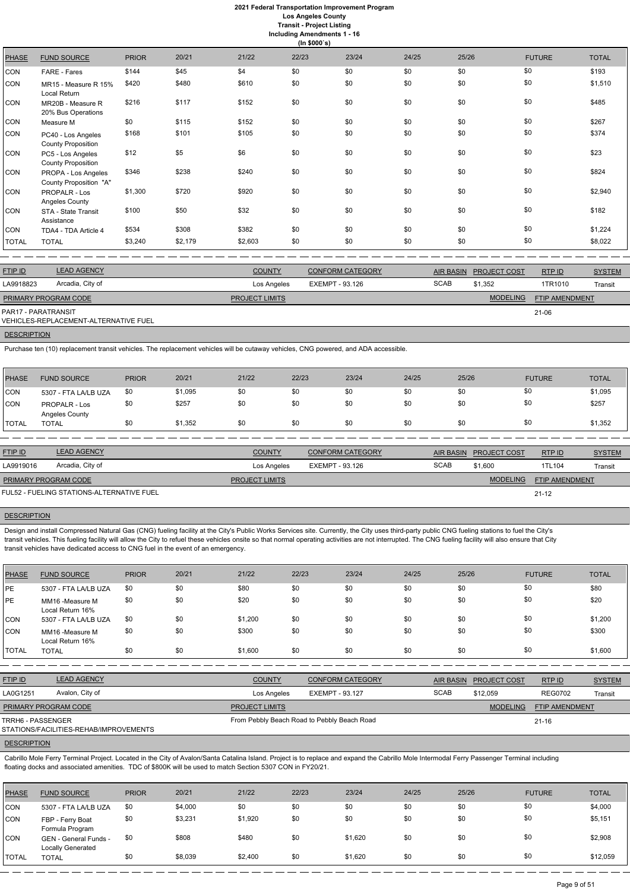# 2021 Federal Transportation Improvement Program
## Los Angeles County
### Transit - Project Listing
### Including Amendments 1 - 16
### (In $000`s)

| PHASE | FUND SOURCE | PRIOR | 20/21 | 21/22 | 22/23 | 23/24 | 24/25 | 25/26 | FUTURE | TOTAL |
|---|---|---|---|---|---|---|---|---|---|---|
| CON | FARE - Fares | $144 | $45 | $4 | $0 | $0 | $0 | $0 | $0 | $193 |
| CON | MR15 - Measure R 15% Local Return | $420 | $480 | $610 | $0 | $0 | $0 | $0 | $0 | $1,510 |
| CON | MR20B - Measure R 20% Bus Operations | $216 | $117 | $152 | $0 | $0 | $0 | $0 | $0 | $485 |
| CON | Measure M | $0 | $115 | $152 | $0 | $0 | $0 | $0 | $0 | $267 |
| CON | PC40 - Los Angeles County Proposition | $168 | $101 | $105 | $0 | $0 | $0 | $0 | $0 | $374 |
| CON | PC5 - Los Angeles County Proposition | $12 | $5 | $6 | $0 | $0 | $0 | $0 | $0 | $23 |
| CON | PROPA - Los Angeles County Proposition "A" | $346 | $238 | $240 | $0 | $0 | $0 | $0 | $0 | $824 |
| CON | PROPALR - Los Angeles County | $1,300 | $720 | $920 | $0 | $0 | $0 | $0 | $0 | $2,940 |
| CON | STA - State Transit Assistance | $100 | $50 | $32 | $0 | $0 | $0 | $0 | $0 | $182 |
| CON | TDA4 - TDA Article 4 | $534 | $308 | $382 | $0 | $0 | $0 | $0 | $0 | $1,224 |
| TOTAL | TOTAL | $3,240 | $2,179 | $2,603 | $0 | $0 | $0 | $0 | $0 | $8,022 |

| FTIP ID | LEAD AGENCY | COUNTY | CONFORM CATEGORY | AIR BASIN | PROJECT COST | RTP ID | SYSTEM |
|---|---|---|---|---|---|---|---|
| LA9918823 | Arcadia, City of | Los Angeles | EXEMPT - 93.126 | SCAB | $1,352 | 1TR1010 | Transit |

| PRIMARY PROGRAM CODE | PROJECT LIMITS | MODELING | FTIP AMENDMENT |
|---|---|---|---|
| PAR17 - PARATRANSIT VEHICLES-REPLACEMENT-ALTERNATIVE FUEL | | | 21-06 |

**DESCRIPTION**

Purchase ten (10) replacement transit vehicles. The replacement vehicles will be cutaway vehicles, CNG powered, and ADA accessible.

| PHASE | FUND SOURCE | PRIOR | 20/21 | 21/22 | 22/23 | 23/24 | 24/25 | 25/26 | FUTURE | TOTAL |
|---|---|---|---|---|---|---|---|---|---|---|
| CON | 5307 - FTA LA/LB UZA | $0 | $1,095 | $0 | $0 | $0 | $0 | $0 | $0 | $1,095 |
| CON | PROPALR - Los Angeles County | $0 | $257 | $0 | $0 | $0 | $0 | $0 | $0 | $257 |
| TOTAL | TOTAL | $0 | $1,352 | $0 | $0 | $0 | $0 | $0 | $0 | $1,352 |

| FTIP ID | LEAD AGENCY | COUNTY | CONFORM CATEGORY | AIR BASIN | PROJECT COST | RTP ID | SYSTEM |
|---|---|---|---|---|---|---|---|
| LA9919016 | Arcadia, City of | Los Angeles | EXEMPT - 93.126 | SCAB | $1,600 | 1TL104 | Transit |

| PRIMARY PROGRAM CODE | PROJECT LIMITS | MODELING | FTIP AMENDMENT |
|---|---|---|---|
| FUL52 - FUELING STATIONS-ALTERNATIVE FUEL | | | 21-12 |

**DESCRIPTION**

Design and install Compressed Natural Gas (CNG) fueling facility at the City's Public Works Services site. Currently, the City uses third-party public CNG fueling stations to fuel the City's transit vehicles. This fueling facility will allow the City to refuel these vehicles onsite so that normal operating activities are not interrupted. The CNG fueling facility will also ensure that City transit vehicles have dedicated access to CNG fuel in the event of an emergency.

| PHASE | FUND SOURCE | PRIOR | 20/21 | 21/22 | 22/23 | 23/24 | 24/25 | 25/26 | FUTURE | TOTAL |
|---|---|---|---|---|---|---|---|---|---|---|
| PE | 5307 - FTA LA/LB UZA | $0 | $0 | $80 | $0 | $0 | $0 | $0 | $0 | $80 |
| PE | MM16 -Measure M Local Return 16% | $0 | $0 | $20 | $0 | $0 | $0 | $0 | $0 | $20 |
| CON | 5307 - FTA LA/LB UZA | $0 | $0 | $1,200 | $0 | $0 | $0 | $0 | $0 | $1,200 |
| CON | MM16 -Measure M Local Return 16% | $0 | $0 | $300 | $0 | $0 | $0 | $0 | $0 | $300 |
| TOTAL | TOTAL | $0 | $0 | $1,600 | $0 | $0 | $0 | $0 | $0 | $1,600 |

| FTIP ID | LEAD AGENCY | COUNTY | CONFORM CATEGORY | AIR BASIN | PROJECT COST | RTP ID | SYSTEM |
|---|---|---|---|---|---|---|---|
| LA0G1251 | Avalon, City of | Los Angeles | EXEMPT - 93.127 | SCAB | $12,059 | REG0702 | Transit |

| PRIMARY PROGRAM CODE | PROJECT LIMITS | MODELING | FTIP AMENDMENT |
|---|---|---|---|
| TRRH6 - PASSENGER STATIONS/FACILITIES-REHAB/IMPROVEMENTS | From Pebbly Beach Road to Pebbly Beach Road | | 21-16 |

**DESCRIPTION**

Cabrillo Mole Ferry Terminal Project. Located in the City of Avalon/Santa Catalina Island. Project is to replace and expand the Cabrillo Mole Intermodal Ferry Passenger Terminal including floating docks and associated amenities. TDC of $800K will be used to match Section 5307 CON in FY20/21.

| PHASE | FUND SOURCE | PRIOR | 20/21 | 21/22 | 22/23 | 23/24 | 24/25 | 25/26 | FUTURE | TOTAL |
|---|---|---|---|---|---|---|---|---|---|---|
| CON | 5307 - FTA LA/LB UZA | $0 | $4,000 | $0 | $0 | $0 | $0 | $0 | $0 | $4,000 |
| CON | FBP - Ferry Boat Formula Program | $0 | $3,231 | $1,920 | $0 | $0 | $0 | $0 | $0 | $5,151 |
| CON | GEN - General Funds - Locally Generated | $0 | $808 | $480 | $0 | $1,620 | $0 | $0 | $0 | $2,908 |
| TOTAL | TOTAL | $0 | $8,039 | $2,400 | $0 | $1,620 | $0 | $0 | $0 | $12,059 |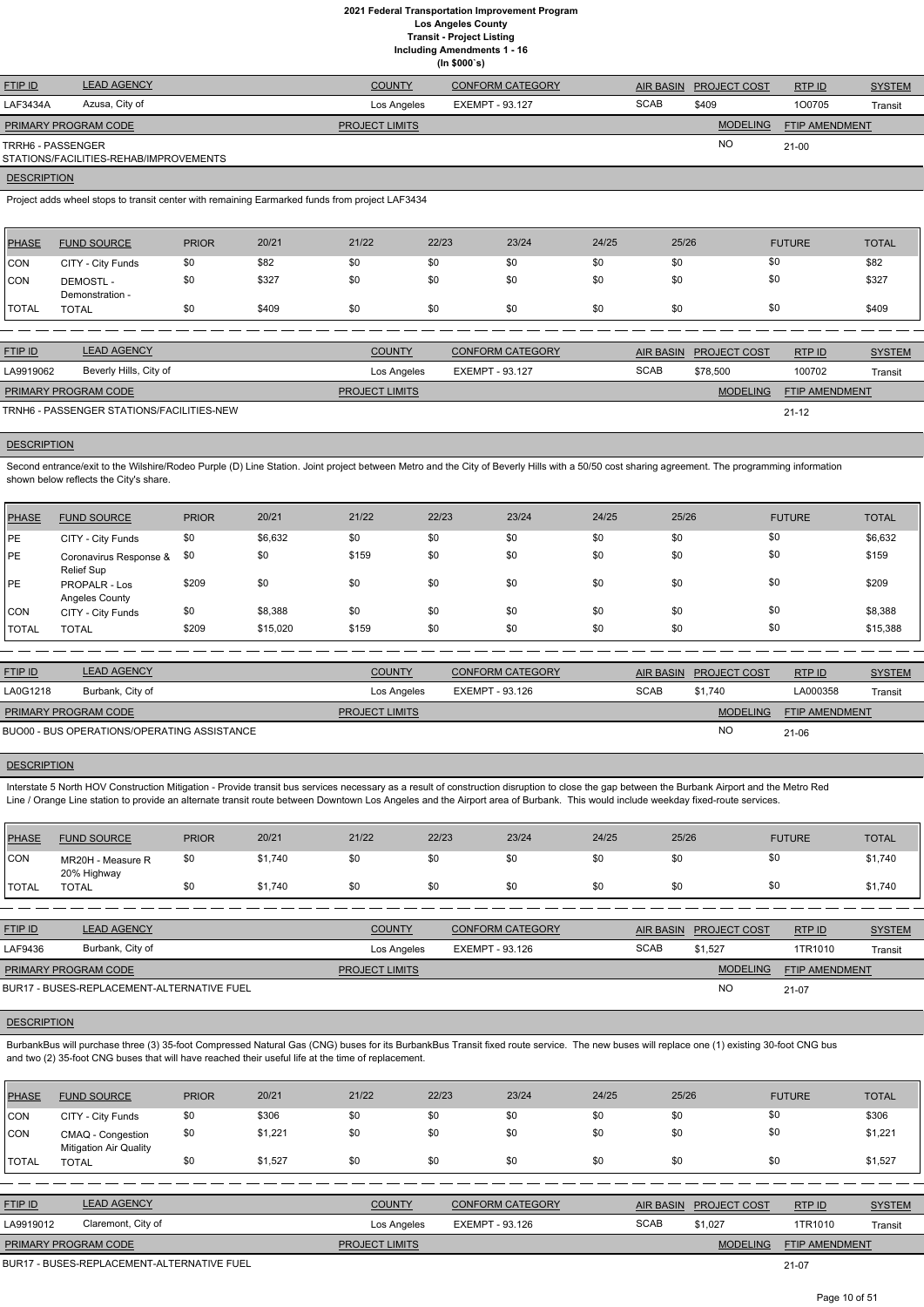# 2021 Federal Transportation Improvement Program
## Los Angeles County
### Transit - Project Listing
### Including Amendments 1 - 16
### (In $000`s)

| FTIP ID | LEAD AGENCY | COUNTY | CONFORM CATEGORY | AIR BASIN | PROJECT COST | RTP ID | SYSTEM |
|---|---|---|---|---|---|---|---|
| LAF3434A | Azusa, City of | Los Angeles | EXEMPT - 93.127 | SCAB | $409 | 1O0705 | Transit |

| PRIMARY PROGRAM CODE | PROJECT LIMITS | MODELING | FTIP AMENDMENT |
|---|---|---|---|
| TRRH6 - PASSENGER STATIONS/FACILITIES-REHAB/IMPROVEMENTS | | NO | 21-00 |

**DESCRIPTION**

Project adds wheel stops to transit center with remaining Earmarked funds from project LAF3434

| PHASE | FUND SOURCE | PRIOR | 20/21 | 21/22 | 22/23 | 23/24 | 24/25 | 25/26 | FUTURE | TOTAL |
|---|---|---|---|---|---|---|---|---|---|---|
| CON | CITY - City Funds | $0 | $82 | $0 | $0 | $0 | $0 | $0 | $0 | $82 |
| CON | DEMOSTL - Demonstration - | $0 | $327 | $0 | $0 | $0 | $0 | $0 | $0 | $327 |
| TOTAL | TOTAL | $0 | $409 | $0 | $0 | $0 | $0 | $0 | $0 | $409 |

---

| FTIP ID | LEAD AGENCY | COUNTY | CONFORM CATEGORY | AIR BASIN | PROJECT COST | RTP ID | SYSTEM |
|---|---|---|---|---|---|---|---|
| LA9919062 | Beverly Hills, City of | Los Angeles | EXEMPT - 93.127 | SCAB | $78,500 | 100702 | Transit |

| PRIMARY PROGRAM CODE | PROJECT LIMITS | MODELING | FTIP AMENDMENT |
|---|---|---|---|
| TRNH6 - PASSENGER STATIONS/FACILITIES-NEW | | | 21-12 |

**DESCRIPTION**

Second entrance/exit to the Wilshire/Rodeo Purple (D) Line Station. Joint project between Metro and the City of Beverly Hills with a 50/50 cost sharing agreement. The programming information shown below reflects the City's share.

| PHASE | FUND SOURCE | PRIOR | 20/21 | 21/22 | 22/23 | 23/24 | 24/25 | 25/26 | FUTURE | TOTAL |
|---|---|---|---|---|---|---|---|---|---|---|
| PE | CITY - City Funds | $0 | $6,632 | $0 | $0 | $0 | $0 | $0 | $0 | $6,632 |
| PE | Coronavirus Response & Relief Sup | $0 | $0 | $159 | $0 | $0 | $0 | $0 | $0 | $159 |
| PE | PROPALR - Los Angeles County | $209 | $0 | $0 | $0 | $0 | $0 | $0 | $0 | $209 |
| CON | CITY - City Funds | $0 | $8,388 | $0 | $0 | $0 | $0 | $0 | $0 | $8,388 |
| TOTAL | TOTAL | $209 | $15,020 | $159 | $0 | $0 | $0 | $0 | $0 | $15,388 |

---

| FTIP ID | LEAD AGENCY | COUNTY | CONFORM CATEGORY | AIR BASIN | PROJECT COST | RTP ID | SYSTEM |
|---|---|---|---|---|---|---|---|
| LA0G1218 | Burbank, City of | Los Angeles | EXEMPT - 93.126 | SCAB | $1,740 | LA000358 | Transit |

| PRIMARY PROGRAM CODE | PROJECT LIMITS | MODELING | FTIP AMENDMENT |
|---|---|---|---|
| BUO00 - BUS OPERATIONS/OPERATING ASSISTANCE | | NO | 21-06 |

**DESCRIPTION**

Interstate 5 North HOV Construction Mitigation - Provide transit bus services necessary as a result of construction disruption to close the gap between the Burbank Airport and the Metro Red Line / Orange Line station to provide an alternate transit route between Downtown Los Angeles and the Airport area of Burbank. This would include weekday fixed-route services.

| PHASE | FUND SOURCE | PRIOR | 20/21 | 21/22 | 22/23 | 23/24 | 24/25 | 25/26 | FUTURE | TOTAL |
|---|---|---|---|---|---|---|---|---|---|---|
| CON | MR20H - Measure R 20% Highway | $0 | $1,740 | $0 | $0 | $0 | $0 | $0 | $0 | $1,740 |
| TOTAL | TOTAL | $0 | $1,740 | $0 | $0 | $0 | $0 | $0 | $0 | $1,740 |

---

| FTIP ID | LEAD AGENCY | COUNTY | CONFORM CATEGORY | AIR BASIN | PROJECT COST | RTP ID | SYSTEM |
|---|---|---|---|---|---|---|---|
| LAF9436 | Burbank, City of | Los Angeles | EXEMPT - 93.126 | SCAB | $1,527 | 1TR1010 | Transit |

| PRIMARY PROGRAM CODE | PROJECT LIMITS | MODELING | FTIP AMENDMENT |
|---|---|---|---|
| BUR17 - BUSES-REPLACEMENT-ALTERNATIVE FUEL | | NO | 21-07 |

**DESCRIPTION**

BurbankBus will purchase three (3) 35-foot Compressed Natural Gas (CNG) buses for its BurbankBus Transit fixed route service. The new buses will replace one (1) existing 30-foot CNG bus and two (2) 35-foot CNG buses that will have reached their useful life at the time of replacement.

| PHASE | FUND SOURCE | PRIOR | 20/21 | 21/22 | 22/23 | 23/24 | 24/25 | 25/26 | FUTURE | TOTAL |
|---|---|---|---|---|---|---|---|---|---|---|
| CON | CITY - City Funds | $0 | $306 | $0 | $0 | $0 | $0 | $0 | $0 | $306 |
| CON | CMAQ - Congestion Mitigation Air Quality | $0 | $1,221 | $0 | $0 | $0 | $0 | $0 | $0 | $1,221 |
| TOTAL | TOTAL | $0 | $1,527 | $0 | $0 | $0 | $0 | $0 | $0 | $1,527 |

---

| FTIP ID | LEAD AGENCY | COUNTY | CONFORM CATEGORY | AIR BASIN | PROJECT COST | RTP ID | SYSTEM |
|---|---|---|---|---|---|---|---|
| LA9919012 | Claremont, City of | Los Angeles | EXEMPT - 93.126 | SCAB | $1,027 | 1TR1010 | Transit |

| PRIMARY PROGRAM CODE | PROJECT LIMITS | MODELING | FTIP AMENDMENT |
|---|---|---|---|
| BUR17 - BUSES-REPLACEMENT-ALTERNATIVE FUEL | | | 21-07 |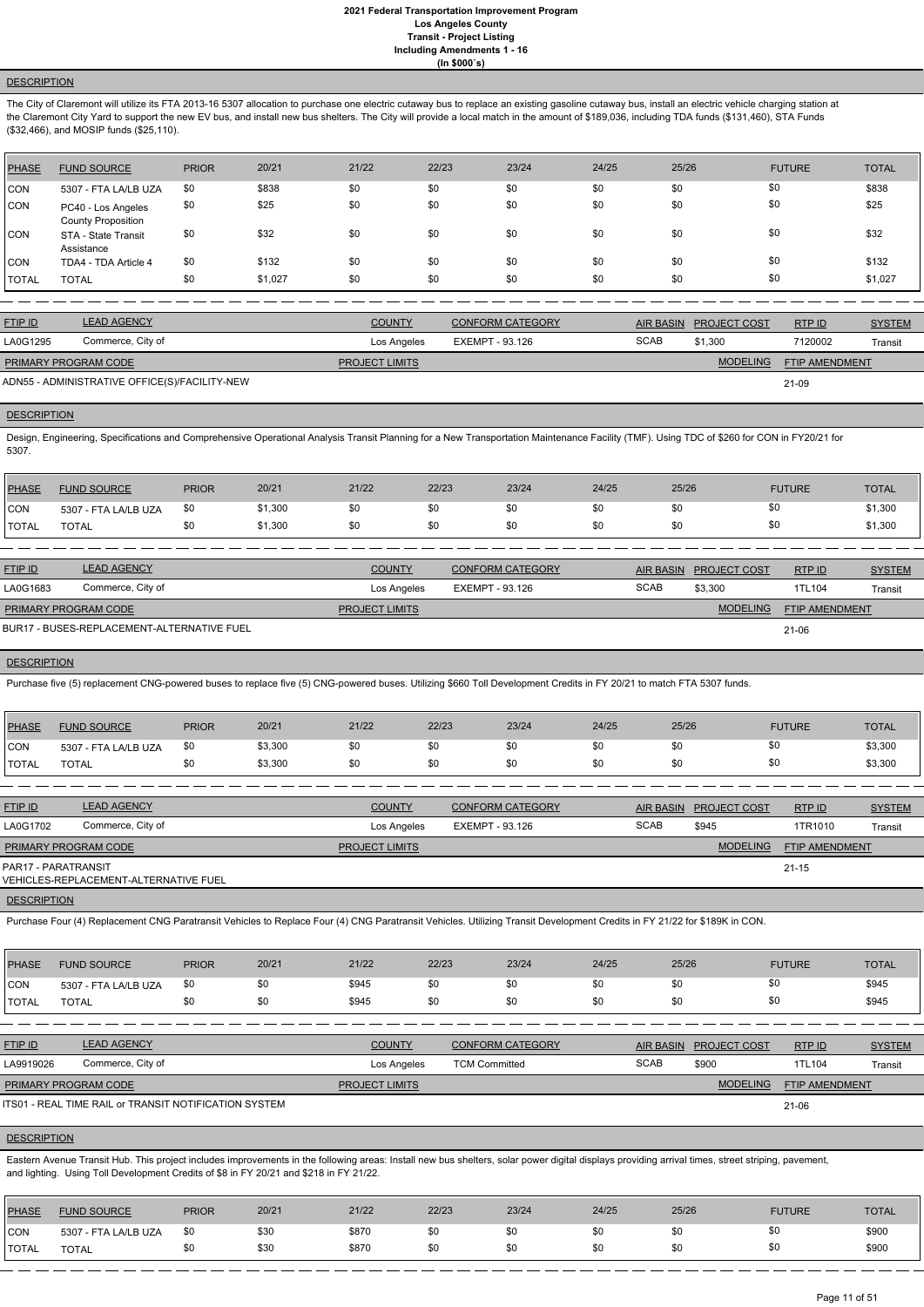### DESCRIPTION

The City of Claremont will utilize its FTA 2013-16 5307 allocation to purchase one electric cutaway bus to replace an existing gasoline cutaway bus, install an electric vehicle charging station at the Claremont City Yard to support the new EV bus, and install new bus shelters. The City will provide a local match in the amount of $189,036, including TDA funds ($131,460), STA Funds ($32,466), and MOSIP funds ($25,110).

| PHASE | FUND SOURCE | PRIOR | 20/21 | 21/22 | 22/23 | 23/24 | 24/25 | 25/26 | FUTURE | TOTAL |
|---|---|---|---|---|---|---|---|---|---|---|
| CON | 5307 - FTA LA/LB UZA | $0 | $838 | $0 | $0 | $0 | $0 | $0 | $0 | $838 |
| CON | PC40 - Los Angeles County Proposition | $0 | $25 | $0 | $0 | $0 | $0 | $0 | $0 | $25 |
| CON | STA - State Transit Assistance | $0 | $32 | $0 | $0 | $0 | $0 | $0 | $0 | $32 |
| CON | TDA4 - TDA Article 4 | $0 | $132 | $0 | $0 | $0 | $0 | $0 | $0 | $132 |
| TOTAL | TOTAL | $0 | $1,027 | $0 | $0 | $0 | $0 | $0 | $0 | $1,027 |

| FTIP ID | LEAD AGENCY | COUNTY | CONFORM CATEGORY | AIR BASIN | PROJECT COST | RTP ID | SYSTEM |
|---|---|---|---|---|---|---|---|
| LA0G1295 | Commerce, City of | Los Angeles | EXEMPT - 93.126 | SCAB | $1,300 | 7120002 | Transit |

| PRIMARY PROGRAM CODE | PROJECT LIMITS | MODELING | FTIP AMENDMENT |
|---|---|---|---|
| ADN55 - ADMINISTRATIVE OFFICE(S)/FACILITY-NEW | | | 21-09 |

### DESCRIPTION

Design, Engineering, Specifications and Comprehensive Operational Analysis Transit Planning for a New Transportation Maintenance Facility (TMF). Using TDC of $260 for CON in FY20/21 for 5307.

| PHASE | FUND SOURCE | PRIOR | 20/21 | 21/22 | 22/23 | 23/24 | 24/25 | 25/26 | FUTURE | TOTAL |
|---|---|---|---|---|---|---|---|---|---|---|
| CON | 5307 - FTA LA/LB UZA | $0 | $1,300 | $0 | $0 | $0 | $0 | $0 | $0 | $1,300 |
| TOTAL | TOTAL | $0 | $1,300 | $0 | $0 | $0 | $0 | $0 | $0 | $1,300 |

| FTIP ID | LEAD AGENCY | COUNTY | CONFORM CATEGORY | AIR BASIN | PROJECT COST | RTP ID | SYSTEM |
|---|---|---|---|---|---|---|---|
| LA0G1683 | Commerce, City of | Los Angeles | EXEMPT - 93.126 | SCAB | $3,300 | 1TL104 | Transit |

| PRIMARY PROGRAM CODE | PROJECT LIMITS | MODELING | FTIP AMENDMENT |
|---|---|---|---|
| BUR17 - BUSES-REPLACEMENT-ALTERNATIVE FUEL | | | 21-06 |

### DESCRIPTION

Purchase five (5) replacement CNG-powered buses to replace five (5) CNG-powered buses. Utilizing $660 Toll Development Credits in FY 20/21 to match FTA 5307 funds.

| PHASE | FUND SOURCE | PRIOR | 20/21 | 21/22 | 22/23 | 23/24 | 24/25 | 25/26 | FUTURE | TOTAL |
|---|---|---|---|---|---|---|---|---|---|---|
| CON | 5307 - FTA LA/LB UZA | $0 | $3,300 | $0 | $0 | $0 | $0 | $0 | $0 | $3,300 |
| TOTAL | TOTAL | $0 | $3,300 | $0 | $0 | $0 | $0 | $0 | $0 | $3,300 |

| FTIP ID | LEAD AGENCY | COUNTY | CONFORM CATEGORY | AIR BASIN | PROJECT COST | RTP ID | SYSTEM |
|---|---|---|---|---|---|---|---|
| LA0G1702 | Commerce, City of | Los Angeles | EXEMPT - 93.126 | SCAB | $945 | 1TR1010 | Transit |

| PRIMARY PROGRAM CODE | PROJECT LIMITS | MODELING | FTIP AMENDMENT |
|---|---|---|---|
| PAR17 - PARATRANSIT VEHICLES-REPLACEMENT-ALTERNATIVE FUEL | | | 21-15 |

### DESCRIPTION

Purchase Four (4) Replacement CNG Paratransit Vehicles to Replace Four (4) CNG Paratransit Vehicles. Utilizing Transit Development Credits in FY 21/22 for $189K in CON.

| PHASE | FUND SOURCE | PRIOR | 20/21 | 21/22 | 22/23 | 23/24 | 24/25 | 25/26 | FUTURE | TOTAL |
|---|---|---|---|---|---|---|---|---|---|---|
| CON | 5307 - FTA LA/LB UZA | $0 | $0 | $945 | $0 | $0 | $0 | $0 | $0 | $945 |
| TOTAL | TOTAL | $0 | $0 | $945 | $0 | $0 | $0 | $0 | $0 | $945 |

| FTIP ID | LEAD AGENCY | COUNTY | CONFORM CATEGORY | AIR BASIN | PROJECT COST | RTP ID | SYSTEM |
|---|---|---|---|---|---|---|---|
| LA9919026 | Commerce, City of | Los Angeles | TCM Committed | SCAB | $900 | 1TL104 | Transit |

| PRIMARY PROGRAM CODE | PROJECT LIMITS | MODELING | FTIP AMENDMENT |
|---|---|---|---|
| ITS01 - REAL TIME RAIL or TRANSIT NOTIFICATION SYSTEM | | | 21-06 |

### DESCRIPTION

Eastern Avenue Transit Hub. This project includes improvements in the following areas: Install new bus shelters, solar power digital displays providing arrival times, street striping, pavement, and lighting. Using Toll Development Credits of $8 in FY 20/21 and $218 in FY 21/22.

| PHASE | FUND SOURCE | PRIOR | 20/21 | 21/22 | 22/23 | 23/24 | 24/25 | 25/26 | FUTURE | TOTAL |
|---|---|---|---|---|---|---|---|---|---|---|
| CON | 5307 - FTA LA/LB UZA | $0 | $30 | $870 | $0 | $0 | $0 | $0 | $0 | $900 |
| TOTAL | TOTAL | $0 | $30 | $870 | $0 | $0 | $0 | $0 | $0 | $900 |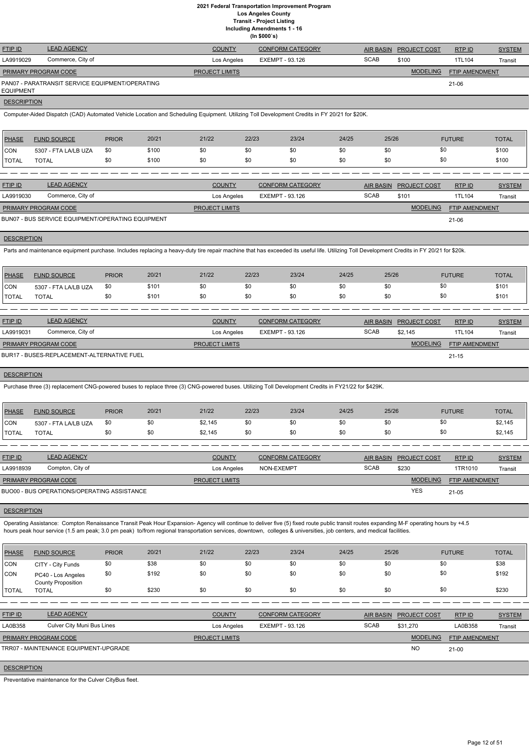# 2021 Federal Transportation Improvement Program
## Los Angeles County
### Transit - Project Listing
### Including Amendments 1 - 16
### (In $000`s)

| FTIP ID | LEAD AGENCY | COUNTY | CONFORM CATEGORY | AIR BASIN | PROJECT COST | RTP ID | SYSTEM |
|---|---|---|---|---|---|---|---|
| LA9919029 | Commerce, City of | Los Angeles | EXEMPT - 93.126 | SCAB | $100 | 1TL104 | Transit |

| PRIMARY PROGRAM CODE | PROJECT LIMITS | MODELING | FTIP AMENDMENT |
|---|---|---|---|
| PAN07 - PARATRANSIT SERVICE EQUIPMENT/OPERATING EQUIPMENT | | | 21-06 |

**DESCRIPTION**

Computer-Aided Dispatch (CAD) Automated Vehicle Location and Scheduling Equipment. Utilizing Toll Development Credits in FY 20/21 for $20K.

| PHASE | FUND SOURCE | PRIOR | 20/21 | 21/22 | 22/23 | 23/24 | 24/25 | 25/26 | FUTURE | TOTAL |
|---|---|---|---|---|---|---|---|---|---|---|
| CON | 5307 - FTA LA/LB UZA | $0 | $100 | $0 | $0 | $0 | $0 | $0 | $0 | $100 |
| TOTAL | TOTAL | $0 | $100 | $0 | $0 | $0 | $0 | $0 | $0 | $100 |

| FTIP ID | LEAD AGENCY | COUNTY | CONFORM CATEGORY | AIR BASIN | PROJECT COST | RTP ID | SYSTEM |
|---|---|---|---|---|---|---|---|
| LA9919030 | Commerce, City of | Los Angeles | EXEMPT - 93.126 | SCAB | $101 | 1TL104 | Transit |

| PRIMARY PROGRAM CODE | PROJECT LIMITS | MODELING | FTIP AMENDMENT |
|---|---|---|---|
| BUN07 - BUS SERVICE EQUIPMENT/OPERATING EQUIPMENT | | | 21-06 |

**DESCRIPTION**

Parts and maintenance equipment purchase. Includes replacing a heavy-duty tire repair machine that has exceeded its useful life. Utilizing Toll Development Credits in FY 20/21 for $20k.

| PHASE | FUND SOURCE | PRIOR | 20/21 | 21/22 | 22/23 | 23/24 | 24/25 | 25/26 | FUTURE | TOTAL |
|---|---|---|---|---|---|---|---|---|---|---|
| CON | 5307 - FTA LA/LB UZA | $0 | $101 | $0 | $0 | $0 | $0 | $0 | $0 | $101 |
| TOTAL | TOTAL | $0 | $101 | $0 | $0 | $0 | $0 | $0 | $0 | $101 |

| FTIP ID | LEAD AGENCY | COUNTY | CONFORM CATEGORY | AIR BASIN | PROJECT COST | RTP ID | SYSTEM |
|---|---|---|---|---|---|---|---|
| LA9919031 | Commerce, City of | Los Angeles | EXEMPT - 93.126 | SCAB | $2,145 | 1TL104 | Transit |

| PRIMARY PROGRAM CODE | PROJECT LIMITS | MODELING | FTIP AMENDMENT |
|---|---|---|---|
| BUR17 - BUSES-REPLACEMENT-ALTERNATIVE FUEL | | | 21-15 |

**DESCRIPTION**

Purchase three (3) replacement CNG-powered buses to replace three (3) CNG-powered buses. Utilizing Toll Development Credits in FY21/22 for $429K.

| PHASE | FUND SOURCE | PRIOR | 20/21 | 21/22 | 22/23 | 23/24 | 24/25 | 25/26 | FUTURE | TOTAL |
|---|---|---|---|---|---|---|---|---|---|---|
| CON | 5307 - FTA LA/LB UZA | $0 | $0 | $2,145 | $0 | $0 | $0 | $0 | $0 | $2,145 |
| TOTAL | TOTAL | $0 | $0 | $2,145 | $0 | $0 | $0 | $0 | $0 | $2,145 |

| FTIP ID | LEAD AGENCY | COUNTY | CONFORM CATEGORY | AIR BASIN | PROJECT COST | RTP ID | SYSTEM |
|---|---|---|---|---|---|---|---|
| LA9918939 | Compton, City of | Los Angeles | NON-EXEMPT | SCAB | $230 | 1TR1010 | Transit |

| PRIMARY PROGRAM CODE | PROJECT LIMITS | MODELING | FTIP AMENDMENT |
|---|---|---|---|
| BUO00 - BUS OPERATIONS/OPERATING ASSISTANCE | | YES | 21-05 |

**DESCRIPTION**

Operating Assistance: Compton Renaissance Transit Peak Hour Expansion- Agency will continue to deliver five (5) fixed route public transit routes expanding M-F operating hours by +4.5 hours peak hour service (1.5 am peak; 3.0 pm peak) to/from regional transportation services, downtown, colleges & universities, job centers, and medical facilities.

| PHASE | FUND SOURCE | PRIOR | 20/21 | 21/22 | 22/23 | 23/24 | 24/25 | 25/26 | FUTURE | TOTAL |
|---|---|---|---|---|---|---|---|---|---|---|
| CON | CITY - City Funds | $0 | $38 | $0 | $0 | $0 | $0 | $0 | $0 | $38 |
| CON | PC40 - Los Angeles County Proposition | $0 | $192 | $0 | $0 | $0 | $0 | $0 | $0 | $192 |
| TOTAL | TOTAL | $0 | $230 | $0 | $0 | $0 | $0 | $0 | $0 | $230 |

| FTIP ID | LEAD AGENCY | COUNTY | CONFORM CATEGORY | AIR BASIN | PROJECT COST | RTP ID | SYSTEM |
|---|---|---|---|---|---|---|---|
| LA0B358 | Culver City Muni Bus Lines | Los Angeles | EXEMPT - 93.126 | SCAB | $31,270 | LA0B358 | Transit |

| PRIMARY PROGRAM CODE | PROJECT LIMITS | MODELING | FTIP AMENDMENT |
|---|---|---|---|
| TRR07 - MAINTENANCE EQUIPMENT-UPGRADE | | NO | 21-00 |

**DESCRIPTION**

Preventative maintenance for the Culver CityBus fleet.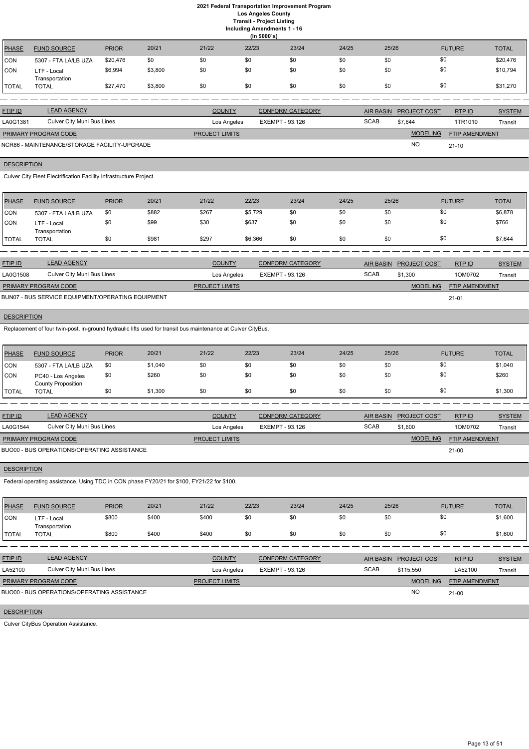# 2021 Federal Transportation Improvement Program
## Los Angeles County
### Transit - Project Listing
#### Including Amendments 1 - 16
(In $000`s)

| PHASE | FUND SOURCE | PRIOR | 20/21 | 21/22 | 22/23 | 23/24 | 24/25 | 25/26 | FUTURE | TOTAL |
|---|---|---|---|---|---|---|---|---|---|---|
| CON | 5307 - FTA LA/LB UZA | $20,476 | $0 | $0 | $0 | $0 | $0 | $0 | $0 | $20,476 |
| CON | LTF - Local Transportation | $6,994 | $3,800 | $0 | $0 | $0 | $0 | $0 | $0 | $10,794 |
| TOTAL | TOTAL | $27,470 | $3,800 | $0 | $0 | $0 | $0 | $0 | $0 | $31,270 |

| FTIP ID | LEAD AGENCY | COUNTY | CONFORM CATEGORY | AIR BASIN | PROJECT COST | RTP ID | SYSTEM |
|---|---|---|---|---|---|---|---|
| LA0G1381 | Culver City Muni Bus Lines | Los Angeles | EXEMPT - 93.126 | SCAB | $7,644 | 1TR1010 | Transit |

| PRIMARY PROGRAM CODE | PROJECT LIMITS | MODELING | FTIP AMENDMENT |
|---|---|---|---|
| NCR86 - MAINTENANCE/STORAGE FACILITY-UPGRADE | | NO | 21-10 |

**DESCRIPTION**

Culver City Fleet Electrification Facility Infrastructure Project

| PHASE | FUND SOURCE | PRIOR | 20/21 | 21/22 | 22/23 | 23/24 | 24/25 | 25/26 | FUTURE | TOTAL |
|---|---|---|---|---|---|---|---|---|---|---|
| CON | 5307 - FTA LA/LB UZA | $0 | $882 | $267 | $5,729 | $0 | $0 | $0 | $0 | $6,878 |
| CON | LTF - Local Transportation | $0 | $99 | $30 | $637 | $0 | $0 | $0 | $0 | $766 |
| TOTAL | TOTAL | $0 | $981 | $297 | $6,366 | $0 | $0 | $0 | $0 | $7,644 |

| FTIP ID | LEAD AGENCY | COUNTY | CONFORM CATEGORY | AIR BASIN | PROJECT COST | RTP ID | SYSTEM |
|---|---|---|---|---|---|---|---|
| LA0G1508 | Culver City Muni Bus Lines | Los Angeles | EXEMPT - 93.126 | SCAB | $1,300 | 1OM0702 | Transit |

| PRIMARY PROGRAM CODE | PROJECT LIMITS | MODELING | FTIP AMENDMENT |
|---|---|---|---|
| BUN07 - BUS SERVICE EQUIPMENT/OPERATING EQUIPMENT | | | 21-01 |

**DESCRIPTION**

Replacement of four twin-post, in-ground hydraulic lifts used for transit bus maintenance at Culver CityBus.

| PHASE | FUND SOURCE | PRIOR | 20/21 | 21/22 | 22/23 | 23/24 | 24/25 | 25/26 | FUTURE | TOTAL |
|---|---|---|---|---|---|---|---|---|---|---|
| CON | 5307 - FTA LA/LB UZA | $0 | $1,040 | $0 | $0 | $0 | $0 | $0 | $0 | $1,040 |
| CON | PC40 - Los Angeles County Proposition | $0 | $260 | $0 | $0 | $0 | $0 | $0 | $0 | $260 |
| TOTAL | TOTAL | $0 | $1,300 | $0 | $0 | $0 | $0 | $0 | $0 | $1,300 |

| FTIP ID | LEAD AGENCY | COUNTY | CONFORM CATEGORY | AIR BASIN | PROJECT COST | RTP ID | SYSTEM |
|---|---|---|---|---|---|---|---|
| LA0G1544 | Culver City Muni Bus Lines | Los Angeles | EXEMPT - 93.126 | SCAB | $1,600 | 1OM0702 | Transit |

| PRIMARY PROGRAM CODE | PROJECT LIMITS | MODELING | FTIP AMENDMENT |
|---|---|---|---|
| BUO00 - BUS OPERATIONS/OPERATING ASSISTANCE | | | 21-00 |

**DESCRIPTION**

Federal operating assistance. Using TDC in CON phase FY20/21 for $100, FY21/22 for $100.

| PHASE | FUND SOURCE | PRIOR | 20/21 | 21/22 | 22/23 | 23/24 | 24/25 | 25/26 | FUTURE | TOTAL |
|---|---|---|---|---|---|---|---|---|---|---|
| CON | LTF - Local Transportation | $800 | $400 | $400 | $0 | $0 | $0 | $0 | $0 | $1,600 |
| TOTAL | TOTAL | $800 | $400 | $400 | $0 | $0 | $0 | $0 | $0 | $1,600 |

| FTIP ID | LEAD AGENCY | COUNTY | CONFORM CATEGORY | AIR BASIN | PROJECT COST | RTP ID | SYSTEM |
|---|---|---|---|---|---|---|---|
| LA52100 | Culver City Muni Bus Lines | Los Angeles | EXEMPT - 93.126 | SCAB | $115,550 | LA52100 | Transit |

| PRIMARY PROGRAM CODE | PROJECT LIMITS | MODELING | FTIP AMENDMENT |
|---|---|---|---|
| BUO00 - BUS OPERATIONS/OPERATING ASSISTANCE | | NO | 21-00 |

**DESCRIPTION**

Culver CityBus Operation Assistance.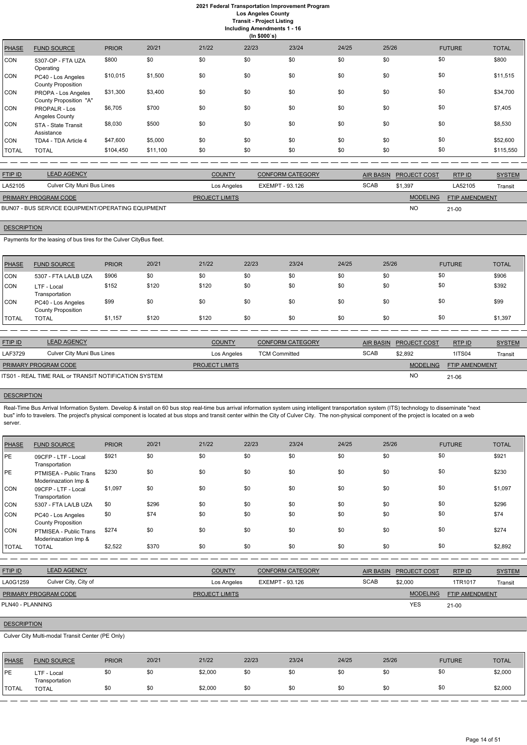# 2021 Federal Transportation Improvement Program

## Los Angeles County

### Transit - Project Listing

**Including Amendments 1 - 16**

**(In $000`s)**

| PHASE | FUND SOURCE | PRIOR | 20/21 | 21/22 | 22/23 | 23/24 | 24/25 | 25/26 | FUTURE | TOTAL |
|---|---|---|---|---|---|---|---|---|---|---|
| CON | 5307-OP - FTA UZA Operating | $800 | $0 | $0 | $0 | $0 | $0 | $0 | $0 | $800 |
| CON | PC40 - Los Angeles County Proposition | $10,015 | $1,500 | $0 | $0 | $0 | $0 | $0 | $0 | $11,515 |
| CON | PROPA - Los Angeles County Proposition "A" | $31,300 | $3,400 | $0 | $0 | $0 | $0 | $0 | $0 | $34,700 |
| CON | PROPALR - Los Angeles County | $6,705 | $700 | $0 | $0 | $0 | $0 | $0 | $0 | $7,405 |
| CON | STA - State Transit Assistance | $8,030 | $500 | $0 | $0 | $0 | $0 | $0 | $0 | $8,530 |
| CON | TDA4 - TDA Article 4 | $47,600 | $5,000 | $0 | $0 | $0 | $0 | $0 | $0 | $52,600 |
| TOTAL | TOTAL | $104,450 | $11,100 | $0 | $0 | $0 | $0 | $0 | $0 | $115,550 |

| FTIP ID | LEAD AGENCY | COUNTY | CONFORM CATEGORY | AIR BASIN | PROJECT COST | RTP ID | SYSTEM |
|---|---|---|---|---|---|---|---|
| LA52105 | Culver City Muni Bus Lines | Los Angeles | EXEMPT - 93.126 | SCAB | $1,397 | LA52105 | Transit |

| PRIMARY PROGRAM CODE | PROJECT LIMITS | MODELING | FTIP AMENDMENT |
|---|---|---|---|
| BUN07 - BUS SERVICE EQUIPMENT/OPERATING EQUIPMENT | | NO | 21-00 |

**DESCRIPTION**

Payments for the leasing of bus tires for the Culver CityBus fleet.

| PHASE | FUND SOURCE | PRIOR | 20/21 | 21/22 | 22/23 | 23/24 | 24/25 | 25/26 | FUTURE | TOTAL |
|---|---|---|---|---|---|---|---|---|---|---|
| CON | 5307 - FTA LA/LB UZA | $906 | $0 | $0 | $0 | $0 | $0 | $0 | $0 | $906 |
| CON | LTF - Local Transportation | $152 | $120 | $120 | $0 | $0 | $0 | $0 | $0 | $392 |
| CON | PC40 - Los Angeles County Proposition | $99 | $0 | $0 | $0 | $0 | $0 | $0 | $0 | $99 |
| TOTAL | TOTAL | $1,157 | $120 | $120 | $0 | $0 | $0 | $0 | $0 | $1,397 |

| FTIP ID | LEAD AGENCY | COUNTY | CONFORM CATEGORY | AIR BASIN | PROJECT COST | RTP ID | SYSTEM |
|---|---|---|---|---|---|---|---|
| LAF3729 | Culver City Muni Bus Lines | Los Angeles | TCM Committed | SCAB | $2,892 | 1ITS04 | Transit |

| PRIMARY PROGRAM CODE | PROJECT LIMITS | MODELING | FTIP AMENDMENT |
|---|---|---|---|
| ITS01 - REAL TIME RAIL or TRANSIT NOTIFICATION SYSTEM | | NO | 21-06 |

**DESCRIPTION**

Real-Time Bus Arrival Information System. Develop & install on 60 bus stop real-time bus arrival information system using intelligent transportation system (ITS) technology to disseminate "next bus" info to travelers. The project's physical component is located at bus stops and transit center within the City of Culver City. The non-physical component of the project is located on a web server.

| PHASE | FUND SOURCE | PRIOR | 20/21 | 21/22 | 22/23 | 23/24 | 24/25 | 25/26 | FUTURE | TOTAL |
|---|---|---|---|---|---|---|---|---|---|---|
| PE | 09CFP - LTF - Local Transportation | $921 | $0 | $0 | $0 | $0 | $0 | $0 | $0 | $921 |
| PE | PTMISEA - Public Trans Moderinazation Imp & | $230 | $0 | $0 | $0 | $0 | $0 | $0 | $0 | $230 |
| CON | 09CFP - LTF - Local Transportation | $1,097 | $0 | $0 | $0 | $0 | $0 | $0 | $0 | $1,097 |
| CON | 5307 - FTA LA/LB UZA | $0 | $296 | $0 | $0 | $0 | $0 | $0 | $0 | $296 |
| CON | PC40 - Los Angeles County Proposition | $0 | $74 | $0 | $0 | $0 | $0 | $0 | $0 | $74 |
| CON | PTMISEA - Public Trans Moderinazation Imp & | $274 | $0 | $0 | $0 | $0 | $0 | $0 | $0 | $274 |
| TOTAL | TOTAL | $2,522 | $370 | $0 | $0 | $0 | $0 | $0 | $0 | $2,892 |

| FTIP ID | LEAD AGENCY | COUNTY | CONFORM CATEGORY | AIR BASIN | PROJECT COST | RTP ID | SYSTEM |
|---|---|---|---|---|---|---|---|
| LA0G1259 | Culver City, City of | Los Angeles | EXEMPT - 93.126 | SCAB | $2,000 | 1TR1017 | Transit |

| PRIMARY PROGRAM CODE | PROJECT LIMITS | MODELING | FTIP AMENDMENT |
|---|---|---|---|
| PLN40 - PLANNING | | YES | 21-00 |

**DESCRIPTION**

Culver City Multi-modal Transit Center (PE Only)

| PHASE | FUND SOURCE | PRIOR | 20/21 | 21/22 | 22/23 | 23/24 | 24/25 | 25/26 | FUTURE | TOTAL |
|---|---|---|---|---|---|---|---|---|---|---|
| PE | LTF - Local Transportation | $0 | $0 | $2,000 | $0 | $0 | $0 | $0 | $0 | $2,000 |
| TOTAL | TOTAL | $0 | $0 | $2,000 | $0 | $0 | $0 | $0 | $0 | $2,000 |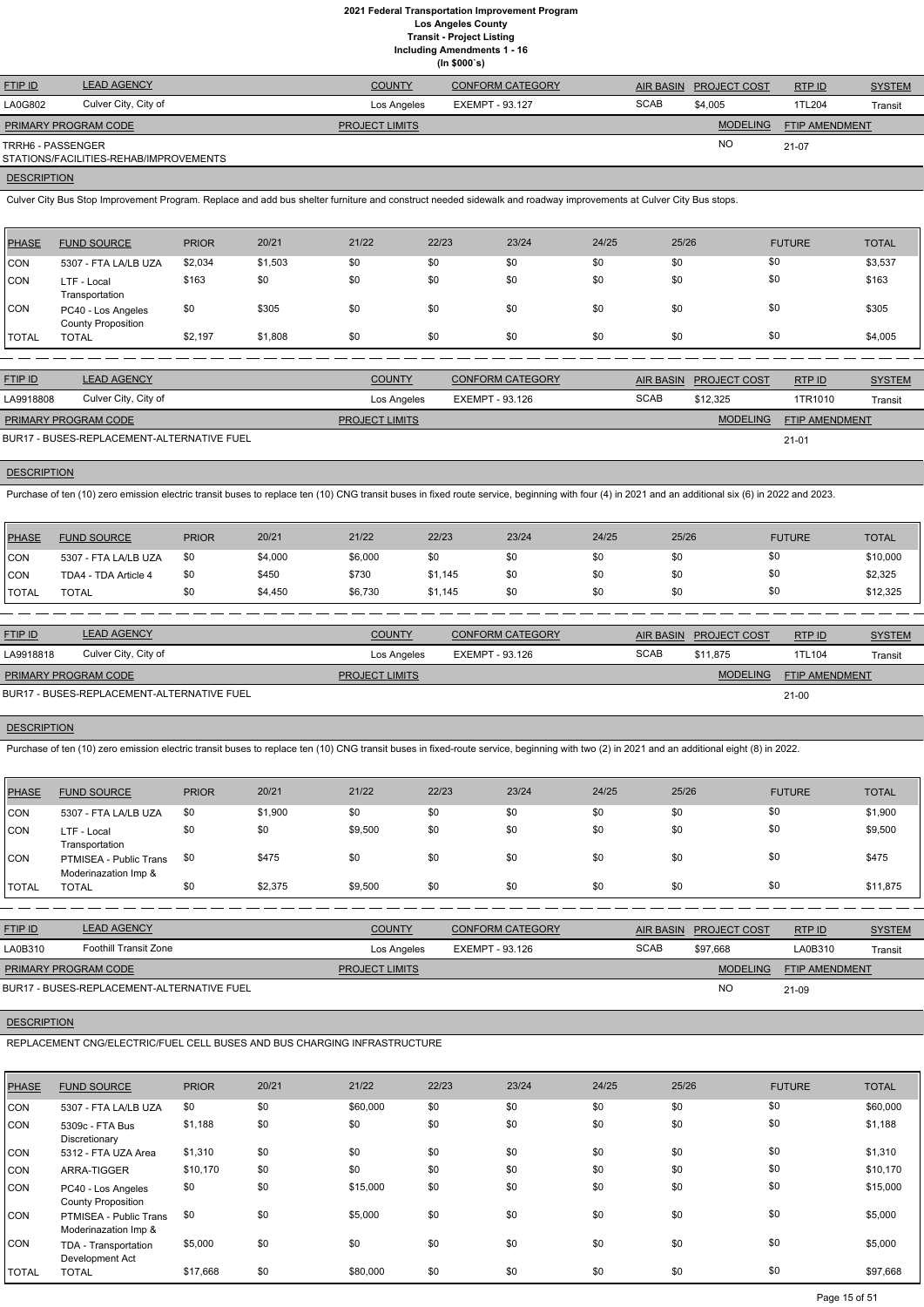# 2021 Federal Transportation Improvement Program
## Los Angeles County
### Transit - Project Listing
### Including Amendments 1 - 16
### (In $000`s)

| FTIP ID | LEAD AGENCY | COUNTY | CONFORM CATEGORY | AIR BASIN | PROJECT COST | RTP ID | SYSTEM |
|---|---|---|---|---|---|---|---|
| LA0G802 | Culver City, City of | Los Angeles | EXEMPT - 93.127 | SCAB | $4,005 | 1TL204 | Transit |

| PRIMARY PROGRAM CODE | PROJECT LIMITS | MODELING | FTIP AMENDMENT |
|---|---|---|---|
| TRRH6 - PASSENGER STATIONS/FACILITIES-REHAB/IMPROVEMENTS | | NO | 21-07 |

**DESCRIPTION**

Culver City Bus Stop Improvement Program. Replace and add bus shelter furniture and construct needed sidewalk and roadway improvements at Culver City Bus stops.

| PHASE | FUND SOURCE | PRIOR | 20/21 | 21/22 | 22/23 | 23/24 | 24/25 | 25/26 | FUTURE | TOTAL |
|---|---|---|---|---|---|---|---|---|---|---|
| CON | 5307 - FTA LA/LB UZA | $2,034 | $1,503 | $0 | $0 | $0 | $0 | $0 | $0 | $3,537 |
| CON | LTF - Local Transportation | $163 | $0 | $0 | $0 | $0 | $0 | $0 | $0 | $163 |
| CON | PC40 - Los Angeles County Proposition | $0 | $305 | $0 | $0 | $0 | $0 | $0 | $0 | $305 |
| TOTAL | TOTAL | $2,197 | $1,808 | $0 | $0 | $0 | $0 | $0 | $0 | $4,005 |

---

| FTIP ID | LEAD AGENCY | COUNTY | CONFORM CATEGORY | AIR BASIN | PROJECT COST | RTP ID | SYSTEM |
|---|---|---|---|---|---|---|---|
| LA9918808 | Culver City, City of | Los Angeles | EXEMPT - 93.126 | SCAB | $12,325 | 1TR1010 | Transit |

| PRIMARY PROGRAM CODE | PROJECT LIMITS | MODELING | FTIP AMENDMENT |
|---|---|---|---|
| BUR17 - BUSES-REPLACEMENT-ALTERNATIVE FUEL | | | 21-01 |

**DESCRIPTION**

Purchase of ten (10) zero emission electric transit buses to replace ten (10) CNG transit buses in fixed route service, beginning with four (4) in 2021 and an additional six (6) in 2022 and 2023.

| PHASE | FUND SOURCE | PRIOR | 20/21 | 21/22 | 22/23 | 23/24 | 24/25 | 25/26 | FUTURE | TOTAL |
|---|---|---|---|---|---|---|---|---|---|---|
| CON | 5307 - FTA LA/LB UZA | $0 | $4,000 | $6,000 | $0 | $0 | $0 | $0 | $0 | $10,000 |
| CON | TDA4 - TDA Article 4 | $0 | $450 | $730 | $1,145 | $0 | $0 | $0 | $0 | $2,325 |
| TOTAL | TOTAL | $0 | $4,450 | $6,730 | $1,145 | $0 | $0 | $0 | $0 | $12,325 |

---

| FTIP ID | LEAD AGENCY | COUNTY | CONFORM CATEGORY | AIR BASIN | PROJECT COST | RTP ID | SYSTEM |
|---|---|---|---|---|---|---|---|
| LA9918818 | Culver City, City of | Los Angeles | EXEMPT - 93.126 | SCAB | $11,875 | 1TL104 | Transit |

| PRIMARY PROGRAM CODE | PROJECT LIMITS | MODELING | FTIP AMENDMENT |
|---|---|---|---|
| BUR17 - BUSES-REPLACEMENT-ALTERNATIVE FUEL | | | 21-00 |

**DESCRIPTION**

Purchase of ten (10) zero emission electric transit buses to replace ten (10) CNG transit buses in fixed-route service, beginning with two (2) in 2021 and an additional eight (8) in 2022.

| PHASE | FUND SOURCE | PRIOR | 20/21 | 21/22 | 22/23 | 23/24 | 24/25 | 25/26 | FUTURE | TOTAL |
|---|---|---|---|---|---|---|---|---|---|---|
| CON | 5307 - FTA LA/LB UZA | $0 | $1,900 | $0 | $0 | $0 | $0 | $0 | $0 | $1,900 |
| CON | LTF - Local Transportation | $0 | $0 | $9,500 | $0 | $0 | $0 | $0 | $0 | $9,500 |
| CON | PTMISEA - Public Trans Moderinazation Imp & | $0 | $475 | $0 | $0 | $0 | $0 | $0 | $0 | $475 |
| TOTAL | TOTAL | $0 | $2,375 | $9,500 | $0 | $0 | $0 | $0 | $0 | $11,875 |

---

| FTIP ID | LEAD AGENCY | COUNTY | CONFORM CATEGORY | AIR BASIN | PROJECT COST | RTP ID | SYSTEM |
|---|---|---|---|---|---|---|---|
| LA0B310 | Foothill Transit Zone | Los Angeles | EXEMPT - 93.126 | SCAB | $97,668 | LA0B310 | Transit |

| PRIMARY PROGRAM CODE | PROJECT LIMITS | MODELING | FTIP AMENDMENT |
|---|---|---|---|
| BUR17 - BUSES-REPLACEMENT-ALTERNATIVE FUEL | | NO | 21-09 |

**DESCRIPTION**

REPLACEMENT CNG/ELECTRIC/FUEL CELL BUSES AND BUS CHARGING INFRASTRUCTURE

| PHASE | FUND SOURCE | PRIOR | 20/21 | 21/22 | 22/23 | 23/24 | 24/25 | 25/26 | FUTURE | TOTAL |
|---|---|---|---|---|---|---|---|---|---|---|
| CON | 5307 - FTA LA/LB UZA | $0 | $0 | $60,000 | $0 | $0 | $0 | $0 | $0 | $60,000 |
| CON | 5309c - FTA Bus Discretionary | $1,188 | $0 | $0 | $0 | $0 | $0 | $0 | $0 | $1,188 |
| CON | 5312 - FTA UZA Area | $1,310 | $0 | $0 | $0 | $0 | $0 | $0 | $0 | $1,310 |
| CON | ARRA-TIGGER | $10,170 | $0 | $0 | $0 | $0 | $0 | $0 | $0 | $10,170 |
| CON | PC40 - Los Angeles County Proposition | $0 | $0 | $15,000 | $0 | $0 | $0 | $0 | $0 | $15,000 |
| CON | PTMISEA - Public Trans Moderinazation Imp & | $0 | $0 | $5,000 | $0 | $0 | $0 | $0 | $0 | $5,000 |
| CON | TDA - Transportation Development Act | $5,000 | $0 | $0 | $0 | $0 | $0 | $0 | $0 | $5,000 |
| TOTAL | TOTAL | $17,668 | $0 | $80,000 | $0 | $0 | $0 | $0 | $0 | $97,668 |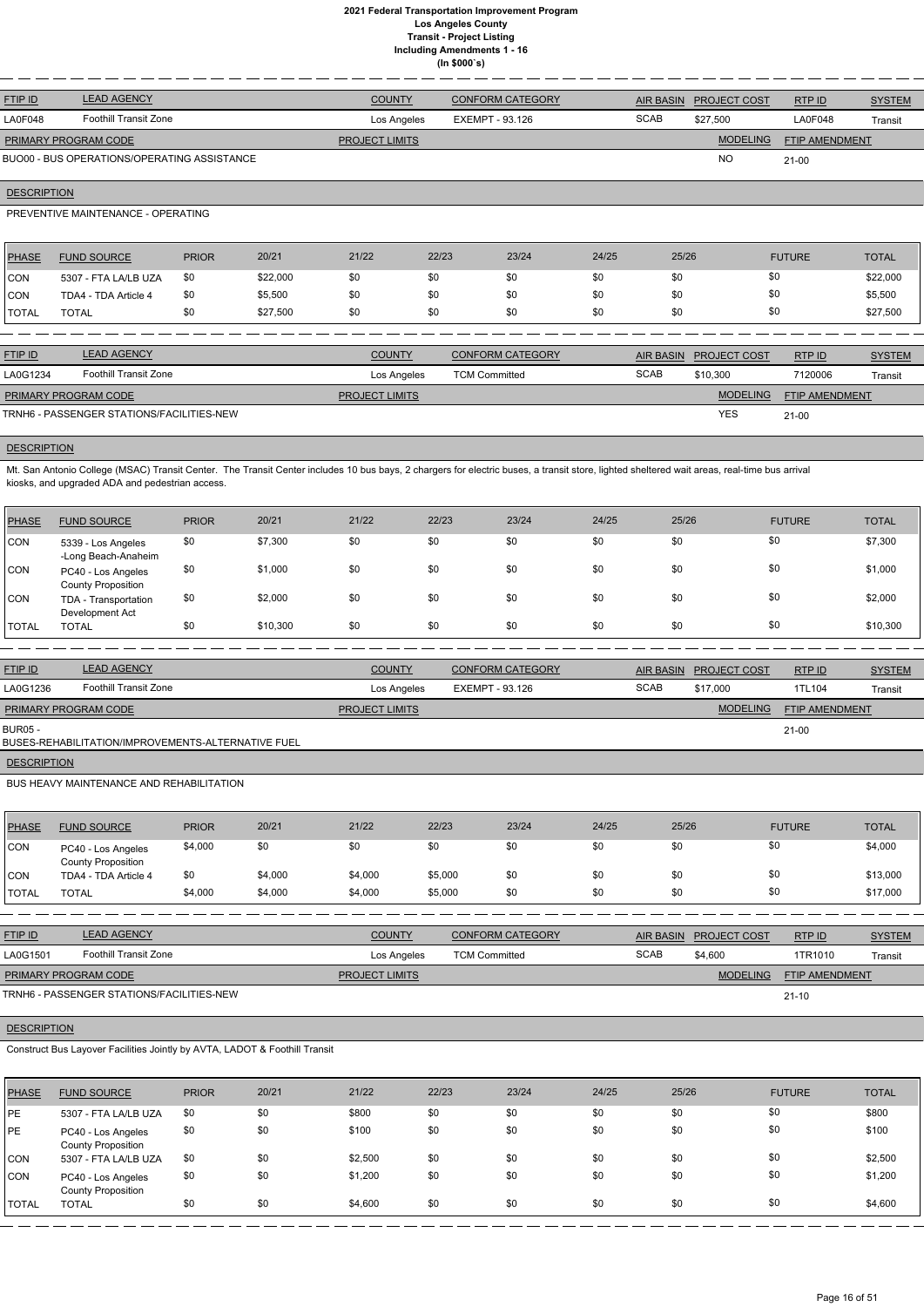# 2021 Federal Transportation Improvement Program
## Los Angeles County
## Transit - Project Listing
## Including Amendments 1 - 16
## (In $000`s)

| FTIP ID | LEAD AGENCY | COUNTY | CONFORM CATEGORY | AIR BASIN | PROJECT COST | RTP ID | SYSTEM |
|---|---|---|---|---|---|---|---|
| LA0F048 | Foothill Transit Zone | Los Angeles | EXEMPT - 93.126 | SCAB | $27,500 | LA0F048 | Transit |

| PRIMARY PROGRAM CODE | PROJECT LIMITS | MODELING | FTIP AMENDMENT |
|---|---|---|---|
| BUO00 - BUS OPERATIONS/OPERATING ASSISTANCE | | NO | 21-00 |

**DESCRIPTION**

PREVENTIVE MAINTENANCE - OPERATING

| PHASE | FUND SOURCE | PRIOR | 20/21 | 21/22 | 22/23 | 23/24 | 24/25 | 25/26 | FUTURE | TOTAL |
|---|---|---|---|---|---|---|---|---|---|---|
| CON | 5307 - FTA LA/LB UZA | $0 | $22,000 | $0 | $0 | $0 | $0 | $0 | $0 | $22,000 |
| CON | TDA4 - TDA Article 4 | $0 | $5,500 | $0 | $0 | $0 | $0 | $0 | $0 | $5,500 |
| TOTAL | TOTAL | $0 | $27,500 | $0 | $0 | $0 | $0 | $0 | $0 | $27,500 |

| FTIP ID | LEAD AGENCY | COUNTY | CONFORM CATEGORY | AIR BASIN | PROJECT COST | RTP ID | SYSTEM |
|---|---|---|---|---|---|---|---|
| LA0G1234 | Foothill Transit Zone | Los Angeles | TCM Committed | SCAB | $10,300 | 7120006 | Transit |

| PRIMARY PROGRAM CODE | PROJECT LIMITS | MODELING | FTIP AMENDMENT |
|---|---|---|---|
| TRNH6 - PASSENGER STATIONS/FACILITIES-NEW | | YES | 21-00 |

**DESCRIPTION**

Mt. San Antonio College (MSAC) Transit Center. The Transit Center includes 10 bus bays, 2 chargers for electric buses, a transit store, lighted sheltered wait areas, real-time bus arrival kiosks, and upgraded ADA and pedestrian access.

| PHASE | FUND SOURCE | PRIOR | 20/21 | 21/22 | 22/23 | 23/24 | 24/25 | 25/26 | FUTURE | TOTAL |
|---|---|---|---|---|---|---|---|---|---|---|
| CON | 5339 - Los Angeles -Long Beach-Anaheim | $0 | $7,300 | $0 | $0 | $0 | $0 | $0 | $0 | $7,300 |
| CON | PC40 - Los Angeles County Proposition | $0 | $1,000 | $0 | $0 | $0 | $0 | $0 | $0 | $1,000 |
| CON | TDA - Transportation Development Act | $0 | $2,000 | $0 | $0 | $0 | $0 | $0 | $0 | $2,000 |
| TOTAL | TOTAL | $0 | $10,300 | $0 | $0 | $0 | $0 | $0 | $0 | $10,300 |

| FTIP ID | LEAD AGENCY | COUNTY | CONFORM CATEGORY | AIR BASIN | PROJECT COST | RTP ID | SYSTEM |
|---|---|---|---|---|---|---|---|
| LA0G1236 | Foothill Transit Zone | Los Angeles | EXEMPT - 93.126 | SCAB | $17,000 | 1TL104 | Transit |

| PRIMARY PROGRAM CODE | PROJECT LIMITS | MODELING | FTIP AMENDMENT |
|---|---|---|---|
| BUR05 - BUSES-REHABILITATION/IMPROVEMENTS-ALTERNATIVE FUEL | | | 21-00 |

**DESCRIPTION**

BUS HEAVY MAINTENANCE AND REHABILITATION

| PHASE | FUND SOURCE | PRIOR | 20/21 | 21/22 | 22/23 | 23/24 | 24/25 | 25/26 | FUTURE | TOTAL |
|---|---|---|---|---|---|---|---|---|---|---|
| CON | PC40 - Los Angeles County Proposition | $4,000 | $0 | $0 | $0 | $0 | $0 | $0 | $0 | $4,000 |
| CON | TDA4 - TDA Article 4 | $0 | $4,000 | $4,000 | $5,000 | $0 | $0 | $0 | $0 | $13,000 |
| TOTAL | TOTAL | $4,000 | $4,000 | $4,000 | $5,000 | $0 | $0 | $0 | $0 | $17,000 |

| FTIP ID | LEAD AGENCY | COUNTY | CONFORM CATEGORY | AIR BASIN | PROJECT COST | RTP ID | SYSTEM |
|---|---|---|---|---|---|---|---|
| LA0G1501 | Foothill Transit Zone | Los Angeles | TCM Committed | SCAB | $4,600 | 1TR1010 | Transit |

| PRIMARY PROGRAM CODE | PROJECT LIMITS | MODELING | FTIP AMENDMENT |
|---|---|---|---|
| TRNH6 - PASSENGER STATIONS/FACILITIES-NEW | | | 21-10 |

**DESCRIPTION**

Construct Bus Layover Facilities Jointly by AVTA, LADOT & Foothill Transit

| PHASE | FUND SOURCE | PRIOR | 20/21 | 21/22 | 22/23 | 23/24 | 24/25 | 25/26 | FUTURE | TOTAL |
|---|---|---|---|---|---|---|---|---|---|---|
| PE | 5307 - FTA LA/LB UZA | $0 | $0 | $800 | $0 | $0 | $0 | $0 | $0 | $800 |
| PE | PC40 - Los Angeles County Proposition | $0 | $0 | $100 | $0 | $0 | $0 | $0 | $0 | $100 |
| CON | 5307 - FTA LA/LB UZA | $0 | $0 | $2,500 | $0 | $0 | $0 | $0 | $0 | $2,500 |
| CON | PC40 - Los Angeles County Proposition | $0 | $0 | $1,200 | $0 | $0 | $0 | $0 | $0 | $1,200 |
| TOTAL | TOTAL | $0 | $0 | $4,600 | $0 | $0 | $0 | $0 | $0 | $4,600 |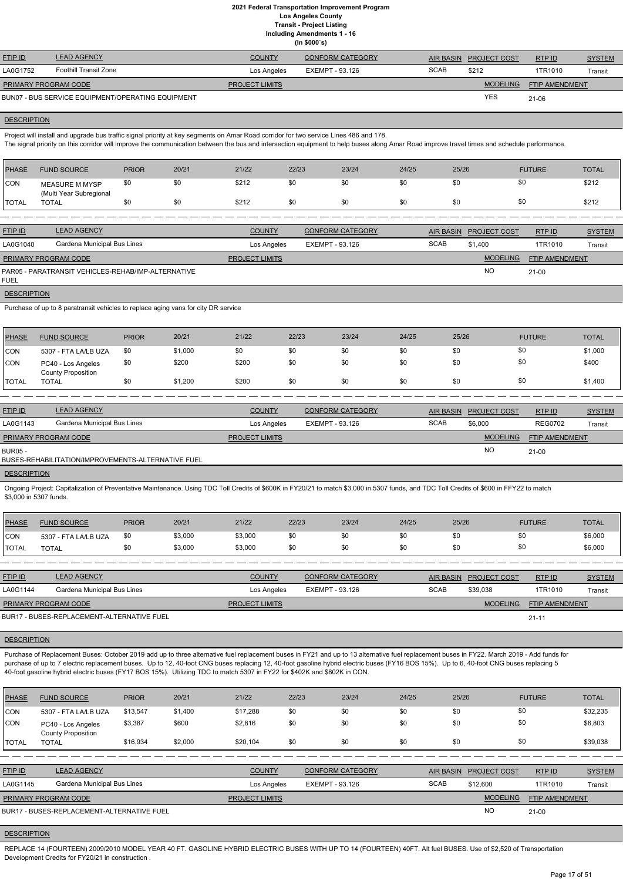# 2021 Federal Transportation Improvement Program
## Los Angeles County
### Transit - Project Listing
### Including Amendments 1 - 16
### (In $000`s)

| FTIP ID | LEAD AGENCY | COUNTY | CONFORM CATEGORY | AIR BASIN | PROJECT COST | RTP ID | SYSTEM |
|---|---|---|---|---|---|---|---|
| LA0G1752 | Foothill Transit Zone | Los Angeles | EXEMPT - 93.126 | SCAB | $212 | 1TR1010 | Transit |

| PRIMARY PROGRAM CODE | PROJECT LIMITS | MODELING | FTIP AMENDMENT |
|---|---|---|---|
| BUN07 - BUS SERVICE EQUIPMENT/OPERATING EQUIPMENT | | YES | 21-06 |

**DESCRIPTION**

Project will install and upgrade bus traffic signal priority at key segments on Amar Road corridor for two service Lines 486 and 178.
The signal priority on this corridor will improve the communication between the bus and intersection equipment to help buses along Amar Road improve travel times and schedule performance.

| PHASE | FUND SOURCE | PRIOR | 20/21 | 21/22 | 22/23 | 23/24 | 24/25 | 25/26 | FUTURE | TOTAL |
|---|---|---|---|---|---|---|---|---|---|---|
| CON | MEASURE M MYSP (Multi Year Subregional | $0 | $0 | $212 | $0 | $0 | $0 | $0 | $0 | $212 |
| TOTAL | TOTAL | $0 | $0 | $212 | $0 | $0 | $0 | $0 | $0 | $212 |

| FTIP ID | LEAD AGENCY | COUNTY | CONFORM CATEGORY | AIR BASIN | PROJECT COST | RTP ID | SYSTEM |
|---|---|---|---|---|---|---|---|
| LA0G1040 | Gardena Municipal Bus Lines | Los Angeles | EXEMPT - 93.126 | SCAB | $1,400 | 1TR1010 | Transit |

| PRIMARY PROGRAM CODE | PROJECT LIMITS | MODELING | FTIP AMENDMENT |
|---|---|---|---|
| PAR05 - PARATRANSIT VEHICLES-REHAB/IMP-ALTERNATIVE FUEL | | NO | 21-00 |

**DESCRIPTION**

Purchase of up to 8 paratransit vehicles to replace aging vans for city DR service

| PHASE | FUND SOURCE | PRIOR | 20/21 | 21/22 | 22/23 | 23/24 | 24/25 | 25/26 | FUTURE | TOTAL |
|---|---|---|---|---|---|---|---|---|---|---|
| CON | 5307 - FTA LA/LB UZA | $0 | $1,000 | $0 | $0 | $0 | $0 | $0 | $0 | $1,000 |
| CON | PC40 - Los Angeles County Proposition | $0 | $200 | $200 | $0 | $0 | $0 | $0 | $0 | $400 |
| TOTAL | TOTAL | $0 | $1,200 | $200 | $0 | $0 | $0 | $0 | $0 | $1,400 |

| FTIP ID | LEAD AGENCY | COUNTY | CONFORM CATEGORY | AIR BASIN | PROJECT COST | RTP ID | SYSTEM |
|---|---|---|---|---|---|---|---|
| LA0G1143 | Gardena Municipal Bus Lines | Los Angeles | EXEMPT - 93.126 | SCAB | $6,000 | REG0702 | Transit |

| PRIMARY PROGRAM CODE | PROJECT LIMITS | MODELING | FTIP AMENDMENT |
|---|---|---|---|
| BUR05 - BUSES-REHABILITATION/IMPROVEMENTS-ALTERNATIVE FUEL | | NO | 21-00 |

**DESCRIPTION**

Ongoing Project: Capitalization of Preventative Maintenance. Using TDC Toll Credits of $600K in FY20/21 to match $3,000 in 5307 funds, and TDC Toll Credits of $600 in FFY22 to match $3,000 in 5307 funds.

| PHASE | FUND SOURCE | PRIOR | 20/21 | 21/22 | 22/23 | 23/24 | 24/25 | 25/26 | FUTURE | TOTAL |
|---|---|---|---|---|---|---|---|---|---|---|
| CON | 5307 - FTA LA/LB UZA | $0 | $3,000 | $3,000 | $0 | $0 | $0 | $0 | $0 | $6,000 |
| TOTAL | TOTAL | $0 | $3,000 | $3,000 | $0 | $0 | $0 | $0 | $0 | $6,000 |

| FTIP ID | LEAD AGENCY | COUNTY | CONFORM CATEGORY | AIR BASIN | PROJECT COST | RTP ID | SYSTEM |
|---|---|---|---|---|---|---|---|
| LA0G1144 | Gardena Municipal Bus Lines | Los Angeles | EXEMPT - 93.126 | SCAB | $39,038 | 1TR1010 | Transit |

| PRIMARY PROGRAM CODE | PROJECT LIMITS | MODELING | FTIP AMENDMENT |
|---|---|---|---|
| BUR17 - BUSES-REPLACEMENT-ALTERNATIVE FUEL | | | 21-11 |

**DESCRIPTION**

Purchase of Replacement Buses: October 2019 add up to three alternative fuel replacement buses in FY21 and up to 13 alternative fuel replacement buses in FY22. March 2019 - Add funds for purchase of up to 7 electric replacement buses. Up to 12, 40-foot CNG buses replacing 12, 40-foot gasoline hybrid electric buses (FY16 BOS 15%). Up to 6, 40-foot CNG buses replacing 5 40-foot gasoline hybrid electric buses (FY17 BOS 15%). Utilizing TDC to match 5307 in FY22 for $402K and $802K in CON.

| PHASE | FUND SOURCE | PRIOR | 20/21 | 21/22 | 22/23 | 23/24 | 24/25 | 25/26 | FUTURE | TOTAL |
|---|---|---|---|---|---|---|---|---|---|---|
| CON | 5307 - FTA LA/LB UZA | $13,547 | $1,400 | $17,288 | $0 | $0 | $0 | $0 | $0 | $32,235 |
| CON | PC40 - Los Angeles County Proposition | $3,387 | $600 | $2,816 | $0 | $0 | $0 | $0 | $0 | $6,803 |
| TOTAL | TOTAL | $16,934 | $2,000 | $20,104 | $0 | $0 | $0 | $0 | $0 | $39,038 |

| FTIP ID | LEAD AGENCY | COUNTY | CONFORM CATEGORY | AIR BASIN | PROJECT COST | RTP ID | SYSTEM |
|---|---|---|---|---|---|---|---|
| LA0G1145 | Gardena Municipal Bus Lines | Los Angeles | EXEMPT - 93.126 | SCAB | $12,600 | 1TR1010 | Transit |

| PRIMARY PROGRAM CODE | PROJECT LIMITS | MODELING | FTIP AMENDMENT |
|---|---|---|---|
| BUR17 - BUSES-REPLACEMENT-ALTERNATIVE FUEL | | NO | 21-00 |

**DESCRIPTION**

REPLACE 14 (FOURTEEN) 2009/2010 MODEL YEAR 40 FT. GASOLINE HYBRID ELECTRIC BUSES WITH UP TO 14 (FOURTEEN) 40FT. Alt fuel BUSES. Use of $2,520 of Transportation Development Credits for FY20/21 in construction .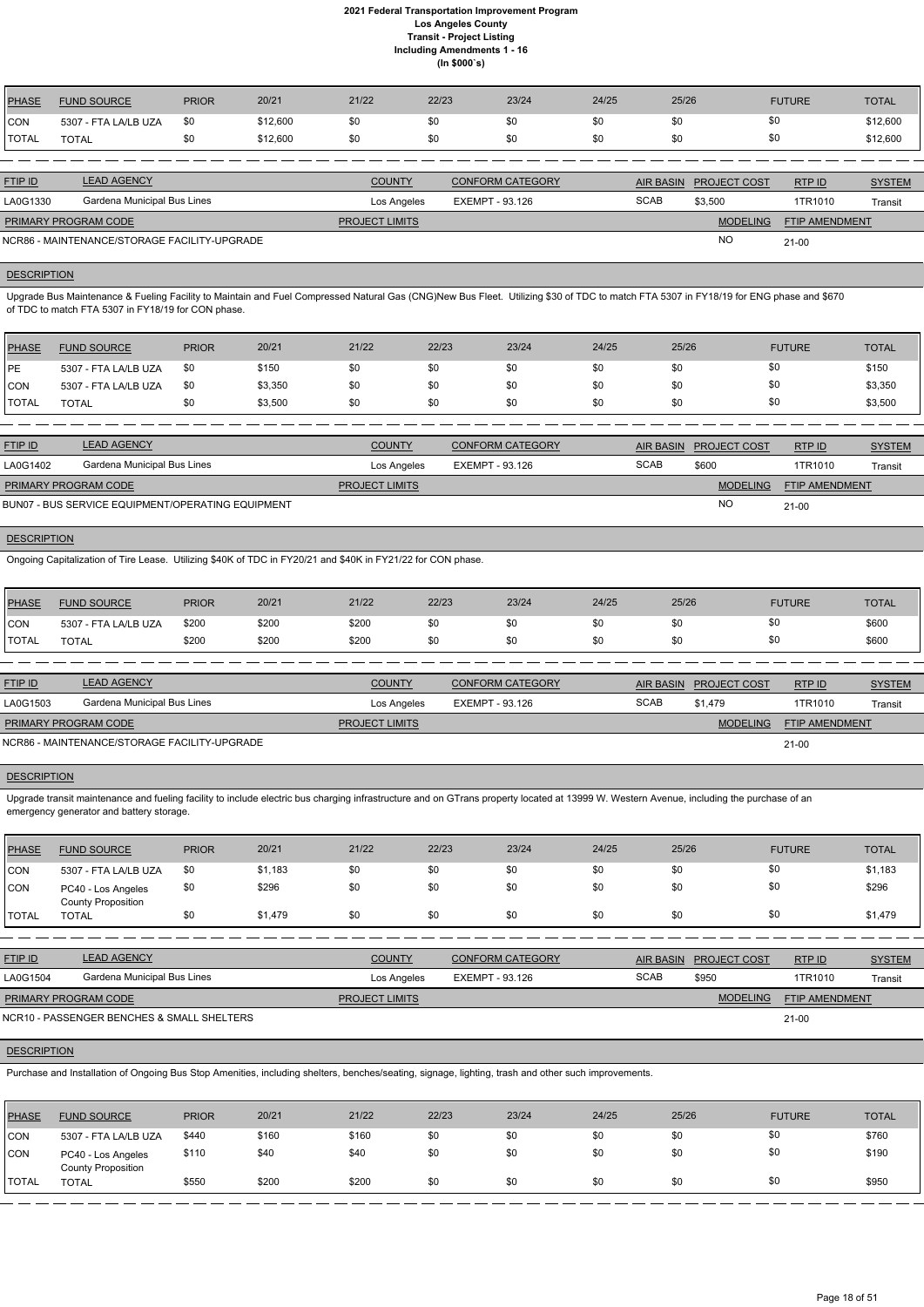# 2021 Federal Transportation Improvement Program
## Los Angeles County
### Transit - Project Listing
### Including Amendments 1 - 16
### (In $000`s)

| PHASE | FUND SOURCE | PRIOR | 20/21 | 21/22 | 22/23 | 23/24 | 24/25 | 25/26 | FUTURE | TOTAL |
|---|---|---|---|---|---|---|---|---|---|---|
| CON | 5307 - FTA LA/LB UZA | $0 | $12,600 | $0 | $0 | $0 | $0 | $0 | $0 | $12,600 |
| TOTAL | TOTAL | $0 | $12,600 | $0 | $0 | $0 | $0 | $0 | $0 | $12,600 |

| FTIP ID | LEAD AGENCY | COUNTY | CONFORM CATEGORY | AIR BASIN | PROJECT COST | RTP ID | SYSTEM |
|---|---|---|---|---|---|---|---|
| LA0G1330 | Gardena Municipal Bus Lines | Los Angeles | EXEMPT - 93.126 | SCAB | $3,500 | 1TR1010 | Transit |

| PRIMARY PROGRAM CODE | PROJECT LIMITS | MODELING | FTIP AMENDMENT |
|---|---|---|---|
| NCR86 - MAINTENANCE/STORAGE FACILITY-UPGRADE | | NO | 21-00 |

**DESCRIPTION**

Upgrade Bus Maintenance & Fueling Facility to Maintain and Fuel Compressed Natural Gas (CNG)New Bus Fleet. Utilizing $30 of TDC to match FTA 5307 in FY18/19 for ENG phase and $670 of TDC to match FTA 5307 in FY18/19 for CON phase.

| PHASE | FUND SOURCE | PRIOR | 20/21 | 21/22 | 22/23 | 23/24 | 24/25 | 25/26 | FUTURE | TOTAL |
|---|---|---|---|---|---|---|---|---|---|---|
| PE | 5307 - FTA LA/LB UZA | $0 | $150 | $0 | $0 | $0 | $0 | $0 | $0 | $150 |
| CON | 5307 - FTA LA/LB UZA | $0 | $3,350 | $0 | $0 | $0 | $0 | $0 | $0 | $3,350 |
| TOTAL | TOTAL | $0 | $3,500 | $0 | $0 | $0 | $0 | $0 | $0 | $3,500 |

| FTIP ID | LEAD AGENCY | COUNTY | CONFORM CATEGORY | AIR BASIN | PROJECT COST | RTP ID | SYSTEM |
|---|---|---|---|---|---|---|---|
| LA0G1402 | Gardena Municipal Bus Lines | Los Angeles | EXEMPT - 93.126 | SCAB | $600 | 1TR1010 | Transit |

| PRIMARY PROGRAM CODE | PROJECT LIMITS | MODELING | FTIP AMENDMENT |
|---|---|---|---|
| BUN07 - BUS SERVICE EQUIPMENT/OPERATING EQUIPMENT | | NO | 21-00 |

**DESCRIPTION**

Ongoing Capitalization of Tire Lease. Utilizing $40K of TDC in FY20/21 and $40K in FY21/22 for CON phase.

| PHASE | FUND SOURCE | PRIOR | 20/21 | 21/22 | 22/23 | 23/24 | 24/25 | 25/26 | FUTURE | TOTAL |
|---|---|---|---|---|---|---|---|---|---|---|
| CON | 5307 - FTA LA/LB UZA | $200 | $200 | $200 | $0 | $0 | $0 | $0 | $0 | $600 |
| TOTAL | TOTAL | $200 | $200 | $200 | $0 | $0 | $0 | $0 | $0 | $600 |

| FTIP ID | LEAD AGENCY | COUNTY | CONFORM CATEGORY | AIR BASIN | PROJECT COST | RTP ID | SYSTEM |
|---|---|---|---|---|---|---|---|
| LA0G1503 | Gardena Municipal Bus Lines | Los Angeles | EXEMPT - 93.126 | SCAB | $1,479 | 1TR1010 | Transit |

| PRIMARY PROGRAM CODE | PROJECT LIMITS | MODELING | FTIP AMENDMENT |
|---|---|---|---|
| NCR86 - MAINTENANCE/STORAGE FACILITY-UPGRADE | | | 21-00 |

**DESCRIPTION**

Upgrade transit maintenance and fueling facility to include electric bus charging infrastructure and on GTrans property located at 13999 W. Western Avenue, including the purchase of an emergency generator and battery storage.

| PHASE | FUND SOURCE | PRIOR | 20/21 | 21/22 | 22/23 | 23/24 | 24/25 | 25/26 | FUTURE | TOTAL |
|---|---|---|---|---|---|---|---|---|---|---|
| CON | 5307 - FTA LA/LB UZA | $0 | $1,183 | $0 | $0 | $0 | $0 | $0 | $0 | $1,183 |
| CON | PC40 - Los Angeles County Proposition | $0 | $296 | $0 | $0 | $0 | $0 | $0 | $0 | $296 |
| TOTAL | TOTAL | $0 | $1,479 | $0 | $0 | $0 | $0 | $0 | $0 | $1,479 |

| FTIP ID | LEAD AGENCY | COUNTY | CONFORM CATEGORY | AIR BASIN | PROJECT COST | RTP ID | SYSTEM |
|---|---|---|---|---|---|---|---|
| LA0G1504 | Gardena Municipal Bus Lines | Los Angeles | EXEMPT - 93.126 | SCAB | $950 | 1TR1010 | Transit |

| PRIMARY PROGRAM CODE | PROJECT LIMITS | MODELING | FTIP AMENDMENT |
|---|---|---|---|
| NCR10 - PASSENGER BENCHES & SMALL SHELTERS | | | 21-00 |

**DESCRIPTION**

Purchase and Installation of Ongoing Bus Stop Amenities, including shelters, benches/seating, signage, lighting, trash and other such improvements.

| PHASE | FUND SOURCE | PRIOR | 20/21 | 21/22 | 22/23 | 23/24 | 24/25 | 25/26 | FUTURE | TOTAL |
|---|---|---|---|---|---|---|---|---|---|---|
| CON | 5307 - FTA LA/LB UZA | $440 | $160 | $160 | $0 | $0 | $0 | $0 | $0 | $760 |
| CON | PC40 - Los Angeles County Proposition | $110 | $40 | $40 | $0 | $0 | $0 | $0 | $0 | $190 |
| TOTAL | TOTAL | $550 | $200 | $200 | $0 | $0 | $0 | $0 | $0 | $950 |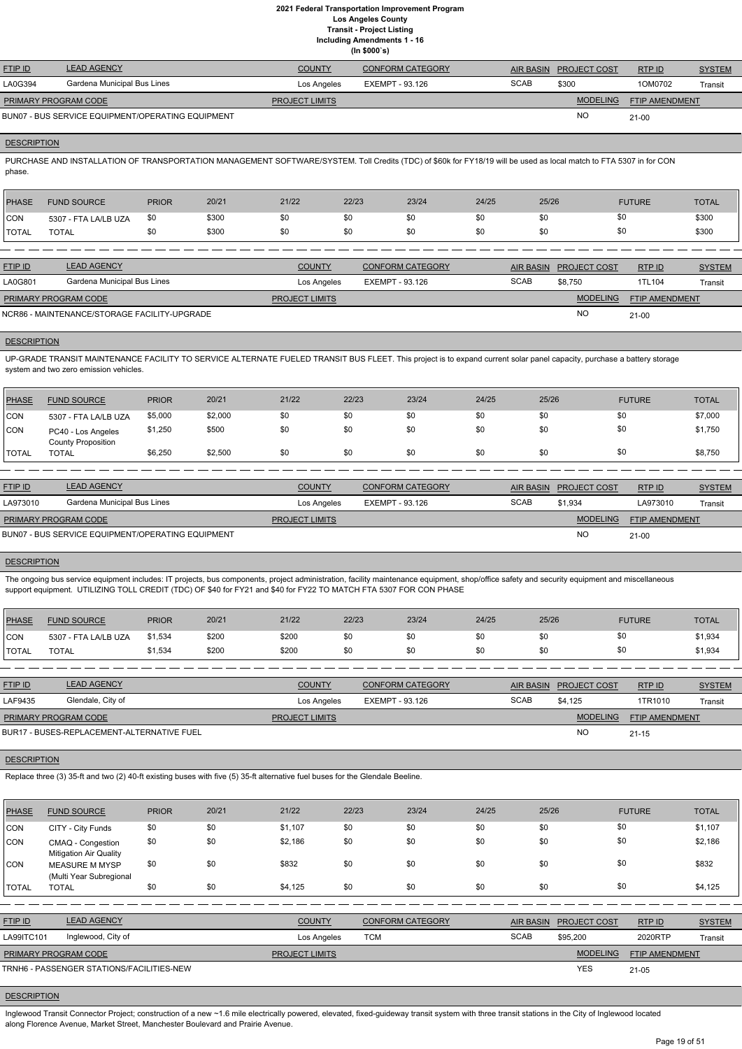# 2021 Federal Transportation Improvement Program
## Los Angeles County
### Transit - Project Listing
### Including Amendments 1 - 16
### (In $000`s)

| FTIP ID | LEAD AGENCY | COUNTY | CONFORM CATEGORY | AIR BASIN | PROJECT COST | RTP ID | SYSTEM |
|---|---|---|---|---|---|---|---|
| LA0G394 | Gardena Municipal Bus Lines | Los Angeles | EXEMPT - 93.126 | SCAB | $300 | 1OM0702 | Transit |

| PRIMARY PROGRAM CODE | PROJECT LIMITS | MODELING | FTIP AMENDMENT |
|---|---|---|---|
| BUN07 - BUS SERVICE EQUIPMENT/OPERATING EQUIPMENT | | NO | 21-00 |

**DESCRIPTION**

PURCHASE AND INSTALLATION OF TRANSPORTATION MANAGEMENT SOFTWARE/SYSTEM. Toll Credits (TDC) of $60k for FY18/19 will be used as local match to FTA 5307 in for CON phase.

| PHASE | FUND SOURCE | PRIOR | 20/21 | 21/22 | 22/23 | 23/24 | 24/25 | 25/26 | FUTURE | TOTAL |
|---|---|---|---|---|---|---|---|---|---|---|
| CON | 5307 - FTA LA/LB UZA | $0 | $300 | $0 | $0 | $0 | $0 | $0 | $0 | $300 |
| TOTAL | TOTAL | $0 | $300 | $0 | $0 | $0 | $0 | $0 | $0 | $300 |

| FTIP ID | LEAD AGENCY | COUNTY | CONFORM CATEGORY | AIR BASIN | PROJECT COST | RTP ID | SYSTEM |
|---|---|---|---|---|---|---|---|
| LA0G801 | Gardena Municipal Bus Lines | Los Angeles | EXEMPT - 93.126 | SCAB | $8,750 | 1TL104 | Transit |

| PRIMARY PROGRAM CODE | PROJECT LIMITS | MODELING | FTIP AMENDMENT |
|---|---|---|---|
| NCR86 - MAINTENANCE/STORAGE FACILITY-UPGRADE | | NO | 21-00 |

**DESCRIPTION**

UP-GRADE TRANSIT MAINTENANCE FACILITY TO SERVICE ALTERNATE FUELED TRANSIT BUS FLEET. This project is to expand current solar panel capacity, purchase a battery storage system and two zero emission vehicles.

| PHASE | FUND SOURCE | PRIOR | 20/21 | 21/22 | 22/23 | 23/24 | 24/25 | 25/26 | FUTURE | TOTAL |
|---|---|---|---|---|---|---|---|---|---|---|
| CON | 5307 - FTA LA/LB UZA | $5,000 | $2,000 | $0 | $0 | $0 | $0 | $0 | $0 | $7,000 |
| CON | PC40 - Los Angeles County Proposition | $1,250 | $500 | $0 | $0 | $0 | $0 | $0 | $0 | $1,750 |
| TOTAL | TOTAL | $6,250 | $2,500 | $0 | $0 | $0 | $0 | $0 | $0 | $8,750 |

| FTIP ID | LEAD AGENCY | COUNTY | CONFORM CATEGORY | AIR BASIN | PROJECT COST | RTP ID | SYSTEM |
|---|---|---|---|---|---|---|---|
| LA973010 | Gardena Municipal Bus Lines | Los Angeles | EXEMPT - 93.126 | SCAB | $1,934 | LA973010 | Transit |

| PRIMARY PROGRAM CODE | PROJECT LIMITS | MODELING | FTIP AMENDMENT |
|---|---|---|---|
| BUN07 - BUS SERVICE EQUIPMENT/OPERATING EQUIPMENT | | NO | 21-00 |

**DESCRIPTION**

The ongoing bus service equipment includes: IT projects, bus components, project administration, facility maintenance equipment, shop/office safety and security equipment and miscellaneous support equipment. UTILIZING TOLL CREDIT (TDC) OF $40 for FY21 and $40 for FY22 TO MATCH FTA 5307 FOR CON PHASE

| PHASE | FUND SOURCE | PRIOR | 20/21 | 21/22 | 22/23 | 23/24 | 24/25 | 25/26 | FUTURE | TOTAL |
|---|---|---|---|---|---|---|---|---|---|---|
| CON | 5307 - FTA LA/LB UZA | $1,534 | $200 | $200 | $0 | $0 | $0 | $0 | $0 | $1,934 |
| TOTAL | TOTAL | $1,534 | $200 | $200 | $0 | $0 | $0 | $0 | $0 | $1,934 |

| FTIP ID | LEAD AGENCY | COUNTY | CONFORM CATEGORY | AIR BASIN | PROJECT COST | RTP ID | SYSTEM |
|---|---|---|---|---|---|---|---|
| LAF9435 | Glendale, City of | Los Angeles | EXEMPT - 93.126 | SCAB | $4,125 | 1TR1010 | Transit |

| PRIMARY PROGRAM CODE | PROJECT LIMITS | MODELING | FTIP AMENDMENT |
|---|---|---|---|
| BUR17 - BUSES-REPLACEMENT-ALTERNATIVE FUEL | | NO | 21-15 |

**DESCRIPTION**

Replace three (3) 35-ft and two (2) 40-ft existing buses with five (5) 35-ft alternative fuel buses for the Glendale Beeline.

| PHASE | FUND SOURCE | PRIOR | 20/21 | 21/22 | 22/23 | 23/24 | 24/25 | 25/26 | FUTURE | TOTAL |
|---|---|---|---|---|---|---|---|---|---|---|
| CON | CITY - City Funds | $0 | $0 | $1,107 | $0 | $0 | $0 | $0 | $0 | $1,107 |
| CON | CMAQ - Congestion Mitigation Air Quality | $0 | $0 | $2,186 | $0 | $0 | $0 | $0 | $0 | $2,186 |
| CON | MEASURE M MYSP (Multi Year Subregional | $0 | $0 | $832 | $0 | $0 | $0 | $0 | $0 | $832 |
| TOTAL | TOTAL | $0 | $0 | $4,125 | $0 | $0 | $0 | $0 | $0 | $4,125 |

| FTIP ID | LEAD AGENCY | COUNTY | CONFORM CATEGORY | AIR BASIN | PROJECT COST | RTP ID | SYSTEM |
|---|---|---|---|---|---|---|---|
| LA99ITC101 | Inglewood, City of | Los Angeles | TCM | SCAB | $95,200 | 2020RTP | Transit |

| PRIMARY PROGRAM CODE | PROJECT LIMITS | MODELING | FTIP AMENDMENT |
|---|---|---|---|
| TRNH6 - PASSENGER STATIONS/FACILITIES-NEW | | YES | 21-05 |

**DESCRIPTION**

Inglewood Transit Connector Project; construction of a new ~1.6 mile electrically powered, elevated, fixed-guideway transit system with three transit stations in the City of Inglewood located along Florence Avenue, Market Street, Manchester Boulevard and Prairie Avenue.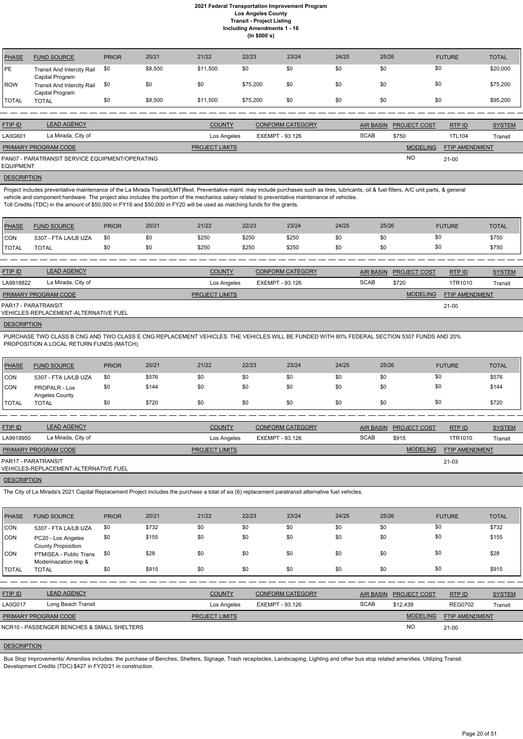| PHASE | FUND SOURCE | PRIOR | 20/21 | 21/22 | 22/23 | 23/24 | 24/25 | 25/26 | FUTURE | TOTAL |
|---|---|---|---|---|---|---|---|---|---|---|
| PE | Transit And Intercity Rail Capital Program | $0 | $8,500 | $11,500 | $0 | $0 | $0 | $0 | $0 | $20,000 |
| ROW | Transit And Intercity Rail Capital Program | $0 | $0 | $0 | $75,200 | $0 | $0 | $0 | $0 | $75,200 |
| TOTAL | TOTAL | $0 | $8,500 | $11,500 | $75,200 | $0 | $0 | $0 | $0 | $95,200 |

| FTIP ID | LEAD AGENCY | COUNTY | CONFORM CATEGORY | AIR BASIN | PROJECT COST | RTP ID | SYSTEM |
|---|---|---|---|---|---|---|---|
| LA0G601 | La Mirada, City of | Los Angeles | EXEMPT - 93.126 | SCAB | $750 | 1TL104 | Transit |

| PRIMARY PROGRAM CODE | PROJECT LIMITS | MODELING | FTIP AMENDMENT |
|---|---|---|---|
| PAN07 - PARATRANSIT SERVICE EQUIPMENT/OPERATING EQUIPMENT | | NO | 21-00 |

**DESCRIPTION**

Project includes preventative maintenance of the La Mirada Transit(LMT)fleet. Preventative maint. may include purchases such as tires, lubricants, oil & fuel filters, A/C unit parts, & general vehicle and component hardware. The project also includes the portion of the mechanics salary related to preventative maintenance of vehicles.
Toll Credits (TDC) in the amount of $50,000 in FY19 and $50,000 in FY20 will be used as matching funds for the grants.

| PHASE | FUND SOURCE | PRIOR | 20/21 | 21/22 | 22/23 | 23/24 | 24/25 | 25/26 | FUTURE | TOTAL |
|---|---|---|---|---|---|---|---|---|---|---|
| CON | 5307 - FTA LA/LB UZA | $0 | $0 | $250 | $250 | $250 | $0 | $0 | $0 | $750 |
| TOTAL | TOTAL | $0 | $0 | $250 | $250 | $250 | $0 | $0 | $0 | $750 |

| FTIP ID | LEAD AGENCY | COUNTY | CONFORM CATEGORY | AIR BASIN | PROJECT COST | RTP ID | SYSTEM |
|---|---|---|---|---|---|---|---|
| LA9918822 | La Mirada, City of | Los Angeles | EXEMPT - 93.126 | SCAB | $720 | 1TR1010 | Transit |

| PRIMARY PROGRAM CODE | PROJECT LIMITS | MODELING | FTIP AMENDMENT |
|---|---|---|---|
| PAR17 - PARATRANSIT VEHICLES-REPLACEMENT-ALTERNATIVE FUEL | | | 21-00 |

**DESCRIPTION**

PURCHASE TWO CLASS B CNG AND TWO CLASS E CNG REPLACEMENT VEHICLES. THE VEHICLES WILL BE FUNDED WITH 80% FEDERAL SECTION 5307 FUNDS AND 20% PROPOSITION A LOCAL RETURN FUNDS (MATCH).

| PHASE | FUND SOURCE | PRIOR | 20/21 | 21/22 | 22/23 | 23/24 | 24/25 | 25/26 | FUTURE | TOTAL |
|---|---|---|---|---|---|---|---|---|---|---|
| CON | 5307 - FTA LA/LB UZA | $0 | $576 | $0 | $0 | $0 | $0 | $0 | $0 | $576 |
| CON | PROPALR - Los Angeles County | $0 | $144 | $0 | $0 | $0 | $0 | $0 | $0 | $144 |
| TOTAL | TOTAL | $0 | $720 | $0 | $0 | $0 | $0 | $0 | $0 | $720 |

| FTIP ID | LEAD AGENCY | COUNTY | CONFORM CATEGORY | AIR BASIN | PROJECT COST | RTP ID | SYSTEM |
|---|---|---|---|---|---|---|---|
| LA9918950 | La Mirada, City of | Los Angeles | EXEMPT - 93.126 | SCAB | $915 | 1TR1010 | Transit |

| PRIMARY PROGRAM CODE | PROJECT LIMITS | MODELING | FTIP AMENDMENT |
|---|---|---|---|
| PAR17 - PARATRANSIT VEHICLES-REPLACEMENT-ALTERNATIVE FUEL | | | 21-03 |

**DESCRIPTION**

The City of La Mirada's 2021 Capital Replacement Project includes the purchase a total of six (6) replacement paratransit alternative fuel vehicles.

| PHASE | FUND SOURCE | PRIOR | 20/21 | 21/22 | 22/23 | 23/24 | 24/25 | 25/26 | FUTURE | TOTAL |
|---|---|---|---|---|---|---|---|---|---|---|
| CON | 5307 - FTA LA/LB UZA | $0 | $732 | $0 | $0 | $0 | $0 | $0 | $0 | $732 |
| CON | PC20 - Los Angeles County Proposition | $0 | $155 | $0 | $0 | $0 | $0 | $0 | $0 | $155 |
| CON | PTMISEA - Public Trans Moderinazation Imp & | $0 | $28 | $0 | $0 | $0 | $0 | $0 | $0 | $28 |
| TOTAL | TOTAL | $0 | $915 | $0 | $0 | $0 | $0 | $0 | $0 | $915 |

| FTIP ID | LEAD AGENCY | COUNTY | CONFORM CATEGORY | AIR BASIN | PROJECT COST | RTP ID | SYSTEM |
|---|---|---|---|---|---|---|---|
| LA0G017 | Long Beach Transit | Los Angeles | EXEMPT - 93.126 | SCAB | $12,439 | REG0702 | Transit |

| PRIMARY PROGRAM CODE | PROJECT LIMITS | MODELING | FTIP AMENDMENT |
|---|---|---|---|
| NCR10 - PASSENGER BENCHES & SMALL SHELTERS | | NO | 21-00 |

**DESCRIPTION**

Bus Stop Improvements/ Amenities includes: the purchase of Benches, Shelters, Signage, Trash receptacles, Landscaping, Lighting and other bus stop related amenities. Utilizing Transit Development Credits (TDC):$427 in FY20/21 in construction.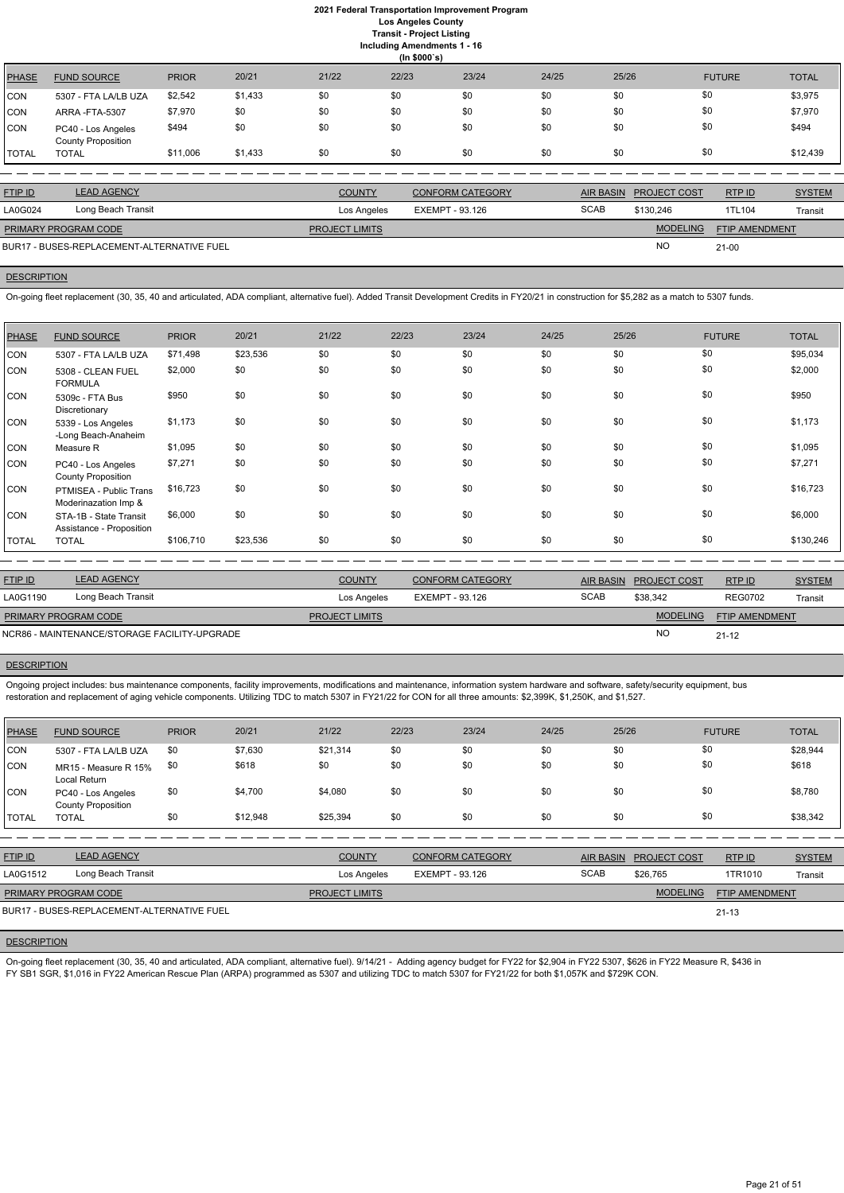# 2021 Federal Transportation Improvement Program
## Los Angeles County
### Transit - Project Listing
### Including Amendments 1 - 16
### (In $000`s)

| PHASE | FUND SOURCE | PRIOR | 20/21 | 21/22 | 22/23 | 23/24 | 24/25 | 25/26 | FUTURE | TOTAL |
|---|---|---|---|---|---|---|---|---|---|---|
| CON | 5307 - FTA LA/LB UZA | $2,542 | $1,433 | $0 | $0 | $0 | $0 | $0 | $0 | $3,975 |
| CON | ARRA -FTA-5307 | $7,970 | $0 | $0 | $0 | $0 | $0 | $0 | $0 | $7,970 |
| CON | PC40 - Los Angeles County Proposition | $494 | $0 | $0 | $0 | $0 | $0 | $0 | $0 | $494 |
| TOTAL | TOTAL | $11,006 | $1,433 | $0 | $0 | $0 | $0 | $0 | $0 | $12,439 |

| FTIP ID | LEAD AGENCY | COUNTY | CONFORM CATEGORY | AIR BASIN | PROJECT COST | RTP ID | SYSTEM |
|---|---|---|---|---|---|---|---|
| LA0G024 | Long Beach Transit | Los Angeles | EXEMPT - 93.126 | SCAB | $130,246 | 1TL104 | Transit |

| PRIMARY PROGRAM CODE | PROJECT LIMITS | MODELING | FTIP AMENDMENT |
|---|---|---|---|
| BUR17 - BUSES-REPLACEMENT-ALTERNATIVE FUEL | | NO | 21-00 |

**DESCRIPTION**

On-going fleet replacement (30, 35, 40 and articulated, ADA compliant, alternative fuel). Added Transit Development Credits in FY20/21 in construction for $5,282 as a match to 5307 funds.

| PHASE | FUND SOURCE | PRIOR | 20/21 | 21/22 | 22/23 | 23/24 | 24/25 | 25/26 | FUTURE | TOTAL |
|---|---|---|---|---|---|---|---|---|---|---|
| CON | 5307 - FTA LA/LB UZA | $71,498 | $23,536 | $0 | $0 | $0 | $0 | $0 | $0 | $95,034 |
| CON | 5308 - CLEAN FUEL FORMULA | $2,000 | $0 | $0 | $0 | $0 | $0 | $0 | $0 | $2,000 |
| CON | 5309c - FTA Bus Discretionary | $950 | $0 | $0 | $0 | $0 | $0 | $0 | $0 | $950 |
| CON | 5339 - Los Angeles -Long Beach-Anaheim | $1,173 | $0 | $0 | $0 | $0 | $0 | $0 | $0 | $1,173 |
| CON | Measure R | $1,095 | $0 | $0 | $0 | $0 | $0 | $0 | $0 | $1,095 |
| CON | PC40 - Los Angeles County Proposition | $7,271 | $0 | $0 | $0 | $0 | $0 | $0 | $0 | $7,271 |
| CON | PTMISEA - Public Trans Moderinazation Imp & | $16,723 | $0 | $0 | $0 | $0 | $0 | $0 | $0 | $16,723 |
| CON | STA-1B - State Transit Assistance - Proposition | $6,000 | $0 | $0 | $0 | $0 | $0 | $0 | $0 | $6,000 |
| TOTAL | TOTAL | $106,710 | $23,536 | $0 | $0 | $0 | $0 | $0 | $0 | $130,246 |

| FTIP ID | LEAD AGENCY | COUNTY | CONFORM CATEGORY | AIR BASIN | PROJECT COST | RTP ID | SYSTEM |
|---|---|---|---|---|---|---|---|
| LA0G1190 | Long Beach Transit | Los Angeles | EXEMPT - 93.126 | SCAB | $38,342 | REG0702 | Transit |

| PRIMARY PROGRAM CODE | PROJECT LIMITS | MODELING | FTIP AMENDMENT |
|---|---|---|---|
| NCR86 - MAINTENANCE/STORAGE FACILITY-UPGRADE | | NO | 21-12 |

**DESCRIPTION**

Ongoing project includes: bus maintenance components, facility improvements, modifications and maintenance, information system hardware and software, safety/security equipment, bus restoration and replacement of aging vehicle components. Utilizing TDC to match 5307 in FY21/22 for CON for all three amounts: $2,399K, $1,250K, and $1,527.

| PHASE | FUND SOURCE | PRIOR | 20/21 | 21/22 | 22/23 | 23/24 | 24/25 | 25/26 | FUTURE | TOTAL |
|---|---|---|---|---|---|---|---|---|---|---|
| CON | 5307 - FTA LA/LB UZA | $0 | $7,630 | $21,314 | $0 | $0 | $0 | $0 | $0 | $28,944 |
| CON | MR15 - Measure R 15% Local Return | $0 | $618 | $0 | $0 | $0 | $0 | $0 | $0 | $618 |
| CON | PC40 - Los Angeles County Proposition | $0 | $4,700 | $4,080 | $0 | $0 | $0 | $0 | $0 | $8,780 |
| TOTAL | TOTAL | $0 | $12,948 | $25,394 | $0 | $0 | $0 | $0 | $0 | $38,342 |

| FTIP ID | LEAD AGENCY | COUNTY | CONFORM CATEGORY | AIR BASIN | PROJECT COST | RTP ID | SYSTEM |
|---|---|---|---|---|---|---|---|
| LA0G1512 | Long Beach Transit | Los Angeles | EXEMPT - 93.126 | SCAB | $26,765 | 1TR1010 | Transit |

| PRIMARY PROGRAM CODE | PROJECT LIMITS | MODELING | FTIP AMENDMENT |
|---|---|---|---|
| BUR17 - BUSES-REPLACEMENT-ALTERNATIVE FUEL | | | 21-13 |

**DESCRIPTION**

On-going fleet replacement (30, 35, 40 and articulated, ADA compliant, alternative fuel). 9/14/21 - Adding agency budget for FY22 for $2,904 in FY22 5307, $626 in FY22 Measure R, $436 in FY SB1 SGR, $1,016 in FY22 American Rescue Plan (ARPA) programmed as 5307 and utilizing TDC to match 5307 for FY21/22 for both $1,057K and $729K CON.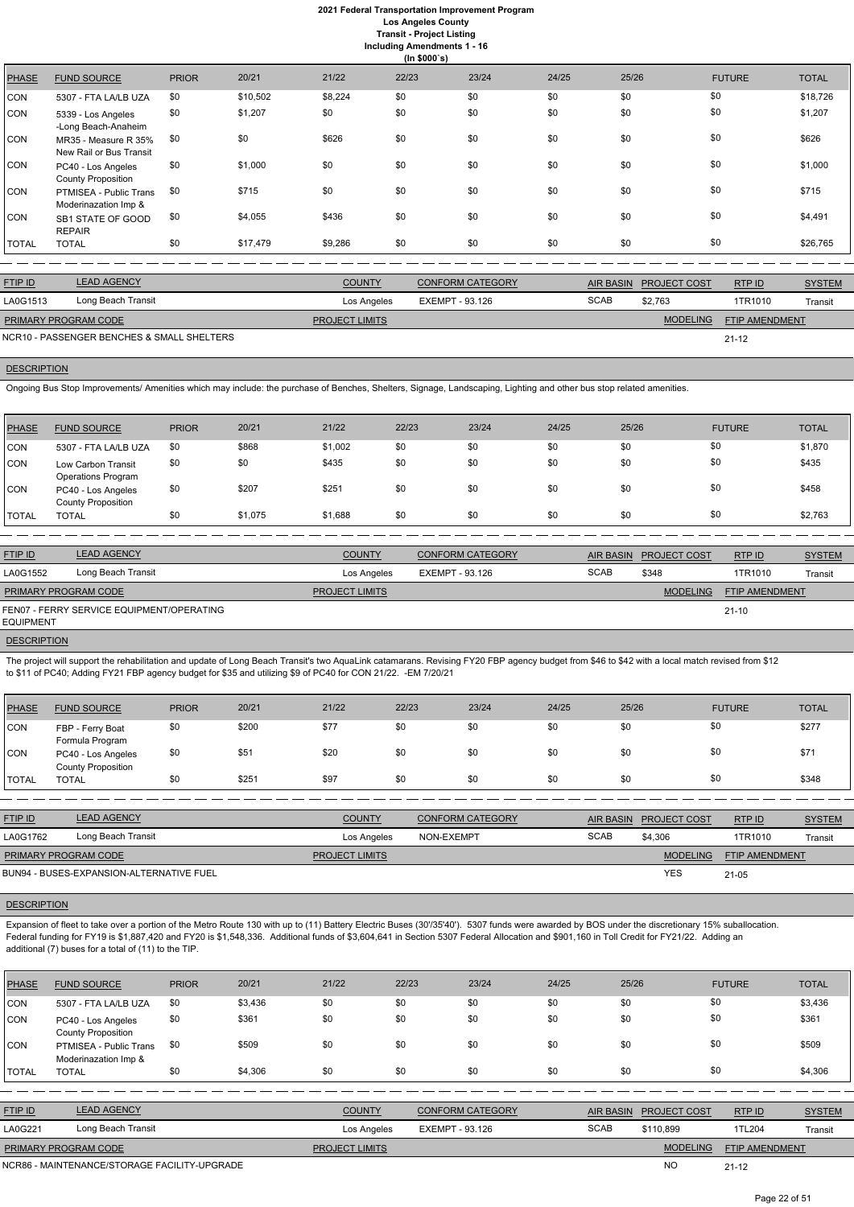# 2021 Federal Transportation Improvement Program
## Los Angeles County
### Transit - Project Listing
### Including Amendments 1 - 16
### (In $000`s)

| PHASE | FUND SOURCE | PRIOR | 20/21 | 21/22 | 22/23 | 23/24 | 24/25 | 25/26 | FUTURE | TOTAL |
|---|---|---|---|---|---|---|---|---|---|---|
| CON | 5307 - FTA LA/LB UZA | $0 | $10,502 | $8,224 | $0 | $0 | $0 | $0 | $0 | $18,726 |
| CON | 5339 - Los Angeles -Long Beach-Anaheim | $0 | $1,207 | $0 | $0 | $0 | $0 | $0 | $0 | $1,207 |
| CON | MR35 - Measure R 35% New Rail or Bus Transit | $0 | $0 | $626 | $0 | $0 | $0 | $0 | $0 | $626 |
| CON | PC40 - Los Angeles County Proposition | $0 | $1,000 | $0 | $0 | $0 | $0 | $0 | $0 | $1,000 |
| CON | PTMISEA - Public Trans Moderinazation Imp & | $0 | $715 | $0 | $0 | $0 | $0 | $0 | $0 | $715 |
| CON | SB1 STATE OF GOOD REPAIR | $0 | $4,055 | $436 | $0 | $0 | $0 | $0 | $0 | $4,491 |
| TOTAL | TOTAL | $0 | $17,479 | $9,286 | $0 | $0 | $0 | $0 | $0 | $26,765 |

| FTIP ID | LEAD AGENCY | COUNTY | CONFORM CATEGORY | AIR BASIN | PROJECT COST | RTP ID | SYSTEM |
|---|---|---|---|---|---|---|---|
| LA0G1513 | Long Beach Transit | Los Angeles | EXEMPT - 93.126 | SCAB | $2,763 | 1TR1010 | Transit |

| PRIMARY PROGRAM CODE | PROJECT LIMITS | MODELING | FTIP AMENDMENT |
|---|---|---|---|
| NCR10 - PASSENGER BENCHES & SMALL SHELTERS | | | 21-12 |

**DESCRIPTION**

Ongoing Bus Stop Improvements/ Amenities which may include: the purchase of Benches, Shelters, Signage, Landscaping, Lighting and other bus stop related amenities.

| PHASE | FUND SOURCE | PRIOR | 20/21 | 21/22 | 22/23 | 23/24 | 24/25 | 25/26 | FUTURE | TOTAL |
|---|---|---|---|---|---|---|---|---|---|---|
| CON | 5307 - FTA LA/LB UZA | $0 | $868 | $1,002 | $0 | $0 | $0 | $0 | $0 | $1,870 |
| CON | Low Carbon Transit Operations Program | $0 | $0 | $435 | $0 | $0 | $0 | $0 | $0 | $435 |
| CON | PC40 - Los Angeles County Proposition | $0 | $207 | $251 | $0 | $0 | $0 | $0 | $0 | $458 |
| TOTAL | TOTAL | $0 | $1,075 | $1,688 | $0 | $0 | $0 | $0 | $0 | $2,763 |

| FTIP ID | LEAD AGENCY | COUNTY | CONFORM CATEGORY | AIR BASIN | PROJECT COST | RTP ID | SYSTEM |
|---|---|---|---|---|---|---|---|
| LA0G1552 | Long Beach Transit | Los Angeles | EXEMPT - 93.126 | SCAB | $348 | 1TR1010 | Transit |

| PRIMARY PROGRAM CODE | PROJECT LIMITS | MODELING | FTIP AMENDMENT |
|---|---|---|---|
| FEN07 - FERRY SERVICE EQUIPMENT/OPERATING EQUIPMENT | | | 21-10 |

**DESCRIPTION**

The project will support the rehabilitation and update of Long Beach Transit's two AquaLink catamarans. Revising FY20 FBP agency budget from $46 to $42 with a local match revised from $12 to $11 of PC40; Adding FY21 FBP agency budget for $35 and utilizing $9 of PC40 for CON 21/22. -EM 7/20/21

| PHASE | FUND SOURCE | PRIOR | 20/21 | 21/22 | 22/23 | 23/24 | 24/25 | 25/26 | FUTURE | TOTAL |
|---|---|---|---|---|---|---|---|---|---|---|
| CON | FBP - Ferry Boat Formula Program | $0 | $200 | $77 | $0 | $0 | $0 | $0 | $0 | $277 |
| CON | PC40 - Los Angeles County Proposition | $0 | $51 | $20 | $0 | $0 | $0 | $0 | $0 | $71 |
| TOTAL | TOTAL | $0 | $251 | $97 | $0 | $0 | $0 | $0 | $0 | $348 |

| FTIP ID | LEAD AGENCY | COUNTY | CONFORM CATEGORY | AIR BASIN | PROJECT COST | RTP ID | SYSTEM |
|---|---|---|---|---|---|---|---|
| LA0G1762 | Long Beach Transit | Los Angeles | NON-EXEMPT | SCAB | $4,306 | 1TR1010 | Transit |

| PRIMARY PROGRAM CODE | PROJECT LIMITS | MODELING | FTIP AMENDMENT |
|---|---|---|---|
| BUN94 - BUSES-EXPANSION-ALTERNATIVE FUEL | | YES | 21-05 |

**DESCRIPTION**

Expansion of fleet to take over a portion of the Metro Route 130 with up to (11) Battery Electric Buses (30'/35'40'). 5307 funds were awarded by BOS under the discretionary 15% suballocation. Federal funding for FY19 is $1,887,420 and FY20 is $1,548,336. Additional funds of $3,604,641 in Section 5307 Federal Allocation and $901,160 in Toll Credit for FY21/22. Adding an additional (7) buses for a total of (11) to the TIP.

| PHASE | FUND SOURCE | PRIOR | 20/21 | 21/22 | 22/23 | 23/24 | 24/25 | 25/26 | FUTURE | TOTAL |
|---|---|---|---|---|---|---|---|---|---|---|
| CON | 5307 - FTA LA/LB UZA | $0 | $3,436 | $0 | $0 | $0 | $0 | $0 | $0 | $3,436 |
| CON | PC40 - Los Angeles County Proposition | $0 | $361 | $0 | $0 | $0 | $0 | $0 | $0 | $361 |
| CON | PTMISEA - Public Trans Moderinazation Imp & | $0 | $509 | $0 | $0 | $0 | $0 | $0 | $0 | $509 |
| TOTAL | TOTAL | $0 | $4,306 | $0 | $0 | $0 | $0 | $0 | $0 | $4,306 |

| FTIP ID | LEAD AGENCY | COUNTY | CONFORM CATEGORY | AIR BASIN | PROJECT COST | RTP ID | SYSTEM |
|---|---|---|---|---|---|---|---|
| LA0G221 | Long Beach Transit | Los Angeles | EXEMPT - 93.126 | SCAB | $110,899 | 1TL204 | Transit |

| PRIMARY PROGRAM CODE | PROJECT LIMITS | MODELING | FTIP AMENDMENT |
|---|---|---|---|
| NCR86 - MAINTENANCE/STORAGE FACILITY-UPGRADE | | NO | 21-12 |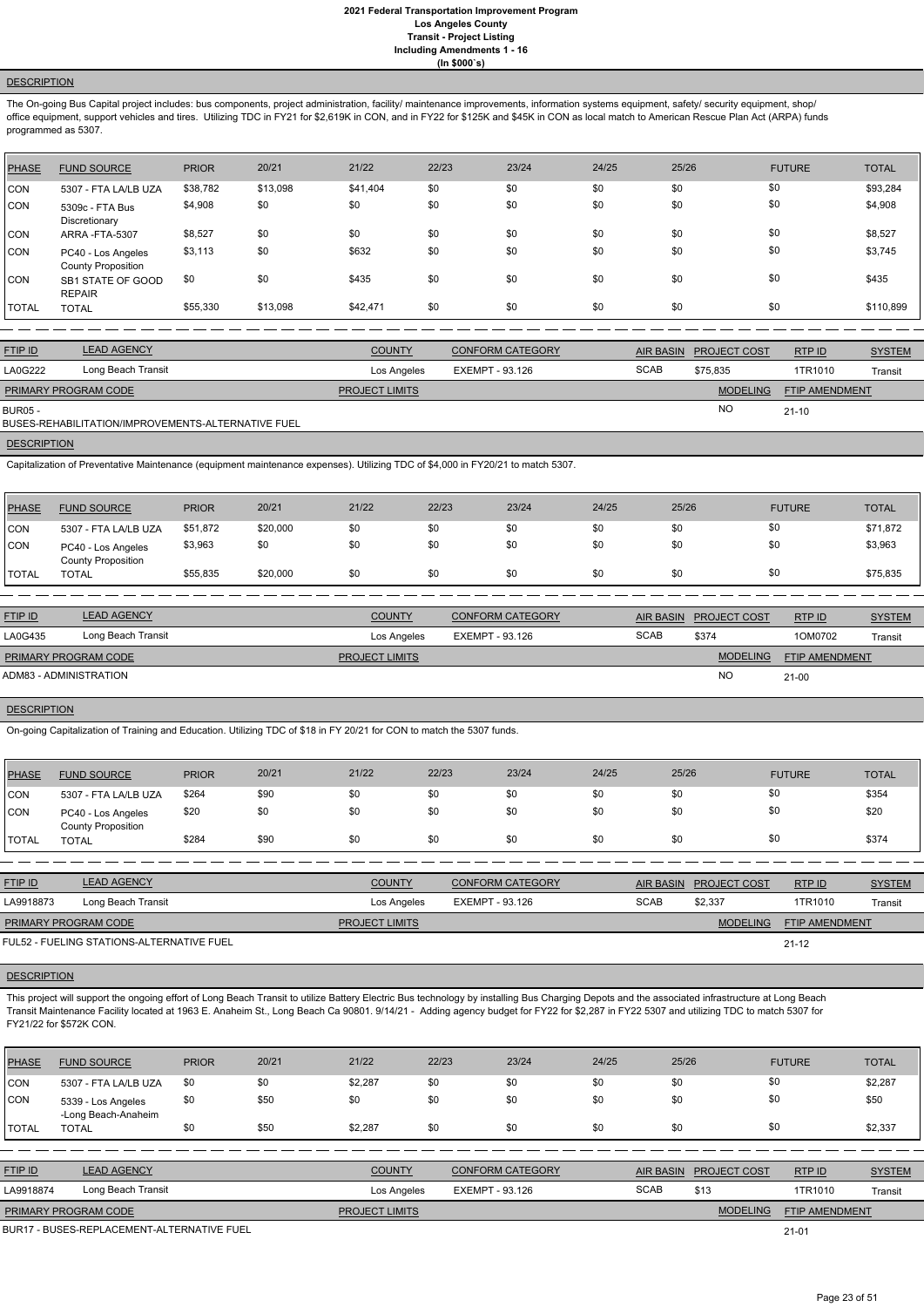**DESCRIPTION**

The On-going Bus Capital project includes: bus components, project administration, facility/ maintenance improvements, information systems equipment, safety/ security equipment, shop/ office equipment, support vehicles and tires. Utilizing TDC in FY21 for $2,619K in CON, and in FY22 for $125K and $45K in CON as local match to American Rescue Plan Act (ARPA) funds programmed as 5307.

| PHASE | FUND SOURCE | PRIOR | 20/21 | 21/22 | 22/23 | 23/24 | 24/25 | 25/26 | FUTURE | TOTAL |
|---|---|---|---|---|---|---|---|---|---|---|
| CON | 5307 - FTA LA/LB UZA | $38,782 | $13,098 | $41,404 | $0 | $0 | $0 | $0 | $0 | $93,284 |
| CON | 5309c - FTA Bus Discretionary | $4,908 | $0 | $0 | $0 | $0 | $0 | $0 | $0 | $4,908 |
| CON | ARRA -FTA-5307 | $8,527 | $0 | $0 | $0 | $0 | $0 | $0 | $0 | $8,527 |
| CON | PC40 - Los Angeles County Proposition | $3,113 | $0 | $632 | $0 | $0 | $0 | $0 | $0 | $3,745 |
| CON | SB1 STATE OF GOOD REPAIR | $0 | $0 | $435 | $0 | $0 | $0 | $0 | $0 | $435 |
| TOTAL | TOTAL | $55,330 | $13,098 | $42,471 | $0 | $0 | $0 | $0 | $0 | $110,899 |

| FTIP ID | LEAD AGENCY | COUNTY | CONFORM CATEGORY | AIR BASIN | PROJECT COST | RTP ID | SYSTEM |
|---|---|---|---|---|---|---|---|
| LA0G222 | Long Beach Transit | Los Angeles | EXEMPT - 93.126 | SCAB | $75,835 | 1TR1010 | Transit |

| PRIMARY PROGRAM CODE | PROJECT LIMITS | MODELING | FTIP AMENDMENT |
|---|---|---|---|
| BUR05 - BUSES-REHABILITATION/IMPROVEMENTS-ALTERNATIVE FUEL | | NO | 21-10 |

**DESCRIPTION**

Capitalization of Preventative Maintenance (equipment maintenance expenses). Utilizing TDC of $4,000 in FY20/21 to match 5307.

| PHASE | FUND SOURCE | PRIOR | 20/21 | 21/22 | 22/23 | 23/24 | 24/25 | 25/26 | FUTURE | TOTAL |
|---|---|---|---|---|---|---|---|---|---|---|
| CON | 5307 - FTA LA/LB UZA | $51,872 | $20,000 | $0 | $0 | $0 | $0 | $0 | $0 | $71,872 |
| CON | PC40 - Los Angeles County Proposition | $3,963 | $0 | $0 | $0 | $0 | $0 | $0 | $0 | $3,963 |
| TOTAL | TOTAL | $55,835 | $20,000 | $0 | $0 | $0 | $0 | $0 | $0 | $75,835 |

| FTIP ID | LEAD AGENCY | COUNTY | CONFORM CATEGORY | AIR BASIN | PROJECT COST | RTP ID | SYSTEM |
|---|---|---|---|---|---|---|---|
| LA0G435 | Long Beach Transit | Los Angeles | EXEMPT - 93.126 | SCAB | $374 | 1OM0702 | Transit |

| PRIMARY PROGRAM CODE | PROJECT LIMITS | MODELING | FTIP AMENDMENT |
|---|---|---|---|
| ADM83 - ADMINISTRATION | | NO | 21-00 |

**DESCRIPTION**

On-going Capitalization of Training and Education. Utilizing TDC of $18 in FY 20/21 for CON to match the 5307 funds.

| PHASE | FUND SOURCE | PRIOR | 20/21 | 21/22 | 22/23 | 23/24 | 24/25 | 25/26 | FUTURE | TOTAL |
|---|---|---|---|---|---|---|---|---|---|---|
| CON | 5307 - FTA LA/LB UZA | $264 | $90 | $0 | $0 | $0 | $0 | $0 | $0 | $354 |
| CON | PC40 - Los Angeles County Proposition | $20 | $0 | $0 | $0 | $0 | $0 | $0 | $0 | $20 |
| TOTAL | TOTAL | $284 | $90 | $0 | $0 | $0 | $0 | $0 | $0 | $374 |

| FTIP ID | LEAD AGENCY | COUNTY | CONFORM CATEGORY | AIR BASIN | PROJECT COST | RTP ID | SYSTEM |
|---|---|---|---|---|---|---|---|
| LA9918873 | Long Beach Transit | Los Angeles | EXEMPT - 93.126 | SCAB | $2,337 | 1TR1010 | Transit |

| PRIMARY PROGRAM CODE | PROJECT LIMITS | MODELING | FTIP AMENDMENT |
|---|---|---|---|
| FUL52 - FUELING STATIONS-ALTERNATIVE FUEL | | | 21-12 |

**DESCRIPTION**

This project will support the ongoing effort of Long Beach Transit to utilize Battery Electric Bus technology by installing Bus Charging Depots and the associated infrastructure at Long Beach Transit Maintenance Facility located at 1963 E. Anaheim St., Long Beach Ca 90801. 9/14/21 - Adding agency budget for FY22 for $2,287 in FY22 5307 and utilizing TDC to match 5307 for FY21/22 for $572K CON.

| PHASE | FUND SOURCE | PRIOR | 20/21 | 21/22 | 22/23 | 23/24 | 24/25 | 25/26 | FUTURE | TOTAL |
|---|---|---|---|---|---|---|---|---|---|---|
| CON | 5307 - FTA LA/LB UZA | $0 | $0 | $2,287 | $0 | $0 | $0 | $0 | $0 | $2,287 |
| CON | 5339 - Los Angeles -Long Beach-Anaheim | $0 | $50 | $0 | $0 | $0 | $0 | $0 | $0 | $50 |
| TOTAL | TOTAL | $0 | $50 | $2,287 | $0 | $0 | $0 | $0 | $0 | $2,337 |

| FTIP ID | LEAD AGENCY | COUNTY | CONFORM CATEGORY | AIR BASIN | PROJECT COST | RTP ID | SYSTEM |
|---|---|---|---|---|---|---|---|
| LA9918874 | Long Beach Transit | Los Angeles | EXEMPT - 93.126 | SCAB | $13 | 1TR1010 | Transit |

| PRIMARY PROGRAM CODE | PROJECT LIMITS | MODELING | FTIP AMENDMENT |
|---|---|---|---|
| BUR17 - BUSES-REPLACEMENT-ALTERNATIVE FUEL | | | 21-01 |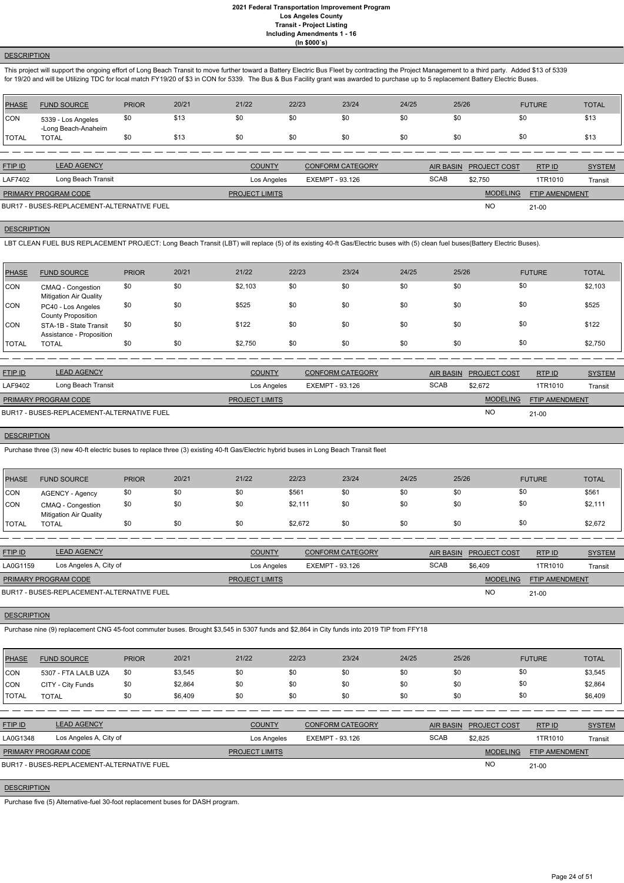**2021 Federal Transportation Improvement Program**
**Los Angeles County**
**Transit - Project Listing**
**Including Amendments 1 - 16**
**(In $000`s)**

**DESCRIPTION**

This project will support the ongoing effort of Long Beach Transit to move further toward a Battery Electric Bus Fleet by contracting the Project Management to a third party. Added $13 of 5339 for 19/20 and will be Utilizing TDC for local match FY19/20 of $3 in CON for 5339. The Bus & Bus Facility grant was awarded to purchase up to 5 replacement Battery Electric Buses.

| PHASE | FUND SOURCE | PRIOR | 20/21 | 21/22 | 22/23 | 23/24 | 24/25 | 25/26 | FUTURE | TOTAL |
|---|---|---|---|---|---|---|---|---|---|---|
| CON | 5339 - Los Angeles -Long Beach-Anaheim | $0 | $13 | $0 | $0 | $0 | $0 | $0 | $0 | $13 |
| TOTAL | TOTAL | $0 | $13 | $0 | $0 | $0 | $0 | $0 | $0 | $13 |

| FTIP ID | LEAD AGENCY | COUNTY | CONFORM CATEGORY | AIR BASIN | PROJECT COST | RTP ID | SYSTEM |
|---|---|---|---|---|---|---|---|
| LAF7402 | Long Beach Transit | Los Angeles | EXEMPT - 93.126 | SCAB | $2,750 | 1TR1010 | Transit |

| PRIMARY PROGRAM CODE | PROJECT LIMITS | MODELING | FTIP AMENDMENT |
|---|---|---|---|
| BUR17 - BUSES-REPLACEMENT-ALTERNATIVE FUEL | | NO | 21-00 |

**DESCRIPTION**

LBT CLEAN FUEL BUS REPLACEMENT PROJECT: Long Beach Transit (LBT) will replace (5) of its existing 40-ft Gas/Electric buses with (5) clean fuel buses(Battery Electric Buses).

| PHASE | FUND SOURCE | PRIOR | 20/21 | 21/22 | 22/23 | 23/24 | 24/25 | 25/26 | FUTURE | TOTAL |
|---|---|---|---|---|---|---|---|---|---|---|
| CON | CMAQ - Congestion Mitigation Air Quality | $0 | $0 | $2,103 | $0 | $0 | $0 | $0 | $0 | $2,103 |
| CON | PC40 - Los Angeles County Proposition | $0 | $0 | $525 | $0 | $0 | $0 | $0 | $0 | $525 |
| CON | STA-1B - State Transit Assistance - Proposition | $0 | $0 | $122 | $0 | $0 | $0 | $0 | $0 | $122 |
| TOTAL | TOTAL | $0 | $0 | $2,750 | $0 | $0 | $0 | $0 | $0 | $2,750 |

| FTIP ID | LEAD AGENCY | COUNTY | CONFORM CATEGORY | AIR BASIN | PROJECT COST | RTP ID | SYSTEM |
|---|---|---|---|---|---|---|---|
| LAF9402 | Long Beach Transit | Los Angeles | EXEMPT - 93.126 | SCAB | $2,672 | 1TR1010 | Transit |

| PRIMARY PROGRAM CODE | PROJECT LIMITS | MODELING | FTIP AMENDMENT |
|---|---|---|---|
| BUR17 - BUSES-REPLACEMENT-ALTERNATIVE FUEL | | NO | 21-00 |

**DESCRIPTION**

Purchase three (3) new 40-ft electric buses to replace three (3) existing 40-ft Gas/Electric hybrid buses in Long Beach Transit fleet

| PHASE | FUND SOURCE | PRIOR | 20/21 | 21/22 | 22/23 | 23/24 | 24/25 | 25/26 | FUTURE | TOTAL |
|---|---|---|---|---|---|---|---|---|---|---|
| CON | AGENCY - Agency | $0 | $0 | $0 | $561 | $0 | $0 | $0 | $0 | $561 |
| CON | CMAQ - Congestion Mitigation Air Quality | $0 | $0 | $0 | $2,111 | $0 | $0 | $0 | $0 | $2,111 |
| TOTAL | TOTAL | $0 | $0 | $0 | $2,672 | $0 | $0 | $0 | $0 | $2,672 |

| FTIP ID | LEAD AGENCY | COUNTY | CONFORM CATEGORY | AIR BASIN | PROJECT COST | RTP ID | SYSTEM |
|---|---|---|---|---|---|---|---|
| LA0G1159 | Los Angeles A, City of | Los Angeles | EXEMPT - 93.126 | SCAB | $6,409 | 1TR1010 | Transit |

| PRIMARY PROGRAM CODE | PROJECT LIMITS | MODELING | FTIP AMENDMENT |
|---|---|---|---|
| BUR17 - BUSES-REPLACEMENT-ALTERNATIVE FUEL | | NO | 21-00 |

**DESCRIPTION**

Purchase nine (9) replacement CNG 45-foot commuter buses. Brought $3,545 in 5307 funds and $2,864 in City funds into 2019 TIP from FFY18

| PHASE | FUND SOURCE | PRIOR | 20/21 | 21/22 | 22/23 | 23/24 | 24/25 | 25/26 | FUTURE | TOTAL |
|---|---|---|---|---|---|---|---|---|---|---|
| CON | 5307 - FTA LA/LB UZA | $0 | $3,545 | $0 | $0 | $0 | $0 | $0 | $0 | $3,545 |
| CON | CITY - City Funds | $0 | $2,864 | $0 | $0 | $0 | $0 | $0 | $0 | $2,864 |
| TOTAL | TOTAL | $0 | $6,409 | $0 | $0 | $0 | $0 | $0 | $0 | $6,409 |

| FTIP ID | LEAD AGENCY | COUNTY | CONFORM CATEGORY | AIR BASIN | PROJECT COST | RTP ID | SYSTEM |
|---|---|---|---|---|---|---|---|
| LA0G1348 | Los Angeles A, City of | Los Angeles | EXEMPT - 93.126 | SCAB | $2,825 | 1TR1010 | Transit |

| PRIMARY PROGRAM CODE | PROJECT LIMITS | MODELING | FTIP AMENDMENT |
|---|---|---|---|
| BUR17 - BUSES-REPLACEMENT-ALTERNATIVE FUEL | | NO | 21-00 |

**DESCRIPTION**

Purchase five (5) Alternative-fuel 30-foot replacement buses for DASH program.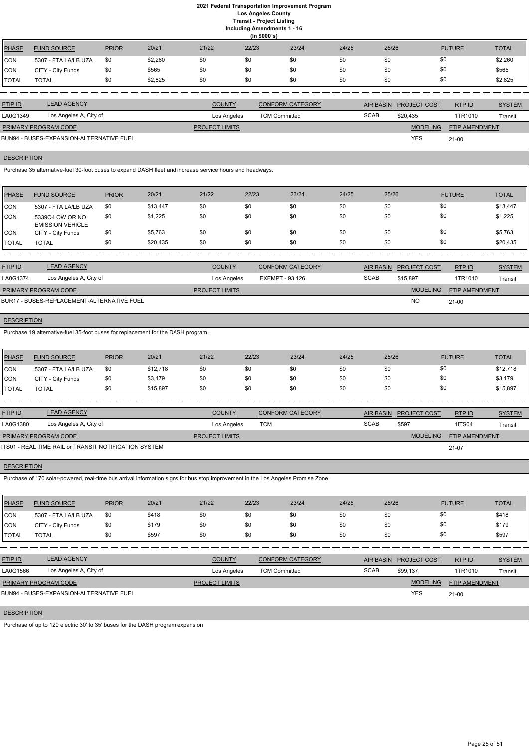# 2021 Federal Transportation Improvement Program
## Los Angeles County
### Transit - Project Listing
### Including Amendments 1 - 16
### (In $000`s)

| PHASE | FUND SOURCE | PRIOR | 20/21 | 21/22 | 22/23 | 23/24 | 24/25 | 25/26 | FUTURE | TOTAL |
|---|---|---|---|---|---|---|---|---|---|---|
| CON | 5307 - FTA LA/LB UZA | $0 | $2,260 | $0 | $0 | $0 | $0 | $0 | $0 | $2,260 |
| CON | CITY - City Funds | $0 | $565 | $0 | $0 | $0 | $0 | $0 | $0 | $565 |
| TOTAL | TOTAL | $0 | $2,825 | $0 | $0 | $0 | $0 | $0 | $0 | $2,825 |

| FTIP ID | LEAD AGENCY | COUNTY | CONFORM CATEGORY | AIR BASIN | PROJECT COST | RTP ID | SYSTEM |
|---|---|---|---|---|---|---|---|
| LA0G1349 | Los Angeles A, City of | Los Angeles | TCM Committed | SCAB | $20,435 | 1TR1010 | Transit |

| PRIMARY PROGRAM CODE | PROJECT LIMITS | MODELING | FTIP AMENDMENT |
|---|---|---|---|
| BUN94 - BUSES-EXPANSION-ALTERNATIVE FUEL | | YES | 21-00 |

**DESCRIPTION**

Purchase 35 alternative-fuel 30-foot buses to expand DASH fleet and increase service hours and headways.

| PHASE | FUND SOURCE | PRIOR | 20/21 | 21/22 | 22/23 | 23/24 | 24/25 | 25/26 | FUTURE | TOTAL |
|---|---|---|---|---|---|---|---|---|---|---|
| CON | 5307 - FTA LA/LB UZA | $0 | $13,447 | $0 | $0 | $0 | $0 | $0 | $0 | $13,447 |
| CON | 5339C-LOW OR NO EMISSION VEHICLE | $0 | $1,225 | $0 | $0 | $0 | $0 | $0 | $0 | $1,225 |
| CON | CITY - City Funds | $0 | $5,763 | $0 | $0 | $0 | $0 | $0 | $0 | $5,763 |
| TOTAL | TOTAL | $0 | $20,435 | $0 | $0 | $0 | $0 | $0 | $0 | $20,435 |

| FTIP ID | LEAD AGENCY | COUNTY | CONFORM CATEGORY | AIR BASIN | PROJECT COST | RTP ID | SYSTEM |
|---|---|---|---|---|---|---|---|
| LA0G1374 | Los Angeles A, City of | Los Angeles | EXEMPT - 93.126 | SCAB | $15,897 | 1TR1010 | Transit |

| PRIMARY PROGRAM CODE | PROJECT LIMITS | MODELING | FTIP AMENDMENT |
|---|---|---|---|
| BUR17 - BUSES-REPLACEMENT-ALTERNATIVE FUEL | | NO | 21-00 |

**DESCRIPTION**

Purchase 19 alternative-fuel 35-foot buses for replacement for the DASH program.

| PHASE | FUND SOURCE | PRIOR | 20/21 | 21/22 | 22/23 | 23/24 | 24/25 | 25/26 | FUTURE | TOTAL |
|---|---|---|---|---|---|---|---|---|---|---|
| CON | 5307 - FTA LA/LB UZA | $0 | $12,718 | $0 | $0 | $0 | $0 | $0 | $0 | $12,718 |
| CON | CITY - City Funds | $0 | $3,179 | $0 | $0 | $0 | $0 | $0 | $0 | $3,179 |
| TOTAL | TOTAL | $0 | $15,897 | $0 | $0 | $0 | $0 | $0 | $0 | $15,897 |

| FTIP ID | LEAD AGENCY | COUNTY | CONFORM CATEGORY | AIR BASIN | PROJECT COST | RTP ID | SYSTEM |
|---|---|---|---|---|---|---|---|
| LA0G1380 | Los Angeles A, City of | Los Angeles | TCM | SCAB | $597 | 1ITS04 | Transit |

| PRIMARY PROGRAM CODE | PROJECT LIMITS | MODELING | FTIP AMENDMENT |
|---|---|---|---|
| ITS01 - REAL TIME RAIL or TRANSIT NOTIFICATION SYSTEM | | | 21-07 |

**DESCRIPTION**

Purchase of 170 solar-powered, real-time bus arrival information signs for bus stop improvement in the Los Angeles Promise Zone

| PHASE | FUND SOURCE | PRIOR | 20/21 | 21/22 | 22/23 | 23/24 | 24/25 | 25/26 | FUTURE | TOTAL |
|---|---|---|---|---|---|---|---|---|---|---|
| CON | 5307 - FTA LA/LB UZA | $0 | $418 | $0 | $0 | $0 | $0 | $0 | $0 | $418 |
| CON | CITY - City Funds | $0 | $179 | $0 | $0 | $0 | $0 | $0 | $0 | $179 |
| TOTAL | TOTAL | $0 | $597 | $0 | $0 | $0 | $0 | $0 | $0 | $597 |

| FTIP ID | LEAD AGENCY | COUNTY | CONFORM CATEGORY | AIR BASIN | PROJECT COST | RTP ID | SYSTEM |
|---|---|---|---|---|---|---|---|
| LA0G1566 | Los Angeles A, City of | Los Angeles | TCM Committed | SCAB | $99,137 | 1TR1010 | Transit |

| PRIMARY PROGRAM CODE | PROJECT LIMITS | MODELING | FTIP AMENDMENT |
|---|---|---|---|
| BUN94 - BUSES-EXPANSION-ALTERNATIVE FUEL | | YES | 21-00 |

**DESCRIPTION**

Purchase of up to 120 electric 30' to 35' buses for the DASH program expansion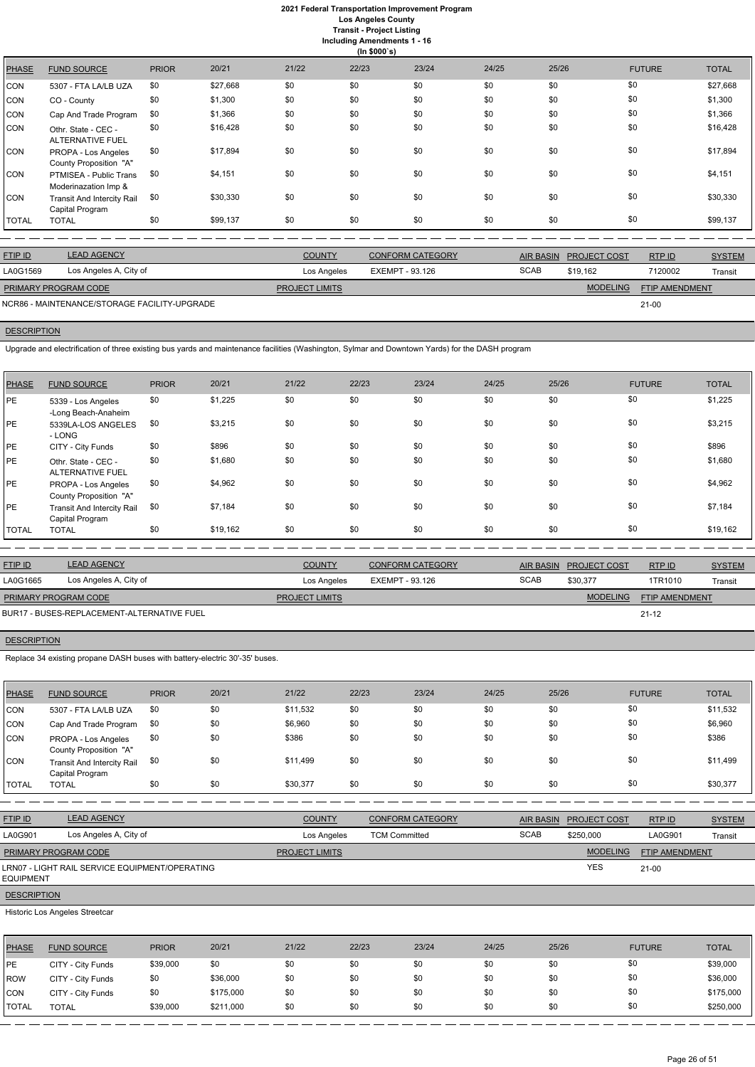# 2021 Federal Transportation Improvement Program

**Los Angeles County**

**Transit - Project Listing**

**Including Amendments 1 - 16**

**(In $000`s)**

| PHASE | FUND SOURCE | PRIOR | 20/21 | 21/22 | 22/23 | 23/24 | 24/25 | 25/26 | FUTURE | TOTAL |
|---|---|---|---|---|---|---|---|---|---|---|
| CON | 5307 - FTA LA/LB UZA | $0 | $27,668 | $0 | $0 | $0 | $0 | $0 | $0 | $27,668 |
| CON | CO - County | $0 | $1,300 | $0 | $0 | $0 | $0 | $0 | $0 | $1,300 |
| CON | Cap And Trade Program | $0 | $1,366 | $0 | $0 | $0 | $0 | $0 | $0 | $1,366 |
| CON | Othr. State - CEC - ALTERNATIVE FUEL | $0 | $16,428 | $0 | $0 | $0 | $0 | $0 | $0 | $16,428 |
| CON | PROPA - Los Angeles County Proposition "A" | $0 | $17,894 | $0 | $0 | $0 | $0 | $0 | $0 | $17,894 |
| CON | PTMISEA - Public Trans Moderinazation Imp & | $0 | $4,151 | $0 | $0 | $0 | $0 | $0 | $0 | $4,151 |
| CON | Transit And Intercity Rail Capital Program | $0 | $30,330 | $0 | $0 | $0 | $0 | $0 | $0 | $30,330 |
| TOTAL | TOTAL | $0 | $99,137 | $0 | $0 | $0 | $0 | $0 | $0 | $99,137 |

| FTIP ID | LEAD AGENCY | COUNTY | CONFORM CATEGORY | AIR BASIN | PROJECT COST | RTP ID | SYSTEM |
|---|---|---|---|---|---|---|---|
| LA0G1569 | Los Angeles A, City of | Los Angeles | EXEMPT - 93.126 | SCAB | $19,162 | 7120002 | Transit |

| PRIMARY PROGRAM CODE | PROJECT LIMITS | MODELING | FTIP AMENDMENT |
|---|---|---|---|
| NCR86 - MAINTENANCE/STORAGE FACILITY-UPGRADE | | | 21-00 |

**DESCRIPTION**

Upgrade and electrification of three existing bus yards and maintenance facilities (Washington, Sylmar and Downtown Yards) for the DASH program

| PHASE | FUND SOURCE | PRIOR | 20/21 | 21/22 | 22/23 | 23/24 | 24/25 | 25/26 | FUTURE | TOTAL |
|---|---|---|---|---|---|---|---|---|---|---|
| PE | 5339 - Los Angeles -Long Beach-Anaheim | $0 | $1,225 | $0 | $0 | $0 | $0 | $0 | $0 | $1,225 |
| PE | 5339LA-LOS ANGELES - LONG | $0 | $3,215 | $0 | $0 | $0 | $0 | $0 | $0 | $3,215 |
| PE | CITY - City Funds | $0 | $896 | $0 | $0 | $0 | $0 | $0 | $0 | $896 |
| PE | Othr. State - CEC - ALTERNATIVE FUEL | $0 | $1,680 | $0 | $0 | $0 | $0 | $0 | $0 | $1,680 |
| PE | PROPA - Los Angeles County Proposition "A" | $0 | $4,962 | $0 | $0 | $0 | $0 | $0 | $0 | $4,962 |
| PE | Transit And Intercity Rail Capital Program | $0 | $7,184 | $0 | $0 | $0 | $0 | $0 | $0 | $7,184 |
| TOTAL | TOTAL | $0 | $19,162 | $0 | $0 | $0 | $0 | $0 | $0 | $19,162 |

| FTIP ID | LEAD AGENCY | COUNTY | CONFORM CATEGORY | AIR BASIN | PROJECT COST | RTP ID | SYSTEM |
|---|---|---|---|---|---|---|---|
| LA0G1665 | Los Angeles A, City of | Los Angeles | EXEMPT - 93.126 | SCAB | $30,377 | 1TR1010 | Transit |

| PRIMARY PROGRAM CODE | PROJECT LIMITS | MODELING | FTIP AMENDMENT |
|---|---|---|---|
| BUR17 - BUSES-REPLACEMENT-ALTERNATIVE FUEL | | | 21-12 |

**DESCRIPTION**

Replace 34 existing propane DASH buses with battery-electric 30'-35' buses.

| PHASE | FUND SOURCE | PRIOR | 20/21 | 21/22 | 22/23 | 23/24 | 24/25 | 25/26 | FUTURE | TOTAL |
|---|---|---|---|---|---|---|---|---|---|---|
| CON | 5307 - FTA LA/LB UZA | $0 | $0 | $11,532 | $0 | $0 | $0 | $0 | $0 | $11,532 |
| CON | Cap And Trade Program | $0 | $0 | $6,960 | $0 | $0 | $0 | $0 | $0 | $6,960 |
| CON | PROPA - Los Angeles County Proposition "A" | $0 | $0 | $386 | $0 | $0 | $0 | $0 | $0 | $386 |
| CON | Transit And Intercity Rail Capital Program | $0 | $0 | $11,499 | $0 | $0 | $0 | $0 | $0 | $11,499 |
| TOTAL | TOTAL | $0 | $0 | $30,377 | $0 | $0 | $0 | $0 | $0 | $30,377 |

| FTIP ID | LEAD AGENCY | COUNTY | CONFORM CATEGORY | AIR BASIN | PROJECT COST | RTP ID | SYSTEM |
|---|---|---|---|---|---|---|---|
| LA0G901 | Los Angeles A, City of | Los Angeles | TCM Committed | SCAB | $250,000 | LA0G901 | Transit |

| PRIMARY PROGRAM CODE | PROJECT LIMITS | MODELING | FTIP AMENDMENT |
|---|---|---|---|
| LRN07 - LIGHT RAIL SERVICE EQUIPMENT/OPERATING EQUIPMENT | | YES | 21-00 |

**DESCRIPTION**

Historic Los Angeles Streetcar

| PHASE | FUND SOURCE | PRIOR | 20/21 | 21/22 | 22/23 | 23/24 | 24/25 | 25/26 | FUTURE | TOTAL |
|---|---|---|---|---|---|---|---|---|---|---|
| PE | CITY - City Funds | $39,000 | $0 | $0 | $0 | $0 | $0 | $0 | $0 | $39,000 |
| ROW | CITY - City Funds | $0 | $36,000 | $0 | $0 | $0 | $0 | $0 | $0 | $36,000 |
| CON | CITY - City Funds | $0 | $175,000 | $0 | $0 | $0 | $0 | $0 | $0 | $175,000 |
| TOTAL | TOTAL | $39,000 | $211,000 | $0 | $0 | $0 | $0 | $0 | $0 | $250,000 |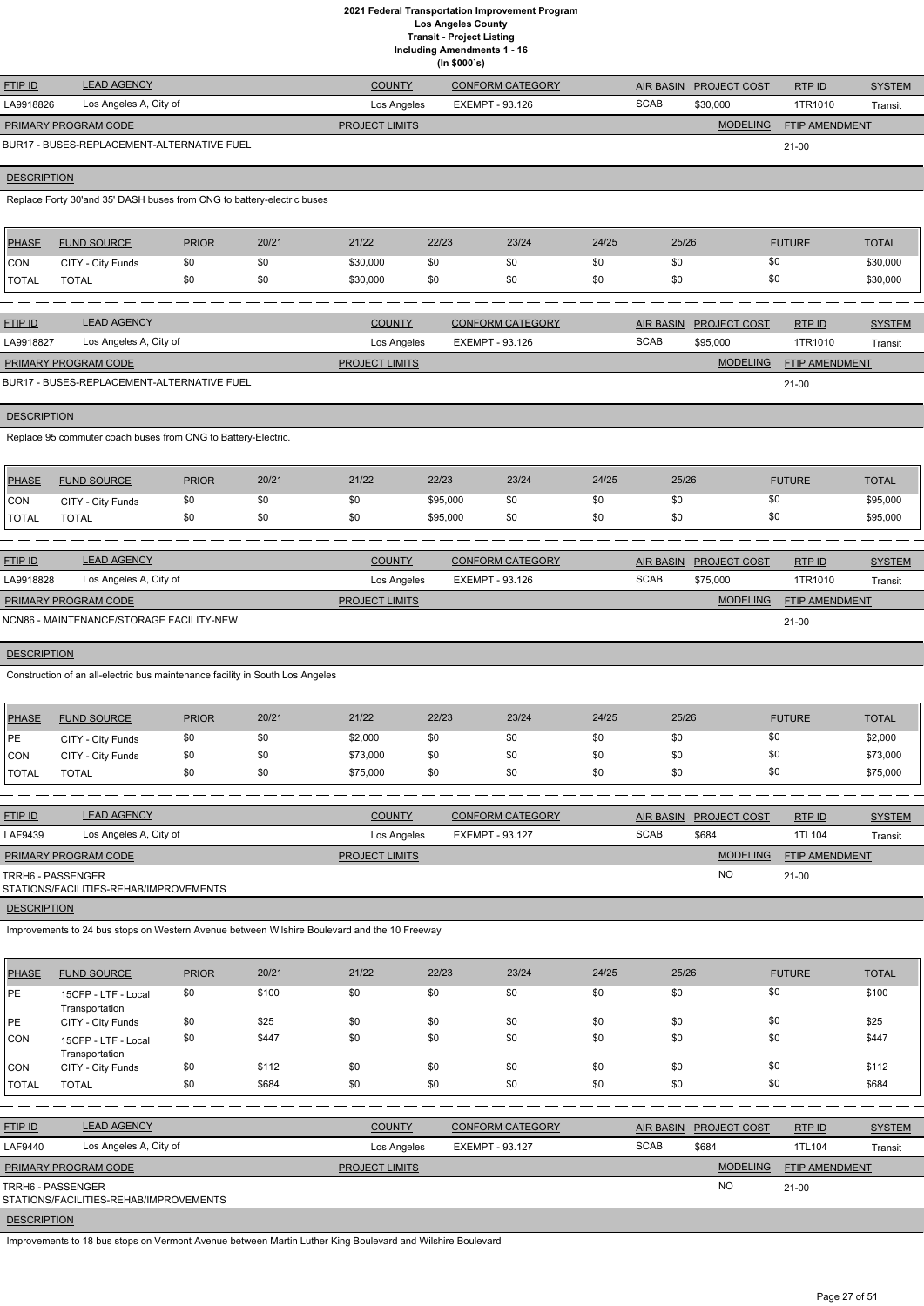# 2021 Federal Transportation Improvement Program
## Los Angeles County
### Transit - Project Listing
### Including Amendments 1 - 16
### (In $000`s)

| FTIP ID | LEAD AGENCY | COUNTY | CONFORM CATEGORY | AIR BASIN | PROJECT COST | RTP ID | SYSTEM |
|---|---|---|---|---|---|---|---|
| LA9918826 | Los Angeles A, City of | Los Angeles | EXEMPT - 93.126 | SCAB | $30,000 | 1TR1010 | Transit |

| PRIMARY PROGRAM CODE | PROJECT LIMITS | MODELING | FTIP AMENDMENT |
|---|---|---|---|
| BUR17 - BUSES-REPLACEMENT-ALTERNATIVE FUEL | | | 21-00 |

**DESCRIPTION**

Replace Forty 30'and 35' DASH buses from CNG to battery-electric buses

| PHASE | FUND SOURCE | PRIOR | 20/21 | 21/22 | 22/23 | 23/24 | 24/25 | 25/26 | FUTURE | TOTAL |
|---|---|---|---|---|---|---|---|---|---|---|
| CON | CITY - City Funds | $0 | $0 | $30,000 | $0 | $0 | $0 | $0 | $0 | $30,000 |
| TOTAL | TOTAL | $0 | $0 | $30,000 | $0 | $0 | $0 | $0 | $0 | $30,000 |

---

| FTIP ID | LEAD AGENCY | COUNTY | CONFORM CATEGORY | AIR BASIN | PROJECT COST | RTP ID | SYSTEM |
|---|---|---|---|---|---|---|---|
| LA9918827 | Los Angeles A, City of | Los Angeles | EXEMPT - 93.126 | SCAB | $95,000 | 1TR1010 | Transit |

| PRIMARY PROGRAM CODE | PROJECT LIMITS | MODELING | FTIP AMENDMENT |
|---|---|---|---|
| BUR17 - BUSES-REPLACEMENT-ALTERNATIVE FUEL | | | 21-00 |

**DESCRIPTION**

Replace 95 commuter coach buses from CNG to Battery-Electric.

| PHASE | FUND SOURCE | PRIOR | 20/21 | 21/22 | 22/23 | 23/24 | 24/25 | 25/26 | FUTURE | TOTAL |
|---|---|---|---|---|---|---|---|---|---|---|
| CON | CITY - City Funds | $0 | $0 | $0 | $95,000 | $0 | $0 | $0 | $0 | $95,000 |
| TOTAL | TOTAL | $0 | $0 | $0 | $95,000 | $0 | $0 | $0 | $0 | $95,000 |

---

| FTIP ID | LEAD AGENCY | COUNTY | CONFORM CATEGORY | AIR BASIN | PROJECT COST | RTP ID | SYSTEM |
|---|---|---|---|---|---|---|---|
| LA9918828 | Los Angeles A, City of | Los Angeles | EXEMPT - 93.126 | SCAB | $75,000 | 1TR1010 | Transit |

| PRIMARY PROGRAM CODE | PROJECT LIMITS | MODELING | FTIP AMENDMENT |
|---|---|---|---|
| NCN86 - MAINTENANCE/STORAGE FACILITY-NEW | | | 21-00 |

**DESCRIPTION**

Construction of an all-electric bus maintenance facility in South Los Angeles

| PHASE | FUND SOURCE | PRIOR | 20/21 | 21/22 | 22/23 | 23/24 | 24/25 | 25/26 | FUTURE | TOTAL |
|---|---|---|---|---|---|---|---|---|---|---|
| PE | CITY - City Funds | $0 | $0 | $2,000 | $0 | $0 | $0 | $0 | $0 | $2,000 |
| CON | CITY - City Funds | $0 | $0 | $73,000 | $0 | $0 | $0 | $0 | $0 | $73,000 |
| TOTAL | TOTAL | $0 | $0 | $75,000 | $0 | $0 | $0 | $0 | $0 | $75,000 |

---

| FTIP ID | LEAD AGENCY | COUNTY | CONFORM CATEGORY | AIR BASIN | PROJECT COST | RTP ID | SYSTEM |
|---|---|---|---|---|---|---|---|
| LAF9439 | Los Angeles A, City of | Los Angeles | EXEMPT - 93.127 | SCAB | $684 | 1TL104 | Transit |

| PRIMARY PROGRAM CODE | PROJECT LIMITS | MODELING | FTIP AMENDMENT |
|---|---|---|---|
| TRRH6 - PASSENGER STATIONS/FACILITIES-REHAB/IMPROVEMENTS | | NO | 21-00 |

**DESCRIPTION**

Improvements to 24 bus stops on Western Avenue between Wilshire Boulevard and the 10 Freeway

| PHASE | FUND SOURCE | PRIOR | 20/21 | 21/22 | 22/23 | 23/24 | 24/25 | 25/26 | FUTURE | TOTAL |
|---|---|---|---|---|---|---|---|---|---|---|
| PE | 15CFP - LTF - Local Transportation | $0 | $100 | $0 | $0 | $0 | $0 | $0 | $0 | $100 |
| PE | CITY - City Funds | $0 | $25 | $0 | $0 | $0 | $0 | $0 | $0 | $25 |
| CON | 15CFP - LTF - Local Transportation | $0 | $447 | $0 | $0 | $0 | $0 | $0 | $0 | $447 |
| CON | CITY - City Funds | $0 | $112 | $0 | $0 | $0 | $0 | $0 | $0 | $112 |
| TOTAL | TOTAL | $0 | $684 | $0 | $0 | $0 | $0 | $0 | $0 | $684 |

---

| FTIP ID | LEAD AGENCY | COUNTY | CONFORM CATEGORY | AIR BASIN | PROJECT COST | RTP ID | SYSTEM |
|---|---|---|---|---|---|---|---|
| LAF9440 | Los Angeles A, City of | Los Angeles | EXEMPT - 93.127 | SCAB | $684 | 1TL104 | Transit |

| PRIMARY PROGRAM CODE | PROJECT LIMITS | MODELING | FTIP AMENDMENT |
|---|---|---|---|
| TRRH6 - PASSENGER STATIONS/FACILITIES-REHAB/IMPROVEMENTS | | NO | 21-00 |

**DESCRIPTION**

Improvements to 18 bus stops on Vermont Avenue between Martin Luther King Boulevard and Wilshire Boulevard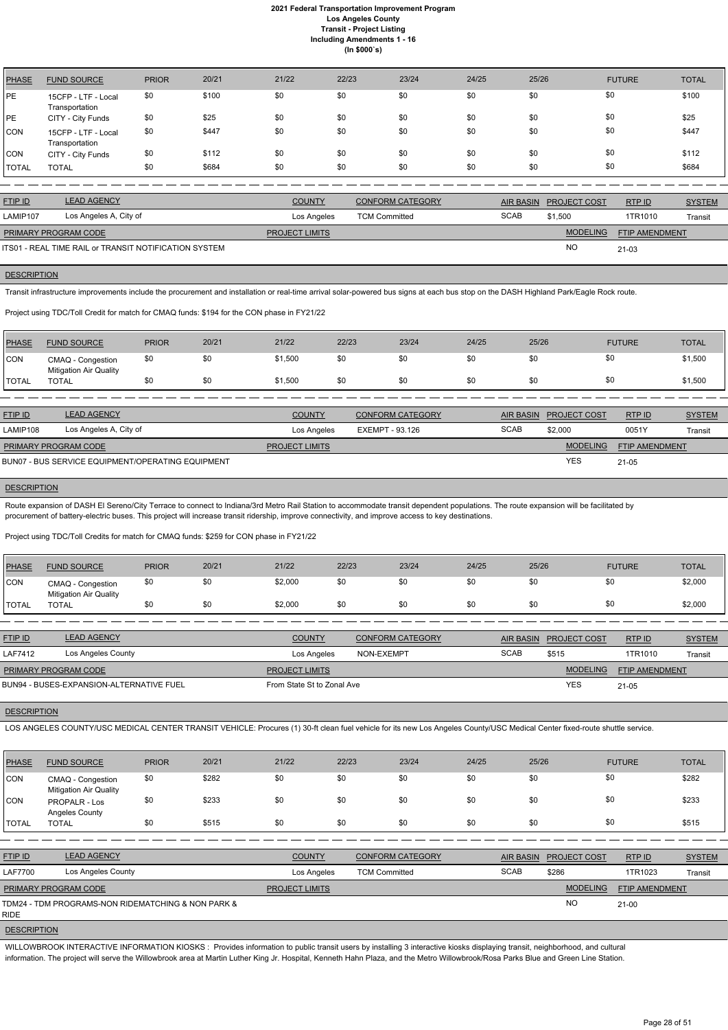| PHASE | FUND SOURCE | PRIOR | 20/21 | 21/22 | 22/23 | 23/24 | 24/25 | 25/26 | FUTURE | TOTAL |
|---|---|---|---|---|---|---|---|---|---|---|
| PE | 15CFP - LTF - Local Transportation | $0 | $100 | $0 | $0 | $0 | $0 | $0 | $0 | $100 |
| PE | CITY - City Funds | $0 | $25 | $0 | $0 | $0 | $0 | $0 | $0 | $25 |
| CON | 15CFP - LTF - Local Transportation | $0 | $447 | $0 | $0 | $0 | $0 | $0 | $0 | $447 |
| CON | CITY - City Funds | $0 | $112 | $0 | $0 | $0 | $0 | $0 | $0 | $112 |
| TOTAL | TOTAL | $0 | $684 | $0 | $0 | $0 | $0 | $0 | $0 | $684 |

| FTIP ID | LEAD AGENCY | COUNTY | CONFORM CATEGORY | AIR BASIN | PROJECT COST | RTP ID | SYSTEM |
|---|---|---|---|---|---|---|---|
| LAMIP107 | Los Angeles A, City of | Los Angeles | TCM Committed | SCAB | $1,500 | 1TR1010 | Transit |

| PRIMARY PROGRAM CODE | PROJECT LIMITS | MODELING | FTIP AMENDMENT |
|---|---|---|---|
| ITS01 - REAL TIME RAIL or TRANSIT NOTIFICATION SYSTEM | | NO | 21-03 |

**DESCRIPTION**

Transit infrastructure improvements include the procurement and installation or real-time arrival solar-powered bus signs at each bus stop on the DASH Highland Park/Eagle Rock route.

Project using TDC/Toll Credit for match for CMAQ funds: $194 for the CON phase in FY21/22

| PHASE | FUND SOURCE | PRIOR | 20/21 | 21/22 | 22/23 | 23/24 | 24/25 | 25/26 | FUTURE | TOTAL |
|---|---|---|---|---|---|---|---|---|---|---|
| CON | CMAQ - Congestion Mitigation Air Quality | $0 | $0 | $1,500 | $0 | $0 | $0 | $0 | $0 | $1,500 |
| TOTAL | TOTAL | $0 | $0 | $1,500 | $0 | $0 | $0 | $0 | $0 | $1,500 |

| FTIP ID | LEAD AGENCY | COUNTY | CONFORM CATEGORY | AIR BASIN | PROJECT COST | RTP ID | SYSTEM |
|---|---|---|---|---|---|---|---|
| LAMIP108 | Los Angeles A, City of | Los Angeles | EXEMPT - 93.126 | SCAB | $2,000 | 0051Y | Transit |

| PRIMARY PROGRAM CODE | PROJECT LIMITS | MODELING | FTIP AMENDMENT |
|---|---|---|---|
| BUN07 - BUS SERVICE EQUIPMENT/OPERATING EQUIPMENT | | YES | 21-05 |

**DESCRIPTION**

Route expansion of DASH El Sereno/City Terrace to connect to Indiana/3rd Metro Rail Station to accommodate transit dependent populations. The route expansion will be facilitated by procurement of battery-electric buses. This project will increase transit ridership, improve connectivity, and improve access to key destinations.

Project using TDC/Toll Credits for match for CMAQ funds: $259 for CON phase in FY21/22

| PHASE | FUND SOURCE | PRIOR | 20/21 | 21/22 | 22/23 | 23/24 | 24/25 | 25/26 | FUTURE | TOTAL |
|---|---|---|---|---|---|---|---|---|---|---|
| CON | CMAQ - Congestion Mitigation Air Quality | $0 | $0 | $2,000 | $0 | $0 | $0 | $0 | $0 | $2,000 |
| TOTAL | TOTAL | $0 | $0 | $2,000 | $0 | $0 | $0 | $0 | $0 | $2,000 |

| FTIP ID | LEAD AGENCY | COUNTY | CONFORM CATEGORY | AIR BASIN | PROJECT COST | RTP ID | SYSTEM |
|---|---|---|---|---|---|---|---|
| LAF7412 | Los Angeles County | Los Angeles | NON-EXEMPT | SCAB | $515 | 1TR1010 | Transit |

| PRIMARY PROGRAM CODE | PROJECT LIMITS | MODELING | FTIP AMENDMENT |
|---|---|---|---|
| BUN94 - BUSES-EXPANSION-ALTERNATIVE FUEL | From State St to Zonal Ave | YES | 21-05 |

**DESCRIPTION**

LOS ANGELES COUNTY/USC MEDICAL CENTER TRANSIT VEHICLE: Procures (1) 30-ft clean fuel vehicle for its new Los Angeles County/USC Medical Center fixed-route shuttle service.

| PHASE | FUND SOURCE | PRIOR | 20/21 | 21/22 | 22/23 | 23/24 | 24/25 | 25/26 | FUTURE | TOTAL |
|---|---|---|---|---|---|---|---|---|---|---|
| CON | CMAQ - Congestion Mitigation Air Quality | $0 | $282 | $0 | $0 | $0 | $0 | $0 | $0 | $282 |
| CON | PROPALR - Los Angeles County | $0 | $233 | $0 | $0 | $0 | $0 | $0 | $0 | $233 |
| TOTAL | TOTAL | $0 | $515 | $0 | $0 | $0 | $0 | $0 | $0 | $515 |

| FTIP ID | LEAD AGENCY | COUNTY | CONFORM CATEGORY | AIR BASIN | PROJECT COST | RTP ID | SYSTEM |
|---|---|---|---|---|---|---|---|
| LAF7700 | Los Angeles County | Los Angeles | TCM Committed | SCAB | $286 | 1TR1023 | Transit |

| PRIMARY PROGRAM CODE | PROJECT LIMITS | MODELING | FTIP AMENDMENT |
|---|---|---|---|
| TDM24 - TDM PROGRAMS-NON RIDEMATCHING & NON PARK & RIDE | | NO | 21-00 |

**DESCRIPTION**

WILLOWBROOK INTERACTIVE INFORMATION KIOSKS : Provides information to public transit users by installing 3 interactive kiosks displaying transit, neighborhood, and cultural information. The project will serve the Willowbrook area at Martin Luther King Jr. Hospital, Kenneth Hahn Plaza, and the Metro Willowbrook/Rosa Parks Blue and Green Line Station.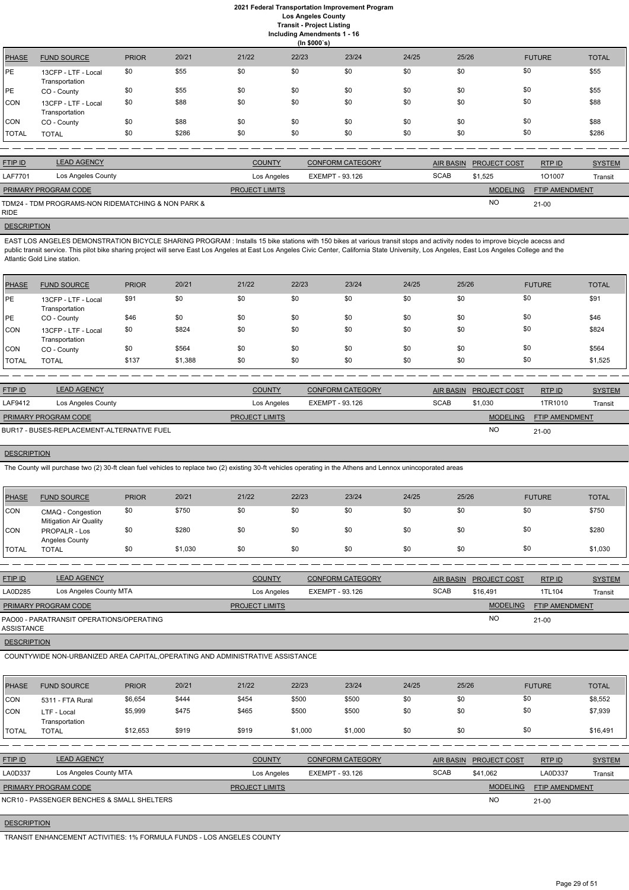| PHASE | FUND SOURCE | PRIOR | 20/21 | 21/22 | 22/23 | 23/24 | 24/25 | 25/26 | FUTURE | TOTAL |
|---|---|---|---|---|---|---|---|---|---|---|
| PE | 13CFP - LTF - Local Transportation | $0 | $55 | $0 | $0 | $0 | $0 | $0 | $0 | $55 |
| PE | CO - County | $0 | $55 | $0 | $0 | $0 | $0 | $0 | $0 | $55 |
| CON | 13CFP - LTF - Local Transportation | $0 | $88 | $0 | $0 | $0 | $0 | $0 | $0 | $88 |
| CON | CO - County | $0 | $88 | $0 | $0 | $0 | $0 | $0 | $0 | $88 |
| TOTAL | TOTAL | $0 | $286 | $0 | $0 | $0 | $0 | $0 | $0 | $286 |

| FTIP ID | LEAD AGENCY | COUNTY | CONFORM CATEGORY | AIR BASIN | PROJECT COST | RTP ID | SYSTEM |
|---|---|---|---|---|---|---|---|
| LAF7701 | Los Angeles County | Los Angeles | EXEMPT - 93.126 | SCAB | $1,525 | 1O1007 | Transit |

| PRIMARY PROGRAM CODE | PROJECT LIMITS | MODELING | FTIP AMENDMENT |
|---|---|---|---|
| TDM24 - TDM PROGRAMS-NON RIDEMATCHING & NON PARK & RIDE | | NO | 21-00 |

**DESCRIPTION**

EAST LOS ANGELES DEMONSTRATION BICYCLE SHARING PROGRAM : Installs 15 bike stations with 150 bikes at various transit stops and activity nodes to improve bicycle acecss and public transit service. This pilot bike sharing project will serve East Los Angeles at East Los Angeles Civic Center, California State University, Los Angeles, East Los Angeles College and the Atlantic Gold Line station.

| PHASE | FUND SOURCE | PRIOR | 20/21 | 21/22 | 22/23 | 23/24 | 24/25 | 25/26 | FUTURE | TOTAL |
|---|---|---|---|---|---|---|---|---|---|---|
| PE | 13CFP - LTF - Local Transportation | $91 | $0 | $0 | $0 | $0 | $0 | $0 | $0 | $91 |
| PE | CO - County | $46 | $0 | $0 | $0 | $0 | $0 | $0 | $0 | $46 |
| CON | 13CFP - LTF - Local Transportation | $0 | $824 | $0 | $0 | $0 | $0 | $0 | $0 | $824 |
| CON | CO - County | $0 | $564 | $0 | $0 | $0 | $0 | $0 | $0 | $564 |
| TOTAL | TOTAL | $137 | $1,388 | $0 | $0 | $0 | $0 | $0 | $0 | $1,525 |

| FTIP ID | LEAD AGENCY | COUNTY | CONFORM CATEGORY | AIR BASIN | PROJECT COST | RTP ID | SYSTEM |
|---|---|---|---|---|---|---|---|
| LAF9412 | Los Angeles County | Los Angeles | EXEMPT - 93.126 | SCAB | $1,030 | 1TR1010 | Transit |

| PRIMARY PROGRAM CODE | PROJECT LIMITS | MODELING | FTIP AMENDMENT |
|---|---|---|---|
| BUR17 - BUSES-REPLACEMENT-ALTERNATIVE FUEL | | NO | 21-00 |

**DESCRIPTION**

The County will purchase two (2) 30-ft clean fuel vehicles to replace two (2) existing 30-ft vehicles operating in the Athens and Lennox unincoporated areas

| PHASE | FUND SOURCE | PRIOR | 20/21 | 21/22 | 22/23 | 23/24 | 24/25 | 25/26 | FUTURE | TOTAL |
|---|---|---|---|---|---|---|---|---|---|---|
| CON | CMAQ - Congestion Mitigation Air Quality | $0 | $750 | $0 | $0 | $0 | $0 | $0 | $0 | $750 |
| CON | PROPALR - Los Angeles County | $0 | $280 | $0 | $0 | $0 | $0 | $0 | $0 | $280 |
| TOTAL | TOTAL | $0 | $1,030 | $0 | $0 | $0 | $0 | $0 | $0 | $1,030 |

| FTIP ID | LEAD AGENCY | COUNTY | CONFORM CATEGORY | AIR BASIN | PROJECT COST | RTP ID | SYSTEM |
|---|---|---|---|---|---|---|---|
| LA0D285 | Los Angeles County MTA | Los Angeles | EXEMPT - 93.126 | SCAB | $16,491 | 1TL104 | Transit |

| PRIMARY PROGRAM CODE | PROJECT LIMITS | MODELING | FTIP AMENDMENT |
|---|---|---|---|
| PAO00 - PARATRANSIT OPERATIONS/OPERATING ASSISTANCE | | NO | 21-00 |

**DESCRIPTION**

COUNTYWIDE NON-URBANIZED AREA CAPITAL,OPERATING AND ADMINISTRATIVE ASSISTANCE

| PHASE | FUND SOURCE | PRIOR | 20/21 | 21/22 | 22/23 | 23/24 | 24/25 | 25/26 | FUTURE | TOTAL |
|---|---|---|---|---|---|---|---|---|---|---|
| CON | 5311 - FTA Rural | $6,654 | $444 | $454 | $500 | $500 | $0 | $0 | $0 | $8,552 |
| CON | LTF - Local Transportation | $5,999 | $475 | $465 | $500 | $500 | $0 | $0 | $0 | $7,939 |
| TOTAL | TOTAL | $12,653 | $919 | $919 | $1,000 | $1,000 | $0 | $0 | $0 | $16,491 |

| FTIP ID | LEAD AGENCY | COUNTY | CONFORM CATEGORY | AIR BASIN | PROJECT COST | RTP ID | SYSTEM |
|---|---|---|---|---|---|---|---|
| LA0D337 | Los Angeles County MTA | Los Angeles | EXEMPT - 93.126 | SCAB | $41,062 | LA0D337 | Transit |

| PRIMARY PROGRAM CODE | PROJECT LIMITS | MODELING | FTIP AMENDMENT |
|---|---|---|---|
| NCR10 - PASSENGER BENCHES & SMALL SHELTERS | | NO | 21-00 |

**DESCRIPTION**

TRANSIT ENHANCEMENT ACTIVITIES: 1% FORMULA FUNDS - LOS ANGELES COUNTY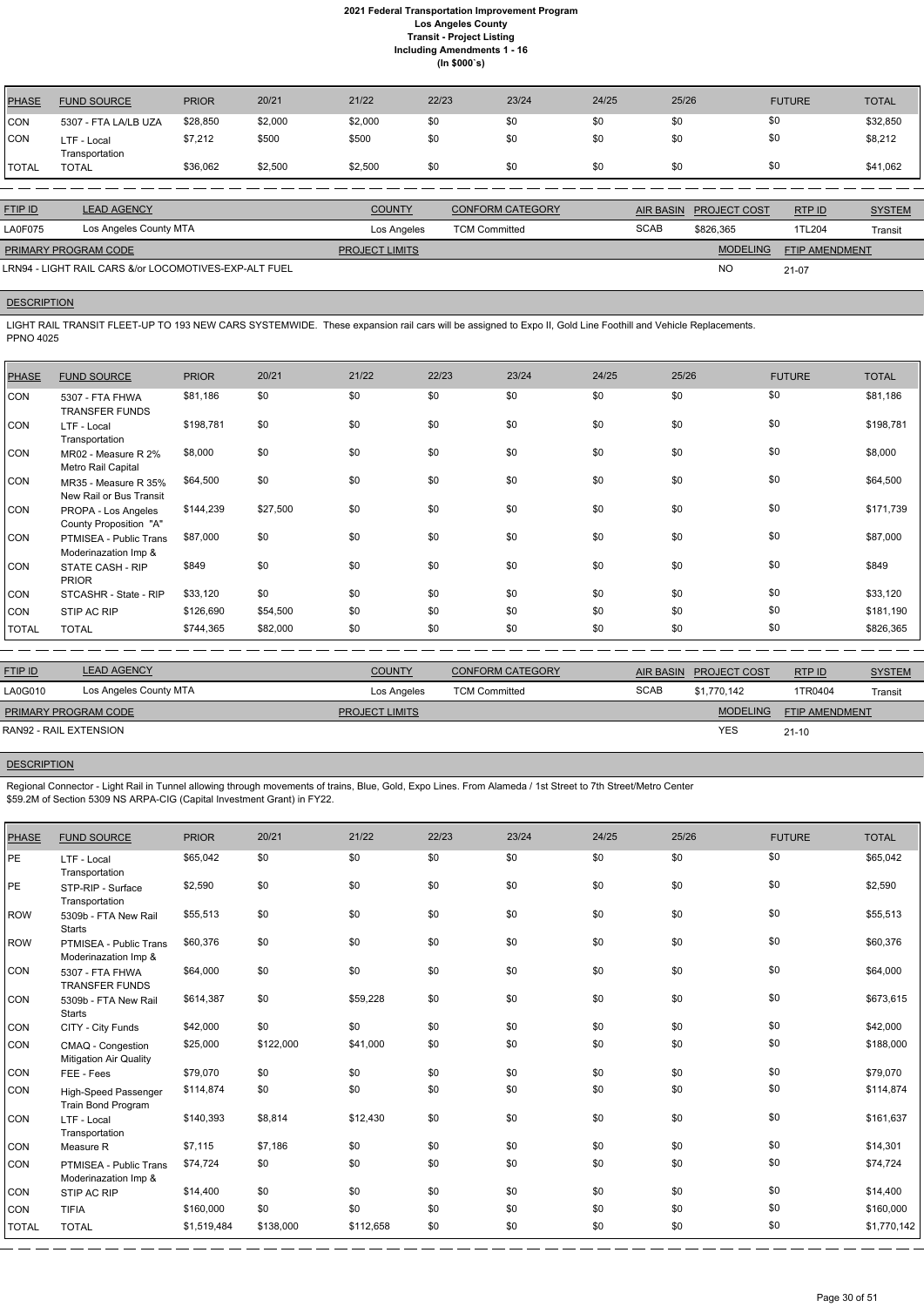# 2021 Federal Transportation Improvement Program
## Los Angeles County
### Transit - Project Listing
### Including Amendments 1 - 16
### (In $000`s)

| PHASE | FUND SOURCE | PRIOR | 20/21 | 21/22 | 22/23 | 23/24 | 24/25 | 25/26 | FUTURE | TOTAL |
|---|---|---|---|---|---|---|---|---|---|---|
| CON | 5307 - FTA LA/LB UZA | $28,850 | $2,000 | $2,000 | $0 | $0 | $0 | $0 | $0 | $32,850 |
| CON | LTF - Local Transportation | $7,212 | $500 | $500 | $0 | $0 | $0 | $0 | $0 | $8,212 |
| TOTAL | TOTAL | $36,062 | $2,500 | $2,500 | $0 | $0 | $0 | $0 | $0 | $41,062 |

| FTIP ID | LEAD AGENCY | COUNTY | CONFORM CATEGORY | AIR BASIN | PROJECT COST | RTP ID | SYSTEM |
|---|---|---|---|---|---|---|---|
| LA0F075 | Los Angeles County MTA | Los Angeles | TCM Committed | SCAB | $826,365 | 1TL204 | Transit |

| PRIMARY PROGRAM CODE | PROJECT LIMITS | MODELING | FTIP AMENDMENT |
|---|---|---|---|
| LRN94 - LIGHT RAIL CARS &/or LOCOMOTIVES-EXP-ALT FUEL | | NO | 21-07 |

**DESCRIPTION**

LIGHT RAIL TRANSIT FLEET-UP TO 193 NEW CARS SYSTEMWIDE. These expansion rail cars will be assigned to Expo II, Gold Line Foothill and Vehicle Replacements.
PPNO 4025

| PHASE | FUND SOURCE | PRIOR | 20/21 | 21/22 | 22/23 | 23/24 | 24/25 | 25/26 | FUTURE | TOTAL |
|---|---|---|---|---|---|---|---|---|---|---|
| CON | 5307 - FTA FHWA TRANSFER FUNDS | $81,186 | $0 | $0 | $0 | $0 | $0 | $0 | $0 | $81,186 |
| CON | LTF - Local Transportation | $198,781 | $0 | $0 | $0 | $0 | $0 | $0 | $0 | $198,781 |
| CON | MR02 - Measure R 2% Metro Rail Capital | $8,000 | $0 | $0 | $0 | $0 | $0 | $0 | $0 | $8,000 |
| CON | MR35 - Measure R 35% New Rail or Bus Transit | $64,500 | $0 | $0 | $0 | $0 | $0 | $0 | $0 | $64,500 |
| CON | PROPA - Los Angeles County Proposition "A" | $144,239 | $27,500 | $0 | $0 | $0 | $0 | $0 | $0 | $171,739 |
| CON | PTMISEA - Public Trans Moderinazation Imp & | $87,000 | $0 | $0 | $0 | $0 | $0 | $0 | $0 | $87,000 |
| CON | STATE CASH - RIP PRIOR | $849 | $0 | $0 | $0 | $0 | $0 | $0 | $0 | $849 |
| CON | STCASHR - State - RIP | $33,120 | $0 | $0 | $0 | $0 | $0 | $0 | $0 | $33,120 |
| CON | STIP AC RIP | $126,690 | $54,500 | $0 | $0 | $0 | $0 | $0 | $0 | $181,190 |
| TOTAL | TOTAL | $744,365 | $82,000 | $0 | $0 | $0 | $0 | $0 | $0 | $826,365 |

| FTIP ID | LEAD AGENCY | COUNTY | CONFORM CATEGORY | AIR BASIN | PROJECT COST | RTP ID | SYSTEM |
|---|---|---|---|---|---|---|---|
| LA0G010 | Los Angeles County MTA | Los Angeles | TCM Committed | SCAB | $1,770,142 | 1TR0404 | Transit |

| PRIMARY PROGRAM CODE | PROJECT LIMITS | MODELING | FTIP AMENDMENT |
|---|---|---|---|
| RAN92 - RAIL EXTENSION | | YES | 21-10 |

**DESCRIPTION**

Regional Connector - Light Rail in Tunnel allowing through movements of trains, Blue, Gold, Expo Lines. From Alameda / 1st Street to 7th Street/Metro Center
$59.2M of Section 5309 NS ARPA-CIG (Capital Investment Grant) in FY22.

| PHASE | FUND SOURCE | PRIOR | 20/21 | 21/22 | 22/23 | 23/24 | 24/25 | 25/26 | FUTURE | TOTAL |
|---|---|---|---|---|---|---|---|---|---|---|
| PE | LTF - Local Transportation | $65,042 | $0 | $0 | $0 | $0 | $0 | $0 | $0 | $65,042 |
| PE | STP-RIP - Surface Transportation | $2,590 | $0 | $0 | $0 | $0 | $0 | $0 | $0 | $2,590 |
| ROW | 5309b - FTA New Rail Starts | $55,513 | $0 | $0 | $0 | $0 | $0 | $0 | $0 | $55,513 |
| ROW | PTMISEA - Public Trans Moderinazation Imp & | $60,376 | $0 | $0 | $0 | $0 | $0 | $0 | $0 | $60,376 |
| CON | 5307 - FTA FHWA TRANSFER FUNDS | $64,000 | $0 | $0 | $0 | $0 | $0 | $0 | $0 | $64,000 |
| CON | 5309b - FTA New Rail Starts | $614,387 | $0 | $59,228 | $0 | $0 | $0 | $0 | $0 | $673,615 |
| CON | CITY - City Funds | $42,000 | $0 | $0 | $0 | $0 | $0 | $0 | $0 | $42,000 |
| CON | CMAQ - Congestion Mitigation Air Quality | $25,000 | $122,000 | $41,000 | $0 | $0 | $0 | $0 | $0 | $188,000 |
| CON | FEE - Fees | $79,070 | $0 | $0 | $0 | $0 | $0 | $0 | $0 | $79,070 |
| CON | High-Speed Passenger Train Bond Program | $114,874 | $0 | $0 | $0 | $0 | $0 | $0 | $0 | $114,874 |
| CON | LTF - Local Transportation | $140,393 | $8,814 | $12,430 | $0 | $0 | $0 | $0 | $0 | $161,637 |
| CON | Measure R | $7,115 | $7,186 | $0 | $0 | $0 | $0 | $0 | $0 | $14,301 |
| CON | PTMISEA - Public Trans Moderinazation Imp & | $74,724 | $0 | $0 | $0 | $0 | $0 | $0 | $0 | $74,724 |
| CON | STIP AC RIP | $14,400 | $0 | $0 | $0 | $0 | $0 | $0 | $0 | $14,400 |
| CON | TIFIA | $160,000 | $0 | $0 | $0 | $0 | $0 | $0 | $0 | $160,000 |
| TOTAL | TOTAL | $1,519,484 | $138,000 | $112,658 | $0 | $0 | $0 | $0 | $0 | $1,770,142 |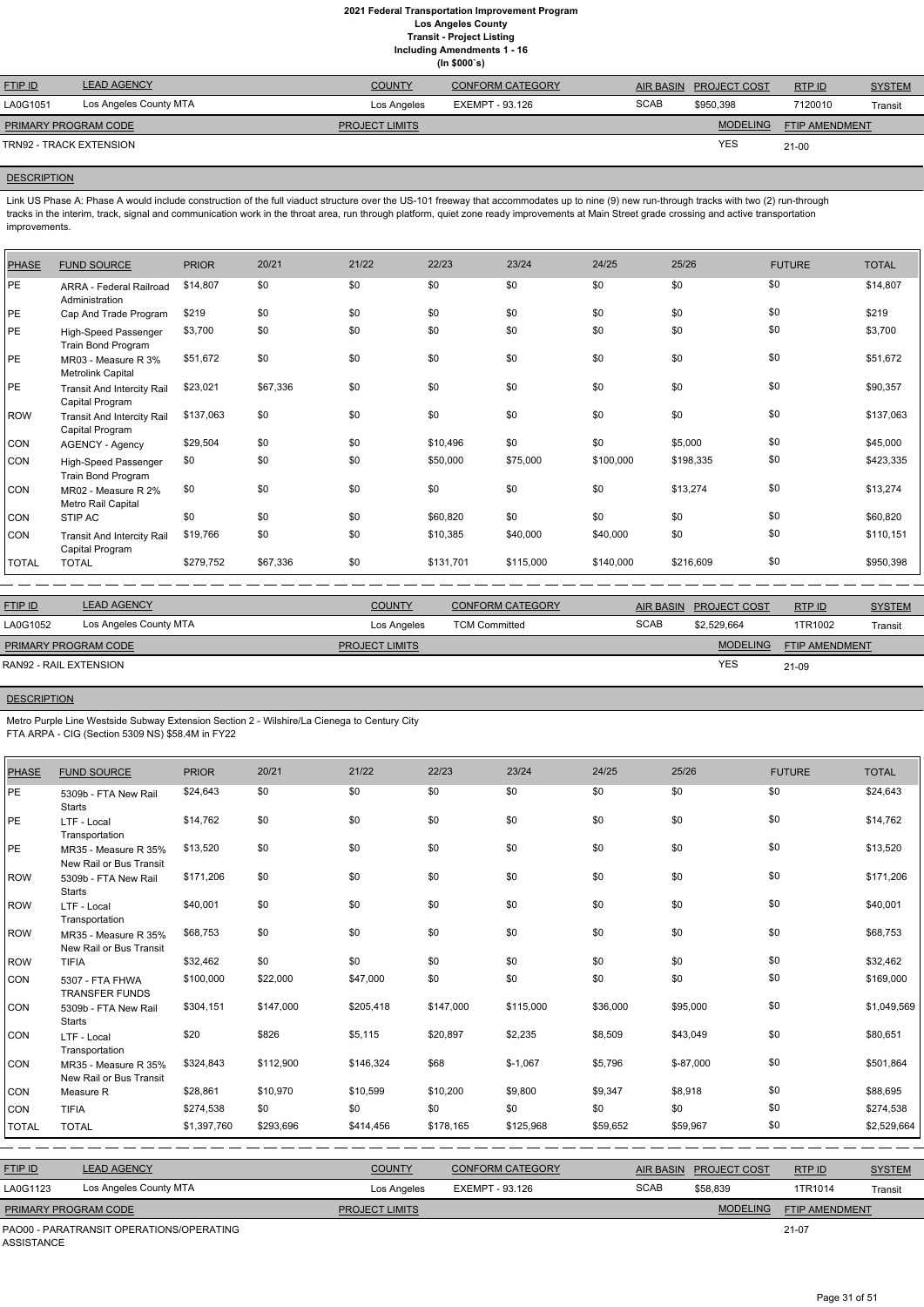# 2021 Federal Transportation Improvement Program
## Los Angeles County
### Transit - Project Listing
### Including Amendments 1 - 16
### (In $000`s)

| FTIP ID | LEAD AGENCY | COUNTY | CONFORM CATEGORY | AIR BASIN | PROJECT COST | RTP ID | SYSTEM |
|---|---|---|---|---|---|---|---|
| LA0G1051 | Los Angeles County MTA | Los Angeles | EXEMPT - 93.126 | SCAB | $950,398 | 7120010 | Transit |

| PRIMARY PROGRAM CODE | PROJECT LIMITS | MODELING | FTIP AMENDMENT |
|---|---|---|---|
| TRN92 - TRACK EXTENSION | | YES | 21-00 |

**DESCRIPTION**

Link US Phase A: Phase A would include construction of the full viaduct structure over the US-101 freeway that accommodates up to nine (9) new run-through tracks with two (2) run-through tracks in the interim, track, signal and communication work in the throat area, run through platform, quiet zone ready improvements at Main Street grade crossing and active transportation improvements.

| PHASE | FUND SOURCE | PRIOR | 20/21 | 21/22 | 22/23 | 23/24 | 24/25 | 25/26 | FUTURE | TOTAL |
|---|---|---|---|---|---|---|---|---|---|---|
| PE | ARRA - Federal Railroad Administration | $14,807 | $0 | $0 | $0 | $0 | $0 | $0 | $0 | $14,807 |
| PE | Cap And Trade Program | $219 | $0 | $0 | $0 | $0 | $0 | $0 | $0 | $219 |
| PE | High-Speed Passenger Train Bond Program | $3,700 | $0 | $0 | $0 | $0 | $0 | $0 | $0 | $3,700 |
| PE | MR03 - Measure R 3% Metrolink Capital | $51,672 | $0 | $0 | $0 | $0 | $0 | $0 | $0 | $51,672 |
| PE | Transit And Intercity Rail Capital Program | $23,021 | $67,336 | $0 | $0 | $0 | $0 | $0 | $0 | $90,357 |
| ROW | Transit And Intercity Rail Capital Program | $137,063 | $0 | $0 | $0 | $0 | $0 | $0 | $0 | $137,063 |
| CON | AGENCY - Agency | $29,504 | $0 | $0 | $10,496 | $0 | $0 | $5,000 | $0 | $45,000 |
| CON | High-Speed Passenger Train Bond Program | $0 | $0 | $0 | $50,000 | $75,000 | $100,000 | $198,335 | $0 | $423,335 |
| CON | MR02 - Measure R 2% Metro Rail Capital | $0 | $0 | $0 | $0 | $0 | $0 | $13,274 | $0 | $13,274 |
| CON | STIP AC | $0 | $0 | $0 | $60,820 | $0 | $0 | $0 | $0 | $60,820 |
| CON | Transit And Intercity Rail Capital Program | $19,766 | $0 | $0 | $10,385 | $40,000 | $40,000 | $0 | $0 | $110,151 |
| TOTAL | TOTAL | $279,752 | $67,336 | $0 | $131,701 | $115,000 | $140,000 | $216,609 | $0 | $950,398 |

| FTIP ID | LEAD AGENCY | COUNTY | CONFORM CATEGORY | AIR BASIN | PROJECT COST | RTP ID | SYSTEM |
|---|---|---|---|---|---|---|---|
| LA0G1052 | Los Angeles County MTA | Los Angeles | TCM Committed | SCAB | $2,529,664 | 1TR1002 | Transit |

| PRIMARY PROGRAM CODE | PROJECT LIMITS | MODELING | FTIP AMENDMENT |
|---|---|---|---|
| RAN92 - RAIL EXTENSION | | YES | 21-09 |

**DESCRIPTION**

Metro Purple Line Westside Subway Extension Section 2 - Wilshire/La Cienega to Century City
FTA ARPA - CIG (Section 5309 NS) $58.4M in FY22

| PHASE | FUND SOURCE | PRIOR | 20/21 | 21/22 | 22/23 | 23/24 | 24/25 | 25/26 | FUTURE | TOTAL |
|---|---|---|---|---|---|---|---|---|---|---|
| PE | 5309b - FTA New Rail Starts | $24,643 | $0 | $0 | $0 | $0 | $0 | $0 | $0 | $24,643 |
| PE | LTF - Local Transportation | $14,762 | $0 | $0 | $0 | $0 | $0 | $0 | $0 | $14,762 |
| PE | MR35 - Measure R 35% New Rail or Bus Transit | $13,520 | $0 | $0 | $0 | $0 | $0 | $0 | $0 | $13,520 |
| ROW | 5309b - FTA New Rail Starts | $171,206 | $0 | $0 | $0 | $0 | $0 | $0 | $0 | $171,206 |
| ROW | LTF - Local Transportation | $40,001 | $0 | $0 | $0 | $0 | $0 | $0 | $0 | $40,001 |
| ROW | MR35 - Measure R 35% New Rail or Bus Transit | $68,753 | $0 | $0 | $0 | $0 | $0 | $0 | $0 | $68,753 |
| ROW | TIFIA | $32,462 | $0 | $0 | $0 | $0 | $0 | $0 | $0 | $32,462 |
| CON | 5307 - FTA FHWA TRANSFER FUNDS | $100,000 | $22,000 | $47,000 | $0 | $0 | $0 | $0 | $0 | $169,000 |
| CON | 5309b - FTA New Rail Starts | $304,151 | $147,000 | $205,418 | $147,000 | $115,000 | $36,000 | $95,000 | $0 | $1,049,569 |
| CON | LTF - Local Transportation | $20 | $826 | $5,115 | $20,897 | $2,235 | $8,509 | $43,049 | $0 | $80,651 |
| CON | MR35 - Measure R 35% New Rail or Bus Transit | $324,843 | $112,900 | $146,324 | $68 | $-1,067 | $5,796 | $-87,000 | $0 | $501,864 |
| CON | Measure R | $28,861 | $10,970 | $10,599 | $10,200 | $9,800 | $9,347 | $8,918 | $0 | $88,695 |
| CON | TIFIA | $274,538 | $0 | $0 | $0 | $0 | $0 | $0 | $0 | $274,538 |
| TOTAL | TOTAL | $1,397,760 | $293,696 | $414,456 | $178,165 | $125,968 | $59,652 | $59,967 | $0 | $2,529,664 |

| FTIP ID | LEAD AGENCY | COUNTY | CONFORM CATEGORY | AIR BASIN | PROJECT COST | RTP ID | SYSTEM |
|---|---|---|---|---|---|---|---|
| LA0G1123 | Los Angeles County MTA | Los Angeles | EXEMPT - 93.126 | SCAB | $58,839 | 1TR1014 | Transit |

| PRIMARY PROGRAM CODE | PROJECT LIMITS | MODELING | FTIP AMENDMENT |
|---|---|---|---|
| PAO00 - PARATRANSIT OPERATIONS/OPERATING ASSISTANCE | | | 21-07 |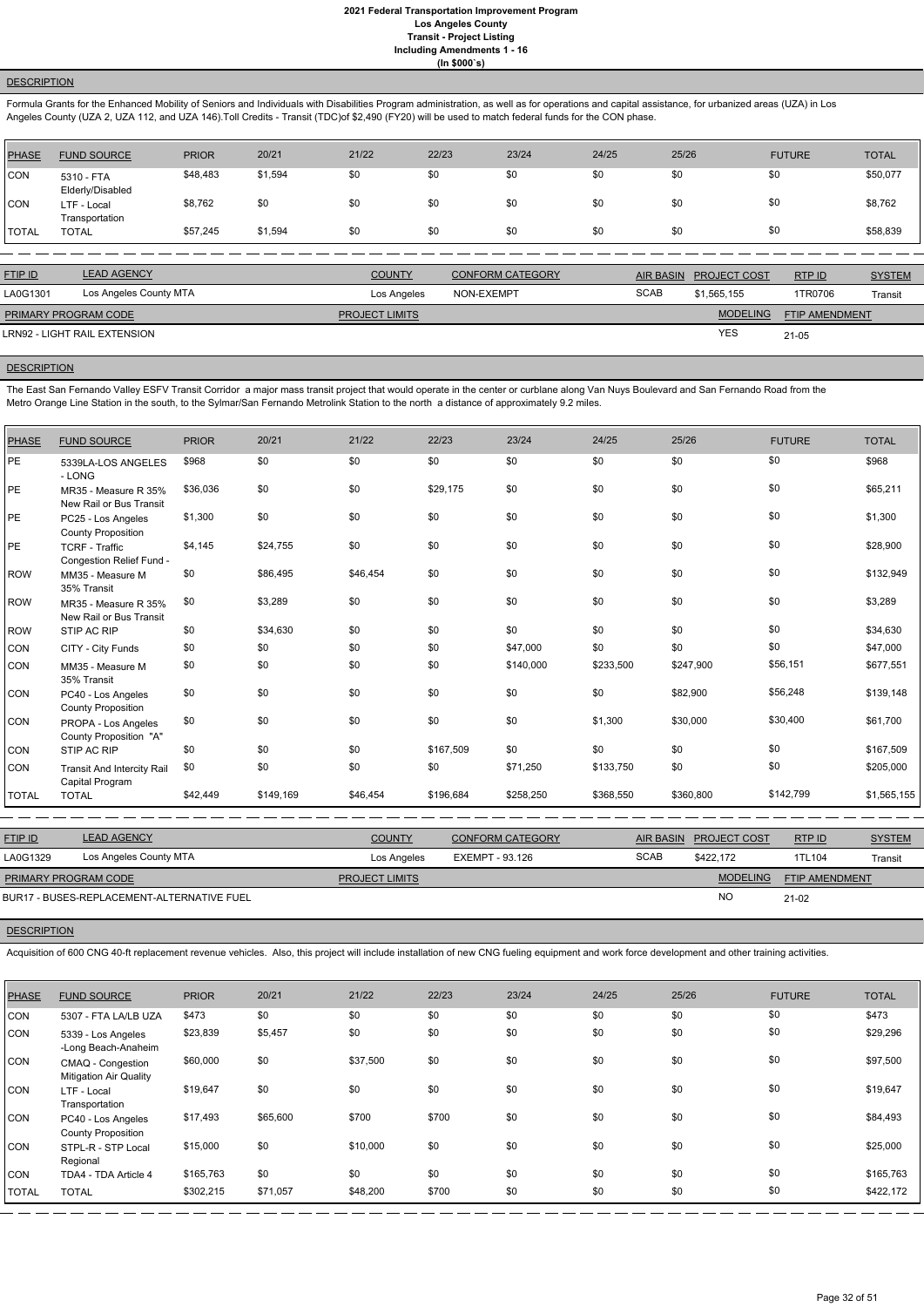### DESCRIPTION

Formula Grants for the Enhanced Mobility of Seniors and Individuals with Disabilities Program administration, as well as for operations and capital assistance, for urbanized areas (UZA) in Los Angeles County (UZA 2, UZA 112, and UZA 146).Toll Credits - Transit (TDC)of $2,490 (FY20) will be used to match federal funds for the CON phase.

| PHASE | FUND SOURCE | PRIOR | 20/21 | 21/22 | 22/23 | 23/24 | 24/25 | 25/26 | FUTURE | TOTAL |
|---|---|---|---|---|---|---|---|---|---|---|
| CON | 5310 - FTA Elderly/Disabled | $48,483 | $1,594 | $0 | $0 | $0 | $0 | $0 | $0 | $50,077 |
| CON | LTF - Local Transportation | $8,762 | $0 | $0 | $0 | $0 | $0 | $0 | $0 | $8,762 |
| TOTAL | TOTAL | $57,245 | $1,594 | $0 | $0 | $0 | $0 | $0 | $0 | $58,839 |

| FTIP ID | LEAD AGENCY | COUNTY | CONFORM CATEGORY | AIR BASIN | PROJECT COST | RTP ID | SYSTEM |
|---|---|---|---|---|---|---|---|
| LA0G1301 | Los Angeles County MTA | Los Angeles | NON-EXEMPT | SCAB | $1,565,155 | 1TR0706 | Transit |

| PRIMARY PROGRAM CODE | PROJECT LIMITS | MODELING | FTIP AMENDMENT |
|---|---|---|---|
| LRN92 - LIGHT RAIL EXTENSION | | YES | 21-05 |

### DESCRIPTION

The East San Fernando Valley ESFV Transit Corridor a major mass transit project that would operate in the center or curblane along Van Nuys Boulevard and San Fernando Road from the Metro Orange Line Station in the south, to the Sylmar/San Fernando Metrolink Station to the north a distance of approximately 9.2 miles.

| PHASE | FUND SOURCE | PRIOR | 20/21 | 21/22 | 22/23 | 23/24 | 24/25 | 25/26 | FUTURE | TOTAL |
|---|---|---|---|---|---|---|---|---|---|---|
| PE | 5339LA-LOS ANGELES - LONG | $968 | $0 | $0 | $0 | $0 | $0 | $0 | $0 | $968 |
| PE | MR35 - Measure R 35% New Rail or Bus Transit | $36,036 | $0 | $0 | $29,175 | $0 | $0 | $0 | $0 | $65,211 |
| PE | PC25 - Los Angeles County Proposition | $1,300 | $0 | $0 | $0 | $0 | $0 | $0 | $0 | $1,300 |
| PE | TCRF - Traffic Congestion Relief Fund - | $4,145 | $24,755 | $0 | $0 | $0 | $0 | $0 | $0 | $28,900 |
| ROW | MM35 - Measure M 35% Transit | $0 | $86,495 | $46,454 | $0 | $0 | $0 | $0 | $0 | $132,949 |
| ROW | MR35 - Measure R 35% New Rail or Bus Transit | $0 | $3,289 | $0 | $0 | $0 | $0 | $0 | $0 | $3,289 |
| ROW | STIP AC RIP | $0 | $34,630 | $0 | $0 | $0 | $0 | $0 | $0 | $34,630 |
| CON | CITY - City Funds | $0 | $0 | $0 | $0 | $47,000 | $0 | $0 | $0 | $47,000 |
| CON | MM35 - Measure M 35% Transit | $0 | $0 | $0 | $0 | $140,000 | $233,500 | $247,900 | $56,151 | $677,551 |
| CON | PC40 - Los Angeles County Proposition | $0 | $0 | $0 | $0 | $0 | $0 | $82,900 | $56,248 | $139,148 |
| CON | PROPA - Los Angeles County Proposition "A" | $0 | $0 | $0 | $0 | $0 | $1,300 | $30,000 | $30,400 | $61,700 |
| CON | STIP AC RIP | $0 | $0 | $0 | $167,509 | $0 | $0 | $0 | $0 | $167,509 |
| CON | Transit And Intercity Rail Capital Program | $0 | $0 | $0 | $0 | $71,250 | $133,750 | $0 | $0 | $205,000 |
| TOTAL | TOTAL | $42,449 | $149,169 | $46,454 | $196,684 | $258,250 | $368,550 | $360,800 | $142,799 | $1,565,155 |

| FTIP ID | LEAD AGENCY | COUNTY | CONFORM CATEGORY | AIR BASIN | PROJECT COST | RTP ID | SYSTEM |
|---|---|---|---|---|---|---|---|
| LA0G1329 | Los Angeles County MTA | Los Angeles | EXEMPT - 93.126 | SCAB | $422,172 | 1TL104 | Transit |

| PRIMARY PROGRAM CODE | PROJECT LIMITS | MODELING | FTIP AMENDMENT |
|---|---|---|---|
| BUR17 - BUSES-REPLACEMENT-ALTERNATIVE FUEL | | NO | 21-02 |

### DESCRIPTION

Acquisition of 600 CNG 40-ft replacement revenue vehicles. Also, this project will include installation of new CNG fueling equipment and work force development and other training activities.

| PHASE | FUND SOURCE | PRIOR | 20/21 | 21/22 | 22/23 | 23/24 | 24/25 | 25/26 | FUTURE | TOTAL |
|---|---|---|---|---|---|---|---|---|---|---|
| CON | 5307 - FTA LA/LB UZA | $473 | $0 | $0 | $0 | $0 | $0 | $0 | $0 | $473 |
| CON | 5339 - Los Angeles -Long Beach-Anaheim | $23,839 | $5,457 | $0 | $0 | $0 | $0 | $0 | $0 | $29,296 |
| CON | CMAQ - Congestion Mitigation Air Quality | $60,000 | $0 | $37,500 | $0 | $0 | $0 | $0 | $0 | $97,500 |
| CON | LTF - Local Transportation | $19,647 | $0 | $0 | $0 | $0 | $0 | $0 | $0 | $19,647 |
| CON | PC40 - Los Angeles County Proposition | $17,493 | $65,600 | $700 | $700 | $0 | $0 | $0 | $0 | $84,493 |
| CON | STPL-R - STP Local Regional | $15,000 | $0 | $10,000 | $0 | $0 | $0 | $0 | $0 | $25,000 |
| CON | TDA4 - TDA Article 4 | $165,763 | $0 | $0 | $0 | $0 | $0 | $0 | $0 | $165,763 |
| TOTAL | TOTAL | $302,215 | $71,057 | $48,200 | $700 | $0 | $0 | $0 | $0 | $422,172 |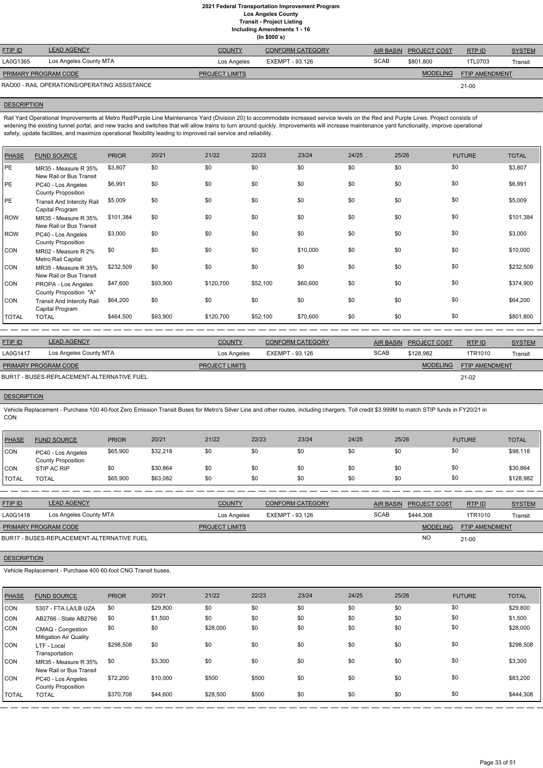# 2021 Federal Transportation Improvement Program

## Los Angeles County

## Transit - Project Listing

## Including Amendments 1 - 16

## (In $000`s)

| FTIP ID | LEAD AGENCY | COUNTY | CONFORM CATEGORY | AIR BASIN | PROJECT COST | RTP ID | SYSTEM |
|---|---|---|---|---|---|---|---|
| LA0G1365 | Los Angeles County MTA | Los Angeles | EXEMPT - 93.126 | SCAB | $801,800 | 1TL0703 | Transit |

| PRIMARY PROGRAM CODE | PROJECT LIMITS | MODELING | FTIP AMENDMENT |
|---|---|---|---|
| RAO00 - RAIL OPERATIONS/OPERATING ASSISTANCE | | | 21-00 |

**DESCRIPTION**

Rail Yard Operational Improvements at Metro Red/Purple Line Maintenance Yard (Division 20) to accommodate increased service levels on the Red and Purple Lines. Project consists of widening the existing tunnel portal, and new tracks and switches that will allow trains to turn around quickly. Improvements will increase maintenance yard functionality, improve operational safety, update facilities, and maximize operational flexibility leading to improved rail service and reliability.

| PHASE | FUND SOURCE | PRIOR | 20/21 | 21/22 | 22/23 | 23/24 | 24/25 | 25/26 | FUTURE | TOTAL |
|---|---|---|---|---|---|---|---|---|---|---|
| PE | MR35 - Measure R 35% New Rail or Bus Transit | $3,807 | $0 | $0 | $0 | $0 | $0 | $0 | $0 | $3,807 |
| PE | PC40 - Los Angeles County Proposition | $6,991 | $0 | $0 | $0 | $0 | $0 | $0 | $0 | $6,991 |
| PE | Transit And Intercity Rail Capital Program | $5,009 | $0 | $0 | $0 | $0 | $0 | $0 | $0 | $5,009 |
| ROW | MR35 - Measure R 35% New Rail or Bus Transit | $101,384 | $0 | $0 | $0 | $0 | $0 | $0 | $0 | $101,384 |
| ROW | PC40 - Los Angeles County Proposition | $3,000 | $0 | $0 | $0 | $0 | $0 | $0 | $0 | $3,000 |
| CON | MR02 - Measure R 2% Metro Rail Capital | $0 | $0 | $0 | $0 | $10,000 | $0 | $0 | $0 | $10,000 |
| CON | MR35 - Measure R 35% New Rail or Bus Transit | $232,509 | $0 | $0 | $0 | $0 | $0 | $0 | $0 | $232,509 |
| CON | PROPA - Los Angeles County Proposition "A" | $47,600 | $93,900 | $120,700 | $52,100 | $60,600 | $0 | $0 | $0 | $374,900 |
| CON | Transit And Intercity Rail Capital Program | $64,200 | $0 | $0 | $0 | $0 | $0 | $0 | $0 | $64,200 |
| TOTAL | TOTAL | $464,500 | $93,900 | $120,700 | $52,100 | $70,600 | $0 | $0 | $0 | $801,800 |

| FTIP ID | LEAD AGENCY | COUNTY | CONFORM CATEGORY | AIR BASIN | PROJECT COST | RTP ID | SYSTEM |
|---|---|---|---|---|---|---|---|
| LA0G1417 | Los Angeles County MTA | Los Angeles | EXEMPT - 93.126 | SCAB | $128,982 | 1TR1010 | Transit |

| PRIMARY PROGRAM CODE | PROJECT LIMITS | MODELING | FTIP AMENDMENT |
|---|---|---|---|
| BUR17 - BUSES-REPLACEMENT-ALTERNATIVE FUEL | | | 21-02 |

**DESCRIPTION**

Vehicle Replacement - Purchase 100 40-foot Zero Emission Transit Buses for Metro's Silver Line and other routes, including chargers. Toll credit $3.999M to match STIP funds in FY20/21 in CON

| PHASE | FUND SOURCE | PRIOR | 20/21 | 21/22 | 22/23 | 23/24 | 24/25 | 25/26 | FUTURE | TOTAL |
|---|---|---|---|---|---|---|---|---|---|---|
| CON | PC40 - Los Angeles County Proposition | $65,900 | $32,218 | $0 | $0 | $0 | $0 | $0 | $0 | $98,118 |
| CON | STIP AC RIP | $0 | $30,864 | $0 | $0 | $0 | $0 | $0 | $0 | $30,864 |
| TOTAL | TOTAL | $65,900 | $63,082 | $0 | $0 | $0 | $0 | $0 | $0 | $128,982 |

| FTIP ID | LEAD AGENCY | COUNTY | CONFORM CATEGORY | AIR BASIN | PROJECT COST | RTP ID | SYSTEM |
|---|---|---|---|---|---|---|---|
| LA0G1418 | Los Angeles County MTA | Los Angeles | EXEMPT - 93.126 | SCAB | $444,308 | 1TR1010 | Transit |

| PRIMARY PROGRAM CODE | PROJECT LIMITS | MODELING | FTIP AMENDMENT |
|---|---|---|---|
| BUR17 - BUSES-REPLACEMENT-ALTERNATIVE FUEL | | NO | 21-00 |

**DESCRIPTION**

Vehicle Replacement - Purchase 400 60-foot CNG Transit buses.

| PHASE | FUND SOURCE | PRIOR | 20/21 | 21/22 | 22/23 | 23/24 | 24/25 | 25/26 | FUTURE | TOTAL |
|---|---|---|---|---|---|---|---|---|---|---|
| CON | 5307 - FTA LA/LB UZA | $0 | $29,800 | $0 | $0 | $0 | $0 | $0 | $0 | $29,800 |
| CON | AB2766 - State AB2766 | $0 | $1,500 | $0 | $0 | $0 | $0 | $0 | $0 | $1,500 |
| CON | CMAQ - Congestion Mitigation Air Quality | $0 | $0 | $28,000 | $0 | $0 | $0 | $0 | $0 | $28,000 |
| CON | LTF - Local Transportation | $298,508 | $0 | $0 | $0 | $0 | $0 | $0 | $0 | $298,508 |
| CON | MR35 - Measure R 35% New Rail or Bus Transit | $0 | $3,300 | $0 | $0 | $0 | $0 | $0 | $0 | $3,300 |
| CON | PC40 - Los Angeles County Proposition | $72,200 | $10,000 | $500 | $500 | $0 | $0 | $0 | $0 | $83,200 |
| TOTAL | TOTAL | $370,708 | $44,600 | $28,500 | $500 | $0 | $0 | $0 | $0 | $444,308 |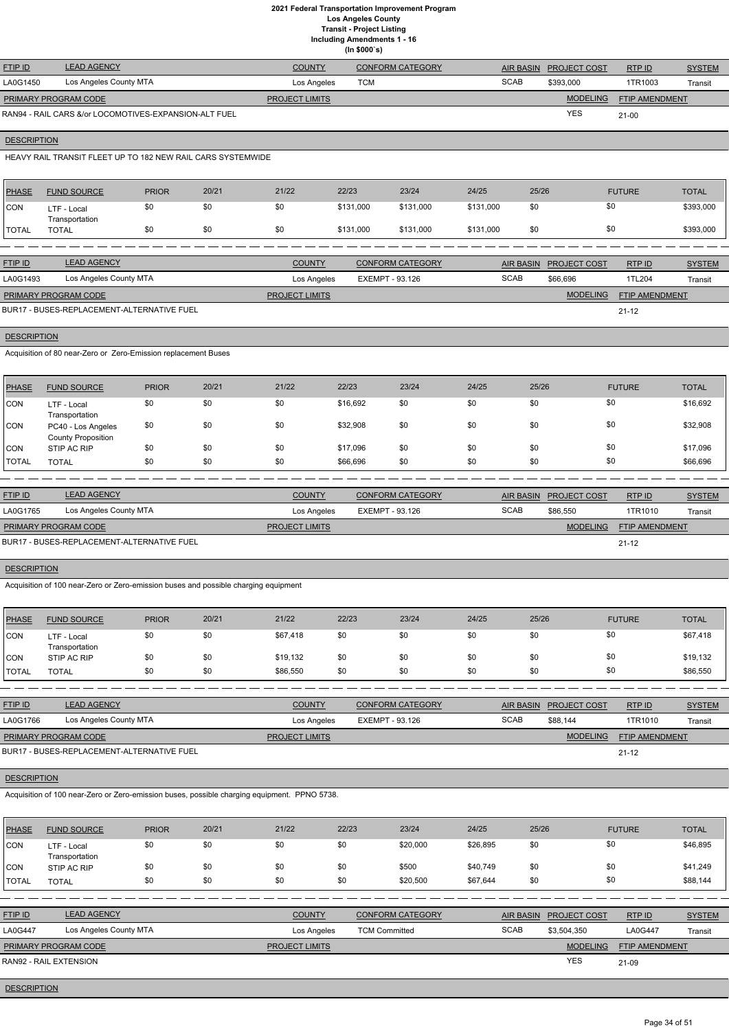# 2021 Federal Transportation Improvement Program
## Los Angeles County
### Transit - Project Listing
### Including Amendments 1 - 16
### (In $000`s)

| FTIP ID | LEAD AGENCY | COUNTY | CONFORM CATEGORY | AIR BASIN | PROJECT COST | RTP ID | SYSTEM |
|---|---|---|---|---|---|---|---|
| LA0G1450 | Los Angeles County MTA | Los Angeles | TCM | SCAB | $393,000 | 1TR1003 | Transit |

| PRIMARY PROGRAM CODE | PROJECT LIMITS | MODELING | FTIP AMENDMENT |
|---|---|---|---|
| RAN94 - RAIL CARS &/or LOCOMOTIVES-EXPANSION-ALT FUEL | | YES | 21-00 |

**DESCRIPTION**

HEAVY RAIL TRANSIT FLEET UP TO 182 NEW RAIL CARS SYSTEMWIDE

| PHASE | FUND SOURCE | PRIOR | 20/21 | 21/22 | 22/23 | 23/24 | 24/25 | 25/26 | FUTURE | TOTAL |
|---|---|---|---|---|---|---|---|---|---|---|
| CON | LTF - Local Transportation | $0 | $0 | $0 | $131,000 | $131,000 | $131,000 | $0 | $0 | $393,000 |
| TOTAL | TOTAL | $0 | $0 | $0 | $131,000 | $131,000 | $131,000 | $0 | $0 | $393,000 |

| FTIP ID | LEAD AGENCY | COUNTY | CONFORM CATEGORY | AIR BASIN | PROJECT COST | RTP ID | SYSTEM |
|---|---|---|---|---|---|---|---|
| LA0G1493 | Los Angeles County MTA | Los Angeles | EXEMPT - 93.126 | SCAB | $66,696 | 1TL204 | Transit |

| PRIMARY PROGRAM CODE | PROJECT LIMITS | MODELING | FTIP AMENDMENT |
|---|---|---|---|
| BUR17 - BUSES-REPLACEMENT-ALTERNATIVE FUEL | | | 21-12 |

**DESCRIPTION**

Acquisition of 80 near-Zero or Zero-Emission replacement Buses

| PHASE | FUND SOURCE | PRIOR | 20/21 | 21/22 | 22/23 | 23/24 | 24/25 | 25/26 | FUTURE | TOTAL |
|---|---|---|---|---|---|---|---|---|---|---|
| CON | LTF - Local Transportation | $0 | $0 | $0 | $16,692 | $0 | $0 | $0 | $0 | $16,692 |
| CON | PC40 - Los Angeles County Proposition | $0 | $0 | $0 | $32,908 | $0 | $0 | $0 | $0 | $32,908 |
| CON | STIP AC RIP | $0 | $0 | $0 | $17,096 | $0 | $0 | $0 | $0 | $17,096 |
| TOTAL | TOTAL | $0 | $0 | $0 | $66,696 | $0 | $0 | $0 | $0 | $66,696 |

| FTIP ID | LEAD AGENCY | COUNTY | CONFORM CATEGORY | AIR BASIN | PROJECT COST | RTP ID | SYSTEM |
|---|---|---|---|---|---|---|---|
| LA0G1765 | Los Angeles County MTA | Los Angeles | EXEMPT - 93.126 | SCAB | $86,550 | 1TR1010 | Transit |

| PRIMARY PROGRAM CODE | PROJECT LIMITS | MODELING | FTIP AMENDMENT |
|---|---|---|---|
| BUR17 - BUSES-REPLACEMENT-ALTERNATIVE FUEL | | | 21-12 |

**DESCRIPTION**

Acquisition of 100 near-Zero or Zero-emission buses and possible charging equipment

| PHASE | FUND SOURCE | PRIOR | 20/21 | 21/22 | 22/23 | 23/24 | 24/25 | 25/26 | FUTURE | TOTAL |
|---|---|---|---|---|---|---|---|---|---|---|
| CON | LTF - Local Transportation | $0 | $0 | $67,418 | $0 | $0 | $0 | $0 | $0 | $67,418 |
| CON | STIP AC RIP | $0 | $0 | $19,132 | $0 | $0 | $0 | $0 | $0 | $19,132 |
| TOTAL | TOTAL | $0 | $0 | $86,550 | $0 | $0 | $0 | $0 | $0 | $86,550 |

| FTIP ID | LEAD AGENCY | COUNTY | CONFORM CATEGORY | AIR BASIN | PROJECT COST | RTP ID | SYSTEM |
|---|---|---|---|---|---|---|---|
| LA0G1766 | Los Angeles County MTA | Los Angeles | EXEMPT - 93.126 | SCAB | $88,144 | 1TR1010 | Transit |

| PRIMARY PROGRAM CODE | PROJECT LIMITS | MODELING | FTIP AMENDMENT |
|---|---|---|---|
| BUR17 - BUSES-REPLACEMENT-ALTERNATIVE FUEL | | | 21-12 |

**DESCRIPTION**

Acquisition of 100 near-Zero or Zero-emission buses, possible charging equipment. PPNO 5738.

| PHASE | FUND SOURCE | PRIOR | 20/21 | 21/22 | 22/23 | 23/24 | 24/25 | 25/26 | FUTURE | TOTAL |
|---|---|---|---|---|---|---|---|---|---|---|
| CON | LTF - Local Transportation | $0 | $0 | $0 | $0 | $20,000 | $26,895 | $0 | $0 | $46,895 |
| CON | STIP AC RIP | $0 | $0 | $0 | $0 | $500 | $40,749 | $0 | $0 | $41,249 |
| TOTAL | TOTAL | $0 | $0 | $0 | $0 | $20,500 | $67,644 | $0 | $0 | $88,144 |

| FTIP ID | LEAD AGENCY | COUNTY | CONFORM CATEGORY | AIR BASIN | PROJECT COST | RTP ID | SYSTEM |
|---|---|---|---|---|---|---|---|
| LA0G447 | Los Angeles County MTA | Los Angeles | TCM Committed | SCAB | $3,504,350 | LA0G447 | Transit |

| PRIMARY PROGRAM CODE | PROJECT LIMITS | MODELING | FTIP AMENDMENT |
|---|---|---|---|
| RAN92 - RAIL EXTENSION | | YES | 21-09 |

**DESCRIPTION**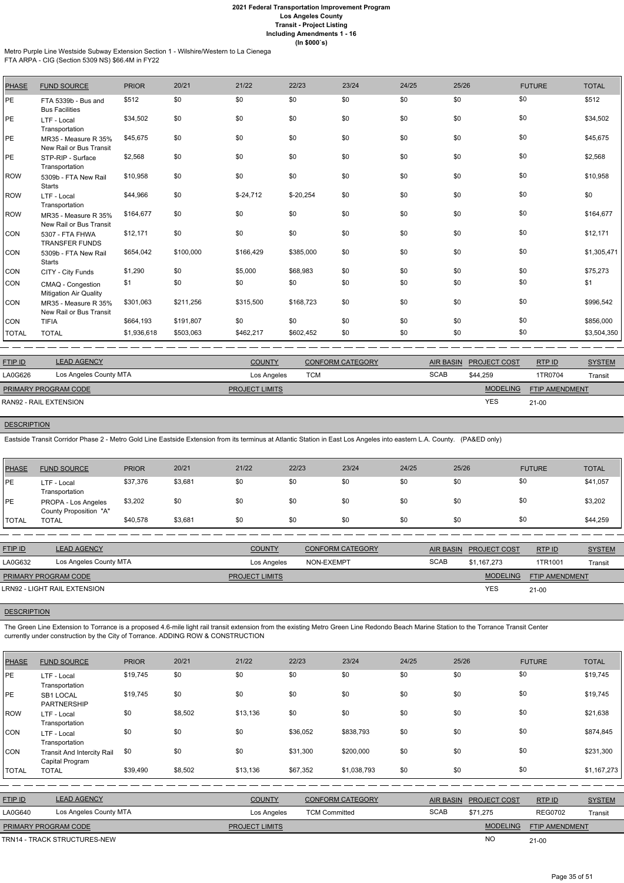Metro Purple Line Westside Subway Extension Section 1 - Wilshire/Western to La Cienega
FTA ARPA - CIG (Section 5309 NS) $66.4M in FY22

| PHASE | FUND SOURCE | PRIOR | 20/21 | 21/22 | 22/23 | 23/24 | 24/25 | 25/26 | FUTURE | TOTAL |
|---|---|---|---|---|---|---|---|---|---|---|
| PE | FTA 5339b - Bus and Bus Facilities | $512 | $0 | $0 | $0 | $0 | $0 | $0 | $0 | $512 |
| PE | LTF - Local Transportation | $34,502 | $0 | $0 | $0 | $0 | $0 | $0 | $0 | $34,502 |
| PE | MR35 - Measure R 35% New Rail or Bus Transit | $45,675 | $0 | $0 | $0 | $0 | $0 | $0 | $0 | $45,675 |
| PE | STP-RIP - Surface Transportation | $2,568 | $0 | $0 | $0 | $0 | $0 | $0 | $0 | $2,568 |
| ROW | 5309b - FTA New Rail Starts | $10,958 | $0 | $0 | $0 | $0 | $0 | $0 | $0 | $10,958 |
| ROW | LTF - Local Transportation | $44,966 | $0 | $-24,712 | $-20,254 | $0 | $0 | $0 | $0 | $0 |
| ROW | MR35 - Measure R 35% New Rail or Bus Transit | $164,677 | $0 | $0 | $0 | $0 | $0 | $0 | $0 | $164,677 |
| CON | 5307 - FTA FHWA TRANSFER FUNDS | $12,171 | $0 | $0 | $0 | $0 | $0 | $0 | $0 | $12,171 |
| CON | 5309b - FTA New Rail Starts | $654,042 | $100,000 | $166,429 | $385,000 | $0 | $0 | $0 | $0 | $1,305,471 |
| CON | CITY - City Funds | $1,290 | $0 | $5,000 | $68,983 | $0 | $0 | $0 | $0 | $75,273 |
| CON | CMAQ - Congestion Mitigation Air Quality | $1 | $0 | $0 | $0 | $0 | $0 | $0 | $0 | $1 |
| CON | MR35 - Measure R 35% New Rail or Bus Transit | $301,063 | $211,256 | $315,500 | $168,723 | $0 | $0 | $0 | $0 | $996,542 |
| CON | TIFIA | $664,193 | $191,807 | $0 | $0 | $0 | $0 | $0 | $0 | $856,000 |
| TOTAL | TOTAL | $1,936,618 | $503,063 | $462,217 | $602,452 | $0 | $0 | $0 | $0 | $3,504,350 |

| FTIP ID | LEAD AGENCY | COUNTY | CONFORM CATEGORY | AIR BASIN | PROJECT COST | RTP ID | SYSTEM |
|---|---|---|---|---|---|---|---|
| LA0G626 | Los Angeles County MTA | Los Angeles | TCM | SCAB | $44,259 | 1TR0704 | Transit |

| PRIMARY PROGRAM CODE | PROJECT LIMITS | MODELING | FTIP AMENDMENT |
|---|---|---|---|
| RAN92 - RAIL EXTENSION | | YES | 21-00 |

**DESCRIPTION**

Eastside Transit Corridor Phase 2 - Metro Gold Line Eastside Extension from its terminus at Atlantic Station in East Los Angeles into eastern L.A. County. (PA&ED only)

| PHASE | FUND SOURCE | PRIOR | 20/21 | 21/22 | 22/23 | 23/24 | 24/25 | 25/26 | FUTURE | TOTAL |
|---|---|---|---|---|---|---|---|---|---|---|
| PE | LTF - Local Transportation | $37,376 | $3,681 | $0 | $0 | $0 | $0 | $0 | $0 | $41,057 |
| PE | PROPA - Los Angeles County Proposition "A" | $3,202 | $0 | $0 | $0 | $0 | $0 | $0 | $0 | $3,202 |
| TOTAL | TOTAL | $40,578 | $3,681 | $0 | $0 | $0 | $0 | $0 | $0 | $44,259 |

| FTIP ID | LEAD AGENCY | COUNTY | CONFORM CATEGORY | AIR BASIN | PROJECT COST | RTP ID | SYSTEM |
|---|---|---|---|---|---|---|---|
| LA0G632 | Los Angeles County MTA | Los Angeles | NON-EXEMPT | SCAB | $1,167,273 | 1TR1001 | Transit |

| PRIMARY PROGRAM CODE | PROJECT LIMITS | MODELING | FTIP AMENDMENT |
|---|---|---|---|
| LRN92 - LIGHT RAIL EXTENSION | | YES | 21-00 |

**DESCRIPTION**

The Green Line Extension to Torrance is a proposed 4.6-mile light rail transit extension from the existing Metro Green Line Redondo Beach Marine Station to the Torrance Transit Center currently under construction by the City of Torrance. ADDING ROW & CONSTRUCTION

| PHASE | FUND SOURCE | PRIOR | 20/21 | 21/22 | 22/23 | 23/24 | 24/25 | 25/26 | FUTURE | TOTAL |
|---|---|---|---|---|---|---|---|---|---|---|
| PE | LTF - Local Transportation | $19,745 | $0 | $0 | $0 | $0 | $0 | $0 | $0 | $19,745 |
| PE | SB1 LOCAL PARTNERSHIP | $19,745 | $0 | $0 | $0 | $0 | $0 | $0 | $0 | $19,745 |
| ROW | LTF - Local Transportation | $0 | $8,502 | $13,136 | $0 | $0 | $0 | $0 | $0 | $21,638 |
| CON | LTF - Local Transportation | $0 | $0 | $0 | $36,052 | $838,793 | $0 | $0 | $0 | $874,845 |
| CON | Transit And Intercity Rail Capital Program | $0 | $0 | $0 | $31,300 | $200,000 | $0 | $0 | $0 | $231,300 |
| TOTAL | TOTAL | $39,490 | $8,502 | $13,136 | $67,352 | $1,038,793 | $0 | $0 | $0 | $1,167,273 |

| FTIP ID | LEAD AGENCY | COUNTY | CONFORM CATEGORY | AIR BASIN | PROJECT COST | RTP ID | SYSTEM |
|---|---|---|---|---|---|---|---|
| LA0G640 | Los Angeles County MTA | Los Angeles | TCM Committed | SCAB | $71,275 | REG0702 | Transit |

| PRIMARY PROGRAM CODE | PROJECT LIMITS | MODELING | FTIP AMENDMENT |
|---|---|---|---|
| TRN14 - TRACK STRUCTURES-NEW | | NO | 21-00 |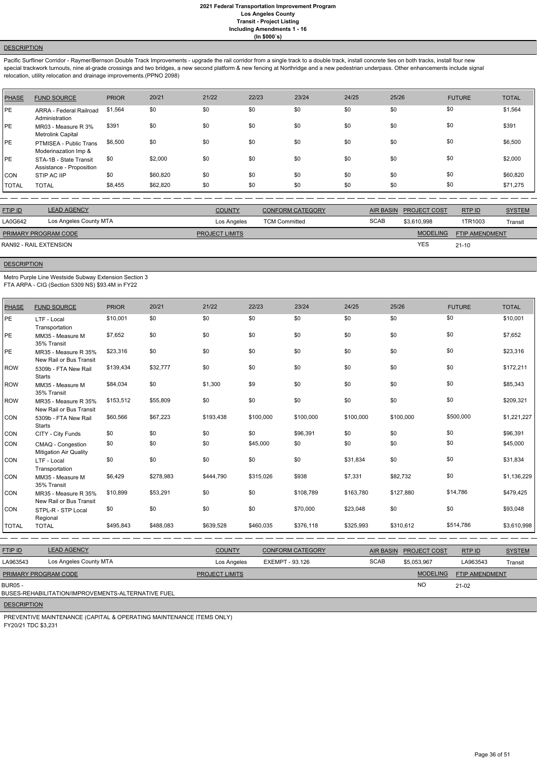# 2021 Federal Transportation Improvement Program
## Los Angeles County
### Transit - Project Listing
### Including Amendments 1 - 16
### (In $000`s)

**DESCRIPTION**

Pacific Surfliner Corridor - Raymer/Bernson Double Track Improvements - upgrade the rail corridor from a single track to a double track, install concrete ties on both tracks, install four new special trackwork turnouts, nine at-grade crossings and two bridges, a new second platform & new fencing at Northridge and a new pedestrian underpass. Other enhancements include signal relocation, utility relocation and drainage improvements.(PPNO 2098)

| PHASE | FUND SOURCE | PRIOR | 20/21 | 21/22 | 22/23 | 23/24 | 24/25 | 25/26 | FUTURE | TOTAL |
|---|---|---|---|---|---|---|---|---|---|---|
| PE | ARRA - Federal Railroad Administration | $1,564 | $0 | $0 | $0 | $0 | $0 | $0 | $0 | $1,564 |
| PE | MR03 - Measure R 3% Metrolink Capital | $391 | $0 | $0 | $0 | $0 | $0 | $0 | $0 | $391 |
| PE | PTMISEA - Public Trans Moderinazation Imp & | $6,500 | $0 | $0 | $0 | $0 | $0 | $0 | $0 | $6,500 |
| PE | STA-1B - State Transit Assistance - Proposition | $0 | $2,000 | $0 | $0 | $0 | $0 | $0 | $0 | $2,000 |
| CON | STIP AC IIP | $0 | $60,820 | $0 | $0 | $0 | $0 | $0 | $0 | $60,820 |
| TOTAL | TOTAL | $8,455 | $62,820 | $0 | $0 | $0 | $0 | $0 | $0 | $71,275 |

| FTIP ID | LEAD AGENCY | COUNTY | CONFORM CATEGORY | AIR BASIN | PROJECT COST | RTP ID | SYSTEM |
|---|---|---|---|---|---|---|---|
| LA0G642 | Los Angeles County MTA | Los Angeles | TCM Committed | SCAB | $3,610,998 | 1TR1003 | Transit |

| PRIMARY PROGRAM CODE | PROJECT LIMITS | MODELING | FTIP AMENDMENT |
|---|---|---|---|
| RAN92 - RAIL EXTENSION | | YES | 21-10 |

**DESCRIPTION**

Metro Purple Line Westside Subway Extension Section 3
FTA ARPA - CIG (Section 5309 NS) $93.4M in FY22

| PHASE | FUND SOURCE | PRIOR | 20/21 | 21/22 | 22/23 | 23/24 | 24/25 | 25/26 | FUTURE | TOTAL |
|---|---|---|---|---|---|---|---|---|---|---|
| PE | LTF - Local Transportation | $10,001 | $0 | $0 | $0 | $0 | $0 | $0 | $0 | $10,001 |
| PE | MM35 - Measure M 35% Transit | $7,652 | $0 | $0 | $0 | $0 | $0 | $0 | $0 | $7,652 |
| PE | MR35 - Measure R 35% New Rail or Bus Transit | $23,316 | $0 | $0 | $0 | $0 | $0 | $0 | $0 | $23,316 |
| ROW | 5309b - FTA New Rail Starts | $139,434 | $32,777 | $0 | $0 | $0 | $0 | $0 | $0 | $172,211 |
| ROW | MM35 - Measure M 35% Transit | $84,034 | $0 | $1,300 | $9 | $0 | $0 | $0 | $0 | $85,343 |
| ROW | MR35 - Measure R 35% New Rail or Bus Transit | $153,512 | $55,809 | $0 | $0 | $0 | $0 | $0 | $0 | $209,321 |
| CON | 5309b - FTA New Rail Starts | $60,566 | $67,223 | $193,438 | $100,000 | $100,000 | $100,000 | $100,000 | $500,000 | $1,221,227 |
| CON | CITY - City Funds | $0 | $0 | $0 | $0 | $96,391 | $0 | $0 | $0 | $96,391 |
| CON | CMAQ - Congestion Mitigation Air Quality | $0 | $0 | $0 | $45,000 | $0 | $0 | $0 | $0 | $45,000 |
| CON | LTF - Local Transportation | $0 | $0 | $0 | $0 | $0 | $31,834 | $0 | $0 | $31,834 |
| CON | MM35 - Measure M 35% Transit | $6,429 | $278,983 | $444,790 | $315,026 | $938 | $7,331 | $82,732 | $0 | $1,136,229 |
| CON | MR35 - Measure R 35% New Rail or Bus Transit | $10,899 | $53,291 | $0 | $0 | $108,789 | $163,780 | $127,880 | $14,786 | $479,425 |
| CON | STPL-R - STP Local Regional | $0 | $0 | $0 | $0 | $70,000 | $23,048 | $0 | $0 | $93,048 |
| TOTAL | TOTAL | $495,843 | $488,083 | $639,528 | $460,035 | $376,118 | $325,993 | $310,612 | $514,786 | $3,610,998 |

| FTIP ID | LEAD AGENCY | COUNTY | CONFORM CATEGORY | AIR BASIN | PROJECT COST | RTP ID | SYSTEM |
|---|---|---|---|---|---|---|---|
| LA963543 | Los Angeles County MTA | Los Angeles | EXEMPT - 93.126 | SCAB | $5,053,967 | LA963543 | Transit |

| PRIMARY PROGRAM CODE | PROJECT LIMITS | MODELING | FTIP AMENDMENT |
|---|---|---|---|
| BUR05 - BUSES-REHABILITATION/IMPROVEMENTS-ALTERNATIVE FUEL | | NO | 21-02 |

**DESCRIPTION**

PREVENTIVE MAINTENANCE (CAPITAL & OPERATING MAINTENANCE ITEMS ONLY)
FY20/21 TDC $3,231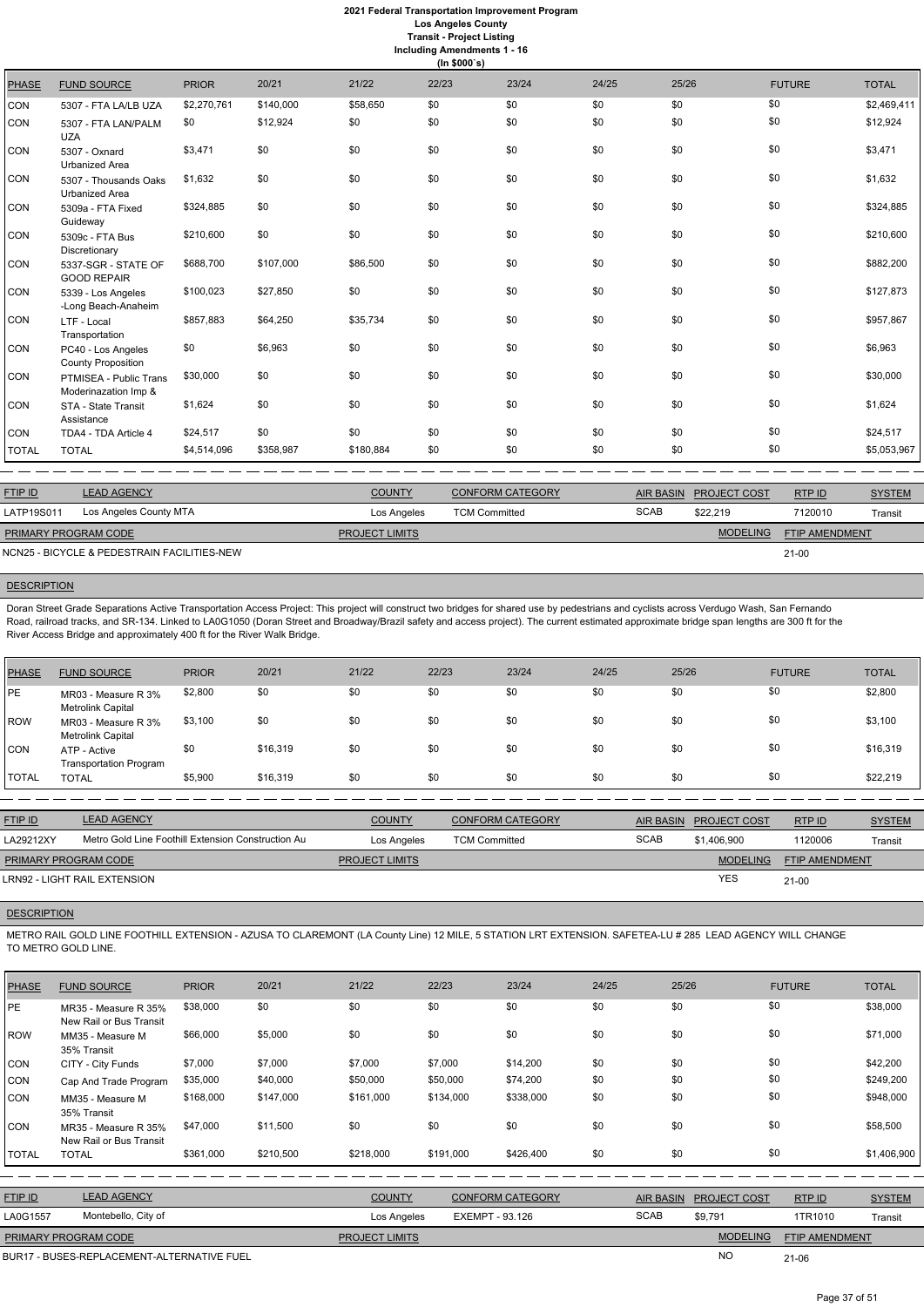# 2021 Federal Transportation Improvement Program
## Los Angeles County
### Transit - Project Listing
### Including Amendments 1 - 16
### (In $000`s)

| PHASE | FUND SOURCE | PRIOR | 20/21 | 21/22 | 22/23 | 23/24 | 24/25 | 25/26 | FUTURE | TOTAL |
|---|---|---|---|---|---|---|---|---|---|---|
| CON | 5307 - FTA LA/LB UZA | $2,270,761 | $140,000 | $58,650 | $0 | $0 | $0 | $0 | $0 | $2,469,411 |
| CON | 5307 - FTA LAN/PALM UZA | $0 | $12,924 | $0 | $0 | $0 | $0 | $0 | $0 | $12,924 |
| CON | 5307 - Oxnard Urbanized Area | $3,471 | $0 | $0 | $0 | $0 | $0 | $0 | $0 | $3,471 |
| CON | 5307 - Thousands Oaks Urbanized Area | $1,632 | $0 | $0 | $0 | $0 | $0 | $0 | $0 | $1,632 |
| CON | 5309a - FTA Fixed Guideway | $324,885 | $0 | $0 | $0 | $0 | $0 | $0 | $0 | $324,885 |
| CON | 5309c - FTA Bus Discretionary | $210,600 | $0 | $0 | $0 | $0 | $0 | $0 | $0 | $210,600 |
| CON | 5337-SGR - STATE OF GOOD REPAIR | $688,700 | $107,000 | $86,500 | $0 | $0 | $0 | $0 | $0 | $882,200 |
| CON | 5339 - Los Angeles -Long Beach-Anaheim | $100,023 | $27,850 | $0 | $0 | $0 | $0 | $0 | $0 | $127,873 |
| CON | LTF - Local Transportation | $857,883 | $64,250 | $35,734 | $0 | $0 | $0 | $0 | $0 | $957,867 |
| CON | PC40 - Los Angeles County Proposition | $0 | $6,963 | $0 | $0 | $0 | $0 | $0 | $0 | $6,963 |
| CON | PTMISEA - Public Trans Moderinazation Imp & | $30,000 | $0 | $0 | $0 | $0 | $0 | $0 | $0 | $30,000 |
| CON | STA - State Transit Assistance | $1,624 | $0 | $0 | $0 | $0 | $0 | $0 | $0 | $1,624 |
| CON | TDA4 - TDA Article 4 | $24,517 | $0 | $0 | $0 | $0 | $0 | $0 | $0 | $24,517 |
| TOTAL | TOTAL | $4,514,096 | $358,987 | $180,884 | $0 | $0 | $0 | $0 | $0 | $5,053,967 |

| FTIP ID | LEAD AGENCY | COUNTY | CONFORM CATEGORY | AIR BASIN | PROJECT COST | RTP ID | SYSTEM |
|---|---|---|---|---|---|---|---|
| LATP19S011 | Los Angeles County MTA | Los Angeles | TCM Committed | SCAB | $22,219 | 7120010 | Transit |

| PRIMARY PROGRAM CODE | PROJECT LIMITS | MODELING | FTIP AMENDMENT |
|---|---|---|---|
| NCN25 - BICYCLE & PEDESTRAIN FACILITIES-NEW | | | 21-00 |

**DESCRIPTION**

Doran Street Grade Separations Active Transportation Access Project: This project will construct two bridges for shared use by pedestrians and cyclists across Verdugo Wash, San Fernando Road, railroad tracks, and SR-134. Linked to LA0G1050 (Doran Street and Broadway/Brazil safety and access project). The current estimated approximate bridge span lengths are 300 ft for the River Access Bridge and approximately 400 ft for the River Walk Bridge.

| PHASE | FUND SOURCE | PRIOR | 20/21 | 21/22 | 22/23 | 23/24 | 24/25 | 25/26 | FUTURE | TOTAL |
|---|---|---|---|---|---|---|---|---|---|---|
| PE | MR03 - Measure R 3% Metrolink Capital | $2,800 | $0 | $0 | $0 | $0 | $0 | $0 | $0 | $2,800 |
| ROW | MR03 - Measure R 3% Metrolink Capital | $3,100 | $0 | $0 | $0 | $0 | $0 | $0 | $0 | $3,100 |
| CON | ATP - Active Transportation Program | $0 | $16,319 | $0 | $0 | $0 | $0 | $0 | $0 | $16,319 |
| TOTAL | TOTAL | $5,900 | $16,319 | $0 | $0 | $0 | $0 | $0 | $0 | $22,219 |

| FTIP ID | LEAD AGENCY | COUNTY | CONFORM CATEGORY | AIR BASIN | PROJECT COST | RTP ID | SYSTEM |
|---|---|---|---|---|---|---|---|
| LA29212XY | Metro Gold Line Foothill Extension Construction Au | Los Angeles | TCM Committed | SCAB | $1,406,900 | 1120006 | Transit |

| PRIMARY PROGRAM CODE | PROJECT LIMITS | MODELING | FTIP AMENDMENT |
|---|---|---|---|
| LRN92 - LIGHT RAIL EXTENSION | | YES | 21-00 |

**DESCRIPTION**

METRO RAIL GOLD LINE FOOTHILL EXTENSION - AZUSA TO CLAREMONT (LA County Line) 12 MILE, 5 STATION LRT EXTENSION. SAFETEA-LU # 285 LEAD AGENCY WILL CHANGE TO METRO GOLD LINE.

| PHASE | FUND SOURCE | PRIOR | 20/21 | 21/22 | 22/23 | 23/24 | 24/25 | 25/26 | FUTURE | TOTAL |
|---|---|---|---|---|---|---|---|---|---|---|
| PE | MR35 - Measure R 35% New Rail or Bus Transit | $38,000 | $0 | $0 | $0 | $0 | $0 | $0 | $0 | $38,000 |
| ROW | MM35 - Measure M 35% Transit | $66,000 | $5,000 | $0 | $0 | $0 | $0 | $0 | $0 | $71,000 |
| CON | CITY - City Funds | $7,000 | $7,000 | $7,000 | $7,000 | $14,200 | $0 | $0 | $0 | $42,200 |
| CON | Cap And Trade Program | $35,000 | $40,000 | $50,000 | $50,000 | $74,200 | $0 | $0 | $0 | $249,200 |
| CON | MM35 - Measure M 35% Transit | $168,000 | $147,000 | $161,000 | $134,000 | $338,000 | $0 | $0 | $0 | $948,000 |
| CON | MR35 - Measure R 35% New Rail or Bus Transit | $47,000 | $11,500 | $0 | $0 | $0 | $0 | $0 | $0 | $58,500 |
| TOTAL | TOTAL | $361,000 | $210,500 | $218,000 | $191,000 | $426,400 | $0 | $0 | $0 | $1,406,900 |

| FTIP ID | LEAD AGENCY | COUNTY | CONFORM CATEGORY | AIR BASIN | PROJECT COST | RTP ID | SYSTEM |
|---|---|---|---|---|---|---|---|
| LA0G1557 | Montebello, City of | Los Angeles | EXEMPT - 93.126 | SCAB | $9,791 | 1TR1010 | Transit |

| PRIMARY PROGRAM CODE | PROJECT LIMITS | MODELING | FTIP AMENDMENT |
|---|---|---|---|
| BUR17 - BUSES-REPLACEMENT-ALTERNATIVE FUEL | | NO | 21-06 |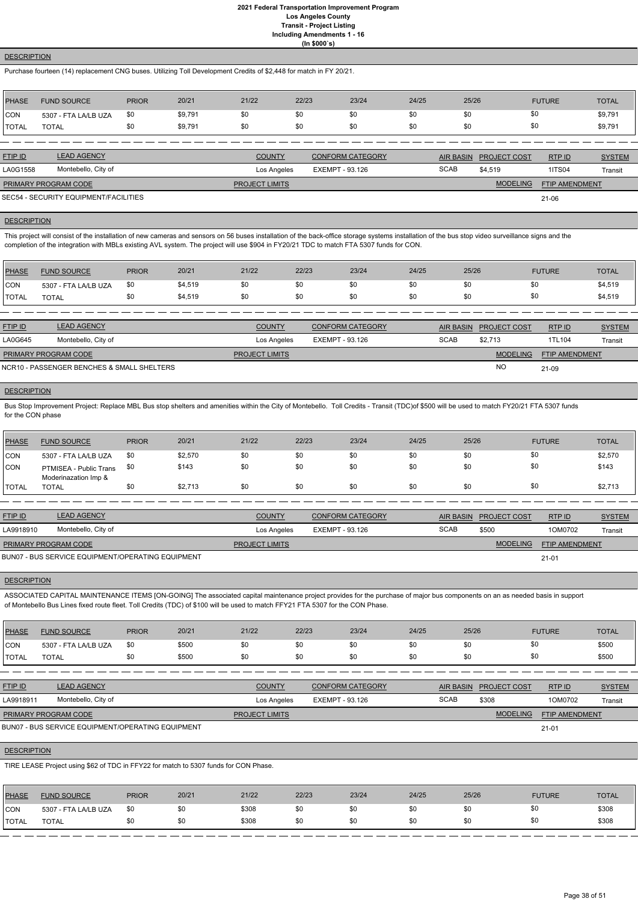**2021 Federal Transportation Improvement Program**
**Los Angeles County**
**Transit - Project Listing**
**Including Amendments 1 - 16**
**(In $000`s)**

**DESCRIPTION**

Purchase fourteen (14) replacement CNG buses. Utilizing Toll Development Credits of $2,448 for match in FY 20/21.

| PHASE | FUND SOURCE | PRIOR | 20/21 | 21/22 | 22/23 | 23/24 | 24/25 | 25/26 | FUTURE | TOTAL |
|---|---|---|---|---|---|---|---|---|---|---|
| CON | 5307 - FTA LA/LB UZA | $0 | $9,791 | $0 | $0 | $0 | $0 | $0 | $0 | $9,791 |
| TOTAL | TOTAL | $0 | $9,791 | $0 | $0 | $0 | $0 | $0 | $0 | $9,791 |

| FTIP ID | LEAD AGENCY | COUNTY | CONFORM CATEGORY | AIR BASIN | PROJECT COST | RTP ID | SYSTEM |
|---|---|---|---|---|---|---|---|
| LA0G1558 | Montebello, City of | Los Angeles | EXEMPT - 93.126 | SCAB | $4,519 | 1ITS04 | Transit |

| PRIMARY PROGRAM CODE | PROJECT LIMITS | MODELING | FTIP AMENDMENT |
|---|---|---|---|
| SEC54 - SECURITY EQUIPMENT/FACILITIES | | | 21-06 |

**DESCRIPTION**

This project will consist of the installation of new cameras and sensors on 56 buses installation of the back-office storage systems installation of the bus stop video surveillance signs and the completion of the integration with MBLs existing AVL system. The project will use $904 in FY20/21 TDC to match FTA 5307 funds for CON.

| PHASE | FUND SOURCE | PRIOR | 20/21 | 21/22 | 22/23 | 23/24 | 24/25 | 25/26 | FUTURE | TOTAL |
|---|---|---|---|---|---|---|---|---|---|---|
| CON | 5307 - FTA LA/LB UZA | $0 | $4,519 | $0 | $0 | $0 | $0 | $0 | $0 | $4,519 |
| TOTAL | TOTAL | $0 | $4,519 | $0 | $0 | $0 | $0 | $0 | $0 | $4,519 |

| FTIP ID | LEAD AGENCY | COUNTY | CONFORM CATEGORY | AIR BASIN | PROJECT COST | RTP ID | SYSTEM |
|---|---|---|---|---|---|---|---|
| LA0G645 | Montebello, City of | Los Angeles | EXEMPT - 93.126 | SCAB | $2,713 | 1TL104 | Transit |

| PRIMARY PROGRAM CODE | PROJECT LIMITS | MODELING | FTIP AMENDMENT |
|---|---|---|---|
| NCR10 - PASSENGER BENCHES & SMALL SHELTERS | | NO | 21-09 |

**DESCRIPTION**

Bus Stop Improvement Project: Replace MBL Bus stop shelters and amenities within the City of Montebello. Toll Credits - Transit (TDC)of $500 will be used to match FY20/21 FTA 5307 funds for the CON phase

| PHASE | FUND SOURCE | PRIOR | 20/21 | 21/22 | 22/23 | 23/24 | 24/25 | 25/26 | FUTURE | TOTAL |
|---|---|---|---|---|---|---|---|---|---|---|
| CON | 5307 - FTA LA/LB UZA | $0 | $2,570 | $0 | $0 | $0 | $0 | $0 | $0 | $2,570 |
| CON | PTMISEA - Public Trans Moderinazation Imp & | $0 | $143 | $0 | $0 | $0 | $0 | $0 | $0 | $143 |
| TOTAL | TOTAL | $0 | $2,713 | $0 | $0 | $0 | $0 | $0 | $0 | $2,713 |

| FTIP ID | LEAD AGENCY | COUNTY | CONFORM CATEGORY | AIR BASIN | PROJECT COST | RTP ID | SYSTEM |
|---|---|---|---|---|---|---|---|
| LA9918910 | Montebello, City of | Los Angeles | EXEMPT - 93.126 | SCAB | $500 | 1OM0702 | Transit |

| PRIMARY PROGRAM CODE | PROJECT LIMITS | MODELING | FTIP AMENDMENT |
|---|---|---|---|
| BUN07 - BUS SERVICE EQUIPMENT/OPERATING EQUIPMENT | | | 21-01 |

**DESCRIPTION**

ASSOCIATED CAPITAL MAINTENANCE ITEMS [ON-GOING] The associated capital maintenance project provides for the purchase of major bus components on an as needed basis in support of Montebello Bus Lines fixed route fleet. Toll Credits (TDC) of $100 will be used to match FFY21 FTA 5307 for the CON Phase.

| PHASE | FUND SOURCE | PRIOR | 20/21 | 21/22 | 22/23 | 23/24 | 24/25 | 25/26 | FUTURE | TOTAL |
|---|---|---|---|---|---|---|---|---|---|---|
| CON | 5307 - FTA LA/LB UZA | $0 | $500 | $0 | $0 | $0 | $0 | $0 | $0 | $500 |
| TOTAL | TOTAL | $0 | $500 | $0 | $0 | $0 | $0 | $0 | $0 | $500 |

| FTIP ID | LEAD AGENCY | COUNTY | CONFORM CATEGORY | AIR BASIN | PROJECT COST | RTP ID | SYSTEM |
|---|---|---|---|---|---|---|---|
| LA9918911 | Montebello, City of | Los Angeles | EXEMPT - 93.126 | SCAB | $308 | 1OM0702 | Transit |

| PRIMARY PROGRAM CODE | PROJECT LIMITS | MODELING | FTIP AMENDMENT |
|---|---|---|---|
| BUN07 - BUS SERVICE EQUIPMENT/OPERATING EQUIPMENT | | | 21-01 |

**DESCRIPTION**

TIRE LEASE Project using $62 of TDC in FFY22 for match to 5307 funds for CON Phase.

| PHASE | FUND SOURCE | PRIOR | 20/21 | 21/22 | 22/23 | 23/24 | 24/25 | 25/26 | FUTURE | TOTAL |
|---|---|---|---|---|---|---|---|---|---|---|
| CON | 5307 - FTA LA/LB UZA | $0 | $0 | $308 | $0 | $0 | $0 | $0 | $0 | $308 |
| TOTAL | TOTAL | $0 | $0 | $308 | $0 | $0 | $0 | $0 | $0 | $308 |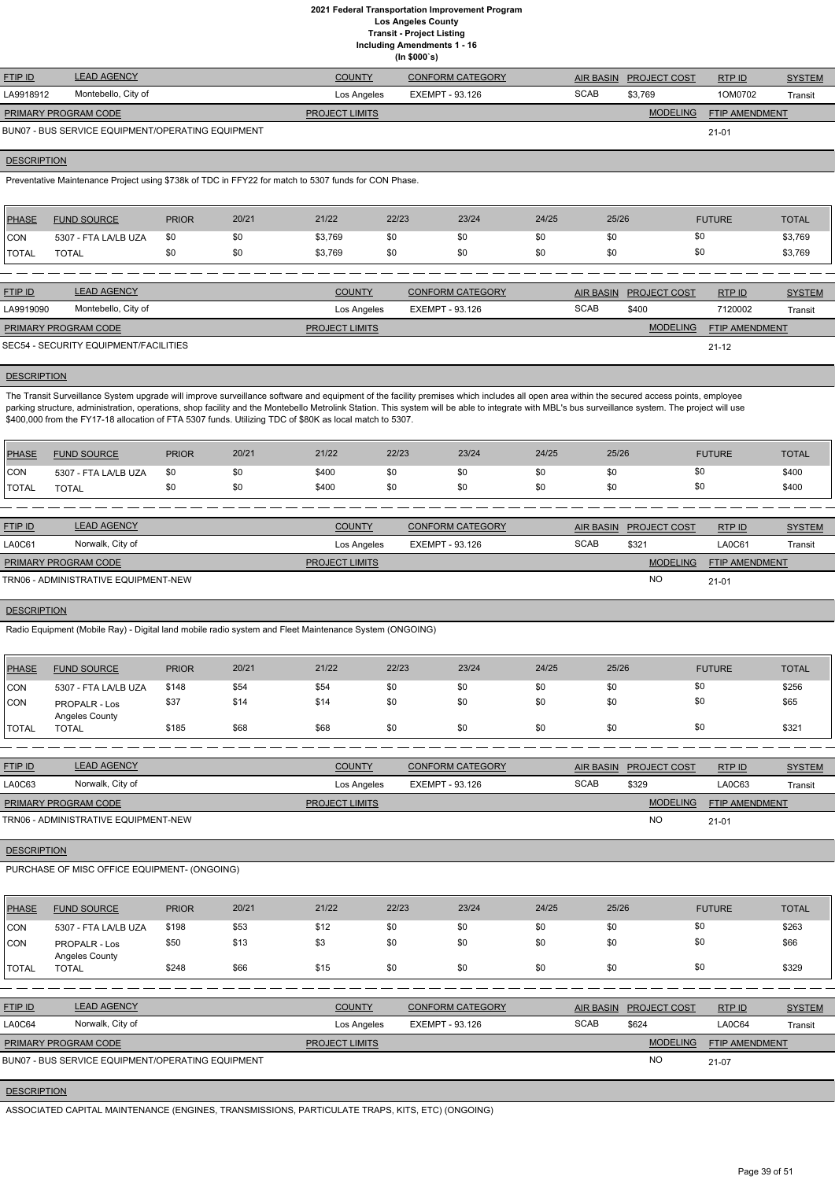# 2021 Federal Transportation Improvement Program
## Los Angeles County
### Transit - Project Listing
### Including Amendments 1 - 16
### (In $000`s)

| FTIP ID | LEAD AGENCY | COUNTY | CONFORM CATEGORY | AIR BASIN | PROJECT COST | RTP ID | SYSTEM |
|---|---|---|---|---|---|---|---|
| LA9918912 | Montebello, City of | Los Angeles | EXEMPT - 93.126 | SCAB | $3,769 | 1OM0702 | Transit |

| PRIMARY PROGRAM CODE | PROJECT LIMITS | MODELING | FTIP AMENDMENT |
|---|---|---|---|
| BUN07 - BUS SERVICE EQUIPMENT/OPERATING EQUIPMENT | | | 21-01 |

**DESCRIPTION**

Preventative Maintenance Project using $738k of TDC in FFY22 for match to 5307 funds for CON Phase.

| PHASE | FUND SOURCE | PRIOR | 20/21 | 21/22 | 22/23 | 23/24 | 24/25 | 25/26 | FUTURE | TOTAL |
|---|---|---|---|---|---|---|---|---|---|---|
| CON | 5307 - FTA LA/LB UZA | $0 | $0 | $3,769 | $0 | $0 | $0 | $0 | $0 | $3,769 |
| TOTAL | TOTAL | $0 | $0 | $3,769 | $0 | $0 | $0 | $0 | $0 | $3,769 |

| FTIP ID | LEAD AGENCY | COUNTY | CONFORM CATEGORY | AIR BASIN | PROJECT COST | RTP ID | SYSTEM |
|---|---|---|---|---|---|---|---|
| LA9919090 | Montebello, City of | Los Angeles | EXEMPT - 93.126 | SCAB | $400 | 7120002 | Transit |

| PRIMARY PROGRAM CODE | PROJECT LIMITS | MODELING | FTIP AMENDMENT |
|---|---|---|---|
| SEC54 - SECURITY EQUIPMENT/FACILITIES | | | 21-12 |

**DESCRIPTION**

The Transit Surveillance System upgrade will improve surveillance software and equipment of the facility premises which includes all open area within the secured access points, employee parking structure, administration, operations, shop facility and the Montebello Metrolink Station. This system will be able to integrate with MBL's bus surveillance system. The project will use $400,000 from the FY17-18 allocation of FTA 5307 funds. Utilizing TDC of $80K as local match to 5307.

| PHASE | FUND SOURCE | PRIOR | 20/21 | 21/22 | 22/23 | 23/24 | 24/25 | 25/26 | FUTURE | TOTAL |
|---|---|---|---|---|---|---|---|---|---|---|
| CON | 5307 - FTA LA/LB UZA | $0 | $0 | $400 | $0 | $0 | $0 | $0 | $0 | $400 |
| TOTAL | TOTAL | $0 | $0 | $400 | $0 | $0 | $0 | $0 | $0 | $400 |

| FTIP ID | LEAD AGENCY | COUNTY | CONFORM CATEGORY | AIR BASIN | PROJECT COST | RTP ID | SYSTEM |
|---|---|---|---|---|---|---|---|
| LA0C61 | Norwalk, City of | Los Angeles | EXEMPT - 93.126 | SCAB | $321 | LA0C61 | Transit |

| PRIMARY PROGRAM CODE | PROJECT LIMITS | MODELING | FTIP AMENDMENT |
|---|---|---|---|
| TRN06 - ADMINISTRATIVE EQUIPMENT-NEW | | NO | 21-01 |

**DESCRIPTION**

Radio Equipment (Mobile Ray) - Digital land mobile radio system and Fleet Maintenance System (ONGOING)

| PHASE | FUND SOURCE | PRIOR | 20/21 | 21/22 | 22/23 | 23/24 | 24/25 | 25/26 | FUTURE | TOTAL |
|---|---|---|---|---|---|---|---|---|---|---|
| CON | 5307 - FTA LA/LB UZA | $148 | $54 | $54 | $0 | $0 | $0 | $0 | $0 | $256 |
| CON | PROPALR - Los Angeles County | $37 | $14 | $14 | $0 | $0 | $0 | $0 | $0 | $65 |
| TOTAL | TOTAL | $185 | $68 | $68 | $0 | $0 | $0 | $0 | $0 | $321 |

| FTIP ID | LEAD AGENCY | COUNTY | CONFORM CATEGORY | AIR BASIN | PROJECT COST | RTP ID | SYSTEM |
|---|---|---|---|---|---|---|---|
| LA0C63 | Norwalk, City of | Los Angeles | EXEMPT - 93.126 | SCAB | $329 | LA0C63 | Transit |

| PRIMARY PROGRAM CODE | PROJECT LIMITS | MODELING | FTIP AMENDMENT |
|---|---|---|---|
| TRN06 - ADMINISTRATIVE EQUIPMENT-NEW | | NO | 21-01 |

**DESCRIPTION**

PURCHASE OF MISC OFFICE EQUIPMENT- (ONGOING)

| PHASE | FUND SOURCE | PRIOR | 20/21 | 21/22 | 22/23 | 23/24 | 24/25 | 25/26 | FUTURE | TOTAL |
|---|---|---|---|---|---|---|---|---|---|---|
| CON | 5307 - FTA LA/LB UZA | $198 | $53 | $12 | $0 | $0 | $0 | $0 | $0 | $263 |
| CON | PROPALR - Los Angeles County | $50 | $13 | $3 | $0 | $0 | $0 | $0 | $0 | $66 |
| TOTAL | TOTAL | $248 | $66 | $15 | $0 | $0 | $0 | $0 | $0 | $329 |

| FTIP ID | LEAD AGENCY | COUNTY | CONFORM CATEGORY | AIR BASIN | PROJECT COST | RTP ID | SYSTEM |
|---|---|---|---|---|---|---|---|
| LA0C64 | Norwalk, City of | Los Angeles | EXEMPT - 93.126 | SCAB | $624 | LA0C64 | Transit |

| PRIMARY PROGRAM CODE | PROJECT LIMITS | MODELING | FTIP AMENDMENT |
|---|---|---|---|
| BUN07 - BUS SERVICE EQUIPMENT/OPERATING EQUIPMENT | | NO | 21-07 |

**DESCRIPTION**

ASSOCIATED CAPITAL MAINTENANCE (ENGINES, TRANSMISSIONS, PARTICULATE TRAPS, KITS, ETC) (ONGOING)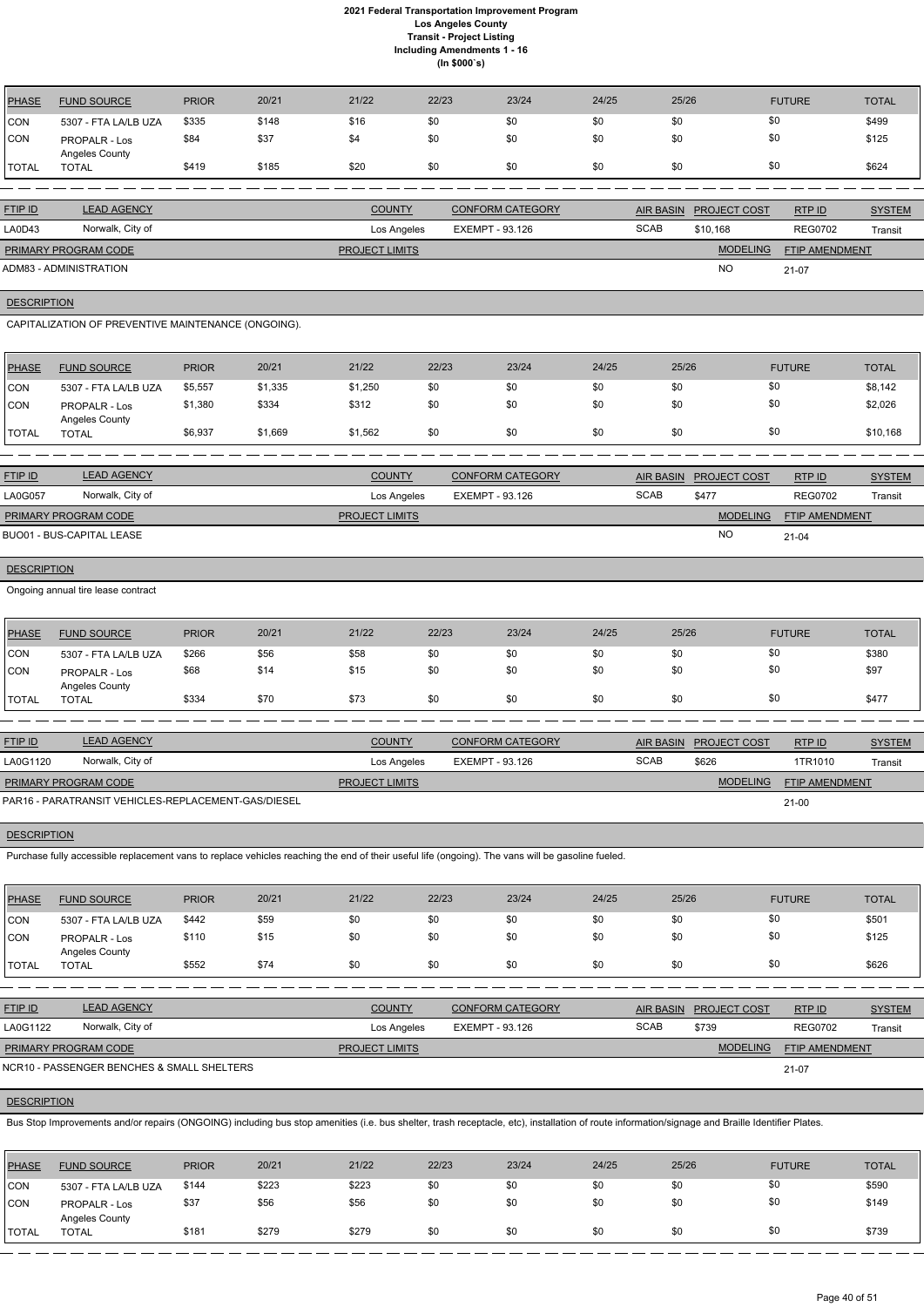# 2021 Federal Transportation Improvement Program
## Los Angeles County
### Transit - Project Listing
### Including Amendments 1 - 16
### (In $000`s)

| PHASE | FUND SOURCE | PRIOR | 20/21 | 21/22 | 22/23 | 23/24 | 24/25 | 25/26 | FUTURE | TOTAL |
|---|---|---|---|---|---|---|---|---|---|---|
| CON | 5307 - FTA LA/LB UZA | $335 | $148 | $16 | $0 | $0 | $0 | $0 | $0 | $499 |
| CON | PROPALR - Los Angeles County | $84 | $37 | $4 | $0 | $0 | $0 | $0 | $0 | $125 |
| TOTAL | TOTAL | $419 | $185 | $20 | $0 | $0 | $0 | $0 | $0 | $624 |

| FTIP ID | LEAD AGENCY | COUNTY | CONFORM CATEGORY | AIR BASIN | PROJECT COST | RTP ID | SYSTEM |
|---|---|---|---|---|---|---|---|
| LA0D43 | Norwalk, City of | Los Angeles | EXEMPT - 93.126 | SCAB | $10,168 | REG0702 | Transit |

| PRIMARY PROGRAM CODE | PROJECT LIMITS | MODELING | FTIP AMENDMENT |
|---|---|---|---|
| ADM83 - ADMINISTRATION | | NO | 21-07 |

**DESCRIPTION**

CAPITALIZATION OF PREVENTIVE MAINTENANCE (ONGOING).

| PHASE | FUND SOURCE | PRIOR | 20/21 | 21/22 | 22/23 | 23/24 | 24/25 | 25/26 | FUTURE | TOTAL |
|---|---|---|---|---|---|---|---|---|---|---|
| CON | 5307 - FTA LA/LB UZA | $5,557 | $1,335 | $1,250 | $0 | $0 | $0 | $0 | $0 | $8,142 |
| CON | PROPALR - Los Angeles County | $1,380 | $334 | $312 | $0 | $0 | $0 | $0 | $0 | $2,026 |
| TOTAL | TOTAL | $6,937 | $1,669 | $1,562 | $0 | $0 | $0 | $0 | $0 | $10,168 |

| FTIP ID | LEAD AGENCY | COUNTY | CONFORM CATEGORY | AIR BASIN | PROJECT COST | RTP ID | SYSTEM |
|---|---|---|---|---|---|---|---|
| LA0G057 | Norwalk, City of | Los Angeles | EXEMPT - 93.126 | SCAB | $477 | REG0702 | Transit |

| PRIMARY PROGRAM CODE | PROJECT LIMITS | MODELING | FTIP AMENDMENT |
|---|---|---|---|
| BUO01 - BUS-CAPITAL LEASE | | NO | 21-04 |

**DESCRIPTION**

Ongoing annual tire lease contract

| PHASE | FUND SOURCE | PRIOR | 20/21 | 21/22 | 22/23 | 23/24 | 24/25 | 25/26 | FUTURE | TOTAL |
|---|---|---|---|---|---|---|---|---|---|---|
| CON | 5307 - FTA LA/LB UZA | $266 | $56 | $58 | $0 | $0 | $0 | $0 | $0 | $380 |
| CON | PROPALR - Los Angeles County | $68 | $14 | $15 | $0 | $0 | $0 | $0 | $0 | $97 |
| TOTAL | TOTAL | $334 | $70 | $73 | $0 | $0 | $0 | $0 | $0 | $477 |

| FTIP ID | LEAD AGENCY | COUNTY | CONFORM CATEGORY | AIR BASIN | PROJECT COST | RTP ID | SYSTEM |
|---|---|---|---|---|---|---|---|
| LA0G1120 | Norwalk, City of | Los Angeles | EXEMPT - 93.126 | SCAB | $626 | 1TR1010 | Transit |

| PRIMARY PROGRAM CODE | PROJECT LIMITS | MODELING | FTIP AMENDMENT |
|---|---|---|---|
| PAR16 - PARATRANSIT VEHICLES-REPLACEMENT-GAS/DIESEL | | | 21-00 |

**DESCRIPTION**

Purchase fully accessible replacement vans to replace vehicles reaching the end of their useful life (ongoing). The vans will be gasoline fueled.

| PHASE | FUND SOURCE | PRIOR | 20/21 | 21/22 | 22/23 | 23/24 | 24/25 | 25/26 | FUTURE | TOTAL |
|---|---|---|---|---|---|---|---|---|---|---|
| CON | 5307 - FTA LA/LB UZA | $442 | $59 | $0 | $0 | $0 | $0 | $0 | $0 | $501 |
| CON | PROPALR - Los Angeles County | $110 | $15 | $0 | $0 | $0 | $0 | $0 | $0 | $125 |
| TOTAL | TOTAL | $552 | $74 | $0 | $0 | $0 | $0 | $0 | $0 | $626 |

| FTIP ID | LEAD AGENCY | COUNTY | CONFORM CATEGORY | AIR BASIN | PROJECT COST | RTP ID | SYSTEM |
|---|---|---|---|---|---|---|---|
| LA0G1122 | Norwalk, City of | Los Angeles | EXEMPT - 93.126 | SCAB | $739 | REG0702 | Transit |

| PRIMARY PROGRAM CODE | PROJECT LIMITS | MODELING | FTIP AMENDMENT |
|---|---|---|---|
| NCR10 - PASSENGER BENCHES & SMALL SHELTERS | | | 21-07 |

**DESCRIPTION**

Bus Stop Improvements and/or repairs (ONGOING) including bus stop amenities (i.e. bus shelter, trash receptacle, etc), installation of route information/signage and Braille Identifier Plates.

| PHASE | FUND SOURCE | PRIOR | 20/21 | 21/22 | 22/23 | 23/24 | 24/25 | 25/26 | FUTURE | TOTAL |
|---|---|---|---|---|---|---|---|---|---|---|
| CON | 5307 - FTA LA/LB UZA | $144 | $223 | $223 | $0 | $0 | $0 | $0 | $0 | $590 |
| CON | PROPALR - Los Angeles County | $37 | $56 | $56 | $0 | $0 | $0 | $0 | $0 | $149 |
| TOTAL | TOTAL | $181 | $279 | $279 | $0 | $0 | $0 | $0 | $0 | $739 |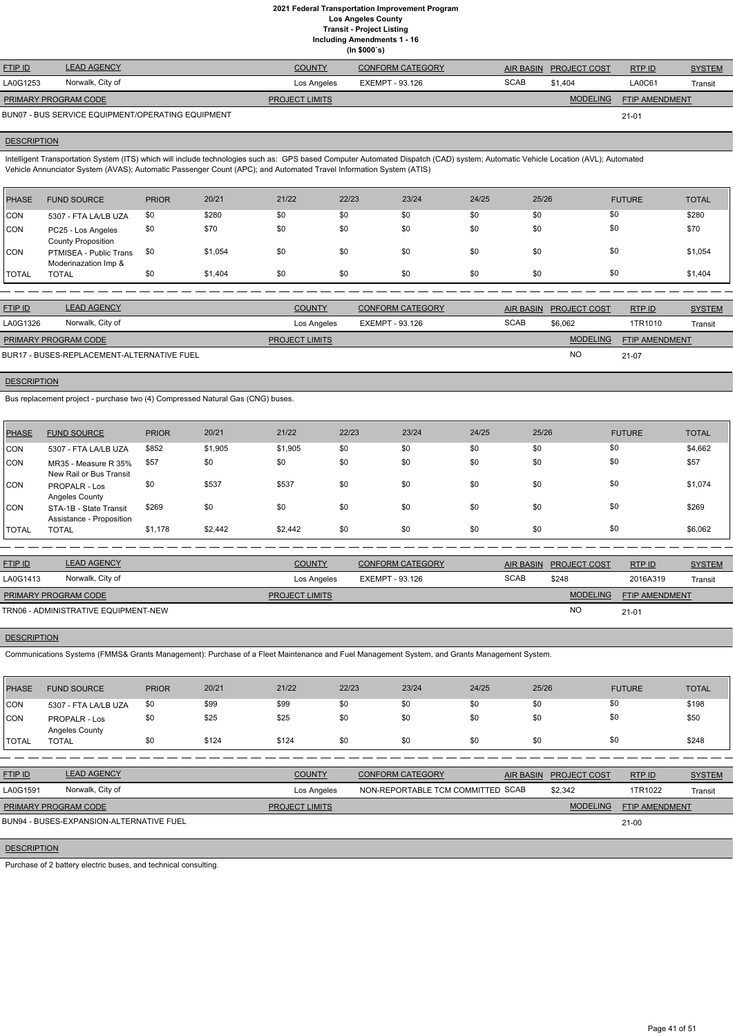# 2021 Federal Transportation Improvement Program
## Los Angeles County
### Transit - Project Listing
### Including Amendments 1 - 16
### (In $000`s)

| FTIP ID | LEAD AGENCY | COUNTY | CONFORM CATEGORY | AIR BASIN | PROJECT COST | RTP ID | SYSTEM |
|---|---|---|---|---|---|---|---|
| LA0G1253 | Norwalk, City of | Los Angeles | EXEMPT - 93.126 | SCAB | $1,404 | LA0C61 | Transit |

| PRIMARY PROGRAM CODE | PROJECT LIMITS | MODELING | FTIP AMENDMENT |
|---|---|---|---|
| BUN07 - BUS SERVICE EQUIPMENT/OPERATING EQUIPMENT | | | 21-01 |

**DESCRIPTION**

Intelligent Transportation System (ITS) which will include technologies such as: GPS based Computer Automated Dispatch (CAD) system; Automatic Vehicle Location (AVL); Automated Vehicle Annunciator System (AVAS); Automatic Passenger Count (APC); and Automated Travel Information System (ATIS)

| PHASE | FUND SOURCE | PRIOR | 20/21 | 21/22 | 22/23 | 23/24 | 24/25 | 25/26 | FUTURE | TOTAL |
|---|---|---|---|---|---|---|---|---|---|---|
| CON | 5307 - FTA LA/LB UZA | $0 | $280 | $0 | $0 | $0 | $0 | $0 | $0 | $280 |
| CON | PC25 - Los Angeles County Proposition | $0 | $70 | $0 | $0 | $0 | $0 | $0 | $0 | $70 |
| CON | PTMISEA - Public Trans Moderinazation Imp & | $0 | $1,054 | $0 | $0 | $0 | $0 | $0 | $0 | $1,054 |
| TOTAL | TOTAL | $0 | $1,404 | $0 | $0 | $0 | $0 | $0 | $0 | $1,404 |

| FTIP ID | LEAD AGENCY | COUNTY | CONFORM CATEGORY | AIR BASIN | PROJECT COST | RTP ID | SYSTEM |
|---|---|---|---|---|---|---|---|
| LA0G1326 | Norwalk, City of | Los Angeles | EXEMPT - 93.126 | SCAB | $6,062 | 1TR1010 | Transit |

| PRIMARY PROGRAM CODE | PROJECT LIMITS | MODELING | FTIP AMENDMENT |
|---|---|---|---|
| BUR17 - BUSES-REPLACEMENT-ALTERNATIVE FUEL | | NO | 21-07 |

**DESCRIPTION**

Bus replacement project - purchase two (4) Compressed Natural Gas (CNG) buses.

| PHASE | FUND SOURCE | PRIOR | 20/21 | 21/22 | 22/23 | 23/24 | 24/25 | 25/26 | FUTURE | TOTAL |
|---|---|---|---|---|---|---|---|---|---|---|
| CON | 5307 - FTA LA/LB UZA | $852 | $1,905 | $1,905 | $0 | $0 | $0 | $0 | $0 | $4,662 |
| CON | MR35 - Measure R 35% New Rail or Bus Transit | $57 | $0 | $0 | $0 | $0 | $0 | $0 | $0 | $57 |
| CON | PROPALR - Los Angeles County | $0 | $537 | $537 | $0 | $0 | $0 | $0 | $0 | $1,074 |
| CON | STA-1B - State Transit Assistance - Proposition | $269 | $0 | $0 | $0 | $0 | $0 | $0 | $0 | $269 |
| TOTAL | TOTAL | $1,178 | $2,442 | $2,442 | $0 | $0 | $0 | $0 | $0 | $6,062 |

| FTIP ID | LEAD AGENCY | COUNTY | CONFORM CATEGORY | AIR BASIN | PROJECT COST | RTP ID | SYSTEM |
|---|---|---|---|---|---|---|---|
| LA0G1413 | Norwalk, City of | Los Angeles | EXEMPT - 93.126 | SCAB | $248 | 2016A319 | Transit |

| PRIMARY PROGRAM CODE | PROJECT LIMITS | MODELING | FTIP AMENDMENT |
|---|---|---|---|
| TRN06 - ADMINISTRATIVE EQUIPMENT-NEW | | NO | 21-01 |

**DESCRIPTION**

Communications Systems (FMMS& Grants Management): Purchase of a Fleet Maintenance and Fuel Management System, and Grants Management System.

| PHASE | FUND SOURCE | PRIOR | 20/21 | 21/22 | 22/23 | 23/24 | 24/25 | 25/26 | FUTURE | TOTAL |
|---|---|---|---|---|---|---|---|---|---|---|
| CON | 5307 - FTA LA/LB UZA | $0 | $99 | $99 | $0 | $0 | $0 | $0 | $0 | $198 |
| CON | PROPALR - Los Angeles County | $0 | $25 | $25 | $0 | $0 | $0 | $0 | $0 | $50 |
| TOTAL | TOTAL | $0 | $124 | $124 | $0 | $0 | $0 | $0 | $0 | $248 |

| FTIP ID | LEAD AGENCY | COUNTY | CONFORM CATEGORY | AIR BASIN | PROJECT COST | RTP ID | SYSTEM |
|---|---|---|---|---|---|---|---|
| LA0G1591 | Norwalk, City of | Los Angeles | NON-REPORTABLE TCM COMMITTED | SCAB | $2,342 | 1TR1022 | Transit |

| PRIMARY PROGRAM CODE | PROJECT LIMITS | MODELING | FTIP AMENDMENT |
|---|---|---|---|
| BUN94 - BUSES-EXPANSION-ALTERNATIVE FUEL | | | 21-00 |

**DESCRIPTION**

Purchase of 2 battery electric buses, and technical consulting.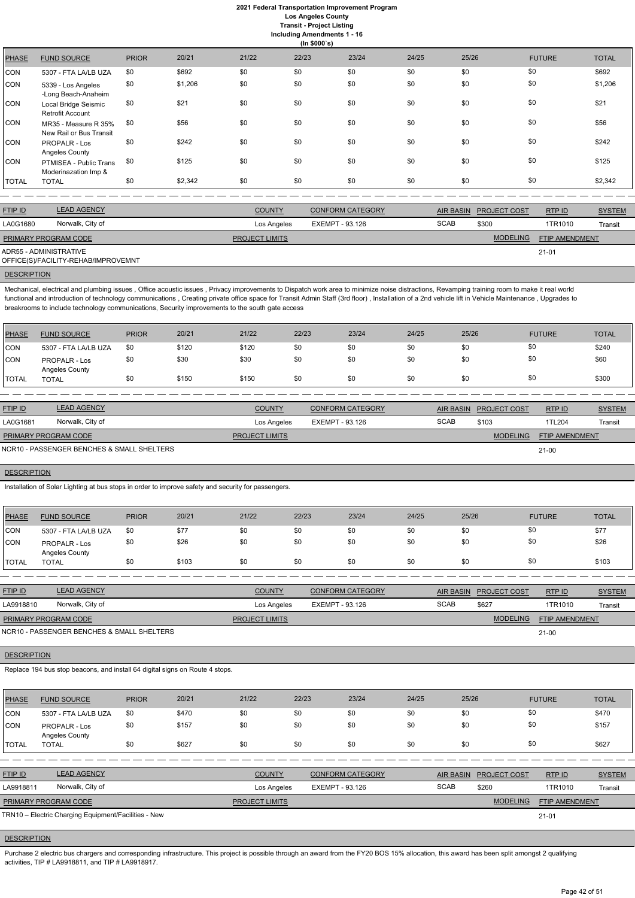# 2021 Federal Transportation Improvement Program
## Los Angeles County
### Transit - Project Listing
#### Including Amendments 1 - 16
#### (In $000`s)

| PHASE | FUND SOURCE | PRIOR | 20/21 | 21/22 | 22/23 | 23/24 | 24/25 | 25/26 | FUTURE | TOTAL |
|---|---|---|---|---|---|---|---|---|---|---|
| CON | 5307 - FTA LA/LB UZA | $0 | $692 | $0 | $0 | $0 | $0 | $0 | $0 | $692 |
| CON | 5339 - Los Angeles -Long Beach-Anaheim | $0 | $1,206 | $0 | $0 | $0 | $0 | $0 | $0 | $1,206 |
| CON | Local Bridge Seismic Retrofit Account | $0 | $21 | $0 | $0 | $0 | $0 | $0 | $0 | $21 |
| CON | MR35 - Measure R 35% New Rail or Bus Transit | $0 | $56 | $0 | $0 | $0 | $0 | $0 | $0 | $56 |
| CON | PROPALR - Los Angeles County | $0 | $242 | $0 | $0 | $0 | $0 | $0 | $0 | $242 |
| CON | PTMISEA - Public Trans Moderinazation Imp & | $0 | $125 | $0 | $0 | $0 | $0 | $0 | $0 | $125 |
| TOTAL | TOTAL | $0 | $2,342 | $0 | $0 | $0 | $0 | $0 | $0 | $2,342 |

| FTIP ID | LEAD AGENCY | COUNTY | CONFORM CATEGORY | AIR BASIN | PROJECT COST | RTP ID | SYSTEM |
|---|---|---|---|---|---|---|---|
| LA0G1680 | Norwalk, City of | Los Angeles | EXEMPT - 93.126 | SCAB | $300 | 1TR1010 | Transit |

| PRIMARY PROGRAM CODE | PROJECT LIMITS | MODELING | FTIP AMENDMENT |
|---|---|---|---|
| ADR55 - ADMINISTRATIVE OFFICE(S)/FACILITY-REHAB/IMPROVEMNT | | | 21-01 |

**DESCRIPTION**

Mechanical, electrical and plumbing issues , Office acoustic issues , Privacy improvements to Dispatch work area to minimize noise distractions, Revamping training room to make it real world functional and introduction of technology communications , Creating private office space for Transit Admin Staff (3rd floor) , Installation of a 2nd vehicle lift in Vehicle Maintenance , Upgrades to breakrooms to include technology communications, Security improvements to the south gate access

| PHASE | FUND SOURCE | PRIOR | 20/21 | 21/22 | 22/23 | 23/24 | 24/25 | 25/26 | FUTURE | TOTAL |
|---|---|---|---|---|---|---|---|---|---|---|
| CON | 5307 - FTA LA/LB UZA | $0 | $120 | $120 | $0 | $0 | $0 | $0 | $0 | $240 |
| CON | PROPALR - Los Angeles County | $0 | $30 | $30 | $0 | $0 | $0 | $0 | $0 | $60 |
| TOTAL | TOTAL | $0 | $150 | $150 | $0 | $0 | $0 | $0 | $0 | $300 |

| FTIP ID | LEAD AGENCY | COUNTY | CONFORM CATEGORY | AIR BASIN | PROJECT COST | RTP ID | SYSTEM |
|---|---|---|---|---|---|---|---|
| LA0G1681 | Norwalk, City of | Los Angeles | EXEMPT - 93.126 | SCAB | $103 | 1TL204 | Transit |

| PRIMARY PROGRAM CODE | PROJECT LIMITS | MODELING | FTIP AMENDMENT |
|---|---|---|---|
| NCR10 - PASSENGER BENCHES & SMALL SHELTERS | | | 21-00 |

**DESCRIPTION**

Installation of Solar Lighting at bus stops in order to improve safety and security for passengers.

| PHASE | FUND SOURCE | PRIOR | 20/21 | 21/22 | 22/23 | 23/24 | 24/25 | 25/26 | FUTURE | TOTAL |
|---|---|---|---|---|---|---|---|---|---|---|
| CON | 5307 - FTA LA/LB UZA | $0 | $77 | $0 | $0 | $0 | $0 | $0 | $0 | $77 |
| CON | PROPALR - Los Angeles County | $0 | $26 | $0 | $0 | $0 | $0 | $0 | $0 | $26 |
| TOTAL | TOTAL | $0 | $103 | $0 | $0 | $0 | $0 | $0 | $0 | $103 |

| FTIP ID | LEAD AGENCY | COUNTY | CONFORM CATEGORY | AIR BASIN | PROJECT COST | RTP ID | SYSTEM |
|---|---|---|---|---|---|---|---|
| LA9918810 | Norwalk, City of | Los Angeles | EXEMPT - 93.126 | SCAB | $627 | 1TR1010 | Transit |

| PRIMARY PROGRAM CODE | PROJECT LIMITS | MODELING | FTIP AMENDMENT |
|---|---|---|---|
| NCR10 - PASSENGER BENCHES & SMALL SHELTERS | | | 21-00 |

**DESCRIPTION**

Replace 194 bus stop beacons, and install 64 digital signs on Route 4 stops.

| PHASE | FUND SOURCE | PRIOR | 20/21 | 21/22 | 22/23 | 23/24 | 24/25 | 25/26 | FUTURE | TOTAL |
|---|---|---|---|---|---|---|---|---|---|---|
| CON | 5307 - FTA LA/LB UZA | $0 | $470 | $0 | $0 | $0 | $0 | $0 | $0 | $470 |
| CON | PROPALR - Los Angeles County | $0 | $157 | $0 | $0 | $0 | $0 | $0 | $0 | $157 |
| TOTAL | TOTAL | $0 | $627 | $0 | $0 | $0 | $0 | $0 | $0 | $627 |

| FTIP ID | LEAD AGENCY | COUNTY | CONFORM CATEGORY | AIR BASIN | PROJECT COST | RTP ID | SYSTEM |
|---|---|---|---|---|---|---|---|
| LA9918811 | Norwalk, City of | Los Angeles | EXEMPT - 93.126 | SCAB | $260 | 1TR1010 | Transit |

| PRIMARY PROGRAM CODE | PROJECT LIMITS | MODELING | FTIP AMENDMENT |
|---|---|---|---|
| TRN10 – Electric Charging Equipment/Facilities - New | | | 21-01 |

**DESCRIPTION**

Purchase 2 electric bus chargers and corresponding infrastructure. This project is possible through an award from the FY20 BOS 15% allocation, this award has been split amongst 2 qualifying activities, TIP # LA9918811, and TIP # LA9918917.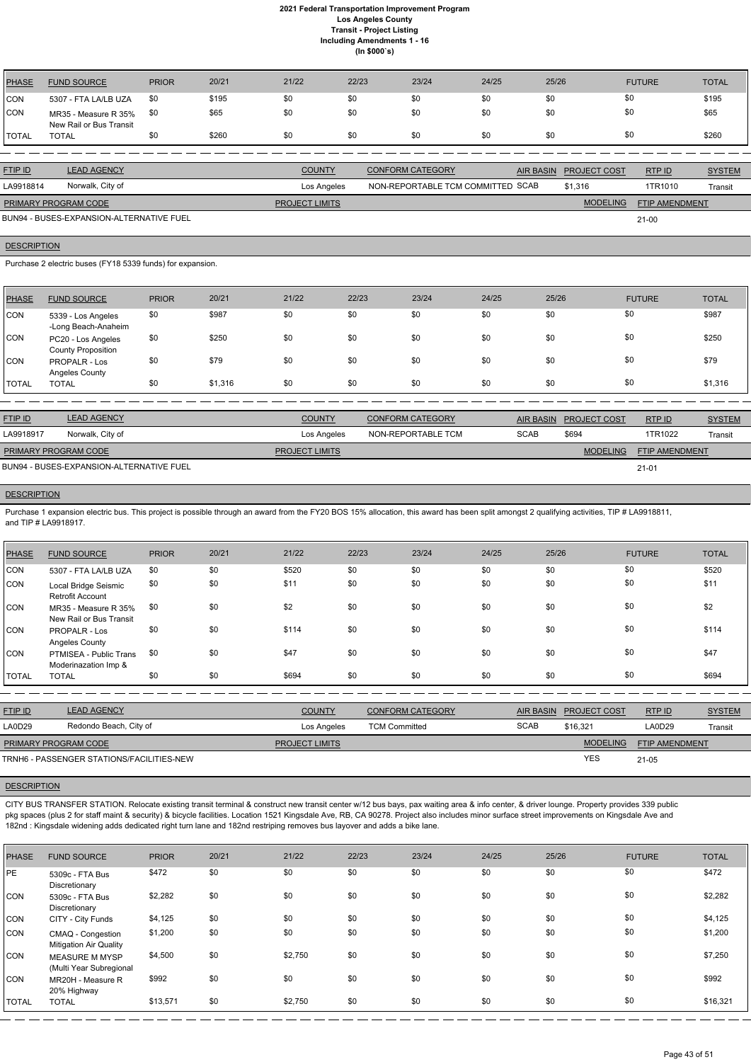| PHASE | FUND SOURCE | PRIOR | 20/21 | 21/22 | 22/23 | 23/24 | 24/25 | 25/26 | FUTURE | TOTAL |
|---|---|---|---|---|---|---|---|---|---|---|
| CON | 5307 - FTA LA/LB UZA | $0 | $195 | $0 | $0 | $0 | $0 | $0 | $0 | $195 |
| CON | MR35 - Measure R 35% New Rail or Bus Transit | $0 | $65 | $0 | $0 | $0 | $0 | $0 | $0 | $65 |
| TOTAL | TOTAL | $0 | $260 | $0 | $0 | $0 | $0 | $0 | $0 | $260 |

| FTIP ID | LEAD AGENCY | COUNTY | CONFORM CATEGORY | AIR BASIN | PROJECT COST | RTP ID | SYSTEM |
|---|---|---|---|---|---|---|---|
| LA9918814 | Norwalk, City of | Los Angeles | NON-REPORTABLE TCM COMMITTED | SCAB | $1,316 | 1TR1010 | Transit |

| PRIMARY PROGRAM CODE | PROJECT LIMITS | MODELING | FTIP AMENDMENT |
|---|---|---|---|
| BUN94 - BUSES-EXPANSION-ALTERNATIVE FUEL | | | 21-00 |

**DESCRIPTION**

Purchase 2 electric buses (FY18 5339 funds) for expansion.

| PHASE | FUND SOURCE | PRIOR | 20/21 | 21/22 | 22/23 | 23/24 | 24/25 | 25/26 | FUTURE | TOTAL |
|---|---|---|---|---|---|---|---|---|---|---|
| CON | 5339 - Los Angeles -Long Beach-Anaheim | $0 | $987 | $0 | $0 | $0 | $0 | $0 | $0 | $987 |
| CON | PC20 - Los Angeles County Proposition | $0 | $250 | $0 | $0 | $0 | $0 | $0 | $0 | $250 |
| CON | PROPALR - Los Angeles County | $0 | $79 | $0 | $0 | $0 | $0 | $0 | $0 | $79 |
| TOTAL | TOTAL | $0 | $1,316 | $0 | $0 | $0 | $0 | $0 | $0 | $1,316 |

| FTIP ID | LEAD AGENCY | COUNTY | CONFORM CATEGORY | AIR BASIN | PROJECT COST | RTP ID | SYSTEM |
|---|---|---|---|---|---|---|---|
| LA9918917 | Norwalk, City of | Los Angeles | NON-REPORTABLE TCM | SCAB | $694 | 1TR1022 | Transit |

| PRIMARY PROGRAM CODE | PROJECT LIMITS | MODELING | FTIP AMENDMENT |
|---|---|---|---|
| BUN94 - BUSES-EXPANSION-ALTERNATIVE FUEL | | | 21-01 |

**DESCRIPTION**

Purchase 1 expansion electric bus. This project is possible through an award from the FY20 BOS 15% allocation, this award has been split amongst 2 qualifying activities, TIP # LA9918811, and TIP # LA9918917.

| PHASE | FUND SOURCE | PRIOR | 20/21 | 21/22 | 22/23 | 23/24 | 24/25 | 25/26 | FUTURE | TOTAL |
|---|---|---|---|---|---|---|---|---|---|---|
| CON | 5307 - FTA LA/LB UZA | $0 | $0 | $520 | $0 | $0 | $0 | $0 | $0 | $520 |
| CON | Local Bridge Seismic Retrofit Account | $0 | $0 | $11 | $0 | $0 | $0 | $0 | $0 | $11 |
| CON | MR35 - Measure R 35% New Rail or Bus Transit | $0 | $0 | $2 | $0 | $0 | $0 | $0 | $0 | $2 |
| CON | PROPALR - Los Angeles County | $0 | $0 | $114 | $0 | $0 | $0 | $0 | $0 | $114 |
| CON | PTMISEA - Public Trans Moderinazation Imp & | $0 | $0 | $47 | $0 | $0 | $0 | $0 | $0 | $47 |
| TOTAL | TOTAL | $0 | $0 | $694 | $0 | $0 | $0 | $0 | $0 | $694 |

| FTIP ID | LEAD AGENCY | COUNTY | CONFORM CATEGORY | AIR BASIN | PROJECT COST | RTP ID | SYSTEM |
|---|---|---|---|---|---|---|---|
| LA0D29 | Redondo Beach, City of | Los Angeles | TCM Committed | SCAB | $16,321 | LA0D29 | Transit |

| PRIMARY PROGRAM CODE | PROJECT LIMITS | MODELING | FTIP AMENDMENT |
|---|---|---|---|
| TRNH6 - PASSENGER STATIONS/FACILITIES-NEW | | YES | 21-05 |

**DESCRIPTION**

CITY BUS TRANSFER STATION. Relocate existing transit terminal & construct new transit center w/12 bus bays, pax waiting area & info center, & driver lounge. Property provides 339 public pkg spaces (plus 2 for staff maint & security) & bicycle facilities. Location 1521 Kingsdale Ave, RB, CA 90278. Project also includes minor surface street improvements on Kingsdale Ave and 182nd : Kingsdale widening adds dedicated right turn lane and 182nd restriping removes bus layover and adds a bike lane.

| PHASE | FUND SOURCE | PRIOR | 20/21 | 21/22 | 22/23 | 23/24 | 24/25 | 25/26 | FUTURE | TOTAL |
|---|---|---|---|---|---|---|---|---|---|---|
| PE | 5309c - FTA Bus Discretionary | $472 | $0 | $0 | $0 | $0 | $0 | $0 | $0 | $472 |
| CON | 5309c - FTA Bus Discretionary | $2,282 | $0 | $0 | $0 | $0 | $0 | $0 | $0 | $2,282 |
| CON | CITY - City Funds | $4,125 | $0 | $0 | $0 | $0 | $0 | $0 | $0 | $4,125 |
| CON | CMAQ - Congestion Mitigation Air Quality | $1,200 | $0 | $0 | $0 | $0 | $0 | $0 | $0 | $1,200 |
| CON | MEASURE M MYSP (Multi Year Subregional | $4,500 | $0 | $2,750 | $0 | $0 | $0 | $0 | $0 | $7,250 |
| CON | MR20H - Measure R 20% Highway | $992 | $0 | $0 | $0 | $0 | $0 | $0 | $0 | $992 |
| TOTAL | TOTAL | $13,571 | $0 | $2,750 | $0 | $0 | $0 | $0 | $0 | $16,321 |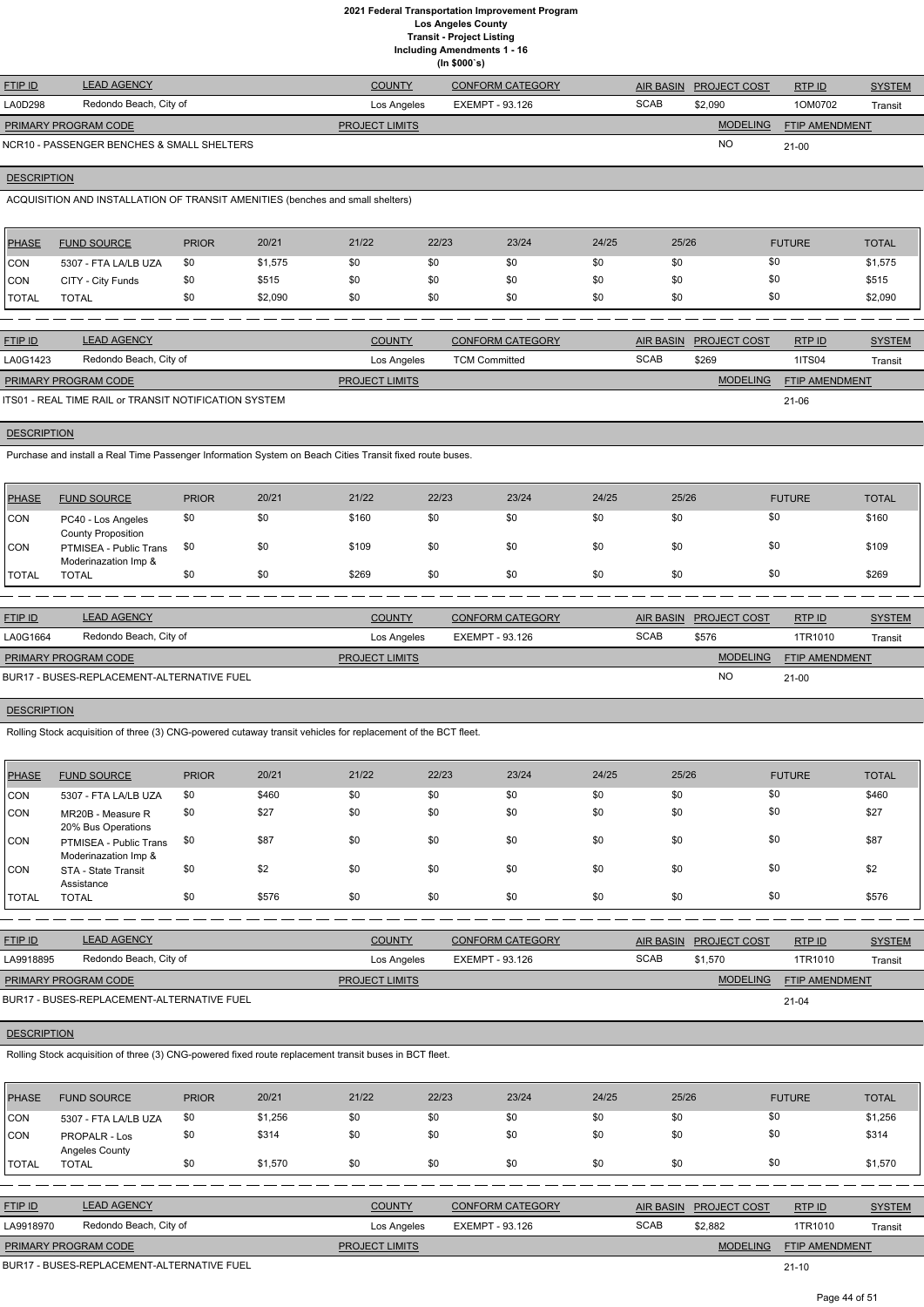# 2021 Federal Transportation Improvement Program
## Los Angeles County
### Transit - Project Listing
### Including Amendments 1 - 16
### (In $000`s)

| FTIP ID | LEAD AGENCY | COUNTY | CONFORM CATEGORY | AIR BASIN | PROJECT COST | RTP ID | SYSTEM |
|---|---|---|---|---|---|---|---|
| LA0D298 | Redondo Beach, City of | Los Angeles | EXEMPT - 93.126 | SCAB | $2,090 | 1OM0702 | Transit |

| PRIMARY PROGRAM CODE | PROJECT LIMITS | MODELING | FTIP AMENDMENT |
|---|---|---|---|
| NCR10 - PASSENGER BENCHES & SMALL SHELTERS | | NO | 21-00 |

**DESCRIPTION**

ACQUISITION AND INSTALLATION OF TRANSIT AMENITIES (benches and small shelters)

| PHASE | FUND SOURCE | PRIOR | 20/21 | 21/22 | 22/23 | 23/24 | 24/25 | 25/26 | FUTURE | TOTAL |
|---|---|---|---|---|---|---|---|---|---|---|
| CON | 5307 - FTA LA/LB UZA | $0 | $1,575 | $0 | $0 | $0 | $0 | $0 | $0 | $1,575 |
| CON | CITY - City Funds | $0 | $515 | $0 | $0 | $0 | $0 | $0 | $0 | $515 |
| TOTAL | TOTAL | $0 | $2,090 | $0 | $0 | $0 | $0 | $0 | $0 | $2,090 |

---

| FTIP ID | LEAD AGENCY | COUNTY | CONFORM CATEGORY | AIR BASIN | PROJECT COST | RTP ID | SYSTEM |
|---|---|---|---|---|---|---|---|
| LA0G1423 | Redondo Beach, City of | Los Angeles | TCM Committed | SCAB | $269 | 1ITS04 | Transit |

| PRIMARY PROGRAM CODE | PROJECT LIMITS | MODELING | FTIP AMENDMENT |
|---|---|---|---|
| ITS01 - REAL TIME RAIL or TRANSIT NOTIFICATION SYSTEM | | | 21-06 |

**DESCRIPTION**

Purchase and install a Real Time Passenger Information System on Beach Cities Transit fixed route buses.

| PHASE | FUND SOURCE | PRIOR | 20/21 | 21/22 | 22/23 | 23/24 | 24/25 | 25/26 | FUTURE | TOTAL |
|---|---|---|---|---|---|---|---|---|---|---|
| CON | PC40 - Los Angeles County Proposition | $0 | $0 | $160 | $0 | $0 | $0 | $0 | $0 | $160 |
| CON | PTMISEA - Public Trans Moderinazation Imp & | $0 | $0 | $109 | $0 | $0 | $0 | $0 | $0 | $109 |
| TOTAL | TOTAL | $0 | $0 | $269 | $0 | $0 | $0 | $0 | $0 | $269 |

---

| FTIP ID | LEAD AGENCY | COUNTY | CONFORM CATEGORY | AIR BASIN | PROJECT COST | RTP ID | SYSTEM |
|---|---|---|---|---|---|---|---|
| LA0G1664 | Redondo Beach, City of | Los Angeles | EXEMPT - 93.126 | SCAB | $576 | 1TR1010 | Transit |

| PRIMARY PROGRAM CODE | PROJECT LIMITS | MODELING | FTIP AMENDMENT |
|---|---|---|---|
| BUR17 - BUSES-REPLACEMENT-ALTERNATIVE FUEL | | NO | 21-00 |

**DESCRIPTION**

Rolling Stock acquisition of three (3) CNG-powered cutaway transit vehicles for replacement of the BCT fleet.

| PHASE | FUND SOURCE | PRIOR | 20/21 | 21/22 | 22/23 | 23/24 | 24/25 | 25/26 | FUTURE | TOTAL |
|---|---|---|---|---|---|---|---|---|---|---|
| CON | 5307 - FTA LA/LB UZA | $0 | $460 | $0 | $0 | $0 | $0 | $0 | $0 | $460 |
| CON | MR20B - Measure R 20% Bus Operations | $0 | $27 | $0 | $0 | $0 | $0 | $0 | $0 | $27 |
| CON | PTMISEA - Public Trans Moderinazation Imp & | $0 | $87 | $0 | $0 | $0 | $0 | $0 | $0 | $87 |
| CON | STA - State Transit Assistance | $0 | $2 | $0 | $0 | $0 | $0 | $0 | $0 | $2 |
| TOTAL | TOTAL | $0 | $576 | $0 | $0 | $0 | $0 | $0 | $0 | $576 |

---

| FTIP ID | LEAD AGENCY | COUNTY | CONFORM CATEGORY | AIR BASIN | PROJECT COST | RTP ID | SYSTEM |
|---|---|---|---|---|---|---|---|
| LA9918895 | Redondo Beach, City of | Los Angeles | EXEMPT - 93.126 | SCAB | $1,570 | 1TR1010 | Transit |

| PRIMARY PROGRAM CODE | PROJECT LIMITS | MODELING | FTIP AMENDMENT |
|---|---|---|---|
| BUR17 - BUSES-REPLACEMENT-ALTERNATIVE FUEL | | | 21-04 |

**DESCRIPTION**

Rolling Stock acquisition of three (3) CNG-powered fixed route replacement transit buses in BCT fleet.

| PHASE | FUND SOURCE | PRIOR | 20/21 | 21/22 | 22/23 | 23/24 | 24/25 | 25/26 | FUTURE | TOTAL |
|---|---|---|---|---|---|---|---|---|---|---|
| CON | 5307 - FTA LA/LB UZA | $0 | $1,256 | $0 | $0 | $0 | $0 | $0 | $0 | $1,256 |
| CON | PROPALR - Los Angeles County | $0 | $314 | $0 | $0 | $0 | $0 | $0 | $0 | $314 |
| TOTAL | TOTAL | $0 | $1,570 | $0 | $0 | $0 | $0 | $0 | $0 | $1,570 |

---

| FTIP ID | LEAD AGENCY | COUNTY | CONFORM CATEGORY | AIR BASIN | PROJECT COST | RTP ID | SYSTEM |
|---|---|---|---|---|---|---|---|
| LA9918970 | Redondo Beach, City of | Los Angeles | EXEMPT - 93.126 | SCAB | $2,882 | 1TR1010 | Transit |

| PRIMARY PROGRAM CODE | PROJECT LIMITS | MODELING | FTIP AMENDMENT |
|---|---|---|---|
| BUR17 - BUSES-REPLACEMENT-ALTERNATIVE FUEL | | | 21-10 |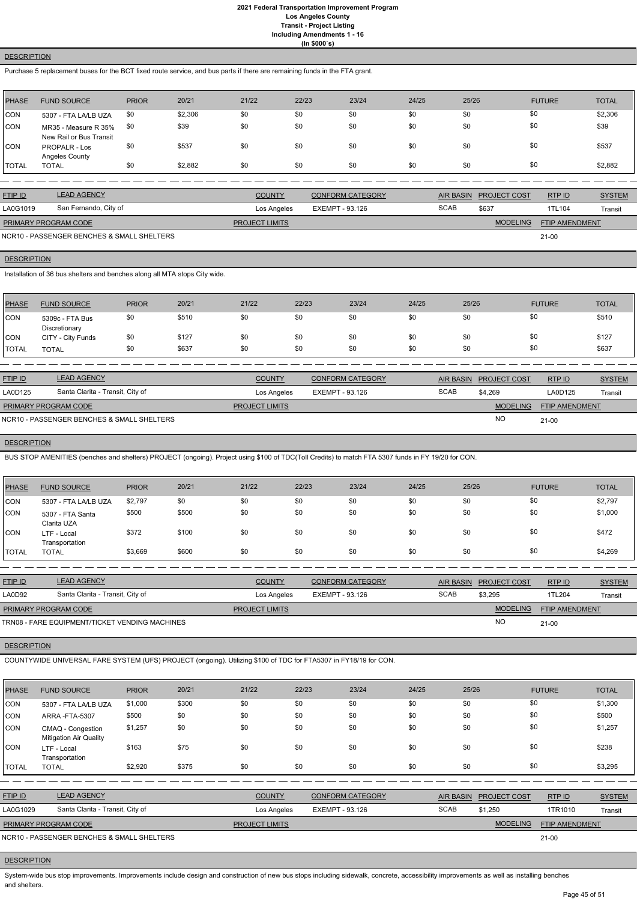**DESCRIPTION**

Purchase 5 replacement buses for the BCT fixed route service, and bus parts if there are remaining funds in the FTA grant.

| PHASE | FUND SOURCE | PRIOR | 20/21 | 21/22 | 22/23 | 23/24 | 24/25 | 25/26 | FUTURE | TOTAL |
|---|---|---|---|---|---|---|---|---|---|---|
| CON | 5307 - FTA LA/LB UZA | $0 | $2,306 | $0 | $0 | $0 | $0 | $0 | $0 | $2,306 |
| CON | MR35 - Measure R 35% New Rail or Bus Transit | $0 | $39 | $0 | $0 | $0 | $0 | $0 | $0 | $39 |
| CON | PROPALR - Los Angeles County | $0 | $537 | $0 | $0 | $0 | $0 | $0 | $0 | $537 |
| TOTAL | TOTAL | $0 | $2,882 | $0 | $0 | $0 | $0 | $0 | $0 | $2,882 |

| FTIP ID | LEAD AGENCY | COUNTY | CONFORM CATEGORY | AIR BASIN | PROJECT COST | RTP ID | SYSTEM |
|---|---|---|---|---|---|---|---|
| LA0G1019 | San Fernando, City of | Los Angeles | EXEMPT - 93.126 | SCAB | $637 | 1TL104 | Transit |

| PRIMARY PROGRAM CODE | PROJECT LIMITS | MODELING | FTIP AMENDMENT |
|---|---|---|---|
| NCR10 - PASSENGER BENCHES & SMALL SHELTERS | | | 21-00 |

**DESCRIPTION**

Installation of 36 bus shelters and benches along all MTA stops City wide.

| PHASE | FUND SOURCE | PRIOR | 20/21 | 21/22 | 22/23 | 23/24 | 24/25 | 25/26 | FUTURE | TOTAL |
|---|---|---|---|---|---|---|---|---|---|---|
| CON | 5309c - FTA Bus Discretionary | $0 | $510 | $0 | $0 | $0 | $0 | $0 | $0 | $510 |
| CON | CITY - City Funds | $0 | $127 | $0 | $0 | $0 | $0 | $0 | $0 | $127 |
| TOTAL | TOTAL | $0 | $637 | $0 | $0 | $0 | $0 | $0 | $0 | $637 |

| FTIP ID | LEAD AGENCY | COUNTY | CONFORM CATEGORY | AIR BASIN | PROJECT COST | RTP ID | SYSTEM |
|---|---|---|---|---|---|---|---|
| LA0D125 | Santa Clarita - Transit, City of | Los Angeles | EXEMPT - 93.126 | SCAB | $4,269 | LA0D125 | Transit |

| PRIMARY PROGRAM CODE | PROJECT LIMITS | MODELING | FTIP AMENDMENT |
|---|---|---|---|
| NCR10 - PASSENGER BENCHES & SMALL SHELTERS | | NO | 21-00 |

**DESCRIPTION**

BUS STOP AMENITIES (benches and shelters) PROJECT (ongoing). Project using $100 of TDC(Toll Credits) to match FTA 5307 funds in FY 19/20 for CON.

| PHASE | FUND SOURCE | PRIOR | 20/21 | 21/22 | 22/23 | 23/24 | 24/25 | 25/26 | FUTURE | TOTAL |
|---|---|---|---|---|---|---|---|---|---|---|
| CON | 5307 - FTA LA/LB UZA | $2,797 | $0 | $0 | $0 | $0 | $0 | $0 | $0 | $2,797 |
| CON | 5307 - FTA Santa Clarita UZA | $500 | $500 | $0 | $0 | $0 | $0 | $0 | $0 | $1,000 |
| CON | LTF - Local Transportation | $372 | $100 | $0 | $0 | $0 | $0 | $0 | $0 | $472 |
| TOTAL | TOTAL | $3,669 | $600 | $0 | $0 | $0 | $0 | $0 | $0 | $4,269 |

| FTIP ID | LEAD AGENCY | COUNTY | CONFORM CATEGORY | AIR BASIN | PROJECT COST | RTP ID | SYSTEM |
|---|---|---|---|---|---|---|---|
| LA0D92 | Santa Clarita - Transit, City of | Los Angeles | EXEMPT - 93.126 | SCAB | $3,295 | 1TL204 | Transit |

| PRIMARY PROGRAM CODE | PROJECT LIMITS | MODELING | FTIP AMENDMENT |
|---|---|---|---|
| TRN08 - FARE EQUIPMENT/TICKET VENDING MACHINES | | NO | 21-00 |

**DESCRIPTION**

COUNTYWIDE UNIVERSAL FARE SYSTEM (UFS) PROJECT (ongoing). Utilizing $100 of TDC for FTA5307 in FY18/19 for CON.

| PHASE | FUND SOURCE | PRIOR | 20/21 | 21/22 | 22/23 | 23/24 | 24/25 | 25/26 | FUTURE | TOTAL |
|---|---|---|---|---|---|---|---|---|---|---|
| CON | 5307 - FTA LA/LB UZA | $1,000 | $300 | $0 | $0 | $0 | $0 | $0 | $0 | $1,300 |
| CON | ARRA -FTA-5307 | $500 | $0 | $0 | $0 | $0 | $0 | $0 | $0 | $500 |
| CON | CMAQ - Congestion Mitigation Air Quality | $1,257 | $0 | $0 | $0 | $0 | $0 | $0 | $0 | $1,257 |
| CON | LTF - Local Transportation | $163 | $75 | $0 | $0 | $0 | $0 | $0 | $0 | $238 |
| TOTAL | TOTAL | $2,920 | $375 | $0 | $0 | $0 | $0 | $0 | $0 | $3,295 |

| FTIP ID | LEAD AGENCY | COUNTY | CONFORM CATEGORY | AIR BASIN | PROJECT COST | RTP ID | SYSTEM |
|---|---|---|---|---|---|---|---|
| LA0G1029 | Santa Clarita - Transit, City of | Los Angeles | EXEMPT - 93.126 | SCAB | $1,250 | 1TR1010 | Transit |

| PRIMARY PROGRAM CODE | PROJECT LIMITS | MODELING | FTIP AMENDMENT |
|---|---|---|---|
| NCR10 - PASSENGER BENCHES & SMALL SHELTERS | | | 21-00 |

**DESCRIPTION**

System-wide bus stop improvements. Improvements include design and construction of new bus stops including sidewalk, concrete, accessibility improvements as well as installing benches and shelters.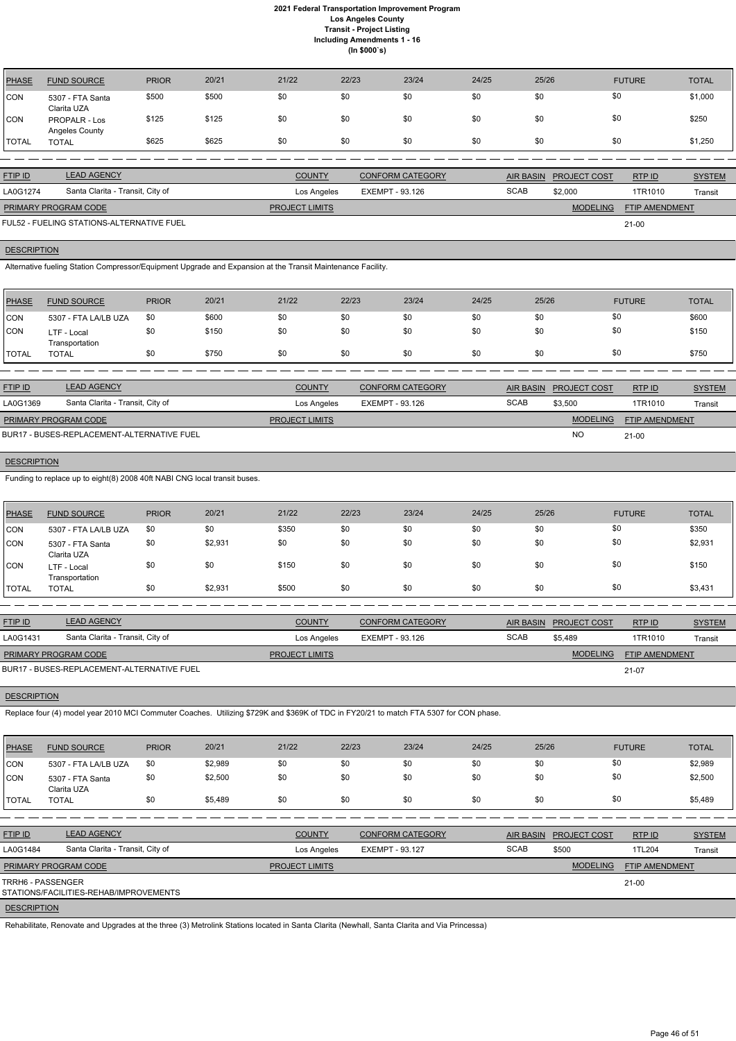# 2021 Federal Transportation Improvement Program
## Los Angeles County
## Transit - Project Listing
## Including Amendments 1 - 16
## (In $000`s)

| PHASE | FUND SOURCE | PRIOR | 20/21 | 21/22 | 22/23 | 23/24 | 24/25 | 25/26 | FUTURE | TOTAL |
|---|---|---|---|---|---|---|---|---|---|---|
| CON | 5307 - FTA Santa Clarita UZA | $500 | $500 | $0 | $0 | $0 | $0 | $0 | $0 | $1,000 |
| CON | PROPALR - Los Angeles County | $125 | $125 | $0 | $0 | $0 | $0 | $0 | $0 | $250 |
| TOTAL | TOTAL | $625 | $625 | $0 | $0 | $0 | $0 | $0 | $0 | $1,250 |

| FTIP ID | LEAD AGENCY | COUNTY | CONFORM CATEGORY | AIR BASIN | PROJECT COST | RTP ID | SYSTEM |
|---|---|---|---|---|---|---|---|
| LA0G1274 | Santa Clarita - Transit, City of | Los Angeles | EXEMPT - 93.126 | SCAB | $2,000 | 1TR1010 | Transit |

| PRIMARY PROGRAM CODE | PROJECT LIMITS | MODELING | FTIP AMENDMENT |
|---|---|---|---|
| FUL52 - FUELING STATIONS-ALTERNATIVE FUEL | | | 21-00 |

**DESCRIPTION**

Alternative fueling Station Compressor/Equipment Upgrade and Expansion at the Transit Maintenance Facility.

| PHASE | FUND SOURCE | PRIOR | 20/21 | 21/22 | 22/23 | 23/24 | 24/25 | 25/26 | FUTURE | TOTAL |
|---|---|---|---|---|---|---|---|---|---|---|
| CON | 5307 - FTA LA/LB UZA | $0 | $600 | $0 | $0 | $0 | $0 | $0 | $0 | $600 |
| CON | LTF - Local Transportation | $0 | $150 | $0 | $0 | $0 | $0 | $0 | $0 | $150 |
| TOTAL | TOTAL | $0 | $750 | $0 | $0 | $0 | $0 | $0 | $0 | $750 |

| FTIP ID | LEAD AGENCY | COUNTY | CONFORM CATEGORY | AIR BASIN | PROJECT COST | RTP ID | SYSTEM |
|---|---|---|---|---|---|---|---|
| LA0G1369 | Santa Clarita - Transit, City of | Los Angeles | EXEMPT - 93.126 | SCAB | $3,500 | 1TR1010 | Transit |

| PRIMARY PROGRAM CODE | PROJECT LIMITS | MODELING | FTIP AMENDMENT |
|---|---|---|---|
| BUR17 - BUSES-REPLACEMENT-ALTERNATIVE FUEL | | NO | 21-00 |

**DESCRIPTION**

Funding to replace up to eight(8) 2008 40ft NABI CNG local transit buses.

| PHASE | FUND SOURCE | PRIOR | 20/21 | 21/22 | 22/23 | 23/24 | 24/25 | 25/26 | FUTURE | TOTAL |
|---|---|---|---|---|---|---|---|---|---|---|
| CON | 5307 - FTA LA/LB UZA | $0 | $0 | $350 | $0 | $0 | $0 | $0 | $0 | $350 |
| CON | 5307 - FTA Santa Clarita UZA | $0 | $2,931 | $0 | $0 | $0 | $0 | $0 | $0 | $2,931 |
| CON | LTF - Local Transportation | $0 | $0 | $150 | $0 | $0 | $0 | $0 | $0 | $150 |
| TOTAL | TOTAL | $0 | $2,931 | $500 | $0 | $0 | $0 | $0 | $0 | $3,431 |

| FTIP ID | LEAD AGENCY | COUNTY | CONFORM CATEGORY | AIR BASIN | PROJECT COST | RTP ID | SYSTEM |
|---|---|---|---|---|---|---|---|
| LA0G1431 | Santa Clarita - Transit, City of | Los Angeles | EXEMPT - 93.126 | SCAB | $5,489 | 1TR1010 | Transit |

| PRIMARY PROGRAM CODE | PROJECT LIMITS | MODELING | FTIP AMENDMENT |
|---|---|---|---|
| BUR17 - BUSES-REPLACEMENT-ALTERNATIVE FUEL | | | 21-07 |

**DESCRIPTION**

Replace four (4) model year 2010 MCI Commuter Coaches. Utilizing $729K and $369K of TDC in FY20/21 to match FTA 5307 for CON phase.

| PHASE | FUND SOURCE | PRIOR | 20/21 | 21/22 | 22/23 | 23/24 | 24/25 | 25/26 | FUTURE | TOTAL |
|---|---|---|---|---|---|---|---|---|---|---|
| CON | 5307 - FTA LA/LB UZA | $0 | $2,989 | $0 | $0 | $0 | $0 | $0 | $0 | $2,989 |
| CON | 5307 - FTA Santa Clarita UZA | $0 | $2,500 | $0 | $0 | $0 | $0 | $0 | $0 | $2,500 |
| TOTAL | TOTAL | $0 | $5,489 | $0 | $0 | $0 | $0 | $0 | $0 | $5,489 |

| FTIP ID | LEAD AGENCY | COUNTY | CONFORM CATEGORY | AIR BASIN | PROJECT COST | RTP ID | SYSTEM |
|---|---|---|---|---|---|---|---|
| LA0G1484 | Santa Clarita - Transit, City of | Los Angeles | EXEMPT - 93.127 | SCAB | $500 | 1TL204 | Transit |

| PRIMARY PROGRAM CODE | PROJECT LIMITS | MODELING | FTIP AMENDMENT |
|---|---|---|---|
| TRRH6 - PASSENGER STATIONS/FACILITIES-REHAB/IMPROVEMENTS | | | 21-00 |

**DESCRIPTION**

Rehabilitate, Renovate and Upgrades at the three (3) Metrolink Stations located in Santa Clarita (Newhall, Santa Clarita and Via Princessa)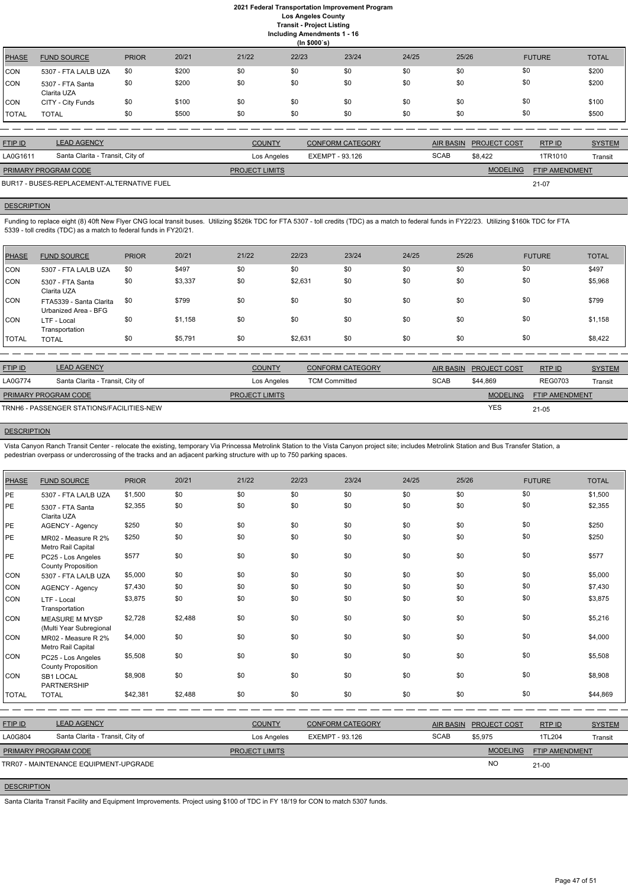# 2021 Federal Transportation Improvement Program
## Los Angeles County
### Transit - Project Listing
**Including Amendments 1 - 16**
**(In $000`s)**

| PHASE | FUND SOURCE | PRIOR | 20/21 | 21/22 | 22/23 | 23/24 | 24/25 | 25/26 | FUTURE | TOTAL |
|---|---|---|---|---|---|---|---|---|---|---|
| CON | 5307 - FTA LA/LB UZA | $0 | $200 | $0 | $0 | $0 | $0 | $0 | $0 | $200 |
| CON | 5307 - FTA Santa Clarita UZA | $0 | $200 | $0 | $0 | $0 | $0 | $0 | $0 | $200 |
| CON | CITY - City Funds | $0 | $100 | $0 | $0 | $0 | $0 | $0 | $0 | $100 |
| TOTAL | TOTAL | $0 | $500 | $0 | $0 | $0 | $0 | $0 | $0 | $500 |

| FTIP ID | LEAD AGENCY | COUNTY | CONFORM CATEGORY | AIR BASIN | PROJECT COST | RTP ID | SYSTEM |
|---|---|---|---|---|---|---|---|
| LA0G1611 | Santa Clarita - Transit, City of | Los Angeles | EXEMPT - 93.126 | SCAB | $8,422 | 1TR1010 | Transit |

| PRIMARY PROGRAM CODE | PROJECT LIMITS | MODELING | FTIP AMENDMENT |
|---|---|---|---|
| BUR17 - BUSES-REPLACEMENT-ALTERNATIVE FUEL | | | 21-07 |

**DESCRIPTION**

Funding to replace eight (8) 40ft New Flyer CNG local transit buses. Utilizing $526k TDC for FTA 5307 - toll credits (TDC) as a match to federal funds in FY22/23. Utilizing $160k TDC for FTA 5339 - toll credits (TDC) as a match to federal funds in FY20/21.

| PHASE | FUND SOURCE | PRIOR | 20/21 | 21/22 | 22/23 | 23/24 | 24/25 | 25/26 | FUTURE | TOTAL |
|---|---|---|---|---|---|---|---|---|---|---|
| CON | 5307 - FTA LA/LB UZA | $0 | $497 | $0 | $0 | $0 | $0 | $0 | $0 | $497 |
| CON | 5307 - FTA Santa Clarita UZA | $0 | $3,337 | $0 | $2,631 | $0 | $0 | $0 | $0 | $5,968 |
| CON | FTA5339 - Santa Clarita Urbanized Area - BFG | $0 | $799 | $0 | $0 | $0 | $0 | $0 | $0 | $799 |
| CON | LTF - Local Transportation | $0 | $1,158 | $0 | $0 | $0 | $0 | $0 | $0 | $1,158 |
| TOTAL | TOTAL | $0 | $5,791 | $0 | $2,631 | $0 | $0 | $0 | $0 | $8,422 |

| FTIP ID | LEAD AGENCY | COUNTY | CONFORM CATEGORY | AIR BASIN | PROJECT COST | RTP ID | SYSTEM |
|---|---|---|---|---|---|---|---|
| LA0G774 | Santa Clarita - Transit, City of | Los Angeles | TCM Committed | SCAB | $44,869 | REG0703 | Transit |

| PRIMARY PROGRAM CODE | PROJECT LIMITS | MODELING | FTIP AMENDMENT |
|---|---|---|---|
| TRNH6 - PASSENGER STATIONS/FACILITIES-NEW | | YES | 21-05 |

**DESCRIPTION**

Vista Canyon Ranch Transit Center - relocate the existing, temporary Via Princessa Metrolink Station to the Vista Canyon project site; includes Metrolink Station and Bus Transfer Station, a pedestrian overpass or undercrossing of the tracks and an adjacent parking structure with up to 750 parking spaces.

| PHASE | FUND SOURCE | PRIOR | 20/21 | 21/22 | 22/23 | 23/24 | 24/25 | 25/26 | FUTURE | TOTAL |
|---|---|---|---|---|---|---|---|---|---|---|
| PE | 5307 - FTA LA/LB UZA | $1,500 | $0 | $0 | $0 | $0 | $0 | $0 | $0 | $1,500 |
| PE | 5307 - FTA Santa Clarita UZA | $2,355 | $0 | $0 | $0 | $0 | $0 | $0 | $0 | $2,355 |
| PE | AGENCY - Agency | $250 | $0 | $0 | $0 | $0 | $0 | $0 | $0 | $250 |
| PE | MR02 - Measure R 2% Metro Rail Capital | $250 | $0 | $0 | $0 | $0 | $0 | $0 | $0 | $250 |
| PE | PC25 - Los Angeles County Proposition | $577 | $0 | $0 | $0 | $0 | $0 | $0 | $0 | $577 |
| CON | 5307 - FTA LA/LB UZA | $5,000 | $0 | $0 | $0 | $0 | $0 | $0 | $0 | $5,000 |
| CON | AGENCY - Agency | $7,430 | $0 | $0 | $0 | $0 | $0 | $0 | $0 | $7,430 |
| CON | LTF - Local Transportation | $3,875 | $0 | $0 | $0 | $0 | $0 | $0 | $0 | $3,875 |
| CON | MEASURE M MYSP (Multi Year Subregional | $2,728 | $2,488 | $0 | $0 | $0 | $0 | $0 | $0 | $5,216 |
| CON | MR02 - Measure R 2% Metro Rail Capital | $4,000 | $0 | $0 | $0 | $0 | $0 | $0 | $0 | $4,000 |
| CON | PC25 - Los Angeles County Proposition | $5,508 | $0 | $0 | $0 | $0 | $0 | $0 | $0 | $5,508 |
| CON | SB1 LOCAL PARTNERSHIP | $8,908 | $0 | $0 | $0 | $0 | $0 | $0 | $0 | $8,908 |
| TOTAL | TOTAL | $42,381 | $2,488 | $0 | $0 | $0 | $0 | $0 | $0 | $44,869 |

| FTIP ID | LEAD AGENCY | COUNTY | CONFORM CATEGORY | AIR BASIN | PROJECT COST | RTP ID | SYSTEM |
|---|---|---|---|---|---|---|---|
| LA0G804 | Santa Clarita - Transit, City of | Los Angeles | EXEMPT - 93.126 | SCAB | $5,975 | 1TL204 | Transit |

| PRIMARY PROGRAM CODE | PROJECT LIMITS | MODELING | FTIP AMENDMENT |
|---|---|---|---|
| TRR07 - MAINTENANCE EQUIPMENT-UPGRADE | | NO | 21-00 |

**DESCRIPTION**

Santa Clarita Transit Facility and Equipment Improvements. Project using $100 of TDC in FY 18/19 for CON to match 5307 funds.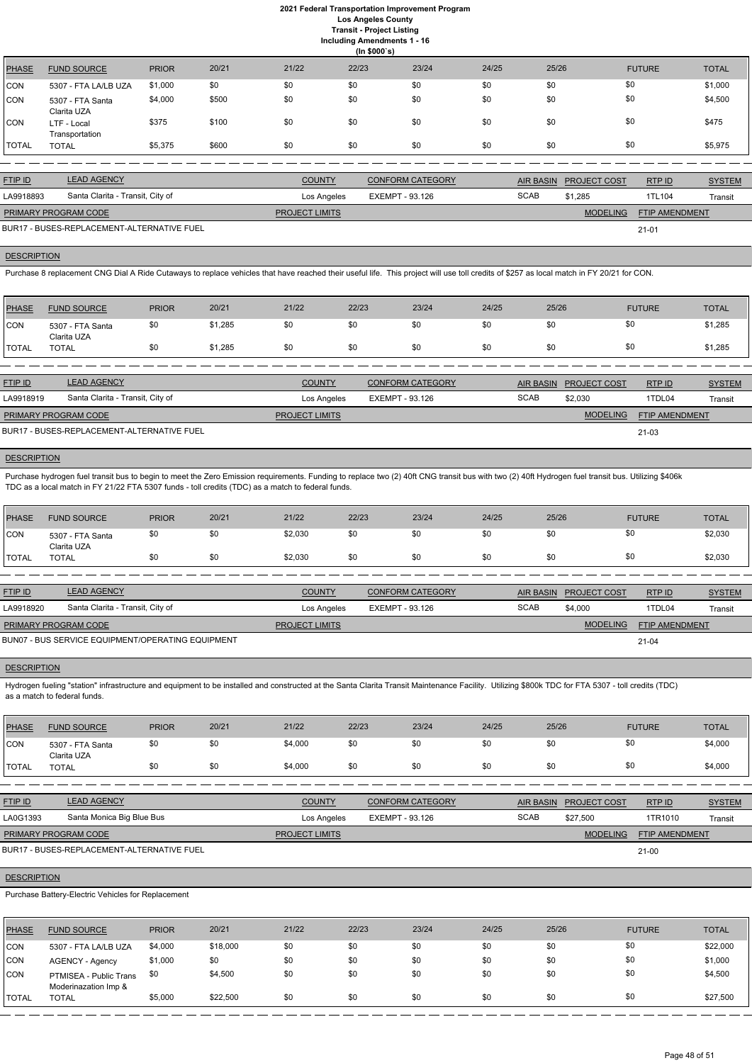# 2021 Federal Transportation Improvement Program
## Los Angeles County
### Transit - Project Listing
### Including Amendments 1 - 16
### (In $000`s)

| PHASE | FUND SOURCE | PRIOR | 20/21 | 21/22 | 22/23 | 23/24 | 24/25 | 25/26 | FUTURE | TOTAL |
|---|---|---|---|---|---|---|---|---|---|---|
| CON | 5307 - FTA LA/LB UZA | $1,000 | $0 | $0 | $0 | $0 | $0 | $0 | $0 | $1,000 |
| CON | 5307 - FTA Santa Clarita UZA | $4,000 | $500 | $0 | $0 | $0 | $0 | $0 | $0 | $4,500 |
| CON | LTF - Local Transportation | $375 | $100 | $0 | $0 | $0 | $0 | $0 | $0 | $475 |
| TOTAL | TOTAL | $5,375 | $600 | $0 | $0 | $0 | $0 | $0 | $0 | $5,975 |

| FTIP ID | LEAD AGENCY | COUNTY | CONFORM CATEGORY | AIR BASIN | PROJECT COST | RTP ID | SYSTEM |
|---|---|---|---|---|---|---|---|
| LA9918893 | Santa Clarita - Transit, City of | Los Angeles | EXEMPT - 93.126 | SCAB | $1,285 | 1TL104 | Transit |

| PRIMARY PROGRAM CODE | PROJECT LIMITS | MODELING | FTIP AMENDMENT |
|---|---|---|---|
| BUR17 - BUSES-REPLACEMENT-ALTERNATIVE FUEL | | | 21-01 |

**DESCRIPTION**

Purchase 8 replacement CNG Dial A Ride Cutaways to replace vehicles that have reached their useful life. This project will use toll credits of $257 as local match in FY 20/21 for CON.

| PHASE | FUND SOURCE | PRIOR | 20/21 | 21/22 | 22/23 | 23/24 | 24/25 | 25/26 | FUTURE | TOTAL |
|---|---|---|---|---|---|---|---|---|---|---|
| CON | 5307 - FTA Santa Clarita UZA | $0 | $1,285 | $0 | $0 | $0 | $0 | $0 | $0 | $1,285 |
| TOTAL | TOTAL | $0 | $1,285 | $0 | $0 | $0 | $0 | $0 | $0 | $1,285 |

| FTIP ID | LEAD AGENCY | COUNTY | CONFORM CATEGORY | AIR BASIN | PROJECT COST | RTP ID | SYSTEM |
|---|---|---|---|---|---|---|---|
| LA9918919 | Santa Clarita - Transit, City of | Los Angeles | EXEMPT - 93.126 | SCAB | $2,030 | 1TDL04 | Transit |

| PRIMARY PROGRAM CODE | PROJECT LIMITS | MODELING | FTIP AMENDMENT |
|---|---|---|---|
| BUR17 - BUSES-REPLACEMENT-ALTERNATIVE FUEL | | | 21-03 |

**DESCRIPTION**

Purchase hydrogen fuel transit bus to begin to meet the Zero Emission requirements. Funding to replace two (2) 40ft CNG transit bus with two (2) 40ft Hydrogen fuel transit bus. Utilizing $406k TDC as a local match in FY 21/22 FTA 5307 funds - toll credits (TDC) as a match to federal funds.

| PHASE | FUND SOURCE | PRIOR | 20/21 | 21/22 | 22/23 | 23/24 | 24/25 | 25/26 | FUTURE | TOTAL |
|---|---|---|---|---|---|---|---|---|---|---|
| CON | 5307 - FTA Santa Clarita UZA | $0 | $0 | $2,030 | $0 | $0 | $0 | $0 | $0 | $2,030 |
| TOTAL | TOTAL | $0 | $0 | $2,030 | $0 | $0 | $0 | $0 | $0 | $2,030 |

| FTIP ID | LEAD AGENCY | COUNTY | CONFORM CATEGORY | AIR BASIN | PROJECT COST | RTP ID | SYSTEM |
|---|---|---|---|---|---|---|---|
| LA9918920 | Santa Clarita - Transit, City of | Los Angeles | EXEMPT - 93.126 | SCAB | $4,000 | 1TDL04 | Transit |

| PRIMARY PROGRAM CODE | PROJECT LIMITS | MODELING | FTIP AMENDMENT |
|---|---|---|---|
| BUN07 - BUS SERVICE EQUIPMENT/OPERATING EQUIPMENT | | | 21-04 |

**DESCRIPTION**

Hydrogen fueling "station" infrastructure and equipment to be installed and constructed at the Santa Clarita Transit Maintenance Facility. Utilizing $800k TDC for FTA 5307 - toll credits (TDC) as a match to federal funds.

| PHASE | FUND SOURCE | PRIOR | 20/21 | 21/22 | 22/23 | 23/24 | 24/25 | 25/26 | FUTURE | TOTAL |
|---|---|---|---|---|---|---|---|---|---|---|
| CON | 5307 - FTA Santa Clarita UZA | $0 | $0 | $4,000 | $0 | $0 | $0 | $0 | $0 | $4,000 |
| TOTAL | TOTAL | $0 | $0 | $4,000 | $0 | $0 | $0 | $0 | $0 | $4,000 |

| FTIP ID | LEAD AGENCY | COUNTY | CONFORM CATEGORY | AIR BASIN | PROJECT COST | RTP ID | SYSTEM |
|---|---|---|---|---|---|---|---|
| LA0G1393 | Santa Monica Big Blue Bus | Los Angeles | EXEMPT - 93.126 | SCAB | $27,500 | 1TR1010 | Transit |

| PRIMARY PROGRAM CODE | PROJECT LIMITS | MODELING | FTIP AMENDMENT |
|---|---|---|---|
| BUR17 - BUSES-REPLACEMENT-ALTERNATIVE FUEL | | | 21-00 |

**DESCRIPTION**

Purchase Battery-Electric Vehicles for Replacement

| PHASE | FUND SOURCE | PRIOR | 20/21 | 21/22 | 22/23 | 23/24 | 24/25 | 25/26 | FUTURE | TOTAL |
|---|---|---|---|---|---|---|---|---|---|---|
| CON | 5307 - FTA LA/LB UZA | $4,000 | $18,000 | $0 | $0 | $0 | $0 | $0 | $0 | $22,000 |
| CON | AGENCY - Agency | $1,000 | $0 | $0 | $0 | $0 | $0 | $0 | $0 | $1,000 |
| CON | PTMISEA - Public Trans Moderinazation Imp & | $0 | $4,500 | $0 | $0 | $0 | $0 | $0 | $0 | $4,500 |
| TOTAL | TOTAL | $5,000 | $22,500 | $0 | $0 | $0 | $0 | $0 | $0 | $27,500 |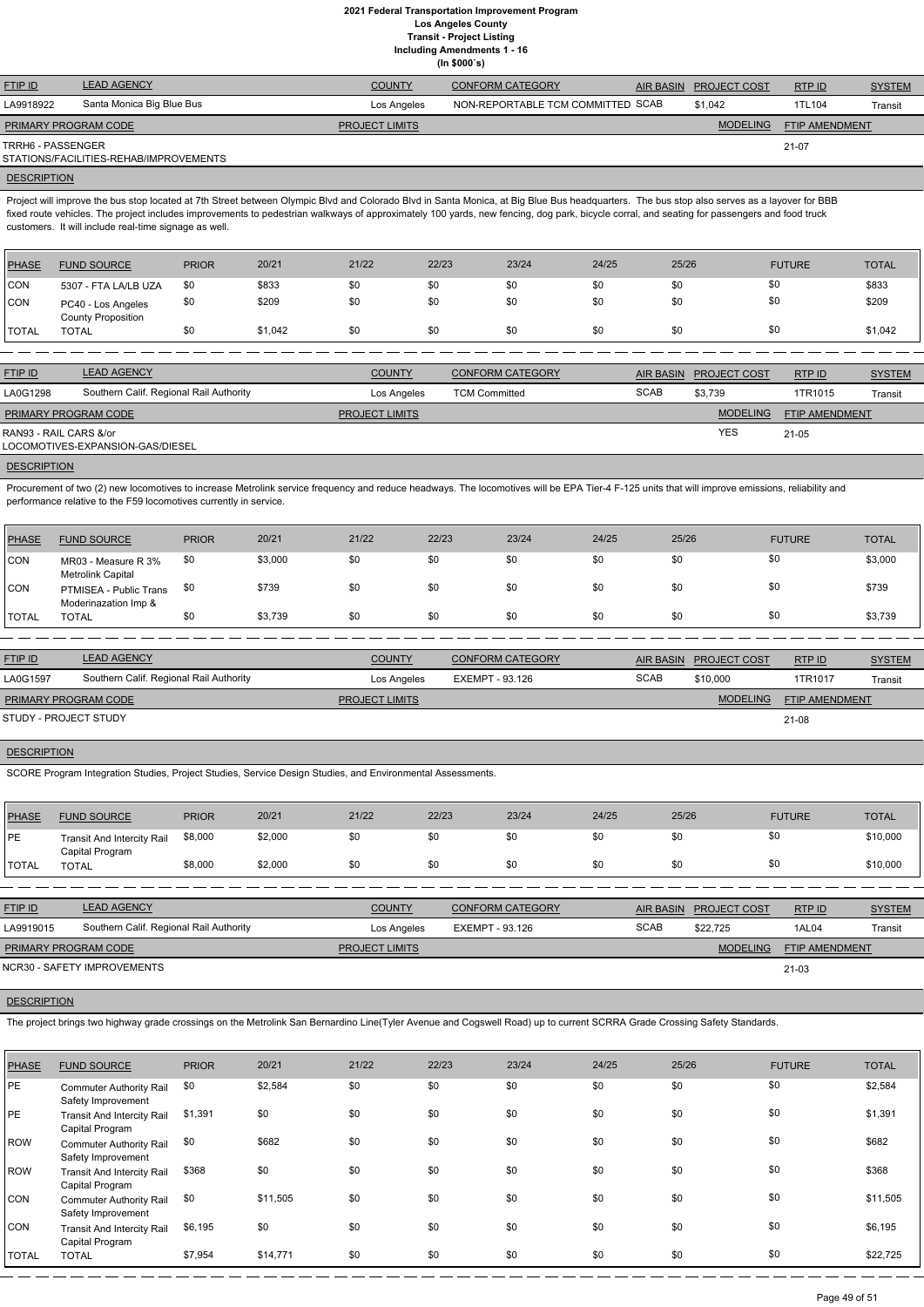# 2021 Federal Transportation Improvement Program
## Los Angeles County
### Transit - Project Listing
### Including Amendments 1 - 16
### (In $000`s)

| FTIP ID | LEAD AGENCY | COUNTY | CONFORM CATEGORY | AIR BASIN | PROJECT COST | RTP ID | SYSTEM |
|---|---|---|---|---|---|---|---|
| LA9918922 | Santa Monica Big Blue Bus | Los Angeles | NON-REPORTABLE TCM COMMITTED | SCAB | $1,042 | 1TL104 | Transit |

| PRIMARY PROGRAM CODE | PROJECT LIMITS | MODELING | FTIP AMENDMENT |
|---|---|---|---|
| TRRH6 - PASSENGER STATIONS/FACILITIES-REHAB/IMPROVEMENTS | | | 21-07 |

**DESCRIPTION**

Project will improve the bus stop located at 7th Street between Olympic Blvd and Colorado Blvd in Santa Monica, at Big Blue Bus headquarters. The bus stop also serves as a layover for BBB fixed route vehicles. The project includes improvements to pedestrian walkways of approximately 100 yards, new fencing, dog park, bicycle corral, and seating for passengers and food truck customers. It will include real-time signage as well.

| PHASE | FUND SOURCE | PRIOR | 20/21 | 21/22 | 22/23 | 23/24 | 24/25 | 25/26 | FUTURE | TOTAL |
|---|---|---|---|---|---|---|---|---|---|---|
| CON | 5307 - FTA LA/LB UZA | $0 | $833 | $0 | $0 | $0 | $0 | $0 | $0 | $833 |
| CON | PC40 - Los Angeles County Proposition | $0 | $209 | $0 | $0 | $0 | $0 | $0 | $0 | $209 |
| TOTAL | TOTAL | $0 | $1,042 | $0 | $0 | $0 | $0 | $0 | $0 | $1,042 |

| FTIP ID | LEAD AGENCY | COUNTY | CONFORM CATEGORY | AIR BASIN | PROJECT COST | RTP ID | SYSTEM |
|---|---|---|---|---|---|---|---|
| LA0G1298 | Southern Calif. Regional Rail Authority | Los Angeles | TCM Committed | SCAB | $3,739 | 1TR1015 | Transit |

| PRIMARY PROGRAM CODE | PROJECT LIMITS | MODELING | FTIP AMENDMENT |
|---|---|---|---|
| RAN93 - RAIL CARS &/or LOCOMOTIVES-EXPANSION-GAS/DIESEL | | YES | 21-05 |

**DESCRIPTION**

Procurement of two (2) new locomotives to increase Metrolink service frequency and reduce headways. The locomotives will be EPA Tier-4 F-125 units that will improve emissions, reliability and performance relative to the F59 locomotives currently in service.

| PHASE | FUND SOURCE | PRIOR | 20/21 | 21/22 | 22/23 | 23/24 | 24/25 | 25/26 | FUTURE | TOTAL |
|---|---|---|---|---|---|---|---|---|---|---|
| CON | MR03 - Measure R 3% Metrolink Capital | $0 | $3,000 | $0 | $0 | $0 | $0 | $0 | $0 | $3,000 |
| CON | PTMISEA - Public Trans Moderinazation Imp & | $0 | $739 | $0 | $0 | $0 | $0 | $0 | $0 | $739 |
| TOTAL | TOTAL | $0 | $3,739 | $0 | $0 | $0 | $0 | $0 | $0 | $3,739 |

| FTIP ID | LEAD AGENCY | COUNTY | CONFORM CATEGORY | AIR BASIN | PROJECT COST | RTP ID | SYSTEM |
|---|---|---|---|---|---|---|---|
| LA0G1597 | Southern Calif. Regional Rail Authority | Los Angeles | EXEMPT - 93.126 | SCAB | $10,000 | 1TR1017 | Transit |

| PRIMARY PROGRAM CODE | PROJECT LIMITS | MODELING | FTIP AMENDMENT |
|---|---|---|---|
| STUDY - PROJECT STUDY | | | 21-08 |

**DESCRIPTION**

SCORE Program Integration Studies, Project Studies, Service Design Studies, and Environmental Assessments.

| PHASE | FUND SOURCE | PRIOR | 20/21 | 21/22 | 22/23 | 23/24 | 24/25 | 25/26 | FUTURE | TOTAL |
|---|---|---|---|---|---|---|---|---|---|---|
| PE | Transit And Intercity Rail Capital Program | $8,000 | $2,000 | $0 | $0 | $0 | $0 | $0 | $0 | $10,000 |
| TOTAL | TOTAL | $8,000 | $2,000 | $0 | $0 | $0 | $0 | $0 | $0 | $10,000 |

| FTIP ID | LEAD AGENCY | COUNTY | CONFORM CATEGORY | AIR BASIN | PROJECT COST | RTP ID | SYSTEM |
|---|---|---|---|---|---|---|---|
| LA9919015 | Southern Calif. Regional Rail Authority | Los Angeles | EXEMPT - 93.126 | SCAB | $22,725 | 1AL04 | Transit |

| PRIMARY PROGRAM CODE | PROJECT LIMITS | MODELING | FTIP AMENDMENT |
|---|---|---|---|
| NCR30 - SAFETY IMPROVEMENTS | | | 21-03 |

**DESCRIPTION**

The project brings two highway grade crossings on the Metrolink San Bernardino Line(Tyler Avenue and Cogswell Road) up to current SCRRA Grade Crossing Safety Standards.

| PHASE | FUND SOURCE | PRIOR | 20/21 | 21/22 | 22/23 | 23/24 | 24/25 | 25/26 | FUTURE | TOTAL |
|---|---|---|---|---|---|---|---|---|---|---|
| PE | Commuter Authority Rail Safety Improvement | $0 | $2,584 | $0 | $0 | $0 | $0 | $0 | $0 | $2,584 |
| PE | Transit And Intercity Rail Capital Program | $1,391 | $0 | $0 | $0 | $0 | $0 | $0 | $0 | $1,391 |
| ROW | Commuter Authority Rail Safety Improvement | $0 | $682 | $0 | $0 | $0 | $0 | $0 | $0 | $682 |
| ROW | Transit And Intercity Rail Capital Program | $368 | $0 | $0 | $0 | $0 | $0 | $0 | $0 | $368 |
| CON | Commuter Authority Rail Safety Improvement | $0 | $11,505 | $0 | $0 | $0 | $0 | $0 | $0 | $11,505 |
| CON | Transit And Intercity Rail Capital Program | $6,195 | $0 | $0 | $0 | $0 | $0 | $0 | $0 | $6,195 |
| TOTAL | TOTAL | $7,954 | $14,771 | $0 | $0 | $0 | $0 | $0 | $0 | $22,725 |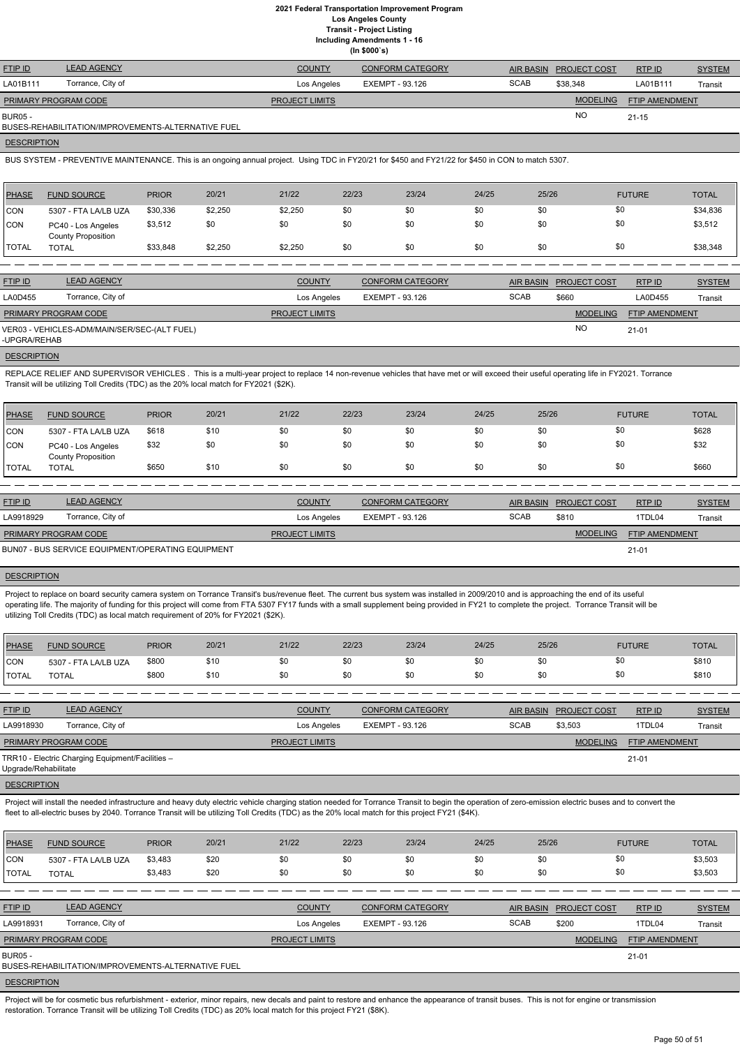# 2021 Federal Transportation Improvement Program
## Los Angeles County
### Transit - Project Listing
### Including Amendments 1 - 16
### (In $000`s)

| FTIP ID | LEAD AGENCY | COUNTY | CONFORM CATEGORY | AIR BASIN | PROJECT COST | RTP ID | SYSTEM |
|---|---|---|---|---|---|---|---|
| LA01B111 | Torrance, City of | Los Angeles | EXEMPT - 93.126 | SCAB | $38,348 | LA01B111 | Transit |

| PRIMARY PROGRAM CODE | PROJECT LIMITS | MODELING | FTIP AMENDMENT |
|---|---|---|---|
| BUR05 - BUSES-REHABILITATION/IMPROVEMENTS-ALTERNATIVE FUEL | | NO | 21-15 |

**DESCRIPTION**

BUS SYSTEM - PREVENTIVE MAINTENANCE. This is an ongoing annual project. Using TDC in FY20/21 for $450 and FY21/22 for $450 in CON to match 5307.

| PHASE | FUND SOURCE | PRIOR | 20/21 | 21/22 | 22/23 | 23/24 | 24/25 | 25/26 | FUTURE | TOTAL |
|---|---|---|---|---|---|---|---|---|---|---|
| CON | 5307 - FTA LA/LB UZA | $30,336 | $2,250 | $2,250 | $0 | $0 | $0 | $0 | $0 | $34,836 |
| CON | PC40 - Los Angeles County Proposition | $3,512 | $0 | $0 | $0 | $0 | $0 | $0 | $0 | $3,512 |
| TOTAL | TOTAL | $33,848 | $2,250 | $2,250 | $0 | $0 | $0 | $0 | $0 | $38,348 |

---

| FTIP ID | LEAD AGENCY | COUNTY | CONFORM CATEGORY | AIR BASIN | PROJECT COST | RTP ID | SYSTEM |
|---|---|---|---|---|---|---|---|
| LA0D455 | Torrance, City of | Los Angeles | EXEMPT - 93.126 | SCAB | $660 | LA0D455 | Transit |

| PRIMARY PROGRAM CODE | PROJECT LIMITS | MODELING | FTIP AMENDMENT |
|---|---|---|---|
| VER03 - VEHICLES-ADM/MAIN/SER/SEC-(ALT FUEL) -UPGRA/REHAB | | NO | 21-01 |

**DESCRIPTION**

REPLACE RELIEF AND SUPERVISOR VEHICLES . This is a multi-year project to replace 14 non-revenue vehicles that have met or will exceed their useful operating life in FY2021. Torrance Transit will be utilizing Toll Credits (TDC) as the 20% local match for FY2021 ($2K).

| PHASE | FUND SOURCE | PRIOR | 20/21 | 21/22 | 22/23 | 23/24 | 24/25 | 25/26 | FUTURE | TOTAL |
|---|---|---|---|---|---|---|---|---|---|---|
| CON | 5307 - FTA LA/LB UZA | $618 | $10 | $0 | $0 | $0 | $0 | $0 | $0 | $628 |
| CON | PC40 - Los Angeles County Proposition | $32 | $0 | $0 | $0 | $0 | $0 | $0 | $0 | $32 |
| TOTAL | TOTAL | $650 | $10 | $0 | $0 | $0 | $0 | $0 | $0 | $660 |

---

| FTIP ID | LEAD AGENCY | COUNTY | CONFORM CATEGORY | AIR BASIN | PROJECT COST | RTP ID | SYSTEM |
|---|---|---|---|---|---|---|---|
| LA9918929 | Torrance, City of | Los Angeles | EXEMPT - 93.126 | SCAB | $810 | 1TDL04 | Transit |

| PRIMARY PROGRAM CODE | PROJECT LIMITS | MODELING | FTIP AMENDMENT |
|---|---|---|---|
| BUN07 - BUS SERVICE EQUIPMENT/OPERATING EQUIPMENT | | | 21-01 |

**DESCRIPTION**

Project to replace on board security camera system on Torrance Transit's bus/revenue fleet. The current bus system was installed in 2009/2010 and is approaching the end of its useful operating life. The majority of funding for this project will come from FTA 5307 FY17 funds with a small supplement being provided in FY21 to complete the project. Torrance Transit will be utilizing Toll Credits (TDC) as local match requirement of 20% for FY2021 ($2K).

| PHASE | FUND SOURCE | PRIOR | 20/21 | 21/22 | 22/23 | 23/24 | 24/25 | 25/26 | FUTURE | TOTAL |
|---|---|---|---|---|---|---|---|---|---|---|
| CON | 5307 - FTA LA/LB UZA | $800 | $10 | $0 | $0 | $0 | $0 | $0 | $0 | $810 |
| TOTAL | TOTAL | $800 | $10 | $0 | $0 | $0 | $0 | $0 | $0 | $810 |

---

| FTIP ID | LEAD AGENCY | COUNTY | CONFORM CATEGORY | AIR BASIN | PROJECT COST | RTP ID | SYSTEM |
|---|---|---|---|---|---|---|---|
| LA9918930 | Torrance, City of | Los Angeles | EXEMPT - 93.126 | SCAB | $3,503 | 1TDL04 | Transit |

| PRIMARY PROGRAM CODE | PROJECT LIMITS | MODELING | FTIP AMENDMENT |
|---|---|---|---|
| TRR10 - Electric Charging Equipment/Facilities – Upgrade/Rehabilitate | | | 21-01 |

**DESCRIPTION**

Project will install the needed infrastructure and heavy duty electric vehicle charging station needed for Torrance Transit to begin the operation of zero-emission electric buses and to convert the fleet to all-electric buses by 2040. Torrance Transit will be utilizing Toll Credits (TDC) as the 20% local match for this project FY21 ($4K).

| PHASE | FUND SOURCE | PRIOR | 20/21 | 21/22 | 22/23 | 23/24 | 24/25 | 25/26 | FUTURE | TOTAL |
|---|---|---|---|---|---|---|---|---|---|---|
| CON | 5307 - FTA LA/LB UZA | $3,483 | $20 | $0 | $0 | $0 | $0 | $0 | $0 | $3,503 |
| TOTAL | TOTAL | $3,483 | $20 | $0 | $0 | $0 | $0 | $0 | $0 | $3,503 |

---

| FTIP ID | LEAD AGENCY | COUNTY | CONFORM CATEGORY | AIR BASIN | PROJECT COST | RTP ID | SYSTEM |
|---|---|---|---|---|---|---|---|
| LA9918931 | Torrance, City of | Los Angeles | EXEMPT - 93.126 | SCAB | $200 | 1TDL04 | Transit |

| PRIMARY PROGRAM CODE | PROJECT LIMITS | MODELING | FTIP AMENDMENT |
|---|---|---|---|
| BUR05 - BUSES-REHABILITATION/IMPROVEMENTS-ALTERNATIVE FUEL | | | 21-01 |

**DESCRIPTION**

Project will be for cosmetic bus refurbishment - exterior, minor repairs, new decals and paint to restore and enhance the appearance of transit buses. This is not for engine or transmission restoration. Torrance Transit will be utilizing Toll Credits (TDC) as 20% local match for this project FY21 ($8K).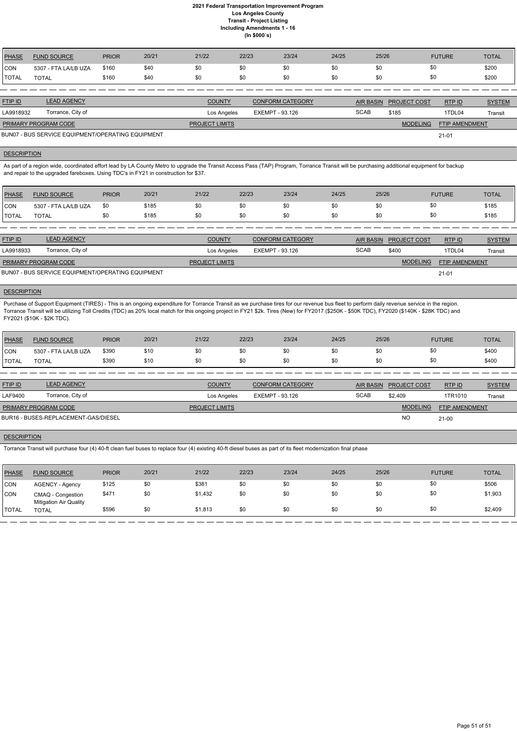2021 Federal Transportation Improvement Program
Los Angeles County
Transit - Project Listing
Including Amendments 1 - 16
(In $000`s)

| PHASE | FUND SOURCE | PRIOR | 20/21 | 21/22 | 22/23 | 23/24 | 24/25 | 25/26 | FUTURE | TOTAL |
|---|---|---|---|---|---|---|---|---|---|---|
| CON | 5307 - FTA LA/LB UZA | $160 | $40 | $0 | $0 | $0 | $0 | $0 | $0 | $200 |
| TOTAL | TOTAL | $160 | $40 | $0 | $0 | $0 | $0 | $0 | $0 | $200 |

| FTIP ID | LEAD AGENCY | COUNTY | CONFORM CATEGORY | AIR BASIN | PROJECT COST | RTP ID | SYSTEM |
|---|---|---|---|---|---|---|---|
| LA9918932 | Torrance, City of | Los Angeles | EXEMPT - 93.126 | SCAB | $185 | 1TDL04 | Transit |

| PRIMARY PROGRAM CODE | PROJECT LIMITS | MODELING | FTIP AMENDMENT |
|---|---|---|---|
| BUN07 - BUS SERVICE EQUIPMENT/OPERATING EQUIPMENT | | | 21-01 |

**DESCRIPTION**

As part of a region wide, coordinated effort lead by LA County Metro to upgrade the Transit Access Pass (TAP) Program, Torrance Transit will be purchasing additional equipment for backup and repair to the upgraded fareboxes. Using TDC's in FY21 in construction for $37.

| PHASE | FUND SOURCE | PRIOR | 20/21 | 21/22 | 22/23 | 23/24 | 24/25 | 25/26 | FUTURE | TOTAL |
|---|---|---|---|---|---|---|---|---|---|---|
| CON | 5307 - FTA LA/LB UZA | $0 | $185 | $0 | $0 | $0 | $0 | $0 | $0 | $185 |
| TOTAL | TOTAL | $0 | $185 | $0 | $0 | $0 | $0 | $0 | $0 | $185 |

| FTIP ID | LEAD AGENCY | COUNTY | CONFORM CATEGORY | AIR BASIN | PROJECT COST | RTP ID | SYSTEM |
|---|---|---|---|---|---|---|---|
| LA9918933 | Torrance, City of | Los Angeles | EXEMPT - 93.126 | SCAB | $400 | 1TDL04 | Transit |

| PRIMARY PROGRAM CODE | PROJECT LIMITS | MODELING | FTIP AMENDMENT |
|---|---|---|---|
| BUN07 - BUS SERVICE EQUIPMENT/OPERATING EQUIPMENT | | | 21-01 |

**DESCRIPTION**

Purchase of Support Equipment (TIRES) - This is an ongoing expenditure for Torrance Transit as we purchase tires for our revenue bus fleet to perform daily revenue service in the region. Torrance Transit will be utilizing Toll Credits (TDC) as 20% local match for this ongoing project in FY21 $2k. Tires (New) for FY2017 ($250K - $50K TDC), FY2020 ($140K - $28K TDC) and FY2021 ($10K - $2K TDC).

| PHASE | FUND SOURCE | PRIOR | 20/21 | 21/22 | 22/23 | 23/24 | 24/25 | 25/26 | FUTURE | TOTAL |
|---|---|---|---|---|---|---|---|---|---|---|
| CON | 5307 - FTA LA/LB UZA | $390 | $10 | $0 | $0 | $0 | $0 | $0 | $0 | $400 |
| TOTAL | TOTAL | $390 | $10 | $0 | $0 | $0 | $0 | $0 | $0 | $400 |

| FTIP ID | LEAD AGENCY | COUNTY | CONFORM CATEGORY | AIR BASIN | PROJECT COST | RTP ID | SYSTEM |
|---|---|---|---|---|---|---|---|
| LAF9400 | Torrance, City of | Los Angeles | EXEMPT - 93.126 | SCAB | $2,409 | 1TR1010 | Transit |

| PRIMARY PROGRAM CODE | PROJECT LIMITS | MODELING | FTIP AMENDMENT |
|---|---|---|---|
| BUR16 - BUSES-REPLACEMENT-GAS/DIESEL | | NO | 21-00 |

**DESCRIPTION**

Torrance Transit will purchase four (4) 40-ft clean fuel buses to replace four (4) existing 40-ft diesel buses as part of its fleet modernization final phase

| PHASE | FUND SOURCE | PRIOR | 20/21 | 21/22 | 22/23 | 23/24 | 24/25 | 25/26 | FUTURE | TOTAL |
|---|---|---|---|---|---|---|---|---|---|---|
| CON | AGENCY - Agency | $125 | $0 | $381 | $0 | $0 | $0 | $0 | $0 | $506 |
| CON | CMAQ - Congestion Mitigation Air Quality | $471 | $0 | $1,432 | $0 | $0 | $0 | $0 | $0 | $1,903 |
| TOTAL | TOTAL | $596 | $0 | $1,813 | $0 | $0 | $0 | $0 | $0 | $2,409 |